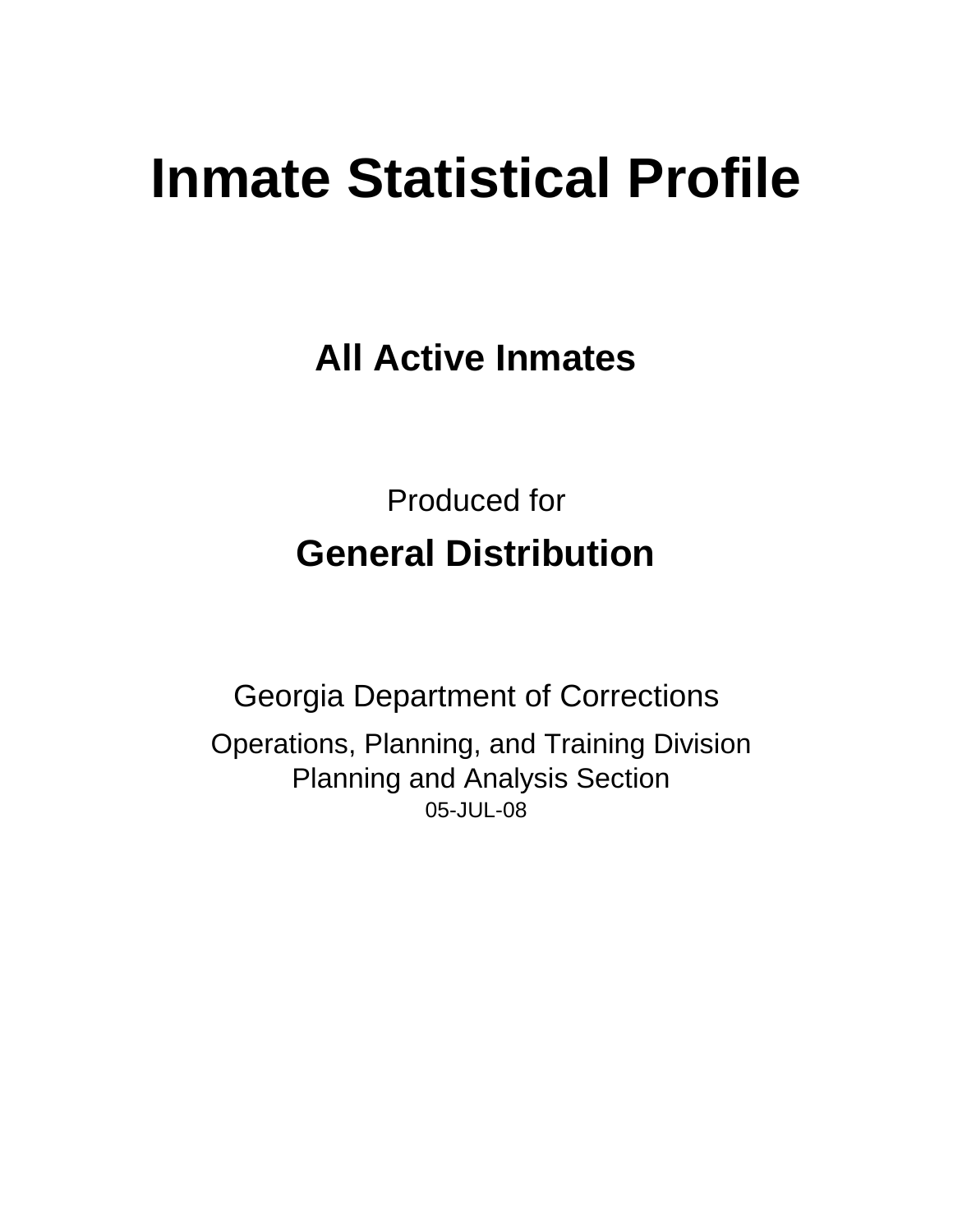# Inmate Statistical Profile

## All Active Inmates

Produced for

## General Distribution

Georgia Department of Corrections

Operations, Planning, and Training Division
Planning and Analysis Section
05-JUL-08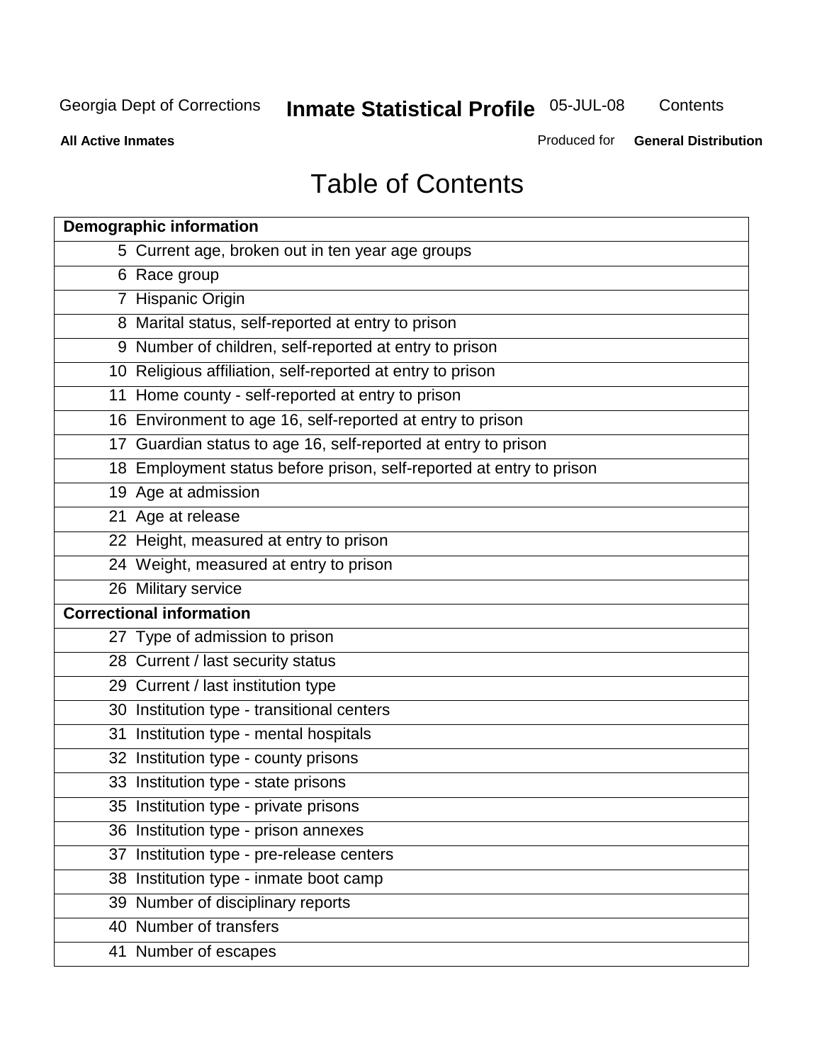# Table of Contents

| Demographic information | |
|---|---|
| 5 | Current age, broken out in ten year age groups |
| 6 | Race group |
| 7 | Hispanic Origin |
| 8 | Marital status, self-reported at entry to prison |
| 9 | Number of children, self-reported at entry to prison |
| 10 | Religious affiliation, self-reported at entry to prison |
| 11 | Home county - self-reported at entry to prison |
| 16 | Environment to age 16, self-reported at entry to prison |
| 17 | Guardian status to age 16, self-reported at entry to prison |
| 18 | Employment status before prison, self-reported at entry to prison |
| 19 | Age at admission |
| 21 | Age at release |
| 22 | Height, measured at entry to prison |
| 24 | Weight, measured at entry to prison |
| 26 | Military service |
| **Correctional information** | |
| 27 | Type of admission to prison |
| 28 | Current / last security status |
| 29 | Current / last institution type |
| 30 | Institution type - transitional centers |
| 31 | Institution type - mental hospitals |
| 32 | Institution type - county prisons |
| 33 | Institution type - state prisons |
| 35 | Institution type - private prisons |
| 36 | Institution type - prison annexes |
| 37 | Institution type - pre-release centers |
| 38 | Institution type - inmate boot camp |
| 39 | Number of disciplinary reports |
| 40 | Number of transfers |
| 41 | Number of escapes |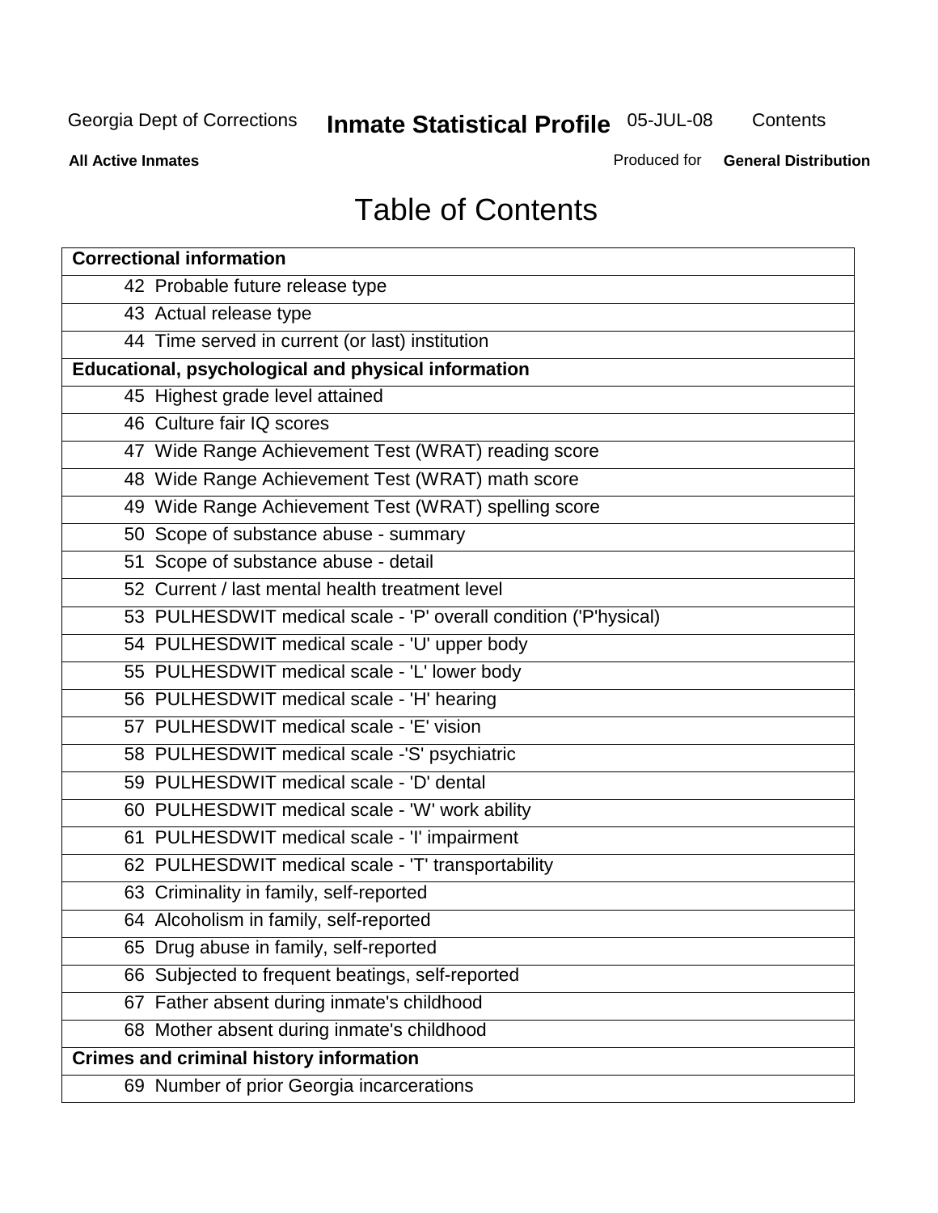# Table of Contents

| **Correctional information** |
|---|
| 42 Probable future release type |
| 43 Actual release type |
| 44 Time served in current (or last) institution |
| **Educational, psychological and physical information** |
| 45 Highest grade level attained |
| 46 Culture fair IQ scores |
| 47 Wide Range Achievement Test (WRAT) reading score |
| 48 Wide Range Achievement Test (WRAT) math score |
| 49 Wide Range Achievement Test (WRAT) spelling score |
| 50 Scope of substance abuse - summary |
| 51 Scope of substance abuse - detail |
| 52 Current / last mental health treatment level |
| 53 PULHESDWIT medical scale - 'P' overall condition ('P'hysical) |
| 54 PULHESDWIT medical scale - 'U' upper body |
| 55 PULHESDWIT medical scale - 'L' lower body |
| 56 PULHESDWIT medical scale - 'H' hearing |
| 57 PULHESDWIT medical scale - 'E' vision |
| 58 PULHESDWIT medical scale -'S' psychiatric |
| 59 PULHESDWIT medical scale - 'D' dental |
| 60 PULHESDWIT medical scale - 'W' work ability |
| 61 PULHESDWIT medical scale - 'I' impairment |
| 62 PULHESDWIT medical scale - 'T' transportability |
| 63 Criminality in family, self-reported |
| 64 Alcoholism in family, self-reported |
| 65 Drug abuse in family, self-reported |
| 66 Subjected to frequent beatings, self-reported |
| 67 Father absent during inmate's childhood |
| 68 Mother absent during inmate's childhood |
| **Crimes and criminal history information** |
| 69 Number of prior Georgia incarcerations |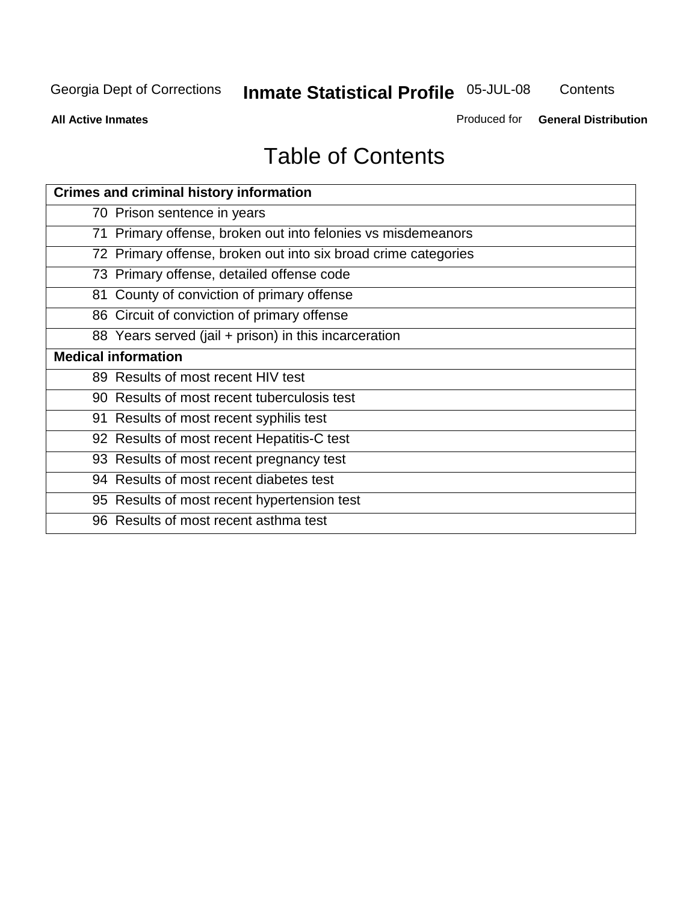# Table of Contents

| Crimes and criminal history information |
|---|
| 70 Prison sentence in years |
| 71 Primary offense, broken out into felonies vs misdemeanors |
| 72 Primary offense, broken out into six broad crime categories |
| 73 Primary offense, detailed offense code |
| 81 County of conviction of primary offense |
| 86 Circuit of conviction of primary offense |
| 88 Years served (jail + prison) in this incarceration |
| **Medical information** |
| 89 Results of most recent HIV test |
| 90 Results of most recent tuberculosis test |
| 91 Results of most recent syphilis test |
| 92 Results of most recent Hepatitis-C test |
| 93 Results of most recent pregnancy test |
| 94 Results of most recent diabetes test |
| 95 Results of most recent hypertension test |
| 96 Results of most recent asthma test |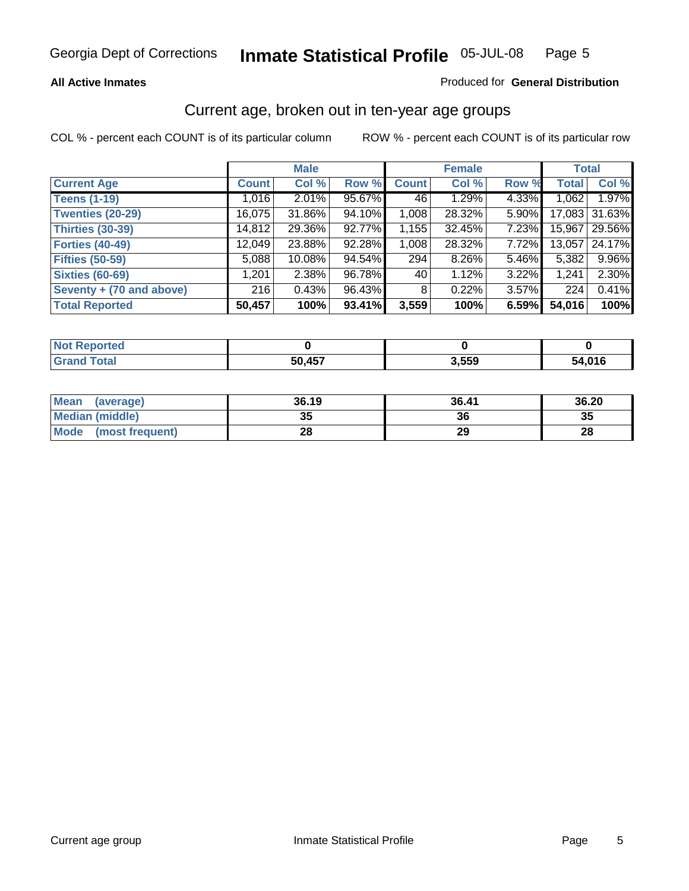**All Active Inmates**

Produced for **General Distribution**

## Current age, broken out in ten-year age groups

COL % - percent each COUNT is of its particular column

ROW % - percent each COUNT is of its particular row

| | Male | | | Female | | | Total | |
|---|---|---|---|---|---|---|---|---|
| **Current Age** | **Count** | **Col %** | **Row %** | **Count** | **Col %** | **Row %** | **Total** | **Col %** |
| **Teens (1-19)** | 1,016 | 2.01% | 95.67% | 46 | 1.29% | 4.33% | 1,062 | 1.97% |
| **Twenties (20-29)** | 16,075 | 31.86% | 94.10% | 1,008 | 28.32% | 5.90% | 17,083 | 31.63% |
| **Thirties (30-39)** | 14,812 | 29.36% | 92.77% | 1,155 | 32.45% | 7.23% | 15,967 | 29.56% |
| **Forties (40-49)** | 12,049 | 23.88% | 92.28% | 1,008 | 28.32% | 7.72% | 13,057 | 24.17% |
| **Fifties (50-59)** | 5,088 | 10.08% | 94.54% | 294 | 8.26% | 5.46% | 5,382 | 9.96% |
| **Sixties (60-69)** | 1,201 | 2.38% | 96.78% | 40 | 1.12% | 3.22% | 1,241 | 2.30% |
| **Seventy + (70 and above)** | 216 | 0.43% | 96.43% | 8 | 0.22% | 3.57% | 224 | 0.41% |
| **Total Reported** | **50,457** | **100%** | **93.41%** | **3,559** | **100%** | **6.59%** | **54,016** | **100%** |

| | Male | Female | Total |
|---|---|---|---|
| **Not Reported** | **0** | **0** | **0** |
| **Grand Total** | **50,457** | **3,559** | **54,016** |

| | Male | Female | Total |
|---|---|---|---|
| **Mean (average)** | **36.19** | **36.41** | **36.20** |
| **Median (middle)** | **35** | **36** | **35** |
| **Mode (most frequent)** | **28** | **29** | **28** |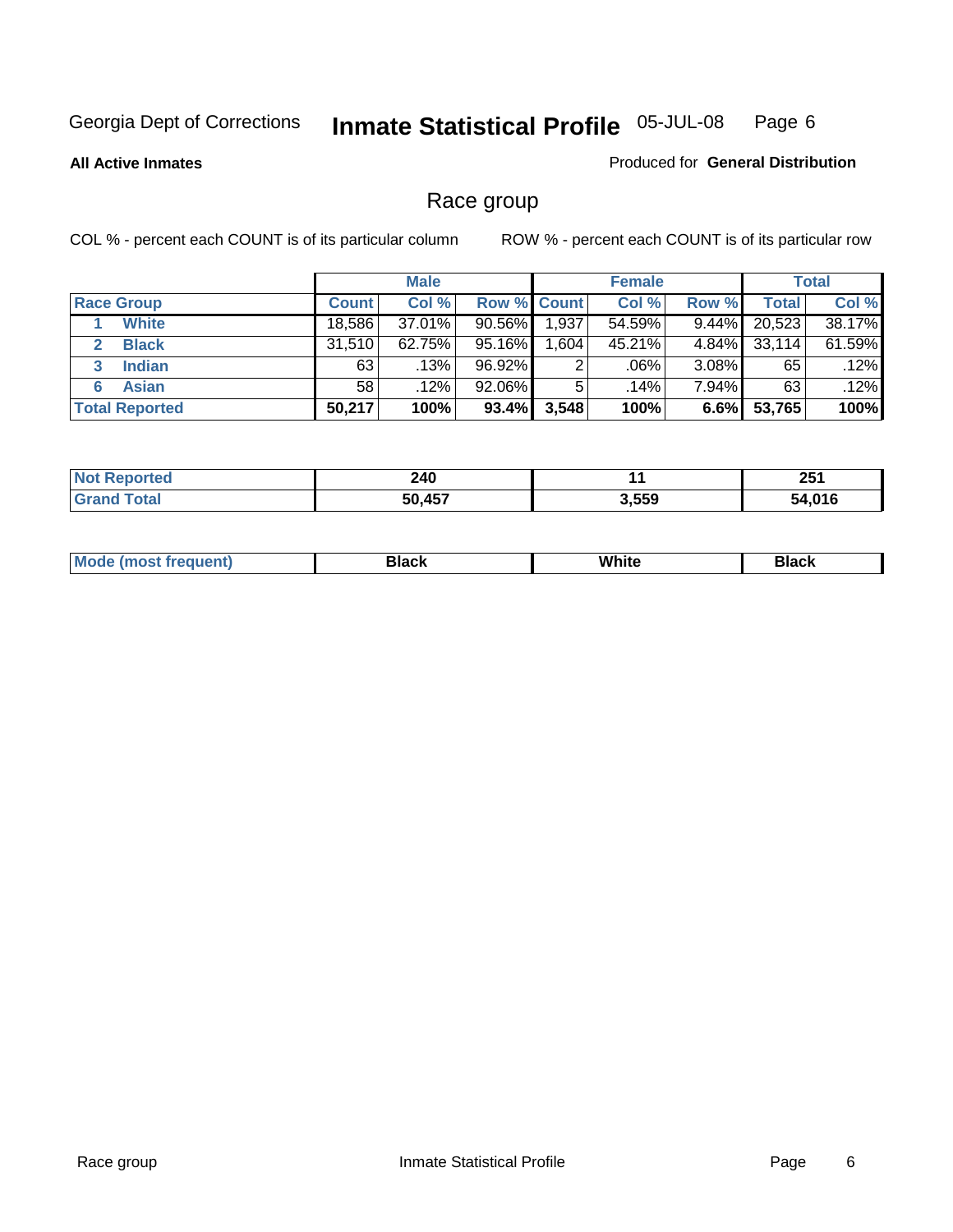Georgia Dept of Corrections **Inmate Statistical Profile** 05-JUL-08

**All Active Inmates** Produced for **General Distribution**

## Race group

COL % - percent each COUNT is of its particular column ROW % - percent each COUNT is of its particular row

| | Male | | | Female | | | Total | |
|---|---|---|---|---|---|---|---|---|
| **Race Group** | **Count** | **Col %** | **Row %** | **Count** | **Col %** | **Row %** | **Total** | **Col %** |
| 1 **White** | 18,586 | 37.01% | 90.56% | 1,937 | 54.59% | 9.44% | 20,523 | 38.17% |
| 2 **Black** | 31,510 | 62.75% | 95.16% | 1,604 | 45.21% | 4.84% | 33,114 | 61.59% |
| 3 **Indian** | 63 | .13% | 96.92% | 2 | .06% | 3.08% | 65 | .12% |
| 6 **Asian** | 58 | .12% | 92.06% | 5 | .14% | 7.94% | 63 | .12% |
| **Total Reported** | **50,217** | **100%** | **93.4%** | **3,548** | **100%** | **6.6%** | **53,765** | **100%** |

| | Male | Female | Total |
|---|---|---|---|
| **Not Reported** | **240** | **11** | **251** |
| **Grand Total** | **50,457** | **3,559** | **54,016** |

| | Male | Female | Total |
|---|---|---|---|
| **Mode (most frequent)** | **Black** | **White** | **Black** |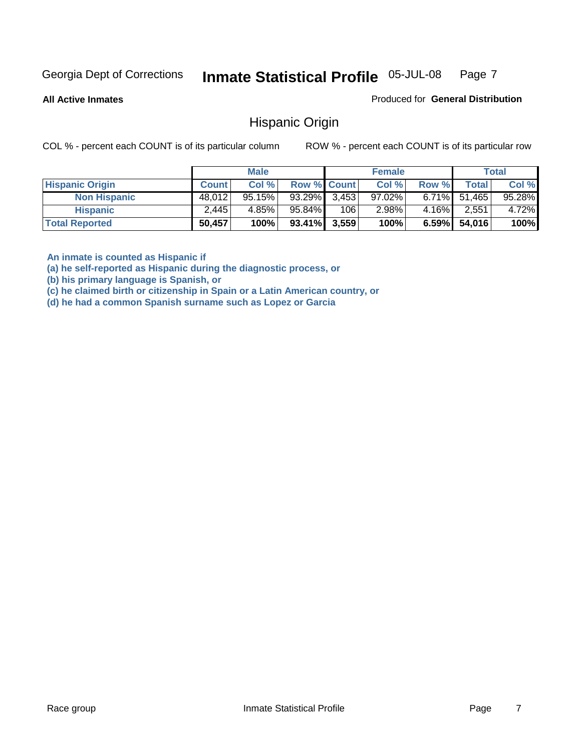Georgia Dept of Corrections **Inmate Statistical Profile** 05-JUL-08

**All Active Inmates**

Produced for **General Distribution**

## Hispanic Origin

COL % - percent each COUNT is of its particular column    ROW % - percent each COUNT is of its particular row

| | Male | | | Female | | | Total | |
|---|---|---|---|---|---|---|---|---|
| **Hispanic Origin** | **Count** | **Col %** | **Row %** | **Count** | **Col %** | **Row %** | **Total** | **Col %** |
| **Non Hispanic** | 48,012 | 95.15% | 93.29% | 3,453 | 97.02% | 6.71% | 51,465 | 95.28% |
| **Hispanic** | 2,445 | 4.85% | 95.84% | 106 | 2.98% | 4.16% | 2,551 | 4.72% |
| **Total Reported** | **50,457** | **100%** | **93.41%** | **3,559** | **100%** | **6.59%** | **54,016** | **100%** |

**An inmate is counted as Hispanic if**
**(a) he self-reported as Hispanic during the diagnostic process, or**
**(b) his primary language is Spanish, or**
**(c) he claimed birth or citizenship in Spain or a Latin American country, or**
**(d) he had a common Spanish surname such as Lopez or Garcia**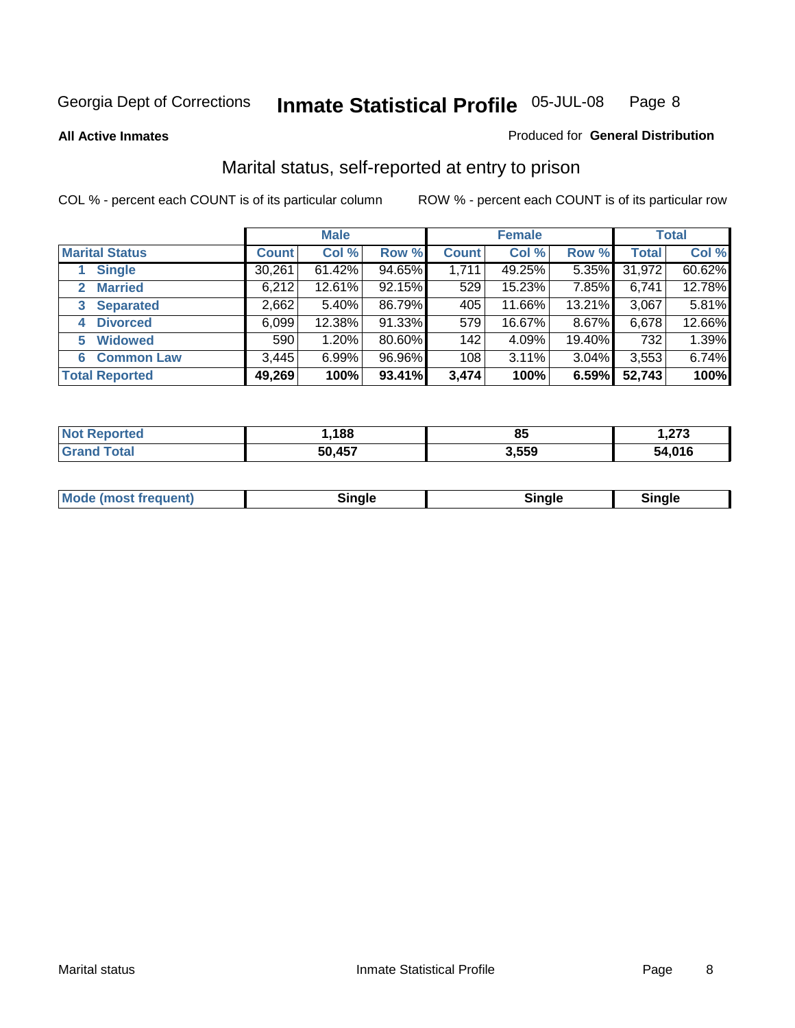Georgia Dept of Corrections **Inmate Statistical Profile** 05-JUL-08

**All Active Inmates**

Produced for **General Distribution**

## Marital status, self-reported at entry to prison

COL % - percent each COUNT is of its particular column

ROW % - percent each COUNT is of its particular row

| | Male | | | Female | | | Total | |
|---|---|---|---|---|---|---|---|---|
| **Marital Status** | **Count** | **Col %** | **Row %** | **Count** | **Col %** | **Row %** | **Total** | **Col %** |
| 1 **Single** | 30,261 | 61.42% | 94.65% | 1,711 | 49.25% | 5.35% | 31,972 | 60.62% |
| 2 **Married** | 6,212 | 12.61% | 92.15% | 529 | 15.23% | 7.85% | 6,741 | 12.78% |
| 3 **Separated** | 2,662 | 5.40% | 86.79% | 405 | 11.66% | 13.21% | 3,067 | 5.81% |
| 4 **Divorced** | 6,099 | 12.38% | 91.33% | 579 | 16.67% | 8.67% | 6,678 | 12.66% |
| 5 **Widowed** | 590 | 1.20% | 80.60% | 142 | 4.09% | 19.40% | 732 | 1.39% |
| 6 **Common Law** | 3,445 | 6.99% | 96.96% | 108 | 3.11% | 3.04% | 3,553 | 6.74% |
| **Total Reported** | **49,269** | **100%** | **93.41%** | **3,474** | **100%** | **6.59%** | **52,743** | **100%** |

| | Male | Female | Total |
|---|---|---|---|
| **Not Reported** | **1,188** | **85** | **1,273** |
| **Grand Total** | **50,457** | **3,559** | **54,016** |

| | Male | Female | Total |
|---|---|---|---|
| **Mode (most frequent)** | **Single** | **Single** | **Single** |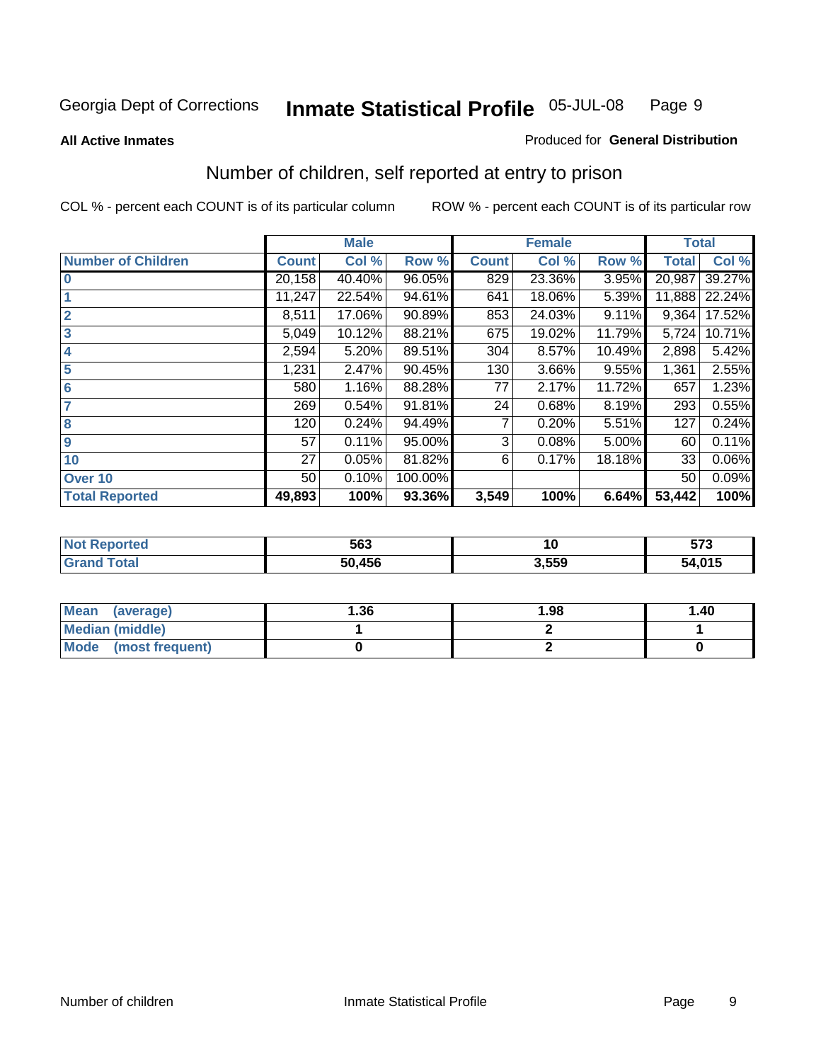Georgia Dept of Corrections **Inmate Statistical Profile** 05-JUL-08

**All Active Inmates**

Produced for **General Distribution**

## Number of children, self reported at entry to prison

COL % - percent each COUNT is of its particular column

ROW % - percent each COUNT is of its particular row

| | Male | | | Female | | | Total | |
|---|---|---|---|---|---|---|---|---|
| **Number of Children** | **Count** | **Col %** | **Row %** | **Count** | **Col %** | **Row %** | **Total** | **Col %** |
| **0** | 20,158 | 40.40% | 96.05% | 829 | 23.36% | 3.95% | 20,987 | 39.27% |
| **1** | 11,247 | 22.54% | 94.61% | 641 | 18.06% | 5.39% | 11,888 | 22.24% |
| **2** | 8,511 | 17.06% | 90.89% | 853 | 24.03% | 9.11% | 9,364 | 17.52% |
| **3** | 5,049 | 10.12% | 88.21% | 675 | 19.02% | 11.79% | 5,724 | 10.71% |
| **4** | 2,594 | 5.20% | 89.51% | 304 | 8.57% | 10.49% | 2,898 | 5.42% |
| **5** | 1,231 | 2.47% | 90.45% | 130 | 3.66% | 9.55% | 1,361 | 2.55% |
| **6** | 580 | 1.16% | 88.28% | 77 | 2.17% | 11.72% | 657 | 1.23% |
| **7** | 269 | 0.54% | 91.81% | 24 | 0.68% | 8.19% | 293 | 0.55% |
| **8** | 120 | 0.24% | 94.49% | 7 | 0.20% | 5.51% | 127 | 0.24% |
| **9** | 57 | 0.11% | 95.00% | 3 | 0.08% | 5.00% | 60 | 0.11% |
| **10** | 27 | 0.05% | 81.82% | 6 | 0.17% | 18.18% | 33 | 0.06% |
| **Over 10** | 50 | 0.10% | 100.00% | | | | 50 | 0.09% |
| **Total Reported** | **49,893** | **100%** | **93.36%** | **3,549** | **100%** | **6.64%** | **53,442** | **100%** |

| | Male | Female | Total |
|---|---|---|---|
| **Not Reported** | **563** | **10** | **573** |
| **Grand Total** | **50,456** | **3,559** | **54,015** |

| | Male | Female | Total |
|---|---|---|---|
| **Mean (average)** | **1.36** | **1.98** | **1.40** |
| **Median (middle)** | **1** | **2** | **1** |
| **Mode (most frequent)** | **0** | **2** | **0** |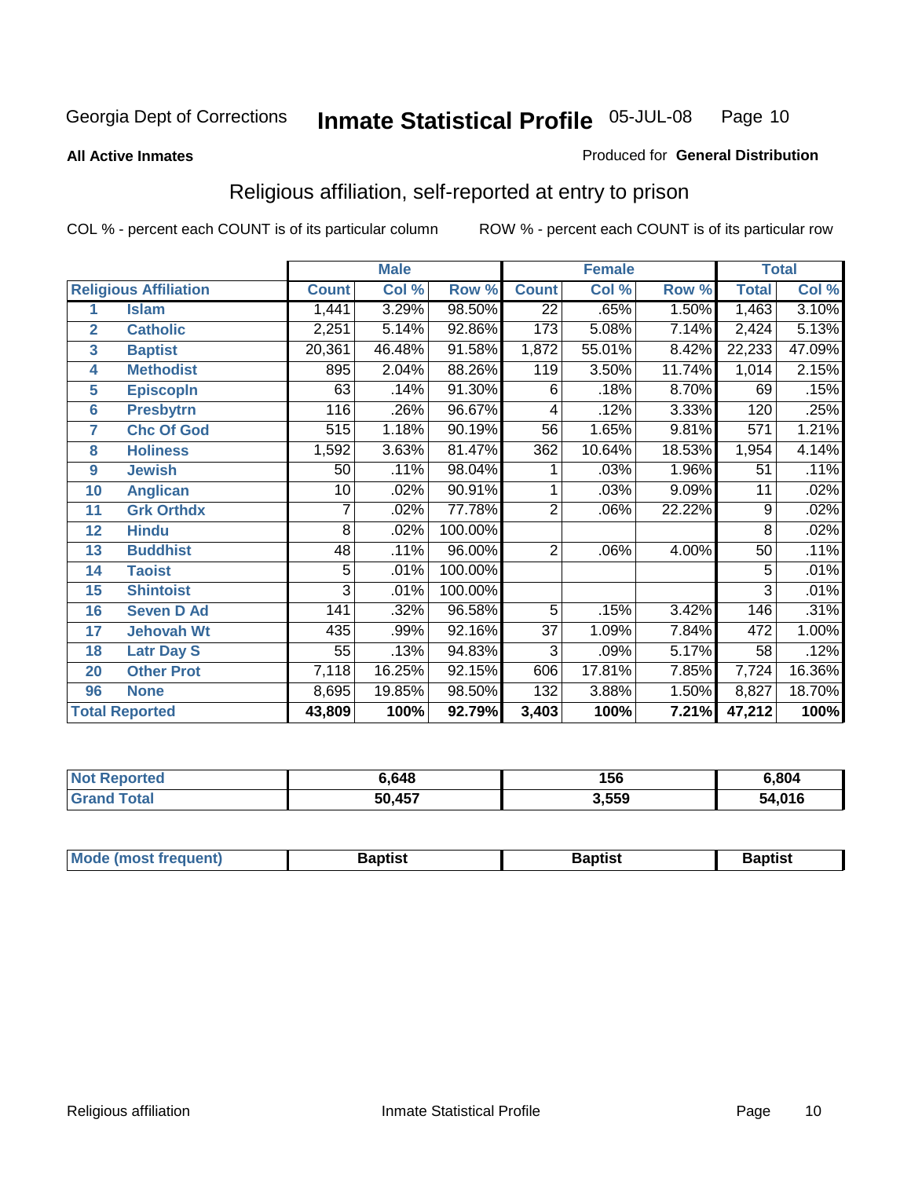Georgia Dept of Corrections **Inmate Statistical Profile** 05-JUL-08

**All Active Inmates** Produced for **General Distribution**

## Religious affiliation, self-reported at entry to prison

COL % - percent each COUNT is of its particular column ROW % - percent each COUNT is of its particular row

| Religious Affiliation | | Male | | | Female | | | Total | |
|---|---|---|---|---|---|---|---|---|---|
| | | Count | Col % | Row % | Count | Col % | Row % | Total | Col % |
| 1 | Islam | 1,441 | 3.29% | 98.50% | 22 | .65% | 1.50% | 1,463 | 3.10% |
| 2 | Catholic | 2,251 | 5.14% | 92.86% | 173 | 5.08% | 7.14% | 2,424 | 5.13% |
| 3 | Baptist | 20,361 | 46.48% | 91.58% | 1,872 | 55.01% | 8.42% | 22,233 | 47.09% |
| 4 | Methodist | 895 | 2.04% | 88.26% | 119 | 3.50% | 11.74% | 1,014 | 2.15% |
| 5 | Episcopln | 63 | .14% | 91.30% | 6 | .18% | 8.70% | 69 | .15% |
| 6 | Presbytrn | 116 | .26% | 96.67% | 4 | .12% | 3.33% | 120 | .25% |
| 7 | Chc Of God | 515 | 1.18% | 90.19% | 56 | 1.65% | 9.81% | 571 | 1.21% |
| 8 | Holiness | 1,592 | 3.63% | 81.47% | 362 | 10.64% | 18.53% | 1,954 | 4.14% |
| 9 | Jewish | 50 | .11% | 98.04% | 1 | .03% | 1.96% | 51 | .11% |
| 10 | Anglican | 10 | .02% | 90.91% | 1 | .03% | 9.09% | 11 | .02% |
| 11 | Grk Orthdx | 7 | .02% | 77.78% | 2 | .06% | 22.22% | 9 | .02% |
| 12 | Hindu | 8 | .02% | 100.00% | | | | 8 | .02% |
| 13 | Buddhist | 48 | .11% | 96.00% | 2 | .06% | 4.00% | 50 | .11% |
| 14 | Taoist | 5 | .01% | 100.00% | | | | 5 | .01% |
| 15 | Shintoist | 3 | .01% | 100.00% | | | | 3 | .01% |
| 16 | Seven D Ad | 141 | .32% | 96.58% | 5 | .15% | 3.42% | 146 | .31% |
| 17 | Jehovah Wt | 435 | .99% | 92.16% | 37 | 1.09% | 7.84% | 472 | 1.00% |
| 18 | Latr Day S | 55 | .13% | 94.83% | 3 | .09% | 5.17% | 58 | .12% |
| 20 | Other Prot | 7,118 | 16.25% | 92.15% | 606 | 17.81% | 7.85% | 7,724 | 16.36% |
| 96 | None | 8,695 | 19.85% | 98.50% | 132 | 3.88% | 1.50% | 8,827 | 18.70% |
| **Total Reported** | | **43,809** | **100%** | **92.79%** | **3,403** | **100%** | **7.21%** | **47,212** | **100%** |

| | Male | Female | Total |
|---|---|---|---|
| Not Reported | **6,648** | **156** | **6,804** |
| Grand Total | **50,457** | **3,559** | **54,016** |

| | Male | Female | Total |
|---|---|---|---|
| Mode (most frequent) | **Baptist** | **Baptist** | **Baptist** |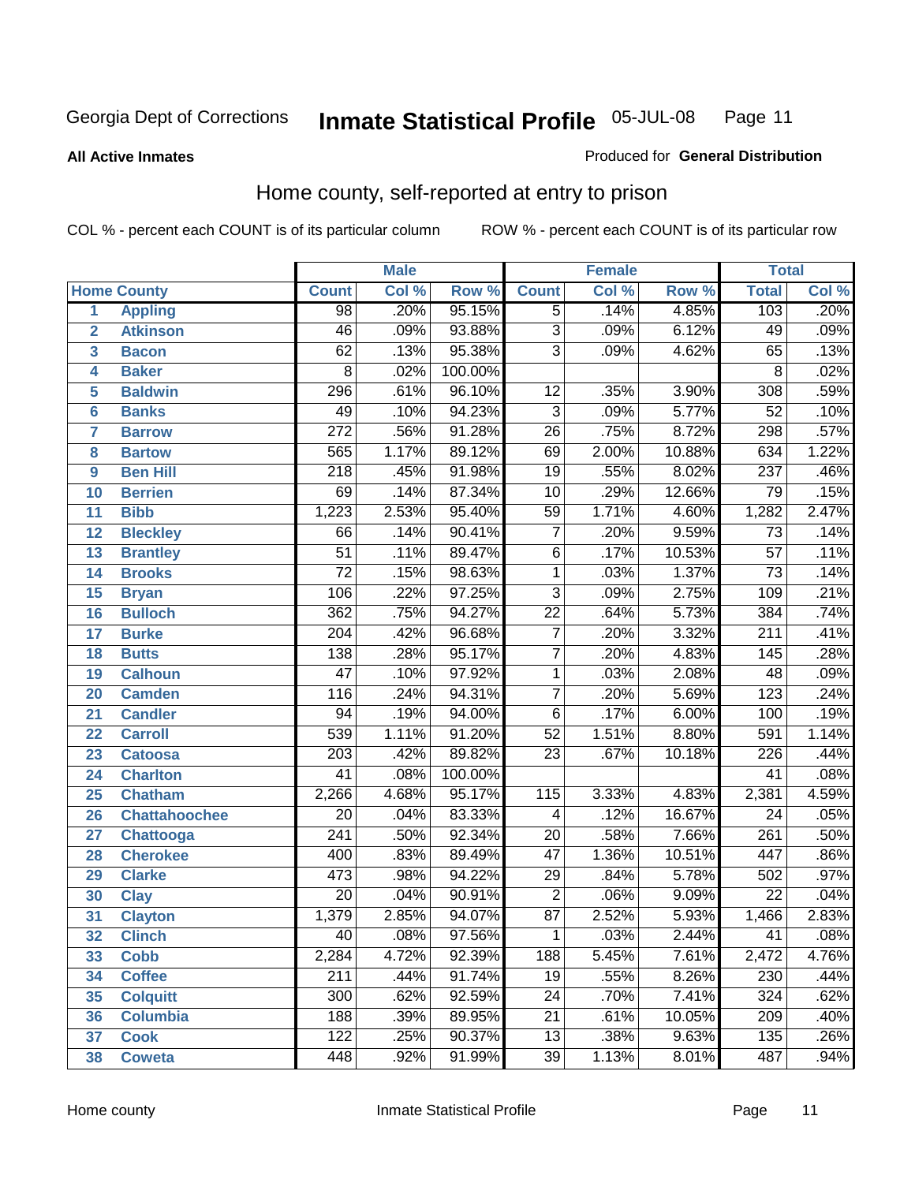Georgia Dept of Corrections **Inmate Statistical Profile** 05-JUL-08

**All Active Inmates**

Produced for **General Distribution**

## Home county, self-reported at entry to prison

COL % - percent each COUNT is of its particular column ROW % - percent each COUNT is of its particular row

| Home County | | Male | | | Female | | | Total | |
|---|---|---|---|---|---|---|---|---|---|
| | | Count | Col % | Row % | Count | Col % | Row % | Total | Col % |
| 1 | Appling | 98 | .20% | 95.15% | 5 | .14% | 4.85% | 103 | .20% |
| 2 | Atkinson | 46 | .09% | 93.88% | 3 | .09% | 6.12% | 49 | .09% |
| 3 | Bacon | 62 | .13% | 95.38% | 3 | .09% | 4.62% | 65 | .13% |
| 4 | Baker | 8 | .02% | 100.00% | | | | 8 | .02% |
| 5 | Baldwin | 296 | .61% | 96.10% | 12 | .35% | 3.90% | 308 | .59% |
| 6 | Banks | 49 | .10% | 94.23% | 3 | .09% | 5.77% | 52 | .10% |
| 7 | Barrow | 272 | .56% | 91.28% | 26 | .75% | 8.72% | 298 | .57% |
| 8 | Bartow | 565 | 1.17% | 89.12% | 69 | 2.00% | 10.88% | 634 | 1.22% |
| 9 | Ben Hill | 218 | .45% | 91.98% | 19 | .55% | 8.02% | 237 | .46% |
| 10 | Berrien | 69 | .14% | 87.34% | 10 | .29% | 12.66% | 79 | .15% |
| 11 | Bibb | 1,223 | 2.53% | 95.40% | 59 | 1.71% | 4.60% | 1,282 | 2.47% |
| 12 | Bleckley | 66 | .14% | 90.41% | 7 | .20% | 9.59% | 73 | .14% |
| 13 | Brantley | 51 | .11% | 89.47% | 6 | .17% | 10.53% | 57 | .11% |
| 14 | Brooks | 72 | .15% | 98.63% | 1 | .03% | 1.37% | 73 | .14% |
| 15 | Bryan | 106 | .22% | 97.25% | 3 | .09% | 2.75% | 109 | .21% |
| 16 | Bulloch | 362 | .75% | 94.27% | 22 | .64% | 5.73% | 384 | .74% |
| 17 | Burke | 204 | .42% | 96.68% | 7 | .20% | 3.32% | 211 | .41% |
| 18 | Butts | 138 | .28% | 95.17% | 7 | .20% | 4.83% | 145 | .28% |
| 19 | Calhoun | 47 | .10% | 97.92% | 1 | .03% | 2.08% | 48 | .09% |
| 20 | Camden | 116 | .24% | 94.31% | 7 | .20% | 5.69% | 123 | .24% |
| 21 | Candler | 94 | .19% | 94.00% | 6 | .17% | 6.00% | 100 | .19% |
| 22 | Carroll | 539 | 1.11% | 91.20% | 52 | 1.51% | 8.80% | 591 | 1.14% |
| 23 | Catoosa | 203 | .42% | 89.82% | 23 | .67% | 10.18% | 226 | .44% |
| 24 | Charlton | 41 | .08% | 100.00% | | | | 41 | .08% |
| 25 | Chatham | 2,266 | 4.68% | 95.17% | 115 | 3.33% | 4.83% | 2,381 | 4.59% |
| 26 | Chattahoochee | 20 | .04% | 83.33% | 4 | .12% | 16.67% | 24 | .05% |
| 27 | Chattooga | 241 | .50% | 92.34% | 20 | .58% | 7.66% | 261 | .50% |
| 28 | Cherokee | 400 | .83% | 89.49% | 47 | 1.36% | 10.51% | 447 | .86% |
| 29 | Clarke | 473 | .98% | 94.22% | 29 | .84% | 5.78% | 502 | .97% |
| 30 | Clay | 20 | .04% | 90.91% | 2 | .06% | 9.09% | 22 | .04% |
| 31 | Clayton | 1,379 | 2.85% | 94.07% | 87 | 2.52% | 5.93% | 1,466 | 2.83% |
| 32 | Clinch | 40 | .08% | 97.56% | 1 | .03% | 2.44% | 41 | .08% |
| 33 | Cobb | 2,284 | 4.72% | 92.39% | 188 | 5.45% | 7.61% | 2,472 | 4.76% |
| 34 | Coffee | 211 | .44% | 91.74% | 19 | .55% | 8.26% | 230 | .44% |
| 35 | Colquitt | 300 | .62% | 92.59% | 24 | .70% | 7.41% | 324 | .62% |
| 36 | Columbia | 188 | .39% | 89.95% | 21 | .61% | 10.05% | 209 | .40% |
| 37 | Cook | 122 | .25% | 90.37% | 13 | .38% | 9.63% | 135 | .26% |
| 38 | Coweta | 448 | .92% | 91.99% | 39 | 1.13% | 8.01% | 487 | .94% |

Home county Inmate Statistical Profile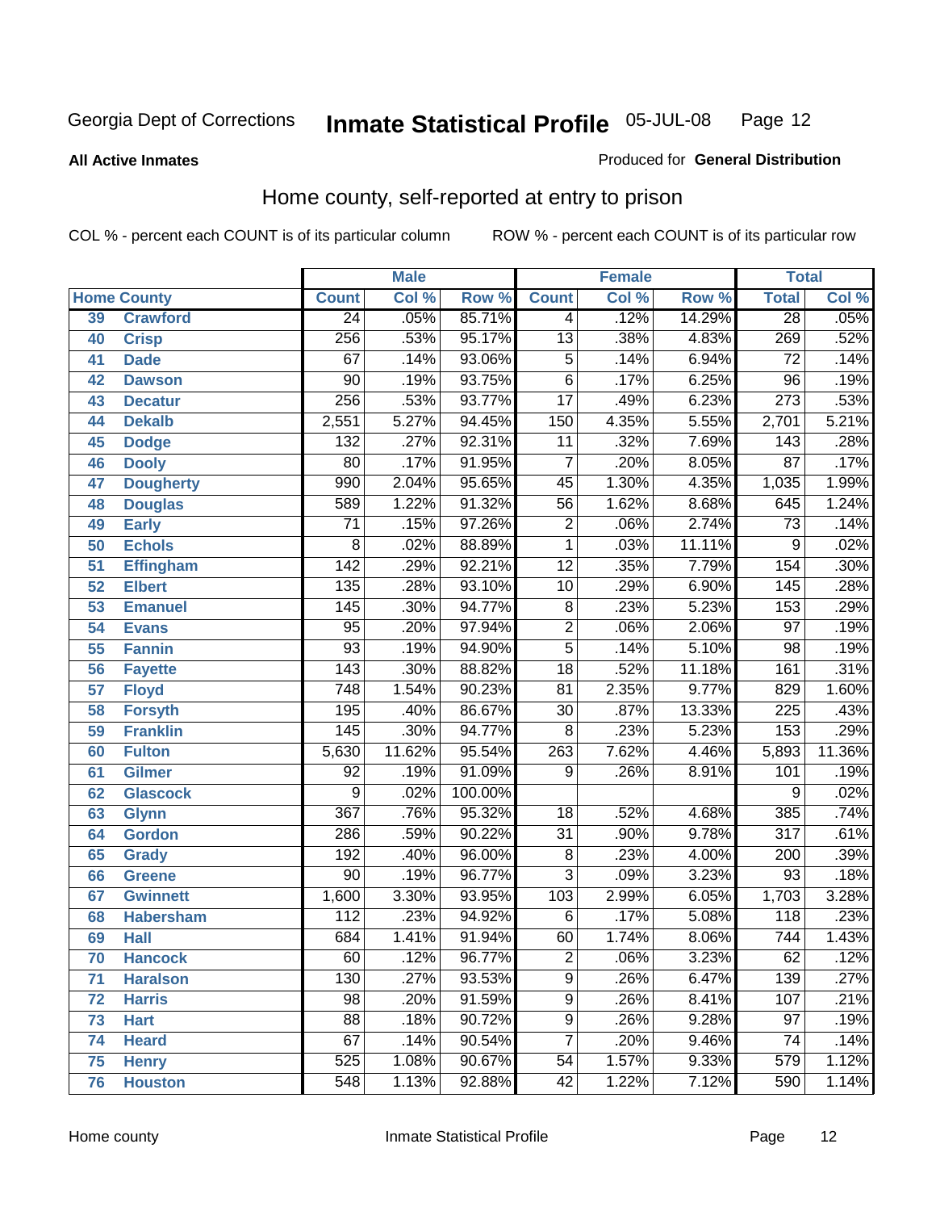Georgia Dept of Corrections **Inmate Statistical Profile** 05-JUL-08

**All Active Inmates**

Produced for **General Distribution**

## Home county, self-reported at entry to prison

COL % - percent each COUNT is of its particular column ROW % - percent each COUNT is of its particular row

| Home County | | Male | | | Female | | | Total | |
|---|---|---|---|---|---|---|---|---|---|
| | | Count | Col % | Row % | Count | Col % | Row % | Total | Col % |
| 39 | Crawford | 24 | .05% | 85.71% | 4 | .12% | 14.29% | 28 | .05% |
| 40 | Crisp | 256 | .53% | 95.17% | 13 | .38% | 4.83% | 269 | .52% |
| 41 | Dade | 67 | .14% | 93.06% | 5 | .14% | 6.94% | 72 | .14% |
| 42 | Dawson | 90 | .19% | 93.75% | 6 | .17% | 6.25% | 96 | .19% |
| 43 | Decatur | 256 | .53% | 93.77% | 17 | .49% | 6.23% | 273 | .53% |
| 44 | Dekalb | 2,551 | 5.27% | 94.45% | 150 | 4.35% | 5.55% | 2,701 | 5.21% |
| 45 | Dodge | 132 | .27% | 92.31% | 11 | .32% | 7.69% | 143 | .28% |
| 46 | Dooly | 80 | .17% | 91.95% | 7 | .20% | 8.05% | 87 | .17% |
| 47 | Dougherty | 990 | 2.04% | 95.65% | 45 | 1.30% | 4.35% | 1,035 | 1.99% |
| 48 | Douglas | 589 | 1.22% | 91.32% | 56 | 1.62% | 8.68% | 645 | 1.24% |
| 49 | Early | 71 | .15% | 97.26% | 2 | .06% | 2.74% | 73 | .14% |
| 50 | Echols | 8 | .02% | 88.89% | 1 | .03% | 11.11% | 9 | .02% |
| 51 | Effingham | 142 | .29% | 92.21% | 12 | .35% | 7.79% | 154 | .30% |
| 52 | Elbert | 135 | .28% | 93.10% | 10 | .29% | 6.90% | 145 | .28% |
| 53 | Emanuel | 145 | .30% | 94.77% | 8 | .23% | 5.23% | 153 | .29% |
| 54 | Evans | 95 | .20% | 97.94% | 2 | .06% | 2.06% | 97 | .19% |
| 55 | Fannin | 93 | .19% | 94.90% | 5 | .14% | 5.10% | 98 | .19% |
| 56 | Fayette | 143 | .30% | 88.82% | 18 | .52% | 11.18% | 161 | .31% |
| 57 | Floyd | 748 | 1.54% | 90.23% | 81 | 2.35% | 9.77% | 829 | 1.60% |
| 58 | Forsyth | 195 | .40% | 86.67% | 30 | .87% | 13.33% | 225 | .43% |
| 59 | Franklin | 145 | .30% | 94.77% | 8 | .23% | 5.23% | 153 | .29% |
| 60 | Fulton | 5,630 | 11.62% | 95.54% | 263 | 7.62% | 4.46% | 5,893 | 11.36% |
| 61 | Gilmer | 92 | .19% | 91.09% | 9 | .26% | 8.91% | 101 | .19% |
| 62 | Glascock | 9 | .02% | 100.00% | | | | 9 | .02% |
| 63 | Glynn | 367 | .76% | 95.32% | 18 | .52% | 4.68% | 385 | .74% |
| 64 | Gordon | 286 | .59% | 90.22% | 31 | .90% | 9.78% | 317 | .61% |
| 65 | Grady | 192 | .40% | 96.00% | 8 | .23% | 4.00% | 200 | .39% |
| 66 | Greene | 90 | .19% | 96.77% | 3 | .09% | 3.23% | 93 | .18% |
| 67 | Gwinnett | 1,600 | 3.30% | 93.95% | 103 | 2.99% | 6.05% | 1,703 | 3.28% |
| 68 | Habersham | 112 | .23% | 94.92% | 6 | .17% | 5.08% | 118 | .23% |
| 69 | Hall | 684 | 1.41% | 91.94% | 60 | 1.74% | 8.06% | 744 | 1.43% |
| 70 | Hancock | 60 | .12% | 96.77% | 2 | .06% | 3.23% | 62 | .12% |
| 71 | Haralson | 130 | .27% | 93.53% | 9 | .26% | 6.47% | 139 | .27% |
| 72 | Harris | 98 | .20% | 91.59% | 9 | .26% | 8.41% | 107 | .21% |
| 73 | Hart | 88 | .18% | 90.72% | 9 | .26% | 9.28% | 97 | .19% |
| 74 | Heard | 67 | .14% | 90.54% | 7 | .20% | 9.46% | 74 | .14% |
| 75 | Henry | 525 | 1.08% | 90.67% | 54 | 1.57% | 9.33% | 579 | 1.12% |
| 76 | Houston | 548 | 1.13% | 92.88% | 42 | 1.22% | 7.12% | 590 | 1.14% |

Home county Inmate Statistical Profile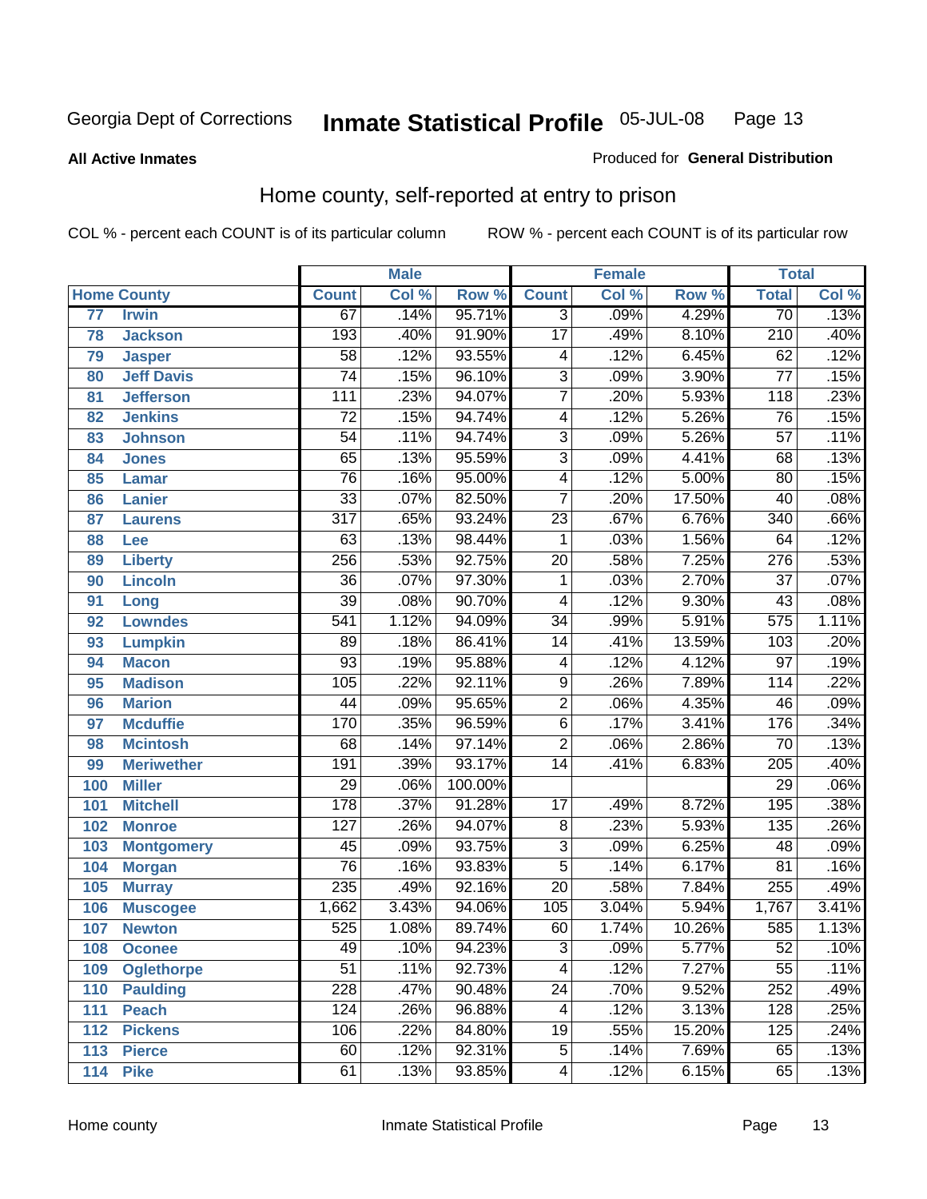Georgia Dept of Corrections **Inmate Statistical Profile** 05-JUL-08

**All Active Inmates**

Produced for **General Distribution**

## Home county, self-reported at entry to prison

COL % - percent each COUNT is of its particular column ROW % - percent each COUNT is of its particular row

| Home County | | Male | | | Female | | | Total | |
|---|---|---|---|---|---|---|---|---|---|
| | | Count | Col % | Row % | Count | Col % | Row % | Total | Col % |
| 77 | Irwin | 67 | .14% | 95.71% | 3 | .09% | 4.29% | 70 | .13% |
| 78 | Jackson | 193 | .40% | 91.90% | 17 | .49% | 8.10% | 210 | .40% |
| 79 | Jasper | 58 | .12% | 93.55% | 4 | .12% | 6.45% | 62 | .12% |
| 80 | Jeff Davis | 74 | .15% | 96.10% | 3 | .09% | 3.90% | 77 | .15% |
| 81 | Jefferson | 111 | .23% | 94.07% | 7 | .20% | 5.93% | 118 | .23% |
| 82 | Jenkins | 72 | .15% | 94.74% | 4 | .12% | 5.26% | 76 | .15% |
| 83 | Johnson | 54 | .11% | 94.74% | 3 | .09% | 5.26% | 57 | .11% |
| 84 | Jones | 65 | .13% | 95.59% | 3 | .09% | 4.41% | 68 | .13% |
| 85 | Lamar | 76 | .16% | 95.00% | 4 | .12% | 5.00% | 80 | .15% |
| 86 | Lanier | 33 | .07% | 82.50% | 7 | .20% | 17.50% | 40 | .08% |
| 87 | Laurens | 317 | .65% | 93.24% | 23 | .67% | 6.76% | 340 | .66% |
| 88 | Lee | 63 | .13% | 98.44% | 1 | .03% | 1.56% | 64 | .12% |
| 89 | Liberty | 256 | .53% | 92.75% | 20 | .58% | 7.25% | 276 | .53% |
| 90 | Lincoln | 36 | .07% | 97.30% | 1 | .03% | 2.70% | 37 | .07% |
| 91 | Long | 39 | .08% | 90.70% | 4 | .12% | 9.30% | 43 | .08% |
| 92 | Lowndes | 541 | 1.12% | 94.09% | 34 | .99% | 5.91% | 575 | 1.11% |
| 93 | Lumpkin | 89 | .18% | 86.41% | 14 | .41% | 13.59% | 103 | .20% |
| 94 | Macon | 93 | .19% | 95.88% | 4 | .12% | 4.12% | 97 | .19% |
| 95 | Madison | 105 | .22% | 92.11% | 9 | .26% | 7.89% | 114 | .22% |
| 96 | Marion | 44 | .09% | 95.65% | 2 | .06% | 4.35% | 46 | .09% |
| 97 | Mcduffie | 170 | .35% | 96.59% | 6 | .17% | 3.41% | 176 | .34% |
| 98 | Mcintosh | 68 | .14% | 97.14% | 2 | .06% | 2.86% | 70 | .13% |
| 99 | Meriwether | 191 | .39% | 93.17% | 14 | .41% | 6.83% | 205 | .40% |
| 100 | Miller | 29 | .06% | 100.00% | | | | 29 | .06% |
| 101 | Mitchell | 178 | .37% | 91.28% | 17 | .49% | 8.72% | 195 | .38% |
| 102 | Monroe | 127 | .26% | 94.07% | 8 | .23% | 5.93% | 135 | .26% |
| 103 | Montgomery | 45 | .09% | 93.75% | 3 | .09% | 6.25% | 48 | .09% |
| 104 | Morgan | 76 | .16% | 93.83% | 5 | .14% | 6.17% | 81 | .16% |
| 105 | Murray | 235 | .49% | 92.16% | 20 | .58% | 7.84% | 255 | .49% |
| 106 | Muscogee | 1,662 | 3.43% | 94.06% | 105 | 3.04% | 5.94% | 1,767 | 3.41% |
| 107 | Newton | 525 | 1.08% | 89.74% | 60 | 1.74% | 10.26% | 585 | 1.13% |
| 108 | Oconee | 49 | .10% | 94.23% | 3 | .09% | 5.77% | 52 | .10% |
| 109 | Oglethorpe | 51 | .11% | 92.73% | 4 | .12% | 7.27% | 55 | .11% |
| 110 | Paulding | 228 | .47% | 90.48% | 24 | .70% | 9.52% | 252 | .49% |
| 111 | Peach | 124 | .26% | 96.88% | 4 | .12% | 3.13% | 128 | .25% |
| 112 | Pickens | 106 | .22% | 84.80% | 19 | .55% | 15.20% | 125 | .24% |
| 113 | Pierce | 60 | .12% | 92.31% | 5 | .14% | 7.69% | 65 | .13% |
| 114 | Pike | 61 | .13% | 93.85% | 4 | .12% | 6.15% | 65 | .13% |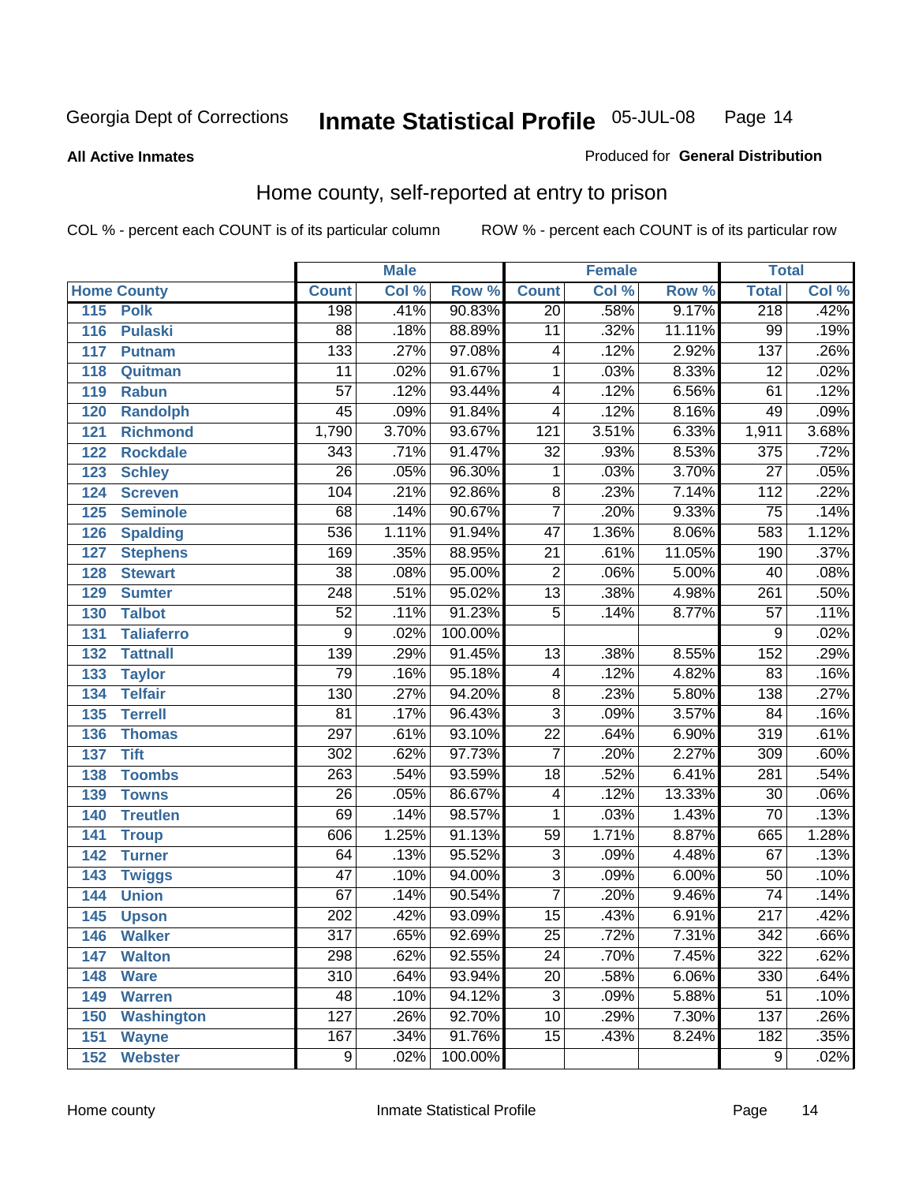Georgia Dept of Corrections **Inmate Statistical Profile** 05-JUL-08

**All Active Inmates**

Produced for **General Distribution**

## Home county, self-reported at entry to prison

COL % - percent each COUNT is of its particular column ROW % - percent each COUNT is of its particular row

| Home County | | Male | | | Female | | | Total | |
|---|---|---|---|---|---|---|---|---|---|
| | | Count | Col % | Row % | Count | Col % | Row % | Total | Col % |
| 115 | Polk | 198 | .41% | 90.83% | 20 | .58% | 9.17% | 218 | .42% |
| 116 | Pulaski | 88 | .18% | 88.89% | 11 | .32% | 11.11% | 99 | .19% |
| 117 | Putnam | 133 | .27% | 97.08% | 4 | .12% | 2.92% | 137 | .26% |
| 118 | Quitman | 11 | .02% | 91.67% | 1 | .03% | 8.33% | 12 | .02% |
| 119 | Rabun | 57 | .12% | 93.44% | 4 | .12% | 6.56% | 61 | .12% |
| 120 | Randolph | 45 | .09% | 91.84% | 4 | .12% | 8.16% | 49 | .09% |
| 121 | Richmond | 1,790 | 3.70% | 93.67% | 121 | 3.51% | 6.33% | 1,911 | 3.68% |
| 122 | Rockdale | 343 | .71% | 91.47% | 32 | .93% | 8.53% | 375 | .72% |
| 123 | Schley | 26 | .05% | 96.30% | 1 | .03% | 3.70% | 27 | .05% |
| 124 | Screven | 104 | .21% | 92.86% | 8 | .23% | 7.14% | 112 | .22% |
| 125 | Seminole | 68 | .14% | 90.67% | 7 | .20% | 9.33% | 75 | .14% |
| 126 | Spalding | 536 | 1.11% | 91.94% | 47 | 1.36% | 8.06% | 583 | 1.12% |
| 127 | Stephens | 169 | .35% | 88.95% | 21 | .61% | 11.05% | 190 | .37% |
| 128 | Stewart | 38 | .08% | 95.00% | 2 | .06% | 5.00% | 40 | .08% |
| 129 | Sumter | 248 | .51% | 95.02% | 13 | .38% | 4.98% | 261 | .50% |
| 130 | Talbot | 52 | .11% | 91.23% | 5 | .14% | 8.77% | 57 | .11% |
| 131 | Taliaferro | 9 | .02% | 100.00% | | | | 9 | .02% |
| 132 | Tattnall | 139 | .29% | 91.45% | 13 | .38% | 8.55% | 152 | .29% |
| 133 | Taylor | 79 | .16% | 95.18% | 4 | .12% | 4.82% | 83 | .16% |
| 134 | Telfair | 130 | .27% | 94.20% | 8 | .23% | 5.80% | 138 | .27% |
| 135 | Terrell | 81 | .17% | 96.43% | 3 | .09% | 3.57% | 84 | .16% |
| 136 | Thomas | 297 | .61% | 93.10% | 22 | .64% | 6.90% | 319 | .61% |
| 137 | Tift | 302 | .62% | 97.73% | 7 | .20% | 2.27% | 309 | .60% |
| 138 | Toombs | 263 | .54% | 93.59% | 18 | .52% | 6.41% | 281 | .54% |
| 139 | Towns | 26 | .05% | 86.67% | 4 | .12% | 13.33% | 30 | .06% |
| 140 | Treutlen | 69 | .14% | 98.57% | 1 | .03% | 1.43% | 70 | .13% |
| 141 | Troup | 606 | 1.25% | 91.13% | 59 | 1.71% | 8.87% | 665 | 1.28% |
| 142 | Turner | 64 | .13% | 95.52% | 3 | .09% | 4.48% | 67 | .13% |
| 143 | Twiggs | 47 | .10% | 94.00% | 3 | .09% | 6.00% | 50 | .10% |
| 144 | Union | 67 | .14% | 90.54% | 7 | .20% | 9.46% | 74 | .14% |
| 145 | Upson | 202 | .42% | 93.09% | 15 | .43% | 6.91% | 217 | .42% |
| 146 | Walker | 317 | .65% | 92.69% | 25 | .72% | 7.31% | 342 | .66% |
| 147 | Walton | 298 | .62% | 92.55% | 24 | .70% | 7.45% | 322 | .62% |
| 148 | Ware | 310 | .64% | 93.94% | 20 | .58% | 6.06% | 330 | .64% |
| 149 | Warren | 48 | .10% | 94.12% | 3 | .09% | 5.88% | 51 | .10% |
| 150 | Washington | 127 | .26% | 92.70% | 10 | .29% | 7.30% | 137 | .26% |
| 151 | Wayne | 167 | .34% | 91.76% | 15 | .43% | 8.24% | 182 | .35% |
| 152 | Webster | 9 | .02% | 100.00% | | | | 9 | .02% |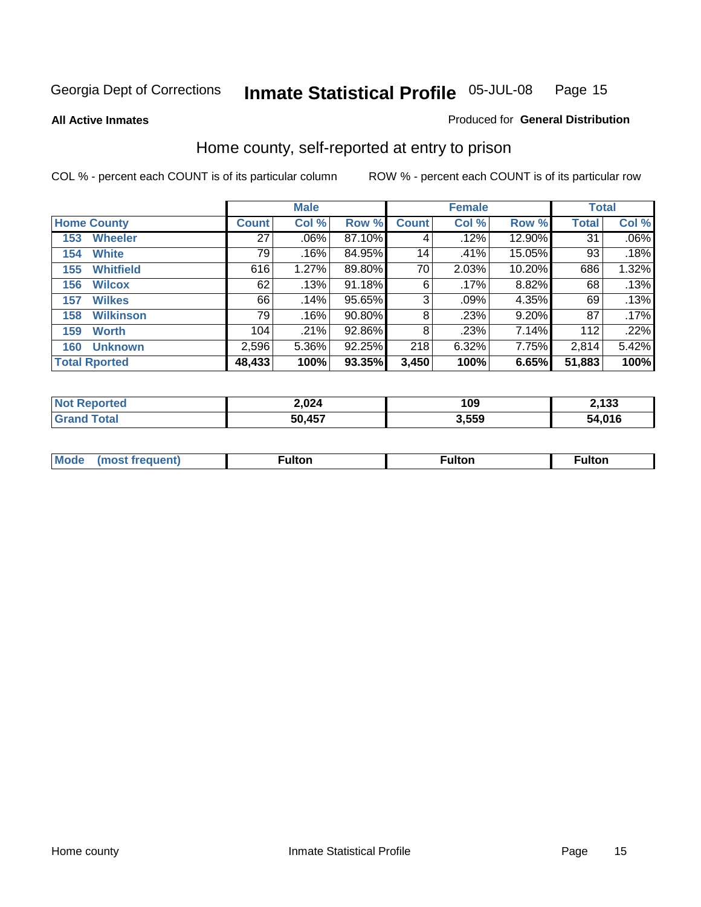Georgia Dept of Corrections **Inmate Statistical Profile** 05-JUL-08

**All Active Inmates**

Produced for **General Distribution**

## Home county, self-reported at entry to prison

COL % - percent each COUNT is of its particular column

ROW % - percent each COUNT is of its particular row

| Home County | Male | | | Female | | | Total | |
|---|---|---|---|---|---|---|---|---|
| | Count | Col % | Row % | Count | Col % | Row % | Total | Col % |
| 153 Wheeler | 27 | .06% | 87.10% | 4 | .12% | 12.90% | 31 | .06% |
| 154 White | 79 | .16% | 84.95% | 14 | .41% | 15.05% | 93 | .18% |
| 155 Whitfield | 616 | 1.27% | 89.80% | 70 | 2.03% | 10.20% | 686 | 1.32% |
| 156 Wilcox | 62 | .13% | 91.18% | 6 | .17% | 8.82% | 68 | .13% |
| 157 Wilkes | 66 | .14% | 95.65% | 3 | .09% | 4.35% | 69 | .13% |
| 158 Wilkinson | 79 | .16% | 90.80% | 8 | .23% | 9.20% | 87 | .17% |
| 159 Worth | 104 | .21% | 92.86% | 8 | .23% | 7.14% | 112 | .22% |
| 160 Unknown | 2,596 | 5.36% | 92.25% | 218 | 6.32% | 7.75% | 2,814 | 5.42% |
| **Total Rported** | **48,433** | **100%** | **93.35%** | **3,450** | **100%** | **6.65%** | **51,883** | **100%** |

| | Male | Female | Total |
|---|---|---|---|
| Not Reported | 2,024 | 109 | 2,133 |
| Grand Total | 50,457 | 3,559 | 54,016 |

| | Male | Female | Total |
|---|---|---|---|
| Mode (most frequent) | Fulton | Fulton | Fulton |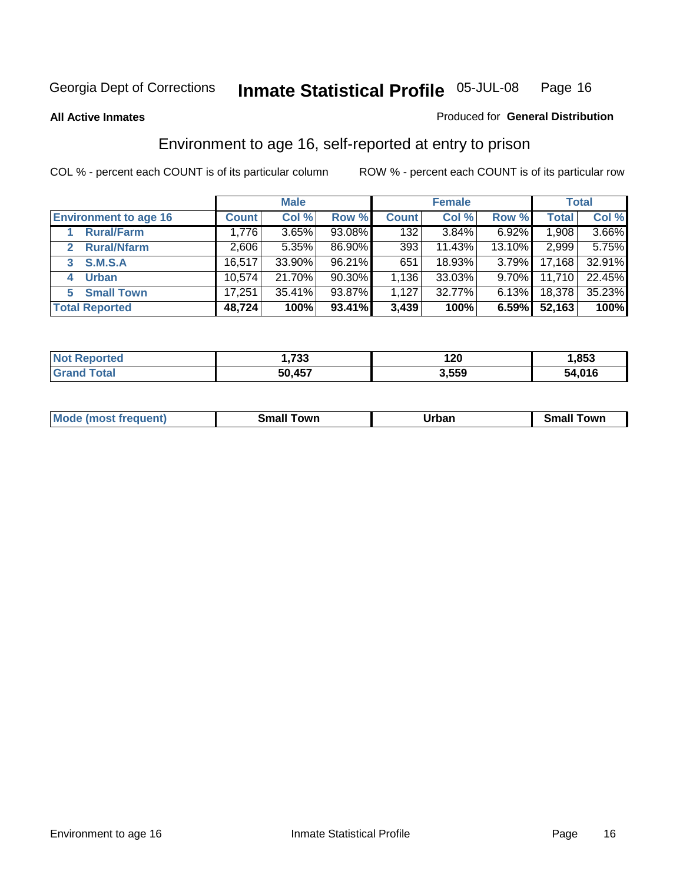Georgia Dept of Corrections **Inmate Statistical Profile** 05-JUL-08

**All Active Inmates**

Produced for **General Distribution**

## Environment to age 16, self-reported at entry to prison

COL % - percent each COUNT is of its particular column ROW % - percent each COUNT is of its particular row

| | Male | | | Female | | | Total | |
|---|---|---|---|---|---|---|---|---|
| **Environment to age 16** | **Count** | **Col %** | **Row %** | **Count** | **Col %** | **Row %** | **Total** | **Col %** |
| 1 **Rural/Farm** | 1,776 | 3.65% | 93.08% | 132 | 3.84% | 6.92% | 1,908 | 3.66% |
| 2 **Rural/Nfarm** | 2,606 | 5.35% | 86.90% | 393 | 11.43% | 13.10% | 2,999 | 5.75% |
| 3 **S.M.S.A** | 16,517 | 33.90% | 96.21% | 651 | 18.93% | 3.79% | 17,168 | 32.91% |
| 4 **Urban** | 10,574 | 21.70% | 90.30% | 1,136 | 33.03% | 9.70% | 11,710 | 22.45% |
| 5 **Small Town** | 17,251 | 35.41% | 93.87% | 1,127 | 32.77% | 6.13% | 18,378 | 35.23% |
| **Total Reported** | **48,724** | **100%** | **93.41%** | **3,439** | **100%** | **6.59%** | **52,163** | **100%** |

| | Male | Female | Total |
|---|---|---|---|
| **Not Reported** | **1,733** | **120** | **1,853** |
| **Grand Total** | **50,457** | **3,559** | **54,016** |

| | Male | Female | Total |
|---|---|---|---|
| **Mode (most frequent)** | **Small Town** | **Urban** | **Small Town** |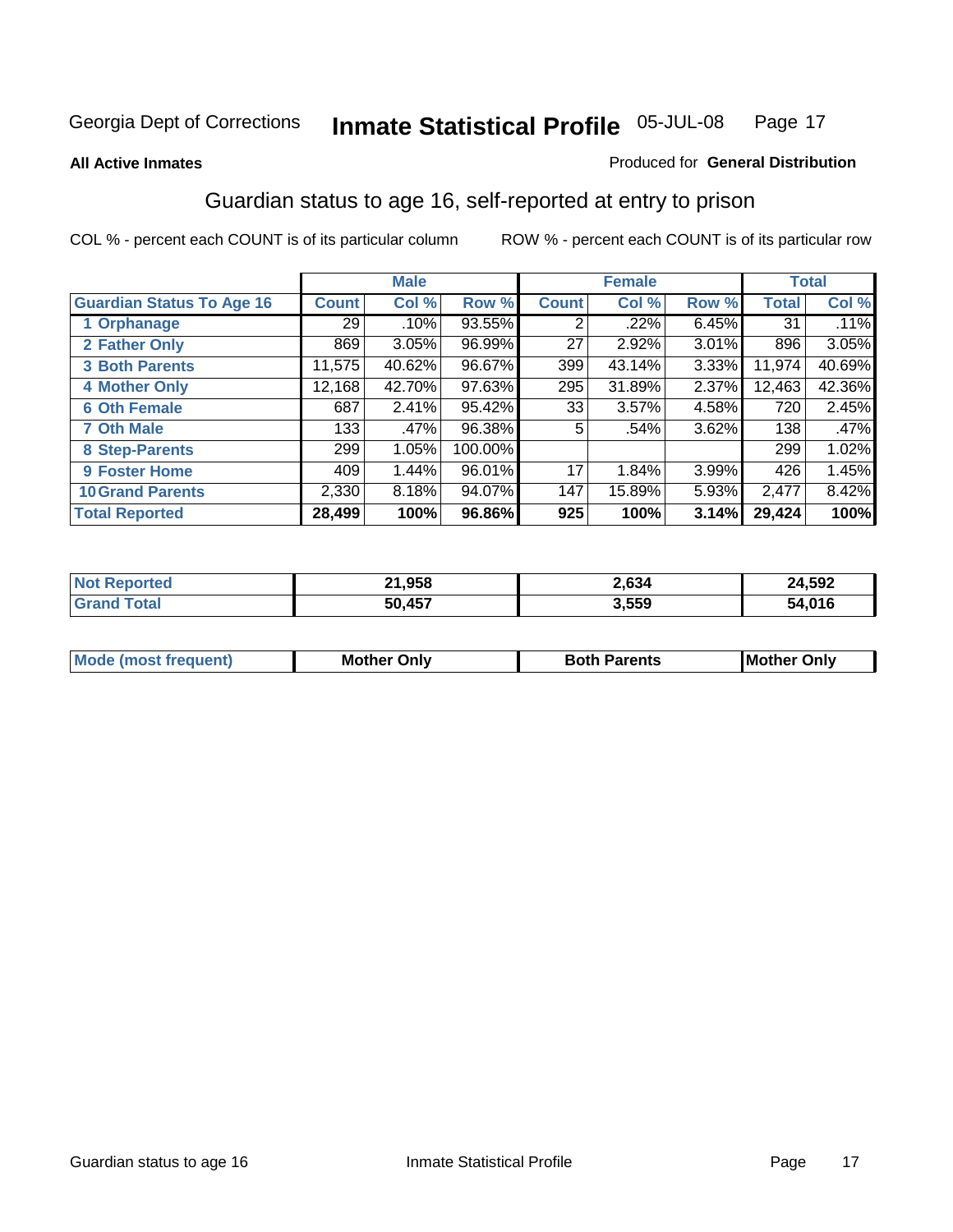Georgia Dept of Corrections **Inmate Statistical Profile** 05-JUL-08 Page 17

**All Active Inmates**

Produced for **General Distribution**

## Guardian status to age 16, self-reported at entry to prison

COL % - percent each COUNT is of its particular column

ROW % - percent each COUNT is of its particular row

| | Male | | | Female | | | Total | |
|---|---|---|---|---|---|---|---|---|
| **Guardian Status To Age 16** | **Count** | **Col %** | **Row %** | **Count** | **Col %** | **Row %** | **Total** | **Col %** |
| **1 Orphanage** | 29 | .10% | 93.55% | 2 | .22% | 6.45% | 31 | .11% |
| **2 Father Only** | 869 | 3.05% | 96.99% | 27 | 2.92% | 3.01% | 896 | 3.05% |
| **3 Both Parents** | 11,575 | 40.62% | 96.67% | 399 | 43.14% | 3.33% | 11,974 | 40.69% |
| **4 Mother Only** | 12,168 | 42.70% | 97.63% | 295 | 31.89% | 2.37% | 12,463 | 42.36% |
| **6 Oth Female** | 687 | 2.41% | 95.42% | 33 | 3.57% | 4.58% | 720 | 2.45% |
| **7 Oth Male** | 133 | .47% | 96.38% | 5 | .54% | 3.62% | 138 | .47% |
| **8 Step-Parents** | 299 | 1.05% | 100.00% | | | | 299 | 1.02% |
| **9 Foster Home** | 409 | 1.44% | 96.01% | 17 | 1.84% | 3.99% | 426 | 1.45% |
| **10 Grand Parents** | 2,330 | 8.18% | 94.07% | 147 | 15.89% | 5.93% | 2,477 | 8.42% |
| **Total Reported** | **28,499** | **100%** | **96.86%** | **925** | **100%** | **3.14%** | **29,424** | **100%** |

| | Male | Female | Total |
|---|---|---|---|
| **Not Reported** | **21,958** | **2,634** | **24,592** |
| **Grand Total** | **50,457** | **3,559** | **54,016** |

| | Male | Female | Total |
|---|---|---|---|
| **Mode (most frequent)** | **Mother Only** | **Both Parents** | **Mother Only** |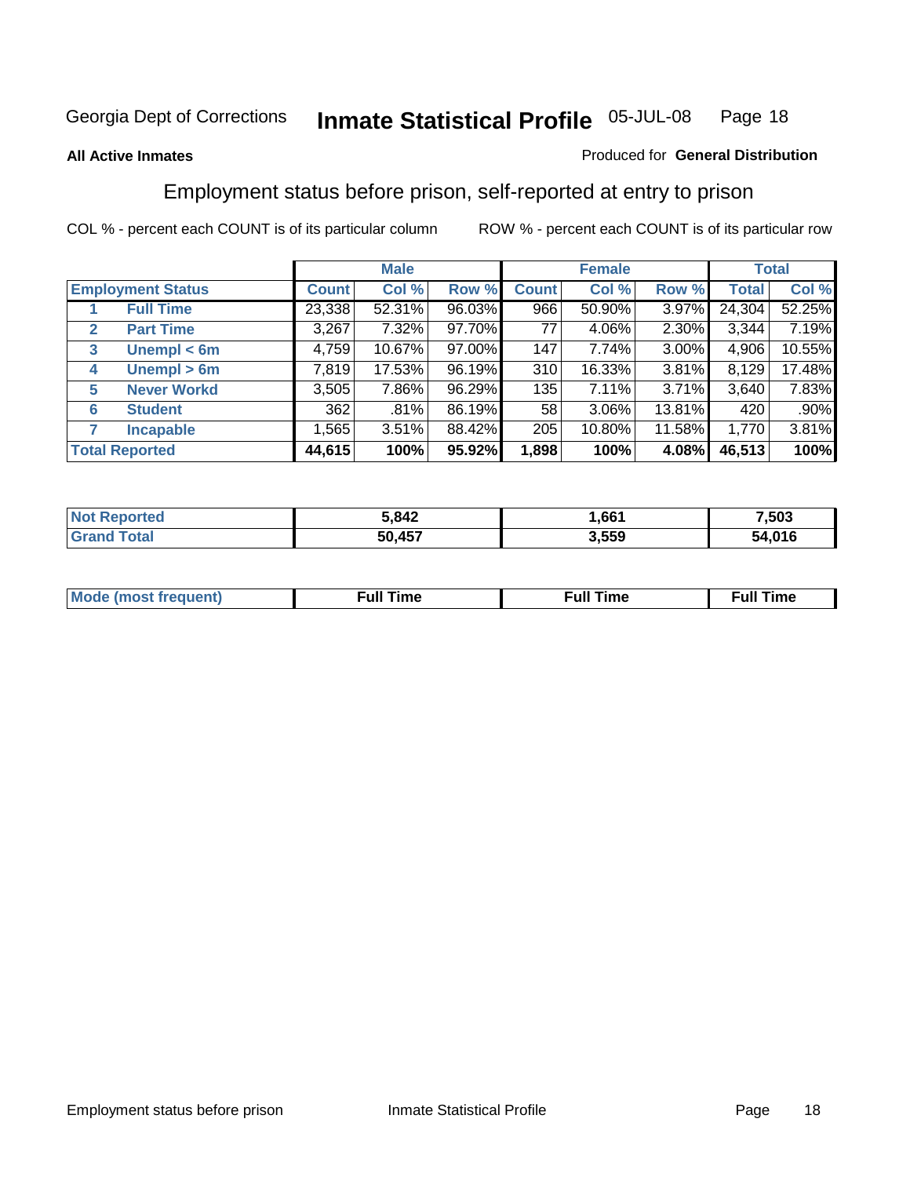Georgia Dept of Corrections **Inmate Statistical Profile** 05-JUL-08

**All Active Inmates**

Produced for **General Distribution**

## Employment status before prison, self-reported at entry to prison

COL % - percent each COUNT is of its particular column ROW % - percent each COUNT is of its particular row

| | | Male | | | Female | | | Total | |
|---|---|---|---|---|---|---|---|---|---|
| **Employment Status** | | **Count** | **Col %** | **Row %** | **Count** | **Col %** | **Row %** | **Total** | **Col %** |
| **1** | **Full Time** | 23,338 | 52.31% | 96.03% | 966 | 50.90% | 3.97% | 24,304 | 52.25% |
| **2** | **Part Time** | 3,267 | 7.32% | 97.70% | 77 | 4.06% | 2.30% | 3,344 | 7.19% |
| **3** | **Unempl < 6m** | 4,759 | 10.67% | 97.00% | 147 | 7.74% | 3.00% | 4,906 | 10.55% |
| **4** | **Unempl > 6m** | 7,819 | 17.53% | 96.19% | 310 | 16.33% | 3.81% | 8,129 | 17.48% |
| **5** | **Never Workd** | 3,505 | 7.86% | 96.29% | 135 | 7.11% | 3.71% | 3,640 | 7.83% |
| **6** | **Student** | 362 | .81% | 86.19% | 58 | 3.06% | 13.81% | 420 | .90% |
| **7** | **Incapable** | 1,565 | 3.51% | 88.42% | 205 | 10.80% | 11.58% | 1,770 | 3.81% |
| **Total Reported** | | **44,615** | **100%** | **95.92%** | **1,898** | **100%** | **4.08%** | **46,513** | **100%** |

| | Male | Female | Total |
|---|---|---|---|
| **Not Reported** | **5,842** | **1,661** | **7,503** |
| **Grand Total** | **50,457** | **3,559** | **54,016** |

| | Male | Female | Total |
|---|---|---|---|
| **Mode (most frequent)** | **Full Time** | **Full Time** | **Full Time** |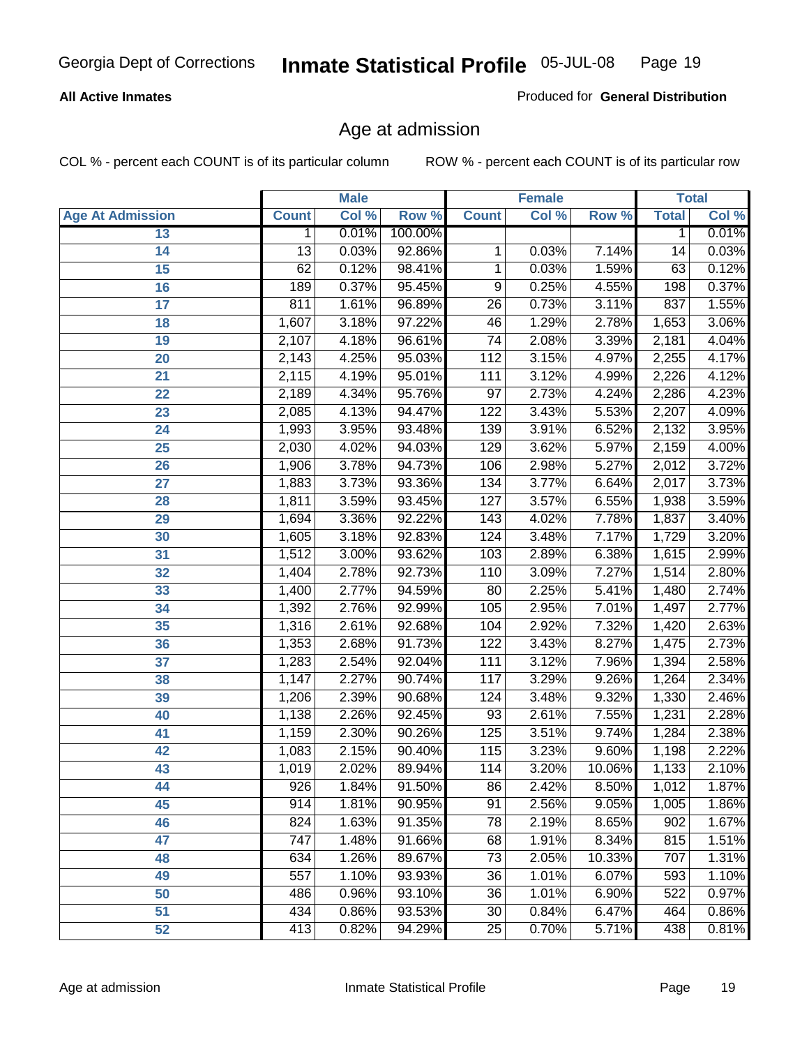**All Active Inmates**

Produced for **General Distribution**

## Age at admission

COL % - percent each COUNT is of its particular column

ROW % - percent each COUNT is of its particular row

| | Male | | | Female | | | Total | |
|---|---|---|---|---|---|---|---|---|
| Age At Admission | Count | Col % | Row % | Count | Col % | Row % | Total | Col % |
| 13 | 1 | 0.01% | 100.00% | | | | 1 | 0.01% |
| 14 | 13 | 0.03% | 92.86% | 1 | 0.03% | 7.14% | 14 | 0.03% |
| 15 | 62 | 0.12% | 98.41% | 1 | 0.03% | 1.59% | 63 | 0.12% |
| 16 | 189 | 0.37% | 95.45% | 9 | 0.25% | 4.55% | 198 | 0.37% |
| 17 | 811 | 1.61% | 96.89% | 26 | 0.73% | 3.11% | 837 | 1.55% |
| 18 | 1,607 | 3.18% | 97.22% | 46 | 1.29% | 2.78% | 1,653 | 3.06% |
| 19 | 2,107 | 4.18% | 96.61% | 74 | 2.08% | 3.39% | 2,181 | 4.04% |
| 20 | 2,143 | 4.25% | 95.03% | 112 | 3.15% | 4.97% | 2,255 | 4.17% |
| 21 | 2,115 | 4.19% | 95.01% | 111 | 3.12% | 4.99% | 2,226 | 4.12% |
| 22 | 2,189 | 4.34% | 95.76% | 97 | 2.73% | 4.24% | 2,286 | 4.23% |
| 23 | 2,085 | 4.13% | 94.47% | 122 | 3.43% | 5.53% | 2,207 | 4.09% |
| 24 | 1,993 | 3.95% | 93.48% | 139 | 3.91% | 6.52% | 2,132 | 3.95% |
| 25 | 2,030 | 4.02% | 94.03% | 129 | 3.62% | 5.97% | 2,159 | 4.00% |
| 26 | 1,906 | 3.78% | 94.73% | 106 | 2.98% | 5.27% | 2,012 | 3.72% |
| 27 | 1,883 | 3.73% | 93.36% | 134 | 3.77% | 6.64% | 2,017 | 3.73% |
| 28 | 1,811 | 3.59% | 93.45% | 127 | 3.57% | 6.55% | 1,938 | 3.59% |
| 29 | 1,694 | 3.36% | 92.22% | 143 | 4.02% | 7.78% | 1,837 | 3.40% |
| 30 | 1,605 | 3.18% | 92.83% | 124 | 3.48% | 7.17% | 1,729 | 3.20% |
| 31 | 1,512 | 3.00% | 93.62% | 103 | 2.89% | 6.38% | 1,615 | 2.99% |
| 32 | 1,404 | 2.78% | 92.73% | 110 | 3.09% | 7.27% | 1,514 | 2.80% |
| 33 | 1,400 | 2.77% | 94.59% | 80 | 2.25% | 5.41% | 1,480 | 2.74% |
| 34 | 1,392 | 2.76% | 92.99% | 105 | 2.95% | 7.01% | 1,497 | 2.77% |
| 35 | 1,316 | 2.61% | 92.68% | 104 | 2.92% | 7.32% | 1,420 | 2.63% |
| 36 | 1,353 | 2.68% | 91.73% | 122 | 3.43% | 8.27% | 1,475 | 2.73% |
| 37 | 1,283 | 2.54% | 92.04% | 111 | 3.12% | 7.96% | 1,394 | 2.58% |
| 38 | 1,147 | 2.27% | 90.74% | 117 | 3.29% | 9.26% | 1,264 | 2.34% |
| 39 | 1,206 | 2.39% | 90.68% | 124 | 3.48% | 9.32% | 1,330 | 2.46% |
| 40 | 1,138 | 2.26% | 92.45% | 93 | 2.61% | 7.55% | 1,231 | 2.28% |
| 41 | 1,159 | 2.30% | 90.26% | 125 | 3.51% | 9.74% | 1,284 | 2.38% |
| 42 | 1,083 | 2.15% | 90.40% | 115 | 3.23% | 9.60% | 1,198 | 2.22% |
| 43 | 1,019 | 2.02% | 89.94% | 114 | 3.20% | 10.06% | 1,133 | 2.10% |
| 44 | 926 | 1.84% | 91.50% | 86 | 2.42% | 8.50% | 1,012 | 1.87% |
| 45 | 914 | 1.81% | 90.95% | 91 | 2.56% | 9.05% | 1,005 | 1.86% |
| 46 | 824 | 1.63% | 91.35% | 78 | 2.19% | 8.65% | 902 | 1.67% |
| 47 | 747 | 1.48% | 91.66% | 68 | 1.91% | 8.34% | 815 | 1.51% |
| 48 | 634 | 1.26% | 89.67% | 73 | 2.05% | 10.33% | 707 | 1.31% |
| 49 | 557 | 1.10% | 93.93% | 36 | 1.01% | 6.07% | 593 | 1.10% |
| 50 | 486 | 0.96% | 93.10% | 36 | 1.01% | 6.90% | 522 | 0.97% |
| 51 | 434 | 0.86% | 93.53% | 30 | 0.84% | 6.47% | 464 | 0.86% |
| 52 | 413 | 0.82% | 94.29% | 25 | 0.70% | 5.71% | 438 | 0.81% |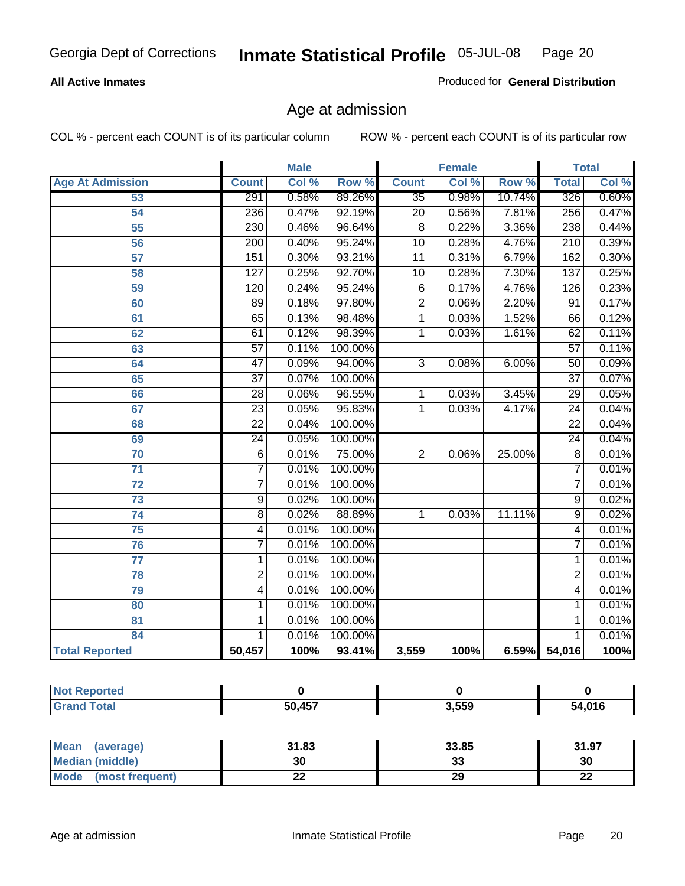## All Active Inmates

Produced for **General Distribution**

# Age at admission

COL % - percent each COUNT is of its particular column

ROW % - percent each COUNT is of its particular row

| | Male | | | Female | | | Total | |
|---|---|---|---|---|---|---|---|---|
| **Age At Admission** | **Count** | **Col %** | **Row %** | **Count** | **Col %** | **Row %** | **Total** | **Col %** |
| 53 | 291 | 0.58% | 89.26% | 35 | 0.98% | 10.74% | 326 | 0.60% |
| 54 | 236 | 0.47% | 92.19% | 20 | 0.56% | 7.81% | 256 | 0.47% |
| 55 | 230 | 0.46% | 96.64% | 8 | 0.22% | 3.36% | 238 | 0.44% |
| 56 | 200 | 0.40% | 95.24% | 10 | 0.28% | 4.76% | 210 | 0.39% |
| 57 | 151 | 0.30% | 93.21% | 11 | 0.31% | 6.79% | 162 | 0.30% |
| 58 | 127 | 0.25% | 92.70% | 10 | 0.28% | 7.30% | 137 | 0.25% |
| 59 | 120 | 0.24% | 95.24% | 6 | 0.17% | 4.76% | 126 | 0.23% |
| 60 | 89 | 0.18% | 97.80% | 2 | 0.06% | 2.20% | 91 | 0.17% |
| 61 | 65 | 0.13% | 98.48% | 1 | 0.03% | 1.52% | 66 | 0.12% |
| 62 | 61 | 0.12% | 98.39% | 1 | 0.03% | 1.61% | 62 | 0.11% |
| 63 | 57 | 0.11% | 100.00% | | | | 57 | 0.11% |
| 64 | 47 | 0.09% | 94.00% | 3 | 0.08% | 6.00% | 50 | 0.09% |
| 65 | 37 | 0.07% | 100.00% | | | | 37 | 0.07% |
| 66 | 28 | 0.06% | 96.55% | 1 | 0.03% | 3.45% | 29 | 0.05% |
| 67 | 23 | 0.05% | 95.83% | 1 | 0.03% | 4.17% | 24 | 0.04% |
| 68 | 22 | 0.04% | 100.00% | | | | 22 | 0.04% |
| 69 | 24 | 0.05% | 100.00% | | | | 24 | 0.04% |
| 70 | 6 | 0.01% | 75.00% | 2 | 0.06% | 25.00% | 8 | 0.01% |
| 71 | 7 | 0.01% | 100.00% | | | | 7 | 0.01% |
| 72 | 7 | 0.01% | 100.00% | | | | 7 | 0.01% |
| 73 | 9 | 0.02% | 100.00% | | | | 9 | 0.02% |
| 74 | 8 | 0.02% | 88.89% | 1 | 0.03% | 11.11% | 9 | 0.02% |
| 75 | 4 | 0.01% | 100.00% | | | | 4 | 0.01% |
| 76 | 7 | 0.01% | 100.00% | | | | 7 | 0.01% |
| 77 | 1 | 0.01% | 100.00% | | | | 1 | 0.01% |
| 78 | 2 | 0.01% | 100.00% | | | | 2 | 0.01% |
| 79 | 4 | 0.01% | 100.00% | | | | 4 | 0.01% |
| 80 | 1 | 0.01% | 100.00% | | | | 1 | 0.01% |
| 81 | 1 | 0.01% | 100.00% | | | | 1 | 0.01% |
| 84 | 1 | 0.01% | 100.00% | | | | 1 | 0.01% |
| **Total Reported** | **50,457** | **100%** | **93.41%** | **3,559** | **100%** | **6.59%** | **54,016** | **100%** |

| | Male | Female | Total |
|---|---|---|---|
| **Not Reported** | **0** | **0** | **0** |
| **Grand Total** | **50,457** | **3,559** | **54,016** |

| | Male | Female | Total |
|---|---|---|---|
| **Mean (average)** | **31.83** | **33.85** | **31.97** |
| **Median (middle)** | **30** | **33** | **30** |
| **Mode (most frequent)** | **22** | **29** | **22** |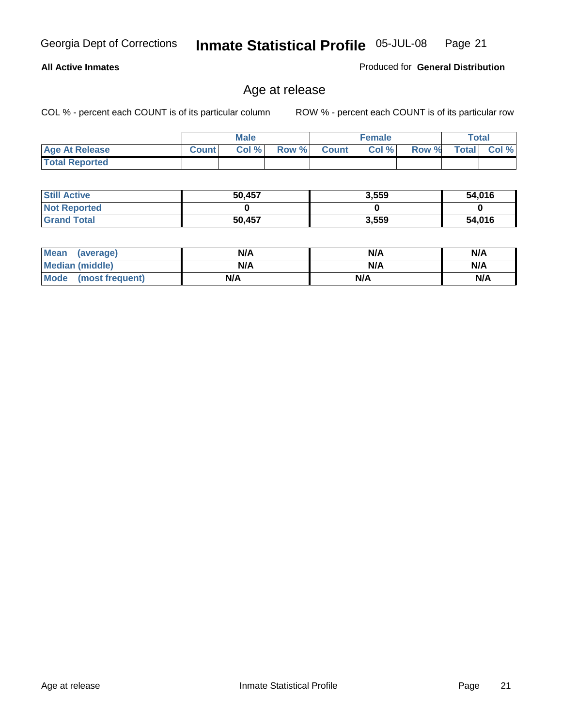**All Active Inmates**

Produced for **General Distribution**

## Age at release

COL % - percent each COUNT is of its particular column

ROW % - percent each COUNT is of its particular row

| | Male | | | Female | | | Total | |
|---|---|---|---|---|---|---|---|---|
| **Age At Release** | **Count** | **Col %** | **Row %** | **Count** | **Col %** | **Row %** | **Total** | **Col %** |
| **Total Reported** | | | | | | | | |

| | Male | Female | Total |
|---|---|---|---|
| **Still Active** | **50,457** | **3,559** | **54,016** |
| **Not Reported** | **0** | **0** | **0** |
| **Grand Total** | **50,457** | **3,559** | **54,016** |

| | Male | Female | Total |
|---|---|---|---|
| **Mean (average)** | **N/A** | **N/A** | **N/A** |
| **Median (middle)** | **N/A** | **N/A** | **N/A** |
| **Mode (most frequent)** | **N/A** | **N/A** | **N/A** |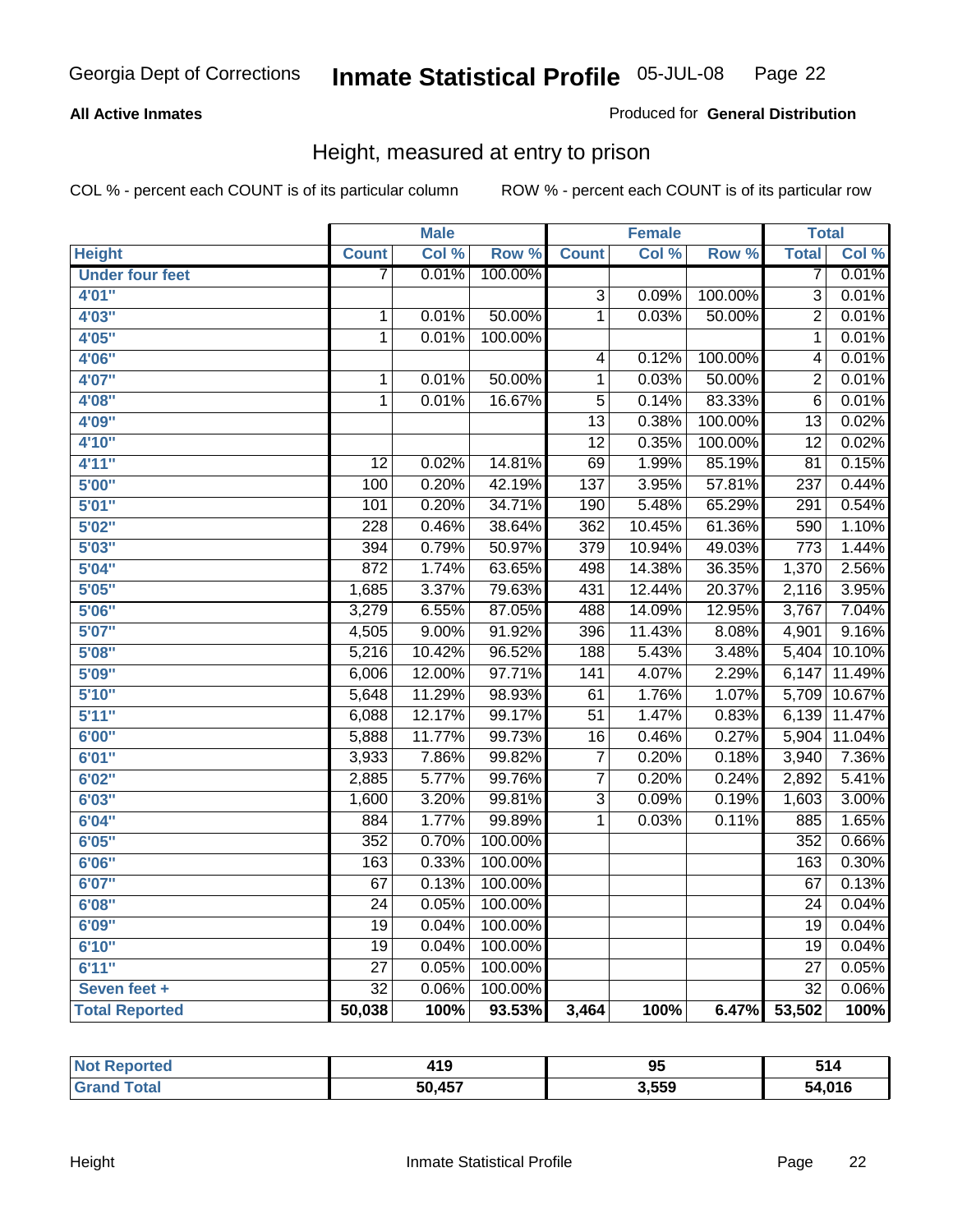Georgia Dept of Corrections **Inmate Statistical Profile** 05-JUL-08

**All Active Inmates**

Produced for **General Distribution**

## Height, measured at entry to prison

COL % - percent each COUNT is of its particular column ROW % - percent each COUNT is of its particular row

| | Male | | | Female | | | Total | |
|---|---|---|---|---|---|---|---|---|
| Height | Count | Col % | Row % | Count | Col % | Row % | Total | Col % |
| Under four feet | 7 | 0.01% | 100.00% | | | | 7 | 0.01% |
| 4'01" | | | | 3 | 0.09% | 100.00% | 3 | 0.01% |
| 4'03" | 1 | 0.01% | 50.00% | 1 | 0.03% | 50.00% | 2 | 0.01% |
| 4'05" | 1 | 0.01% | 100.00% | | | | 1 | 0.01% |
| 4'06" | | | | 4 | 0.12% | 100.00% | 4 | 0.01% |
| 4'07" | 1 | 0.01% | 50.00% | 1 | 0.03% | 50.00% | 2 | 0.01% |
| 4'08" | 1 | 0.01% | 16.67% | 5 | 0.14% | 83.33% | 6 | 0.01% |
| 4'09" | | | | 13 | 0.38% | 100.00% | 13 | 0.02% |
| 4'10" | | | | 12 | 0.35% | 100.00% | 12 | 0.02% |
| 4'11" | 12 | 0.02% | 14.81% | 69 | 1.99% | 85.19% | 81 | 0.15% |
| 5'00" | 100 | 0.20% | 42.19% | 137 | 3.95% | 57.81% | 237 | 0.44% |
| 5'01" | 101 | 0.20% | 34.71% | 190 | 5.48% | 65.29% | 291 | 0.54% |
| 5'02" | 228 | 0.46% | 38.64% | 362 | 10.45% | 61.36% | 590 | 1.10% |
| 5'03" | 394 | 0.79% | 50.97% | 379 | 10.94% | 49.03% | 773 | 1.44% |
| 5'04" | 872 | 1.74% | 63.65% | 498 | 14.38% | 36.35% | 1,370 | 2.56% |
| 5'05" | 1,685 | 3.37% | 79.63% | 431 | 12.44% | 20.37% | 2,116 | 3.95% |
| 5'06" | 3,279 | 6.55% | 87.05% | 488 | 14.09% | 12.95% | 3,767 | 7.04% |
| 5'07" | 4,505 | 9.00% | 91.92% | 396 | 11.43% | 8.08% | 4,901 | 9.16% |
| 5'08" | 5,216 | 10.42% | 96.52% | 188 | 5.43% | 3.48% | 5,404 | 10.10% |
| 5'09" | 6,006 | 12.00% | 97.71% | 141 | 4.07% | 2.29% | 6,147 | 11.49% |
| 5'10" | 5,648 | 11.29% | 98.93% | 61 | 1.76% | 1.07% | 5,709 | 10.67% |
| 5'11" | 6,088 | 12.17% | 99.17% | 51 | 1.47% | 0.83% | 6,139 | 11.47% |
| 6'00" | 5,888 | 11.77% | 99.73% | 16 | 0.46% | 0.27% | 5,904 | 11.04% |
| 6'01" | 3,933 | 7.86% | 99.82% | 7 | 0.20% | 0.18% | 3,940 | 7.36% |
| 6'02" | 2,885 | 5.77% | 99.76% | 7 | 0.20% | 0.24% | 2,892 | 5.41% |
| 6'03" | 1,600 | 3.20% | 99.81% | 3 | 0.09% | 0.19% | 1,603 | 3.00% |
| 6'04" | 884 | 1.77% | 99.89% | 1 | 0.03% | 0.11% | 885 | 1.65% |
| 6'05" | 352 | 0.70% | 100.00% | | | | 352 | 0.66% |
| 6'06" | 163 | 0.33% | 100.00% | | | | 163 | 0.30% |
| 6'07" | 67 | 0.13% | 100.00% | | | | 67 | 0.13% |
| 6'08" | 24 | 0.05% | 100.00% | | | | 24 | 0.04% |
| 6'09" | 19 | 0.04% | 100.00% | | | | 19 | 0.04% |
| 6'10" | 19 | 0.04% | 100.00% | | | | 19 | 0.04% |
| 6'11" | 27 | 0.05% | 100.00% | | | | 27 | 0.05% |
| Seven feet + | 32 | 0.06% | 100.00% | | | | 32 | 0.06% |
| **Total Reported** | **50,038** | **100%** | **93.53%** | **3,464** | **100%** | **6.47%** | **53,502** | **100%** |

| | Male | Female | Total |
|---|---|---|---|
| Not Reported | 419 | 95 | 514 |
| Grand Total | 50,457 | 3,559 | 54,016 |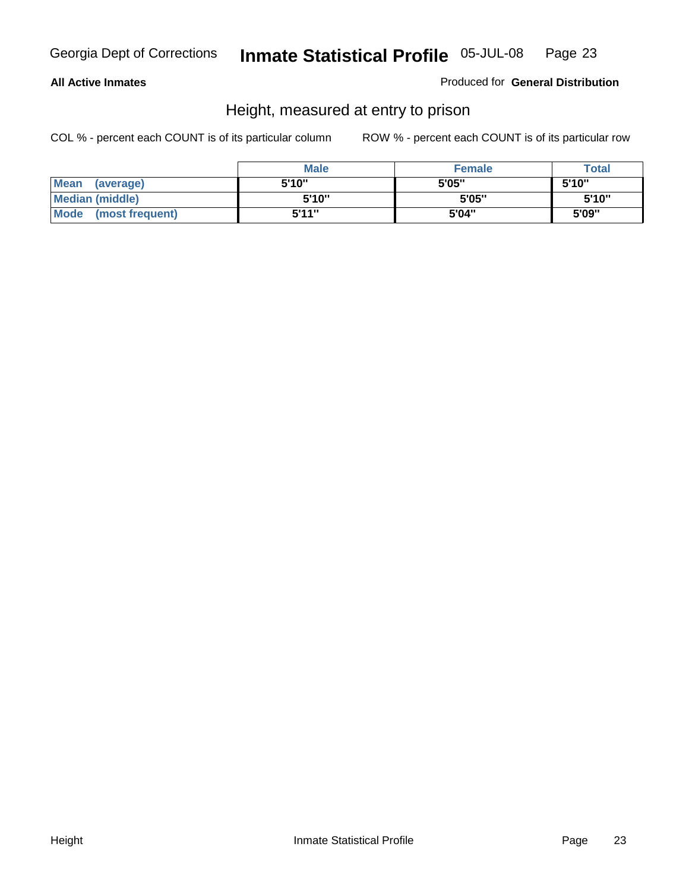**All Active Inmates**

Produced for **General Distribution**

## Height, measured at entry to prison

COL % - percent each COUNT is of its particular column

ROW % - percent each COUNT is of its particular row

| | Male | Female | Total |
|---|---|---|---|
| **Mean (average)** | 5'10" | 5'05" | 5'10" |
| **Median (middle)** | 5'10" | 5'05" | 5'10" |
| **Mode (most frequent)** | 5'11" | 5'04" | 5'09" |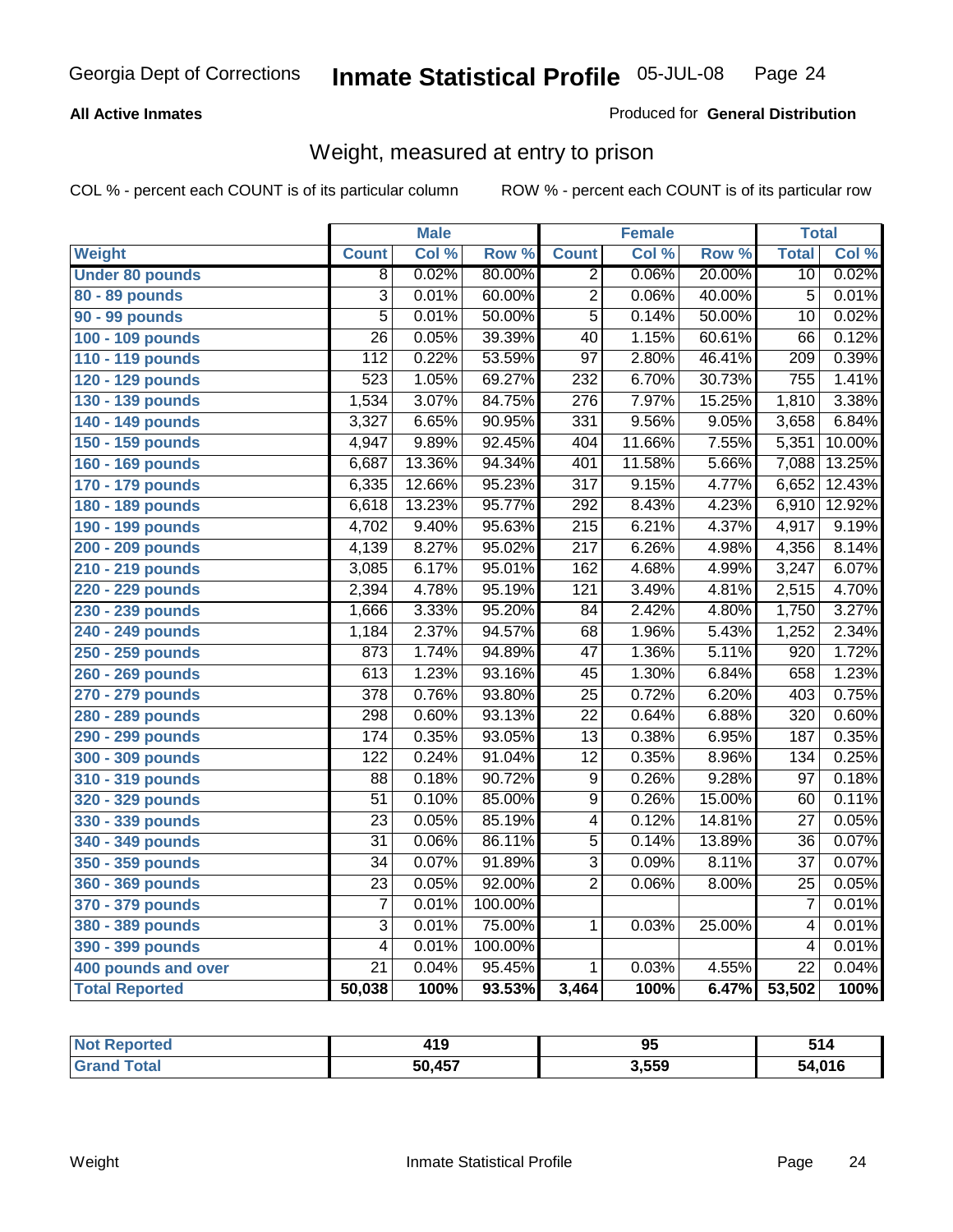# Georgia Dept of Corrections — Inmate Statistical Profile 05-JUL-08

**All Active Inmates** — Produced for **General Distribution**

## Weight, measured at entry to prison

COL % - percent each COUNT is of its particular column

ROW % - percent each COUNT is of its particular row

| | Male | | | Female | | | Total | |
|---|---|---|---|---|---|---|---|---|
| **Weight** | **Count** | **Col %** | **Row %** | **Count** | **Col %** | **Row %** | **Total** | **Col %** |
| **Under 80 pounds** | 8 | 0.02% | 80.00% | 2 | 0.06% | 20.00% | 10 | 0.02% |
| **80 - 89 pounds** | 3 | 0.01% | 60.00% | 2 | 0.06% | 40.00% | 5 | 0.01% |
| **90 - 99 pounds** | 5 | 0.01% | 50.00% | 5 | 0.14% | 50.00% | 10 | 0.02% |
| **100 - 109 pounds** | 26 | 0.05% | 39.39% | 40 | 1.15% | 60.61% | 66 | 0.12% |
| **110 - 119 pounds** | 112 | 0.22% | 53.59% | 97 | 2.80% | 46.41% | 209 | 0.39% |
| **120 - 129 pounds** | 523 | 1.05% | 69.27% | 232 | 6.70% | 30.73% | 755 | 1.41% |
| **130 - 139 pounds** | 1,534 | 3.07% | 84.75% | 276 | 7.97% | 15.25% | 1,810 | 3.38% |
| **140 - 149 pounds** | 3,327 | 6.65% | 90.95% | 331 | 9.56% | 9.05% | 3,658 | 6.84% |
| **150 - 159 pounds** | 4,947 | 9.89% | 92.45% | 404 | 11.66% | 7.55% | 5,351 | 10.00% |
| **160 - 169 pounds** | 6,687 | 13.36% | 94.34% | 401 | 11.58% | 5.66% | 7,088 | 13.25% |
| **170 - 179 pounds** | 6,335 | 12.66% | 95.23% | 317 | 9.15% | 4.77% | 6,652 | 12.43% |
| **180 - 189 pounds** | 6,618 | 13.23% | 95.77% | 292 | 8.43% | 4.23% | 6,910 | 12.92% |
| **190 - 199 pounds** | 4,702 | 9.40% | 95.63% | 215 | 6.21% | 4.37% | 4,917 | 9.19% |
| **200 - 209 pounds** | 4,139 | 8.27% | 95.02% | 217 | 6.26% | 4.98% | 4,356 | 8.14% |
| **210 - 219 pounds** | 3,085 | 6.17% | 95.01% | 162 | 4.68% | 4.99% | 3,247 | 6.07% |
| **220 - 229 pounds** | 2,394 | 4.78% | 95.19% | 121 | 3.49% | 4.81% | 2,515 | 4.70% |
| **230 - 239 pounds** | 1,666 | 3.33% | 95.20% | 84 | 2.42% | 4.80% | 1,750 | 3.27% |
| **240 - 249 pounds** | 1,184 | 2.37% | 94.57% | 68 | 1.96% | 5.43% | 1,252 | 2.34% |
| **250 - 259 pounds** | 873 | 1.74% | 94.89% | 47 | 1.36% | 5.11% | 920 | 1.72% |
| **260 - 269 pounds** | 613 | 1.23% | 93.16% | 45 | 1.30% | 6.84% | 658 | 1.23% |
| **270 - 279 pounds** | 378 | 0.76% | 93.80% | 25 | 0.72% | 6.20% | 403 | 0.75% |
| **280 - 289 pounds** | 298 | 0.60% | 93.13% | 22 | 0.64% | 6.88% | 320 | 0.60% |
| **290 - 299 pounds** | 174 | 0.35% | 93.05% | 13 | 0.38% | 6.95% | 187 | 0.35% |
| **300 - 309 pounds** | 122 | 0.24% | 91.04% | 12 | 0.35% | 8.96% | 134 | 0.25% |
| **310 - 319 pounds** | 88 | 0.18% | 90.72% | 9 | 0.26% | 9.28% | 97 | 0.18% |
| **320 - 329 pounds** | 51 | 0.10% | 85.00% | 9 | 0.26% | 15.00% | 60 | 0.11% |
| **330 - 339 pounds** | 23 | 0.05% | 85.19% | 4 | 0.12% | 14.81% | 27 | 0.05% |
| **340 - 349 pounds** | 31 | 0.06% | 86.11% | 5 | 0.14% | 13.89% | 36 | 0.07% |
| **350 - 359 pounds** | 34 | 0.07% | 91.89% | 3 | 0.09% | 8.11% | 37 | 0.07% |
| **360 - 369 pounds** | 23 | 0.05% | 92.00% | 2 | 0.06% | 8.00% | 25 | 0.05% |
| **370 - 379 pounds** | 7 | 0.01% | 100.00% | | | | 7 | 0.01% |
| **380 - 389 pounds** | 3 | 0.01% | 75.00% | 1 | 0.03% | 25.00% | 4 | 0.01% |
| **390 - 399 pounds** | 4 | 0.01% | 100.00% | | | | 4 | 0.01% |
| **400 pounds and over** | 21 | 0.04% | 95.45% | 1 | 0.03% | 4.55% | 22 | 0.04% |
| **Total Reported** | **50,038** | **100%** | **93.53%** | **3,464** | **100%** | **6.47%** | **53,502** | **100%** |

| | Male | Female | Total |
|---|---|---|---|
| **Not Reported** | **419** | **95** | **514** |
| **Grand Total** | **50,457** | **3,559** | **54,016** |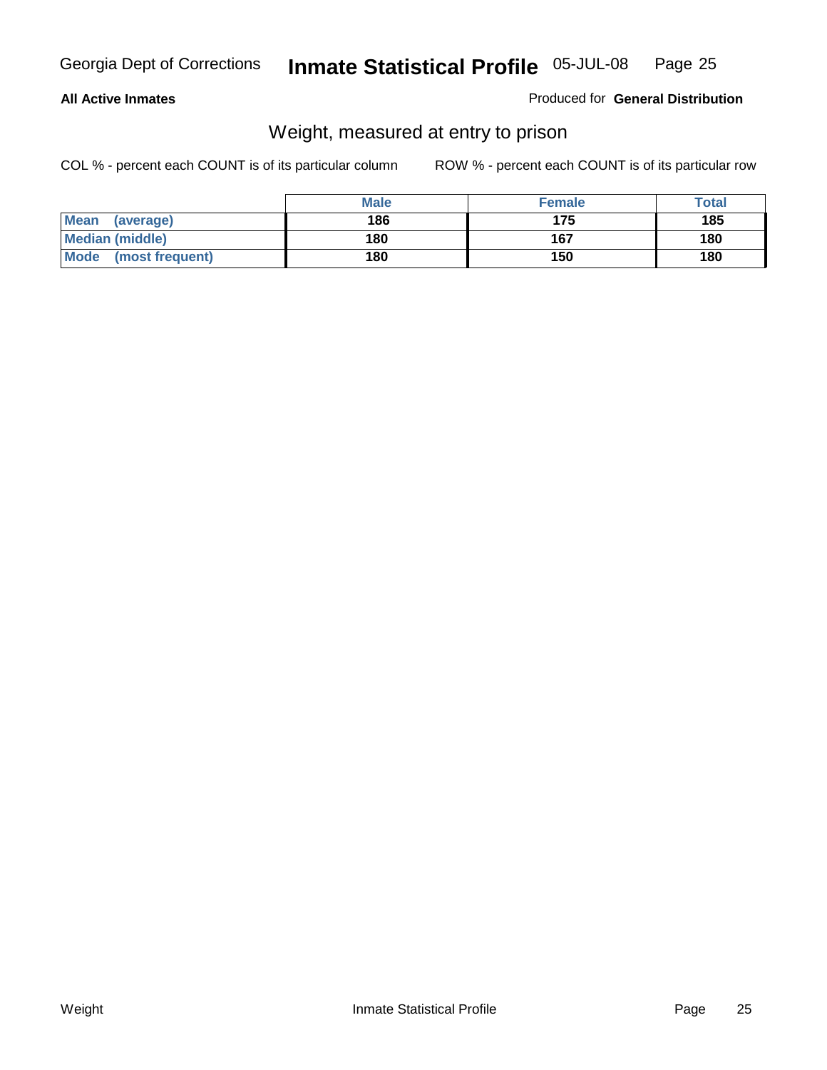**All Active Inmates**

Produced for **General Distribution**

## Weight, measured at entry to prison

COL % - percent each COUNT is of its particular column

ROW % - percent each COUNT is of its particular row

| | Male | Female | Total |
|---|---|---|---|
| **Mean (average)** | 186 | 175 | 185 |
| **Median (middle)** | 180 | 167 | 180 |
| **Mode (most frequent)** | 180 | 150 | 180 |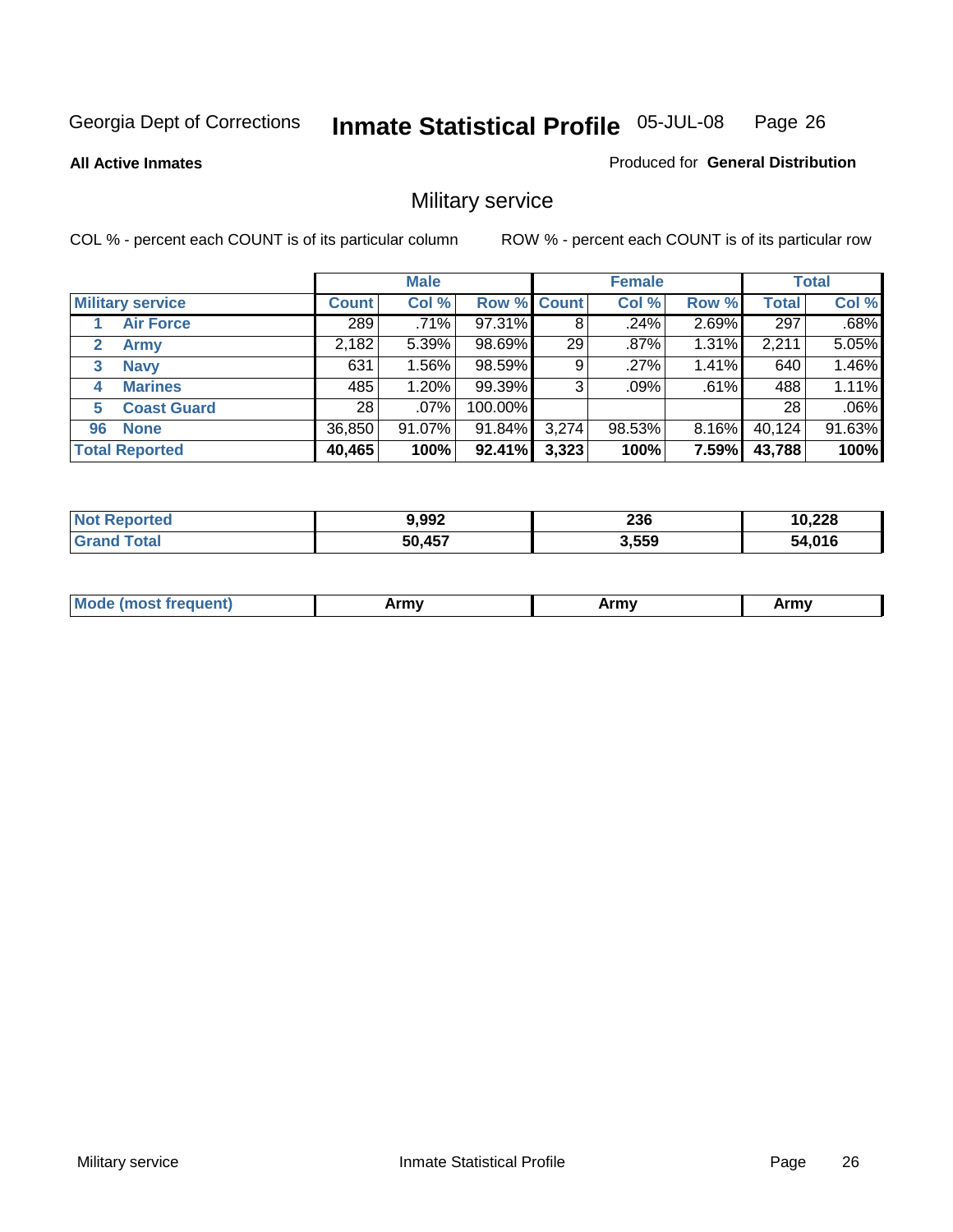Georgia Dept of Corrections **Inmate Statistical Profile** 05-JUL-08

**All Active Inmates**

Produced for **General Distribution**

## Military service

COL % - percent each COUNT is of its particular column

ROW % - percent each COUNT is of its particular row

| | | Male | | | Female | | | Total | |
|---|---|---|---|---|---|---|---|---|---|
| **Military service** | | **Count** | **Col %** | **Row %** | **Count** | **Col %** | **Row %** | **Total** | **Col %** |
| 1 | Air Force | 289 | .71% | 97.31% | 8 | .24% | 2.69% | 297 | .68% |
| 2 | Army | 2,182 | 5.39% | 98.69% | 29 | .87% | 1.31% | 2,211 | 5.05% |
| 3 | Navy | 631 | 1.56% | 98.59% | 9 | .27% | 1.41% | 640 | 1.46% |
| 4 | Marines | 485 | 1.20% | 99.39% | 3 | .09% | .61% | 488 | 1.11% |
| 5 | Coast Guard | 28 | .07% | 100.00% | | | | 28 | .06% |
| 96 | None | 36,850 | 91.07% | 91.84% | 3,274 | 98.53% | 8.16% | 40,124 | 91.63% |
| **Total Reported** | | **40,465** | **100%** | **92.41%** | **3,323** | **100%** | **7.59%** | **43,788** | **100%** |

| | Male | Female | Total |
|---|---|---|---|
| **Not Reported** | **9,992** | **236** | **10,228** |
| **Grand Total** | **50,457** | **3,559** | **54,016** |

| | Male | Female | Total |
|---|---|---|---|
| **Mode (most frequent)** | **Army** | **Army** | **Army** |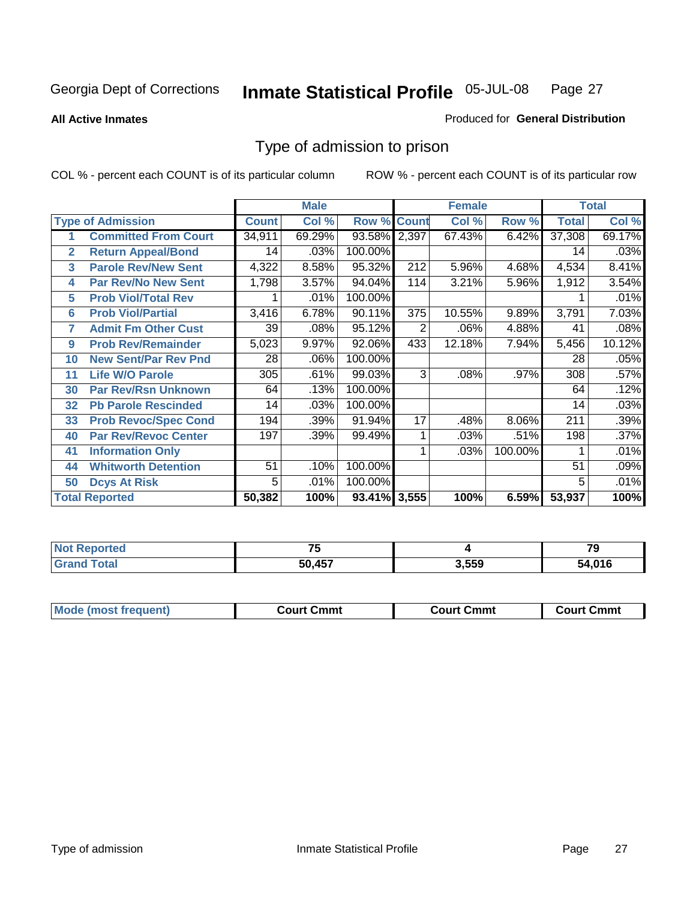Georgia Dept of Corrections **Inmate Statistical Profile** 05-JUL-08

**All Active Inmates**

Produced for **General Distribution**

## Type of admission to prison

COL % - percent each COUNT is of its particular column

ROW % - percent each COUNT is of its particular row

| | | Male | | | Female | | | Total | |
|---|---|---|---|---|---|---|---|---|---|
| **Type of Admission** | | **Count** | **Col %** | **Row %** | **Count** | **Col %** | **Row %** | **Total** | **Col %** |
| 1 | Committed From Court | 34,911 | 69.29% | 93.58% | 2,397 | 67.43% | 6.42% | 37,308 | 69.17% |
| 2 | Return Appeal/Bond | 14 | .03% | 100.00% | | | | 14 | .03% |
| 3 | Parole Rev/New Sent | 4,322 | 8.58% | 95.32% | 212 | 5.96% | 4.68% | 4,534 | 8.41% |
| 4 | Par Rev/No New Sent | 1,798 | 3.57% | 94.04% | 114 | 3.21% | 5.96% | 1,912 | 3.54% |
| 5 | Prob Viol/Total Rev | 1 | .01% | 100.00% | | | | 1 | .01% |
| 6 | Prob Viol/Partial | 3,416 | 6.78% | 90.11% | 375 | 10.55% | 9.89% | 3,791 | 7.03% |
| 7 | Admit Fm Other Cust | 39 | .08% | 95.12% | 2 | .06% | 4.88% | 41 | .08% |
| 9 | Prob Rev/Remainder | 5,023 | 9.97% | 92.06% | 433 | 12.18% | 7.94% | 5,456 | 10.12% |
| 10 | New Sent/Par Rev Pnd | 28 | .06% | 100.00% | | | | 28 | .05% |
| 11 | Life W/O Parole | 305 | .61% | 99.03% | 3 | .08% | .97% | 308 | .57% |
| 30 | Par Rev/Rsn Unknown | 64 | .13% | 100.00% | | | | 64 | .12% |
| 32 | Pb Parole Rescinded | 14 | .03% | 100.00% | | | | 14 | .03% |
| 33 | Prob Revoc/Spec Cond | 194 | .39% | 91.94% | 17 | .48% | 8.06% | 211 | .39% |
| 40 | Par Rev/Revoc Center | 197 | .39% | 99.49% | 1 | .03% | .51% | 198 | .37% |
| 41 | Information Only | | | | 1 | .03% | 100.00% | 1 | .01% |
| 44 | Whitworth Detention | 51 | .10% | 100.00% | | | | 51 | .09% |
| 50 | Dcys At Risk | 5 | .01% | 100.00% | | | | 5 | .01% |
| **Total Reported** | | **50,382** | **100%** | **93.41%** | **3,555** | **100%** | **6.59%** | **53,937** | **100%** |

| | Male | Female | Total |
|---|---|---|---|
| **Not Reported** | **75** | **4** | **79** |
| **Grand Total** | **50,457** | **3,559** | **54,016** |

| | Male | Female | Total |
|---|---|---|---|
| **Mode (most frequent)** | **Court Cmmt** | **Court Cmmt** | **Court Cmmt** |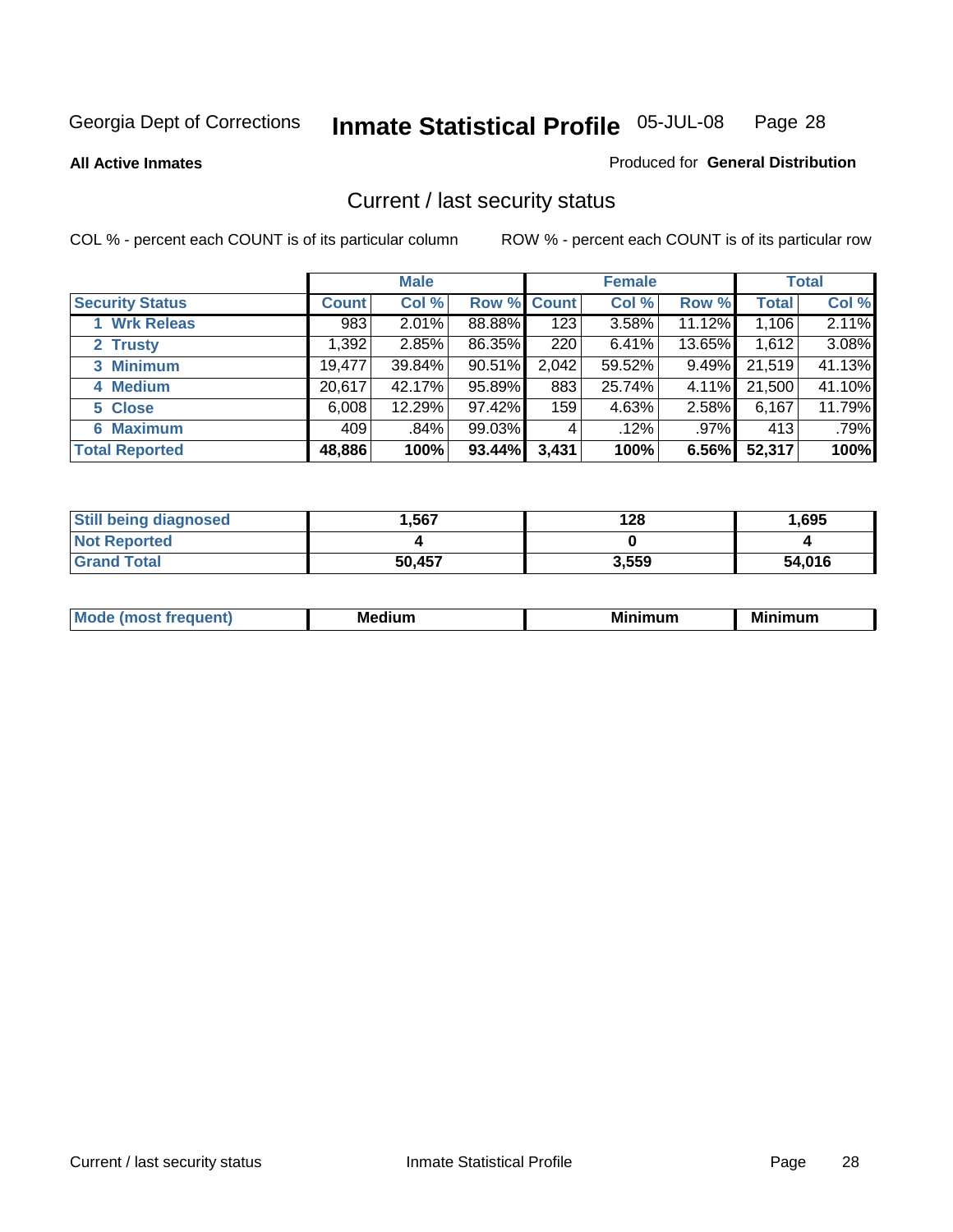Georgia Dept of Corrections **Inmate Statistical Profile** 05-JUL-08

**All Active Inmates**

Produced for **General Distribution**

## Current / last security status

COL % - percent each COUNT is of its particular column

ROW % - percent each COUNT is of its particular row

| | Male | | | Female | | | Total | |
|---|---|---|---|---|---|---|---|---|
| **Security Status** | **Count** | **Col %** | **Row %** | **Count** | **Col %** | **Row %** | **Total** | **Col %** |
| 1 Wrk Releas | 983 | 2.01% | 88.88% | 123 | 3.58% | 11.12% | 1,106 | 2.11% |
| 2 Trusty | 1,392 | 2.85% | 86.35% | 220 | 6.41% | 13.65% | 1,612 | 3.08% |
| 3 Minimum | 19,477 | 39.84% | 90.51% | 2,042 | 59.52% | 9.49% | 21,519 | 41.13% |
| 4 Medium | 20,617 | 42.17% | 95.89% | 883 | 25.74% | 4.11% | 21,500 | 41.10% |
| 5 Close | 6,008 | 12.29% | 97.42% | 159 | 4.63% | 2.58% | 6,167 | 11.79% |
| 6 Maximum | 409 | .84% | 99.03% | 4 | .12% | .97% | 413 | .79% |
| **Total Reported** | **48,886** | **100%** | **93.44%** | **3,431** | **100%** | **6.56%** | **52,317** | **100%** |

| | Male | Female | Total |
|---|---|---|---|
| **Still being diagnosed** | **1,567** | **128** | **1,695** |
| **Not Reported** | **4** | **0** | **4** |
| **Grand Total** | **50,457** | **3,559** | **54,016** |

| | Male | Female | Total |
|---|---|---|---|
| **Mode (most frequent)** | **Medium** | **Minimum** | **Minimum** |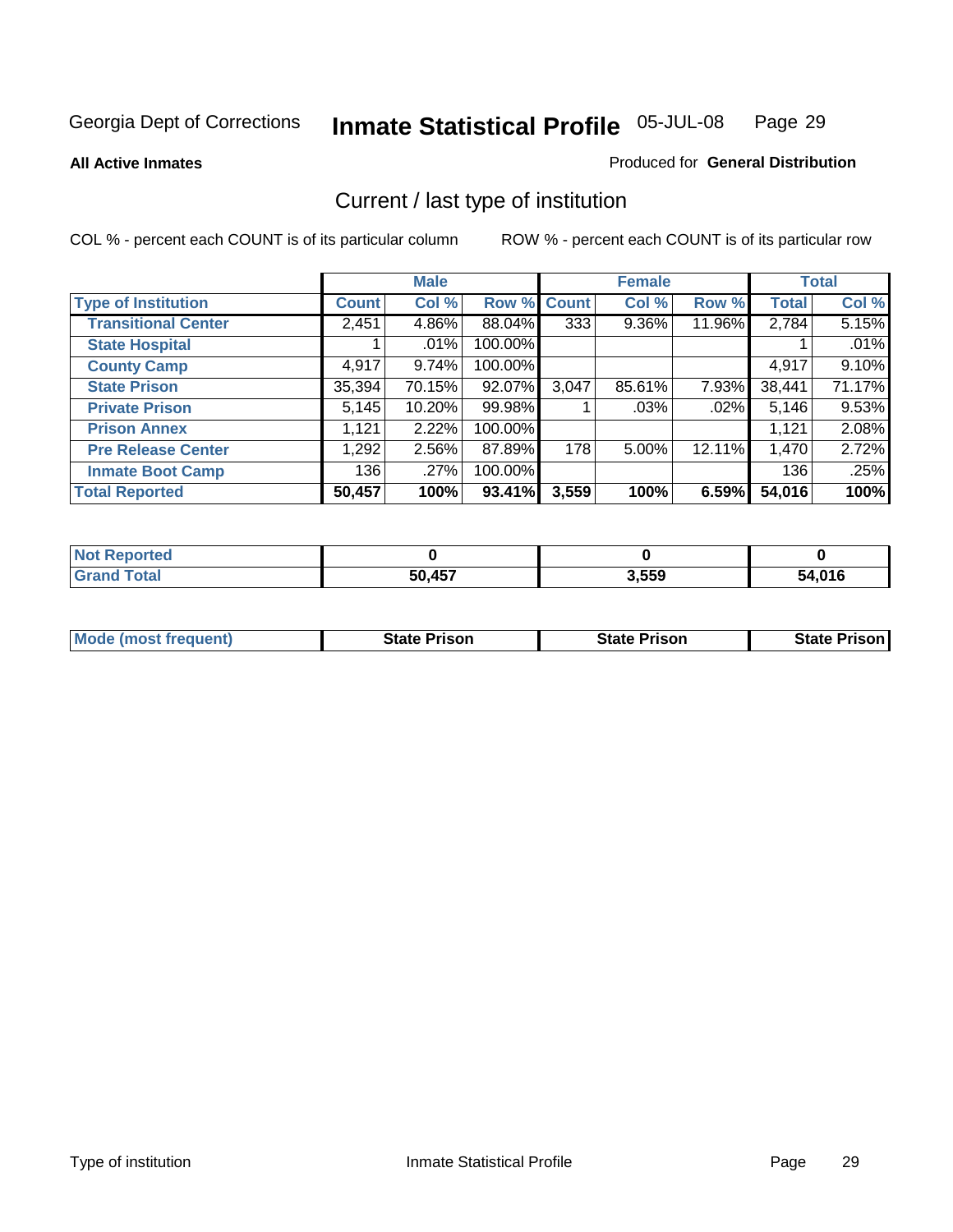Georgia Dept of Corrections **Inmate Statistical Profile** 05-JUL-08

**All Active Inmates**

Produced for **General Distribution**

## Current / last type of institution

COL % - percent each COUNT is of its particular column

ROW % - percent each COUNT is of its particular row

| | Male | | | Female | | | Total | |
|---|---|---|---|---|---|---|---|---|
| **Type of Institution** | **Count** | **Col %** | **Row %** | **Count** | **Col %** | **Row %** | **Total** | **Col %** |
| Transitional Center | 2,451 | 4.86% | 88.04% | 333 | 9.36% | 11.96% | 2,784 | 5.15% |
| State Hospital | 1 | .01% | 100.00% | | | | 1 | .01% |
| County Camp | 4,917 | 9.74% | 100.00% | | | | 4,917 | 9.10% |
| State Prison | 35,394 | 70.15% | 92.07% | 3,047 | 85.61% | 7.93% | 38,441 | 71.17% |
| Private Prison | 5,145 | 10.20% | 99.98% | 1 | .03% | .02% | 5,146 | 9.53% |
| Prison Annex | 1,121 | 2.22% | 100.00% | | | | 1,121 | 2.08% |
| Pre Release Center | 1,292 | 2.56% | 87.89% | 178 | 5.00% | 12.11% | 1,470 | 2.72% |
| Inmate Boot Camp | 136 | .27% | 100.00% | | | | 136 | .25% |
| **Total Reported** | **50,457** | **100%** | **93.41%** | **3,559** | **100%** | **6.59%** | **54,016** | **100%** |

| | Male | Female | Total |
|---|---|---|---|
| Not Reported | **0** | **0** | **0** |
| Grand Total | **50,457** | **3,559** | **54,016** |

| | Male | Female | Total |
|---|---|---|---|
| Mode (most frequent) | **State Prison** | **State Prison** | **State Prison** |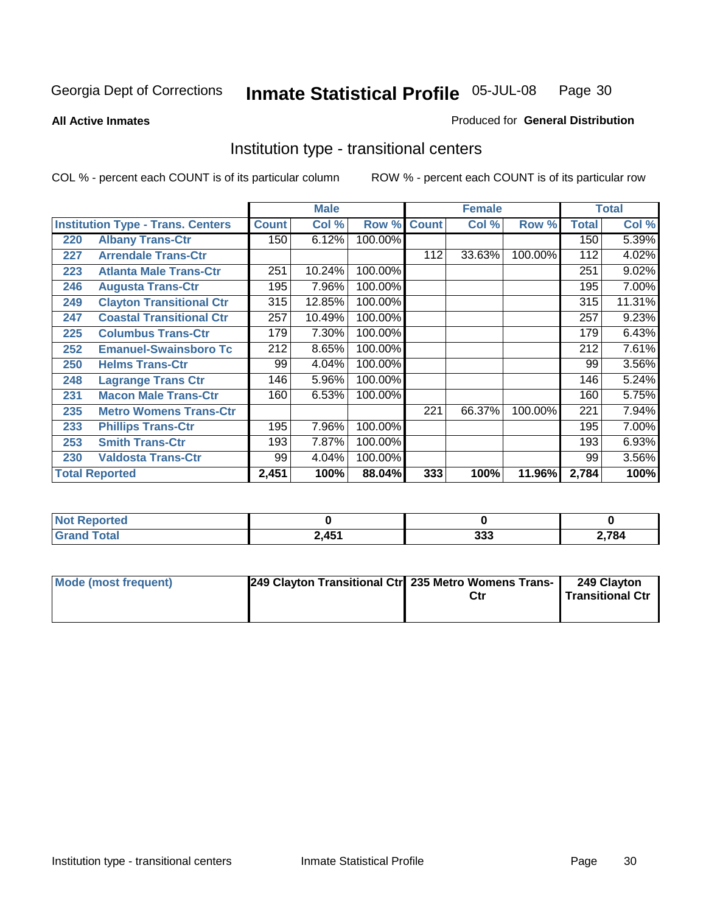Georgia Dept of Corrections **Inmate Statistical Profile** 05-JUL-08

**All Active Inmates**

Produced for **General Distribution**

## Institution type - transitional centers

COL % - percent each COUNT is of its particular column ROW % - percent each COUNT is of its particular row

| Institution Type - Trans. Centers | | Male | | | Female | | | Total | |
|---|---|---|---|---|---|---|---|---|---|
| | | Count | Col % | Row % | Count | Col % | Row % | Total | Col % |
| 220 | Albany Trans-Ctr | 150 | 6.12% | 100.00% | | | | 150 | 5.39% |
| 227 | Arrendale Trans-Ctr | | | | 112 | 33.63% | 100.00% | 112 | 4.02% |
| 223 | Atlanta Male Trans-Ctr | 251 | 10.24% | 100.00% | | | | 251 | 9.02% |
| 246 | Augusta Trans-Ctr | 195 | 7.96% | 100.00% | | | | 195 | 7.00% |
| 249 | Clayton Transitional Ctr | 315 | 12.85% | 100.00% | | | | 315 | 11.31% |
| 247 | Coastal Transitional Ctr | 257 | 10.49% | 100.00% | | | | 257 | 9.23% |
| 225 | Columbus Trans-Ctr | 179 | 7.30% | 100.00% | | | | 179 | 6.43% |
| 252 | Emanuel-Swainsboro Tc | 212 | 8.65% | 100.00% | | | | 212 | 7.61% |
| 250 | Helms Trans-Ctr | 99 | 4.04% | 100.00% | | | | 99 | 3.56% |
| 248 | Lagrange Trans Ctr | 146 | 5.96% | 100.00% | | | | 146 | 5.24% |
| 231 | Macon Male Trans-Ctr | 160 | 6.53% | 100.00% | | | | 160 | 5.75% |
| 235 | Metro Womens Trans-Ctr | | | | 221 | 66.37% | 100.00% | 221 | 7.94% |
| 233 | Phillips Trans-Ctr | 195 | 7.96% | 100.00% | | | | 195 | 7.00% |
| 253 | Smith Trans-Ctr | 193 | 7.87% | 100.00% | | | | 193 | 6.93% |
| 230 | Valdosta Trans-Ctr | 99 | 4.04% | 100.00% | | | | 99 | 3.56% |
| **Total Reported** | | **2,451** | **100%** | **88.04%** | **333** | **100%** | **11.96%** | **2,784** | **100%** |

| | Male | Female | Total |
|---|---|---|---|
| Not Reported | 0 | 0 | 0 |
| Grand Total | 2,451 | 333 | 2,784 |

| | Male | Female | Total |
|---|---|---|---|
| Mode (most frequent) | 249 Clayton Transitional Ctr | 235 Metro Womens Trans-Ctr | 249 Clayton Transitional Ctr |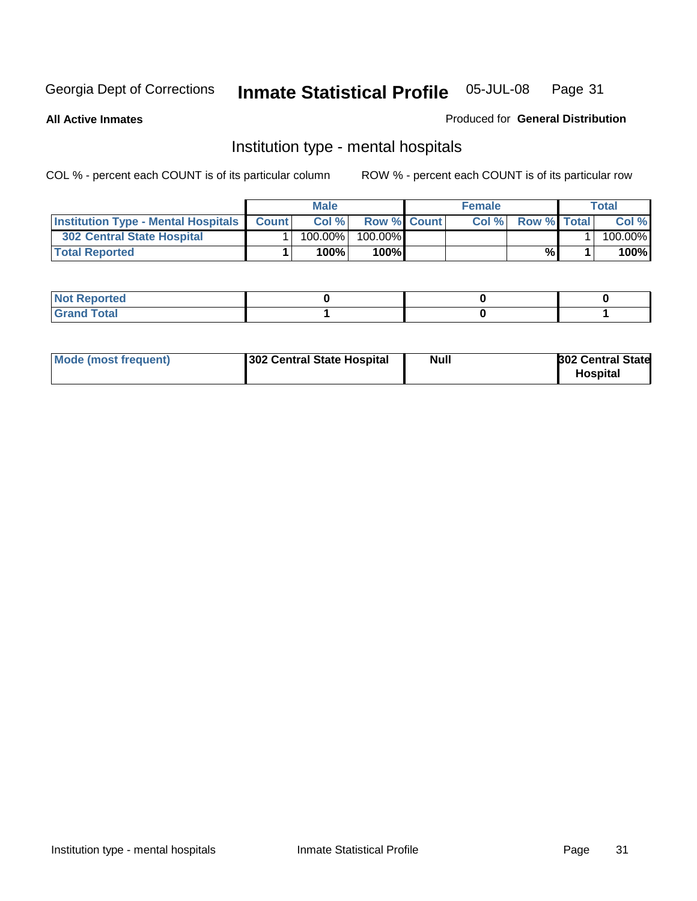Georgia Dept of Corrections **Inmate Statistical Profile** 05-JUL-08

**All Active Inmates**

Produced for **General Distribution**

## Institution type - mental hospitals

COL % - percent each COUNT is of its particular column

ROW % - percent each COUNT is of its particular row

| | Male | | | Female | | | Total | |
|---|---|---|---|---|---|---|---|---|
| **Institution Type - Mental Hospitals** | **Count** | **Col %** | **Row %** | **Count** | **Col %** | **Row %** | **Total** | **Col %** |
| **302 Central State Hospital** | 1 | 100.00% | 100.00% | | | | 1 | 100.00% |
| **Total Reported** | **1** | **100%** | **100%** | | | **%** | **1** | **100%** |

| | Male | Female | Total |
|---|---|---|---|
| **Not Reported** | **0** | **0** | **0** |
| **Grand Total** | **1** | **0** | **1** |

| | Male | Female | Total |
|---|---|---|---|
| **Mode (most frequent)** | **302 Central State Hospital** | **Null** | **302 Central State Hospital** |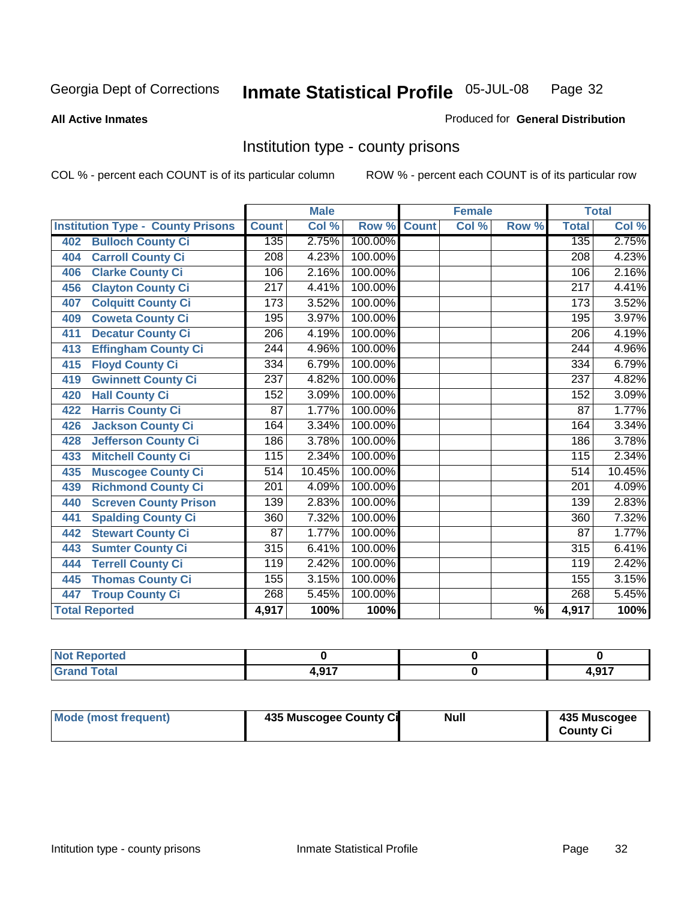Georgia Dept of Corrections **Inmate Statistical Profile** 05-JUL-08

**All Active Inmates**

Produced for **General Distribution**

## Institution type - county prisons

COL % - percent each COUNT is of its particular column ROW % - percent each COUNT is of its particular row

| Institution Type - County Prisons | Male | | | Female | | | Total | |
|---|---|---|---|---|---|---|---|---|
| | Count | Col % | Row % | Count | Col % | Row % | Total | Col % |
| 402 Bulloch County Ci | 135 | 2.75% | 100.00% | | | | 135 | 2.75% |
| 404 Carroll County Ci | 208 | 4.23% | 100.00% | | | | 208 | 4.23% |
| 406 Clarke County Ci | 106 | 2.16% | 100.00% | | | | 106 | 2.16% |
| 456 Clayton County Ci | 217 | 4.41% | 100.00% | | | | 217 | 4.41% |
| 407 Colquitt County Ci | 173 | 3.52% | 100.00% | | | | 173 | 3.52% |
| 409 Coweta County Ci | 195 | 3.97% | 100.00% | | | | 195 | 3.97% |
| 411 Decatur County Ci | 206 | 4.19% | 100.00% | | | | 206 | 4.19% |
| 413 Effingham County Ci | 244 | 4.96% | 100.00% | | | | 244 | 4.96% |
| 415 Floyd County Ci | 334 | 6.79% | 100.00% | | | | 334 | 6.79% |
| 419 Gwinnett County Ci | 237 | 4.82% | 100.00% | | | | 237 | 4.82% |
| 420 Hall County Ci | 152 | 3.09% | 100.00% | | | | 152 | 3.09% |
| 422 Harris County Ci | 87 | 1.77% | 100.00% | | | | 87 | 1.77% |
| 426 Jackson County Ci | 164 | 3.34% | 100.00% | | | | 164 | 3.34% |
| 428 Jefferson County Ci | 186 | 3.78% | 100.00% | | | | 186 | 3.78% |
| 433 Mitchell County Ci | 115 | 2.34% | 100.00% | | | | 115 | 2.34% |
| 435 Muscogee County Ci | 514 | 10.45% | 100.00% | | | | 514 | 10.45% |
| 439 Richmond County Ci | 201 | 4.09% | 100.00% | | | | 201 | 4.09% |
| 440 Screven County Prison | 139 | 2.83% | 100.00% | | | | 139 | 2.83% |
| 441 Spalding County Ci | 360 | 7.32% | 100.00% | | | | 360 | 7.32% |
| 442 Stewart County Ci | 87 | 1.77% | 100.00% | | | | 87 | 1.77% |
| 443 Sumter County Ci | 315 | 6.41% | 100.00% | | | | 315 | 6.41% |
| 444 Terrell County Ci | 119 | 2.42% | 100.00% | | | | 119 | 2.42% |
| 445 Thomas County Ci | 155 | 3.15% | 100.00% | | | | 155 | 3.15% |
| 447 Troup County Ci | 268 | 5.45% | 100.00% | | | | 268 | 5.45% |
| **Total Reported** | **4,917** | **100%** | **100%** | | | **%** | **4,917** | **100%** |

| | Male | Female | Total |
|---|---|---|---|
| Not Reported | 0 | 0 | 0 |
| Grand Total | 4,917 | 0 | 4,917 |

| | Male | Female | Total |
|---|---|---|---|
| Mode (most frequent) | 435 Muscogee County Ci | Null | 435 Muscogee County Ci |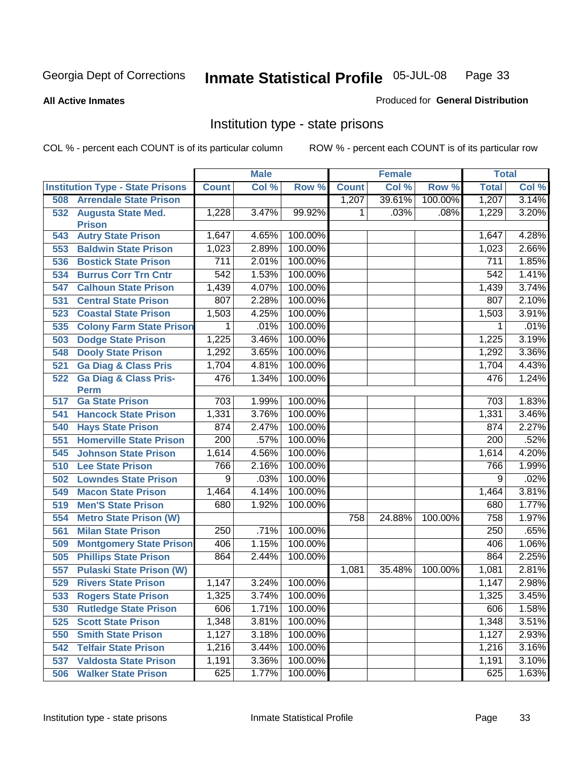Georgia Dept of Corrections **Inmate Statistical Profile** 05-JUL-08

**All Active Inmates**

Produced for **General Distribution**

## Institution type - state prisons

COL % - percent each COUNT is of its particular column

ROW % - percent each COUNT is of its particular row

| Institution Type - State Prisons | Male | | | Female | | | Total | |
|---|---|---|---|---|---|---|---|---|
| | Count | Col % | Row % | Count | Col % | Row % | Total | Col % |
| 508 Arrendale State Prison | | | | 1,207 | 39.61% | 100.00% | 1,207 | 3.14% |
| 532 Augusta State Med. Prison | 1,228 | 3.47% | 99.92% | 1 | .03% | .08% | 1,229 | 3.20% |
| 543 Autry State Prison | 1,647 | 4.65% | 100.00% | | | | 1,647 | 4.28% |
| 553 Baldwin State Prison | 1,023 | 2.89% | 100.00% | | | | 1,023 | 2.66% |
| 536 Bostick State Prison | 711 | 2.01% | 100.00% | | | | 711 | 1.85% |
| 534 Burrus Corr Trn Cntr | 542 | 1.53% | 100.00% | | | | 542 | 1.41% |
| 547 Calhoun State Prison | 1,439 | 4.07% | 100.00% | | | | 1,439 | 3.74% |
| 531 Central State Prison | 807 | 2.28% | 100.00% | | | | 807 | 2.10% |
| 523 Coastal State Prison | 1,503 | 4.25% | 100.00% | | | | 1,503 | 3.91% |
| 535 Colony Farm State Prison | 1 | .01% | 100.00% | | | | 1 | .01% |
| 503 Dodge State Prison | 1,225 | 3.46% | 100.00% | | | | 1,225 | 3.19% |
| 548 Dooly State Prison | 1,292 | 3.65% | 100.00% | | | | 1,292 | 3.36% |
| 521 Ga Diag & Class Pris | 1,704 | 4.81% | 100.00% | | | | 1,704 | 4.43% |
| 522 Ga Diag & Class Pris-Perm | 476 | 1.34% | 100.00% | | | | 476 | 1.24% |
| 517 Ga State Prison | 703 | 1.99% | 100.00% | | | | 703 | 1.83% |
| 541 Hancock State Prison | 1,331 | 3.76% | 100.00% | | | | 1,331 | 3.46% |
| 540 Hays State Prison | 874 | 2.47% | 100.00% | | | | 874 | 2.27% |
| 551 Homerville State Prison | 200 | .57% | 100.00% | | | | 200 | .52% |
| 545 Johnson State Prison | 1,614 | 4.56% | 100.00% | | | | 1,614 | 4.20% |
| 510 Lee State Prison | 766 | 2.16% | 100.00% | | | | 766 | 1.99% |
| 502 Lowndes State Prison | 9 | .03% | 100.00% | | | | 9 | .02% |
| 549 Macon State Prison | 1,464 | 4.14% | 100.00% | | | | 1,464 | 3.81% |
| 519 Men'S State Prison | 680 | 1.92% | 100.00% | | | | 680 | 1.77% |
| 554 Metro State Prison (W) | | | | 758 | 24.88% | 100.00% | 758 | 1.97% |
| 561 Milan State Prison | 250 | .71% | 100.00% | | | | 250 | .65% |
| 509 Montgomery State Prison | 406 | 1.15% | 100.00% | | | | 406 | 1.06% |
| 505 Phillips State Prison | 864 | 2.44% | 100.00% | | | | 864 | 2.25% |
| 557 Pulaski State Prison (W) | | | | 1,081 | 35.48% | 100.00% | 1,081 | 2.81% |
| 529 Rivers State Prison | 1,147 | 3.24% | 100.00% | | | | 1,147 | 2.98% |
| 533 Rogers State Prison | 1,325 | 3.74% | 100.00% | | | | 1,325 | 3.45% |
| 530 Rutledge State Prison | 606 | 1.71% | 100.00% | | | | 606 | 1.58% |
| 525 Scott State Prison | 1,348 | 3.81% | 100.00% | | | | 1,348 | 3.51% |
| 550 Smith State Prison | 1,127 | 3.18% | 100.00% | | | | 1,127 | 2.93% |
| 542 Telfair State Prison | 1,216 | 3.44% | 100.00% | | | | 1,216 | 3.16% |
| 537 Valdosta State Prison | 1,191 | 3.36% | 100.00% | | | | 1,191 | 3.10% |
| 506 Walker State Prison | 625 | 1.77% | 100.00% | | | | 625 | 1.63% |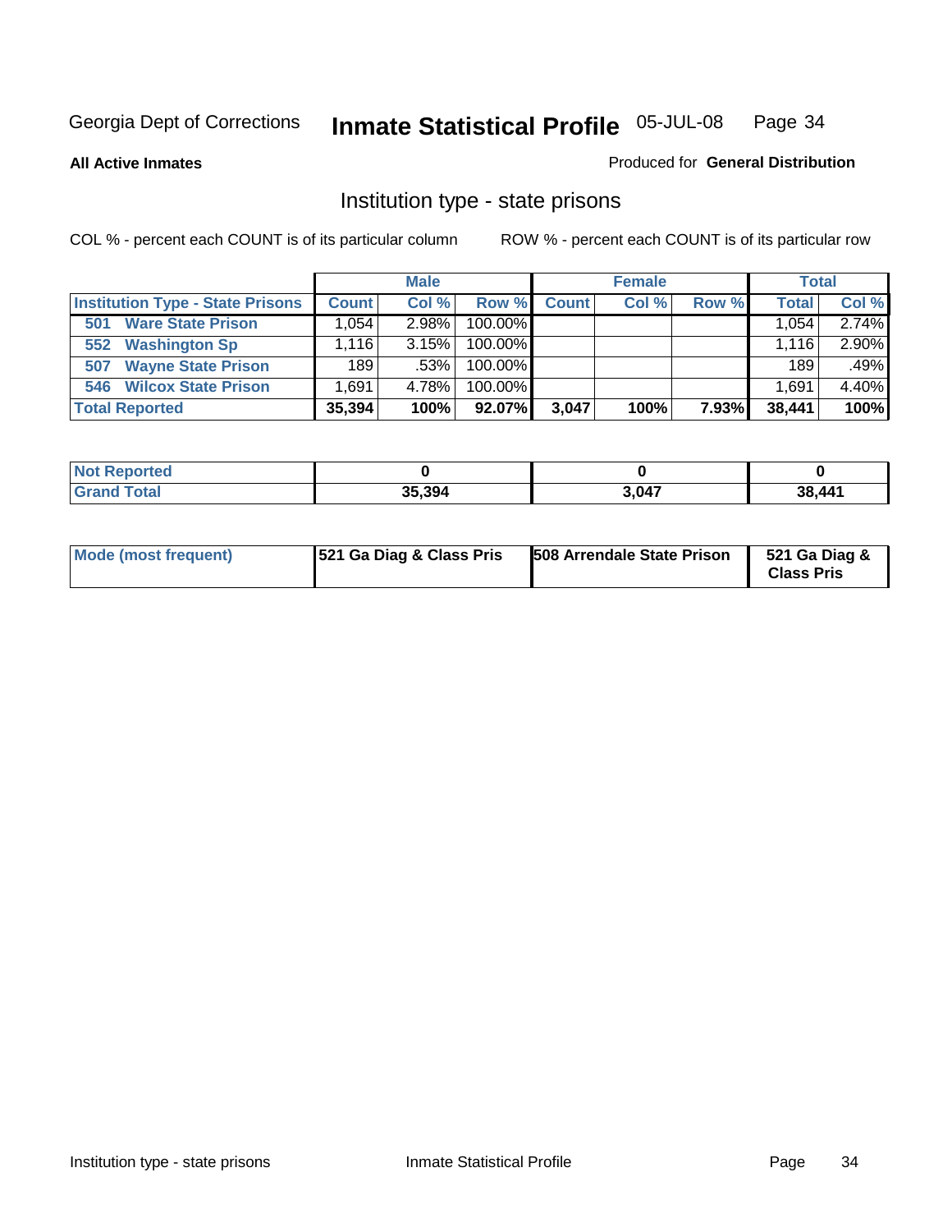Georgia Dept of Corrections **Inmate Statistical Profile** 05-JUL-08

**All Active Inmates**

Produced for **General Distribution**

## Institution type - state prisons

COL % - percent each COUNT is of its particular column

ROW % - percent each COUNT is of its particular row

| | Male | | | Female | | | Total | |
|---|---|---|---|---|---|---|---|---|
| **Institution Type - State Prisons** | **Count** | **Col %** | **Row %** | **Count** | **Col %** | **Row %** | **Total** | **Col %** |
| **501 Ware State Prison** | 1,054 | 2.98% | 100.00% | | | | 1,054 | 2.74% |
| **552 Washington Sp** | 1,116 | 3.15% | 100.00% | | | | 1,116 | 2.90% |
| **507 Wayne State Prison** | 189 | .53% | 100.00% | | | | 189 | .49% |
| **546 Wilcox State Prison** | 1,691 | 4.78% | 100.00% | | | | 1,691 | 4.40% |
| **Total Reported** | **35,394** | **100%** | **92.07%** | **3,047** | **100%** | **7.93%** | **38,441** | **100%** |

| | Male | Female | Total |
|---|---|---|---|
| **Not Reported** | **0** | **0** | **0** |
| **Grand Total** | **35,394** | **3,047** | **38,441** |

| | Male | Female | Total |
|---|---|---|---|
| **Mode (most frequent)** | **521 Ga Diag & Class Pris** | **508 Arrendale State Prison** | **521 Ga Diag & Class Pris** |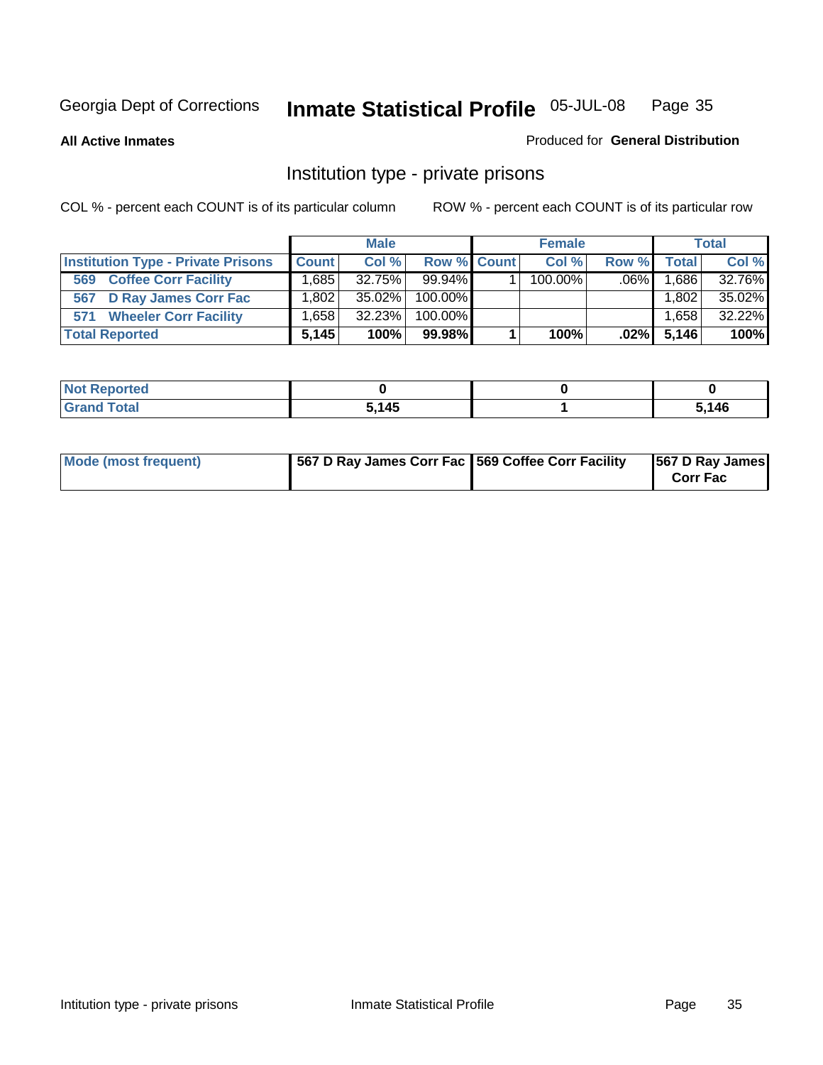Georgia Dept of Corrections **Inmate Statistical Profile** 05-JUL-08

**All Active Inmates**

Produced for **General Distribution**

## Institution type - private prisons

COL % - percent each COUNT is of its particular column

ROW % - percent each COUNT is of its particular row

| | Male | | | Female | | | Total | |
|---|---|---|---|---|---|---|---|---|
| **Institution Type - Private Prisons** | **Count** | **Col %** | **Row %** | **Count** | **Col %** | **Row %** | **Total** | **Col %** |
| 569 Coffee Corr Facility | 1,685 | 32.75% | 99.94% | 1 | 100.00% | .06% | 1,686 | 32.76% |
| 567 D Ray James Corr Fac | 1,802 | 35.02% | 100.00% | | | | 1,802 | 35.02% |
| 571 Wheeler Corr Facility | 1,658 | 32.23% | 100.00% | | | | 1,658 | 32.22% |
| **Total Reported** | **5,145** | **100%** | **99.98%** | **1** | **100%** | **.02%** | **5,146** | **100%** |

| | Male | Female | Total |
|---|---|---|---|
| **Not Reported** | **0** | **0** | **0** |
| **Grand Total** | **5,145** | **1** | **5,146** |

| | Male | Female | Total |
|---|---|---|---|
| **Mode (most frequent)** | **567 D Ray James Corr Fac** | **569 Coffee Corr Facility** | **567 D Ray James Corr Fac** |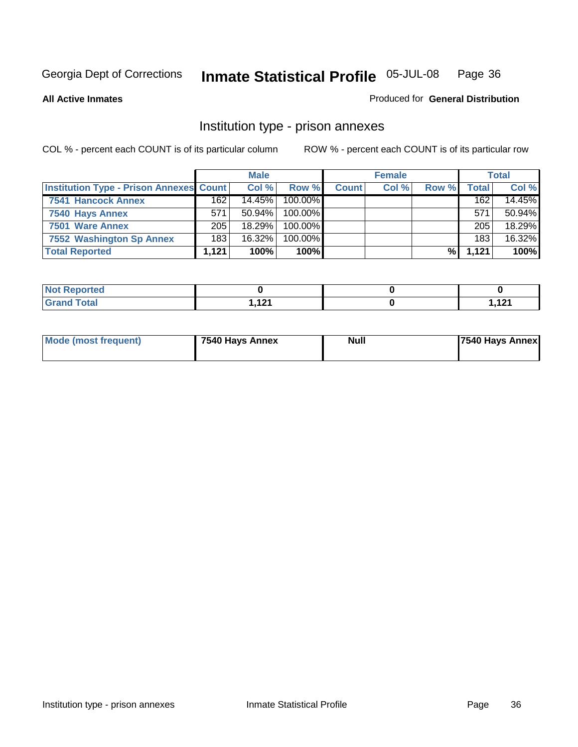Georgia Dept of Corrections **Inmate Statistical Profile** 05-JUL-08

**All Active Inmates**

Produced for **General Distribution**

## Institution type - prison annexes

COL % - percent each COUNT is of its particular column ROW % - percent each COUNT is of its particular row

| | Male | | | Female | | | Total | |
|---|---|---|---|---|---|---|---|---|
| **Institution Type - Prison Annexes** | **Count** | **Col %** | **Row %** | **Count** | **Col %** | **Row %** | **Total** | **Col %** |
| **7541 Hancock Annex** | 162 | 14.45% | 100.00% | | | | 162 | 14.45% |
| **7540 Hays Annex** | 571 | 50.94% | 100.00% | | | | 571 | 50.94% |
| **7501 Ware Annex** | 205 | 18.29% | 100.00% | | | | 205 | 18.29% |
| **7552 Washington Sp Annex** | 183 | 16.32% | 100.00% | | | | 183 | 16.32% |
| **Total Reported** | **1,121** | **100%** | **100%** | | | **%** | **1,121** | **100%** |

| | Male | Female | Total |
|---|---|---|---|
| **Not Reported** | **0** | **0** | **0** |
| **Grand Total** | **1,121** | **0** | **1,121** |

| | Male | Female | Total |
|---|---|---|---|
| **Mode (most frequent)** | **7540 Hays Annex** | **Null** | **7540 Hays Annex** |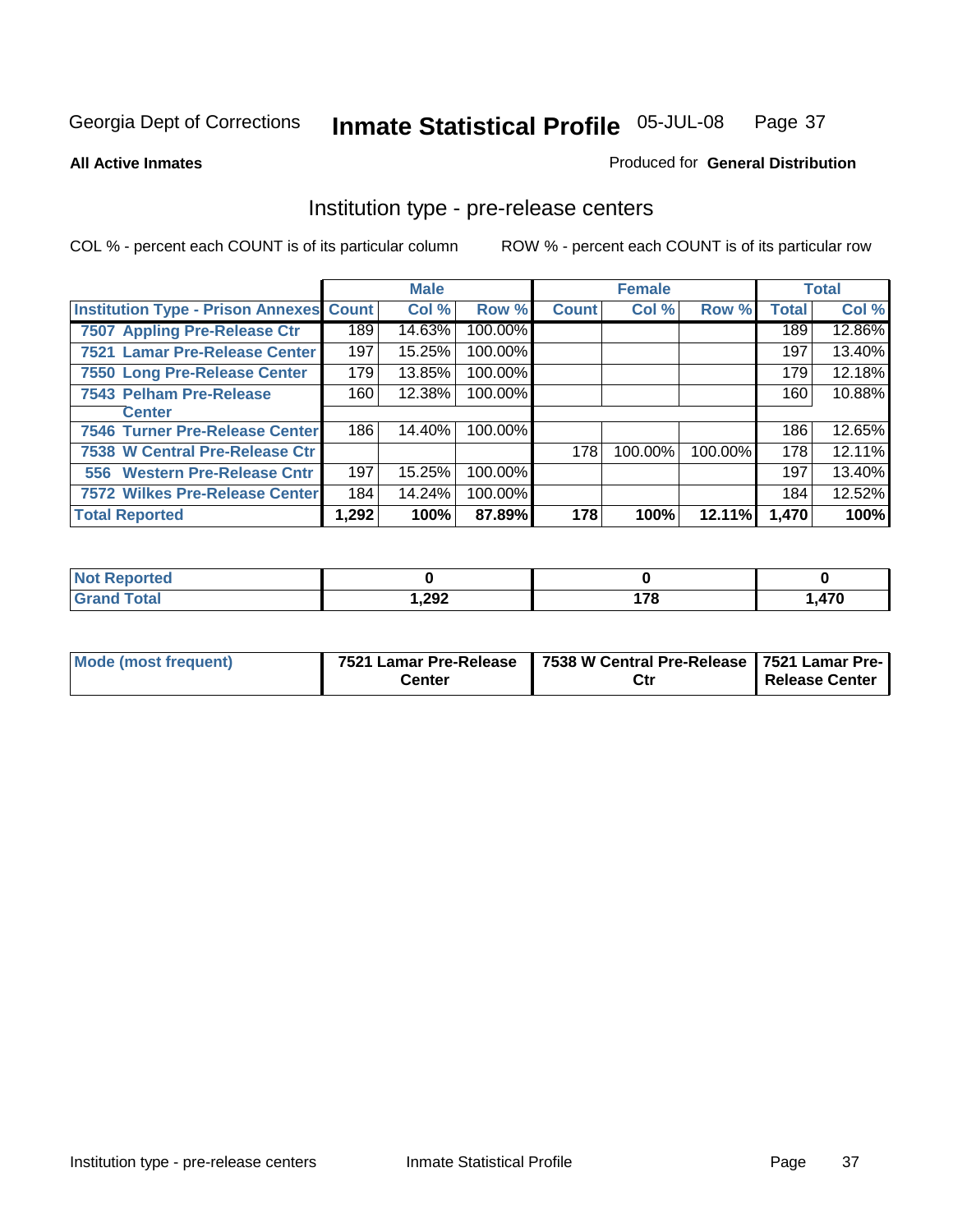Georgia Dept of Corrections **Inmate Statistical Profile** 05-JUL-08

**All Active Inmates**

Produced for **General Distribution**

## Institution type - pre-release centers

COL % - percent each COUNT is of its particular column    ROW % - percent each COUNT is of its particular row

| | Male | | | Female | | | Total | |
|---|---|---|---|---|---|---|---|---|
| **Institution Type - Prison Annexes** | **Count** | **Col %** | **Row %** | **Count** | **Col %** | **Row %** | **Total** | **Col %** |
| 7507 Appling Pre-Release Ctr | 189 | 14.63% | 100.00% | | | | 189 | 12.86% |
| 7521 Lamar Pre-Release Center | 197 | 15.25% | 100.00% | | | | 197 | 13.40% |
| 7550 Long Pre-Release Center | 179 | 13.85% | 100.00% | | | | 179 | 12.18% |
| 7543 Pelham Pre-Release Center | 160 | 12.38% | 100.00% | | | | 160 | 10.88% |
| 7546 Turner Pre-Release Center | 186 | 14.40% | 100.00% | | | | 186 | 12.65% |
| 7538 W Central Pre-Release Ctr | | | | 178 | 100.00% | 100.00% | 178 | 12.11% |
| 556 Western Pre-Release Cntr | 197 | 15.25% | 100.00% | | | | 197 | 13.40% |
| 7572 Wilkes Pre-Release Center | 184 | 14.24% | 100.00% | | | | 184 | 12.52% |
| **Total Reported** | **1,292** | **100%** | **87.89%** | **178** | **100%** | **12.11%** | **1,470** | **100%** |

| | Male | Female | Total |
|---|---|---|---|
| **Not Reported** | **0** | **0** | **0** |
| **Grand Total** | **1,292** | **178** | **1,470** |

| | Male | Female | Total |
|---|---|---|---|
| **Mode (most frequent)** | **7521 Lamar Pre-Release Center** | **7538 W Central Pre-Release Ctr** | **7521 Lamar Pre-Release Center** |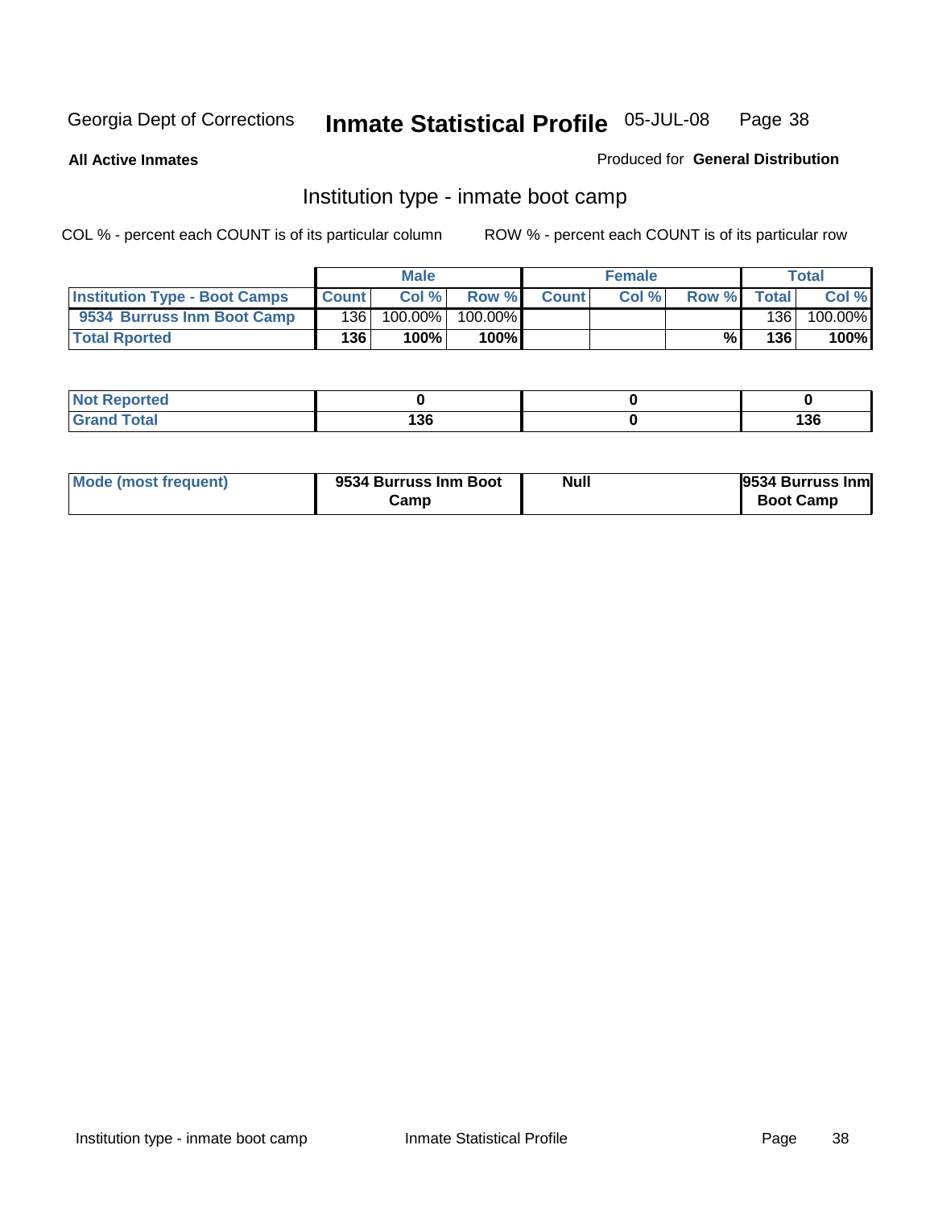Georgia Dept of Corrections **Inmate Statistical Profile** 05-JUL-08

**All Active Inmates**

Produced for **General Distribution**

## Institution type - inmate boot camp

COL % - percent each COUNT is of its particular column

ROW % - percent each COUNT is of its particular row

| | Male | | | Female | | | Total | |
|---|---|---|---|---|---|---|---|---|
| **Institution Type - Boot Camps** | **Count** | **Col %** | **Row %** | **Count** | **Col %** | **Row %** | **Total** | **Col %** |
| **9534 Burruss Inm Boot Camp** | 136 | 100.00% | 100.00% | | | | 136 | 100.00% |
| **Total Rported** | **136** | **100%** | **100%** | | | **%** | **136** | **100%** |

| | Male | Female | Total |
|---|---|---|---|
| **Not Reported** | **0** | **0** | **0** |
| **Grand Total** | **136** | **0** | **136** |

| | Male | Female | Total |
|---|---|---|---|
| **Mode (most frequent)** | **9534 Burruss Inm Boot Camp** | **Null** | **9534 Burruss Inm Boot Camp** |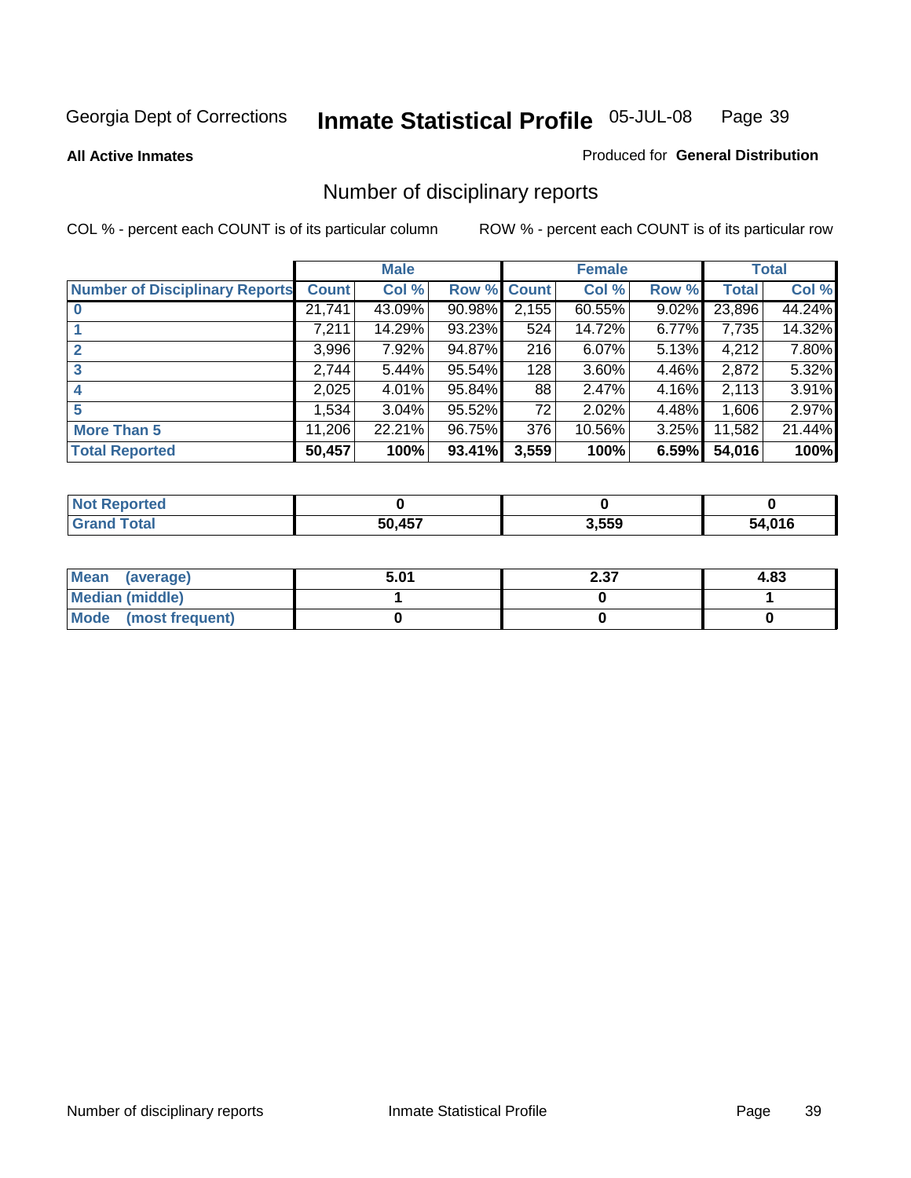Georgia Dept of Corrections **Inmate Statistical Profile** 05-JUL-08

**All Active Inmates**

Produced for **General Distribution**

## Number of disciplinary reports

COL % - percent each COUNT is of its particular column

ROW % - percent each COUNT is of its particular row

| | Male | | | Female | | | Total | |
|---|---|---|---|---|---|---|---|---|
| **Number of Disciplinary Reports** | **Count** | **Col %** | **Row %** | **Count** | **Col %** | **Row %** | **Total** | **Col %** |
| **0** | 21,741 | 43.09% | 90.98% | 2,155 | 60.55% | 9.02% | 23,896 | 44.24% |
| **1** | 7,211 | 14.29% | 93.23% | 524 | 14.72% | 6.77% | 7,735 | 14.32% |
| **2** | 3,996 | 7.92% | 94.87% | 216 | 6.07% | 5.13% | 4,212 | 7.80% |
| **3** | 2,744 | 5.44% | 95.54% | 128 | 3.60% | 4.46% | 2,872 | 5.32% |
| **4** | 2,025 | 4.01% | 95.84% | 88 | 2.47% | 4.16% | 2,113 | 3.91% |
| **5** | 1,534 | 3.04% | 95.52% | 72 | 2.02% | 4.48% | 1,606 | 2.97% |
| **More Than 5** | 11,206 | 22.21% | 96.75% | 376 | 10.56% | 3.25% | 11,582 | 21.44% |
| **Total Reported** | **50,457** | **100%** | **93.41%** | **3,559** | **100%** | **6.59%** | **54,016** | **100%** |

| | Male | Female | Total |
|---|---|---|---|
| **Not Reported** | **0** | **0** | **0** |
| **Grand Total** | **50,457** | **3,559** | **54,016** |

| | Male | Female | Total |
|---|---|---|---|
| **Mean (average)** | **5.01** | **2.37** | **4.83** |
| **Median (middle)** | **1** | **0** | **1** |
| **Mode (most frequent)** | **0** | **0** | **0** |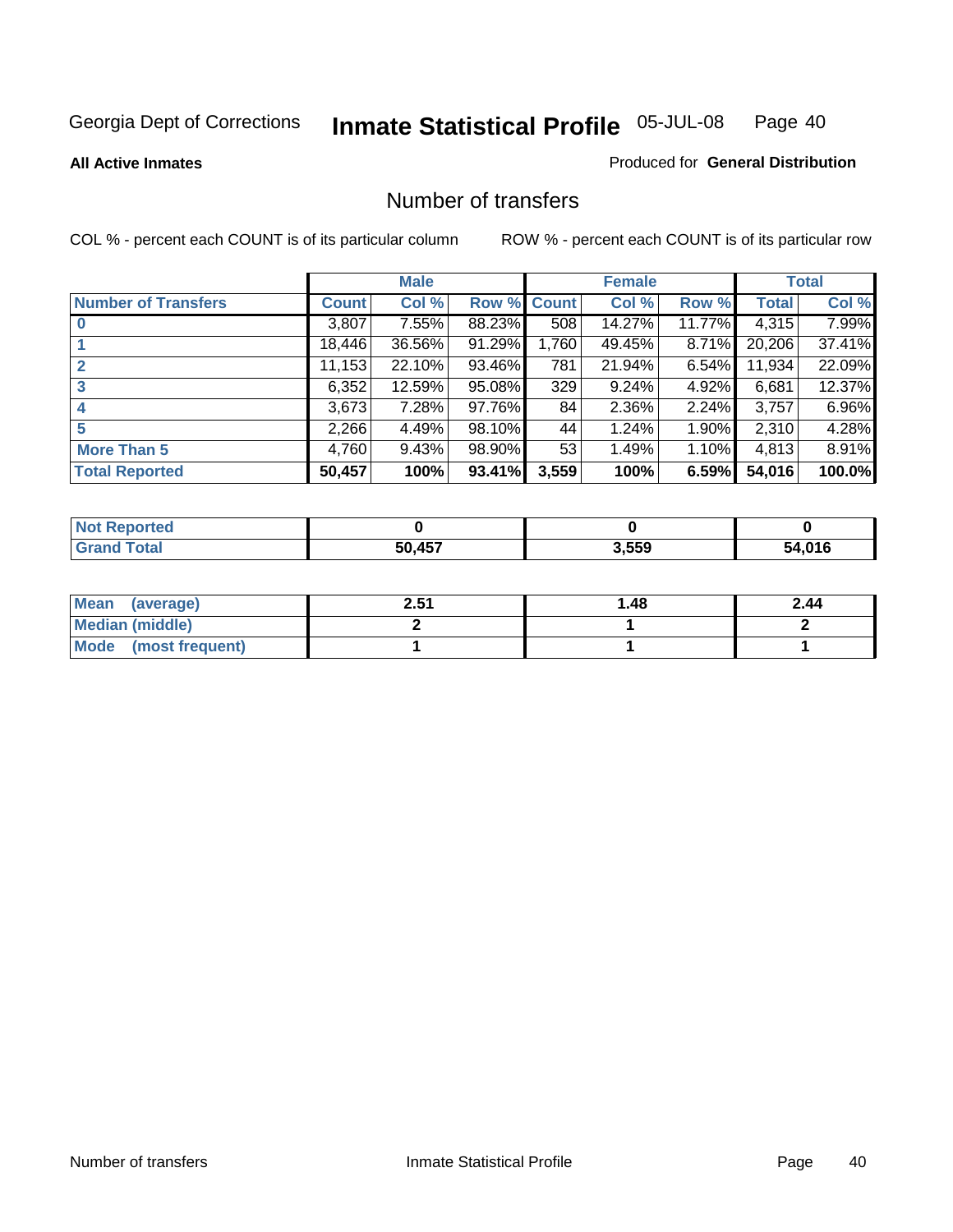Georgia Dept of Corrections **Inmate Statistical Profile** 05-JUL-08

**All Active Inmates**

Produced for **General Distribution**

## Number of transfers

COL % - percent each COUNT is of its particular column ROW % - percent each COUNT is of its particular row

| | Male | | | Female | | | Total | |
|---|---|---|---|---|---|---|---|---|
| **Number of Transfers** | **Count** | **Col %** | **Row %** | **Count** | **Col %** | **Row %** | **Total** | **Col %** |
| **0** | 3,807 | 7.55% | 88.23% | 508 | 14.27% | 11.77% | 4,315 | 7.99% |
| **1** | 18,446 | 36.56% | 91.29% | 1,760 | 49.45% | 8.71% | 20,206 | 37.41% |
| **2** | 11,153 | 22.10% | 93.46% | 781 | 21.94% | 6.54% | 11,934 | 22.09% |
| **3** | 6,352 | 12.59% | 95.08% | 329 | 9.24% | 4.92% | 6,681 | 12.37% |
| **4** | 3,673 | 7.28% | 97.76% | 84 | 2.36% | 2.24% | 3,757 | 6.96% |
| **5** | 2,266 | 4.49% | 98.10% | 44 | 1.24% | 1.90% | 2,310 | 4.28% |
| **More Than 5** | 4,760 | 9.43% | 98.90% | 53 | 1.49% | 1.10% | 4,813 | 8.91% |
| **Total Reported** | **50,457** | **100%** | **93.41%** | **3,559** | **100%** | **6.59%** | **54,016** | **100.0%** |

| | Male | Female | Total |
|---|---|---|---|
| **Not Reported** | **0** | **0** | **0** |
| **Grand Total** | **50,457** | **3,559** | **54,016** |

| | Male | Female | Total |
|---|---|---|---|
| **Mean (average)** | **2.51** | **1.48** | **2.44** |
| **Median (middle)** | **2** | **1** | **2** |
| **Mode (most frequent)** | **1** | **1** | **1** |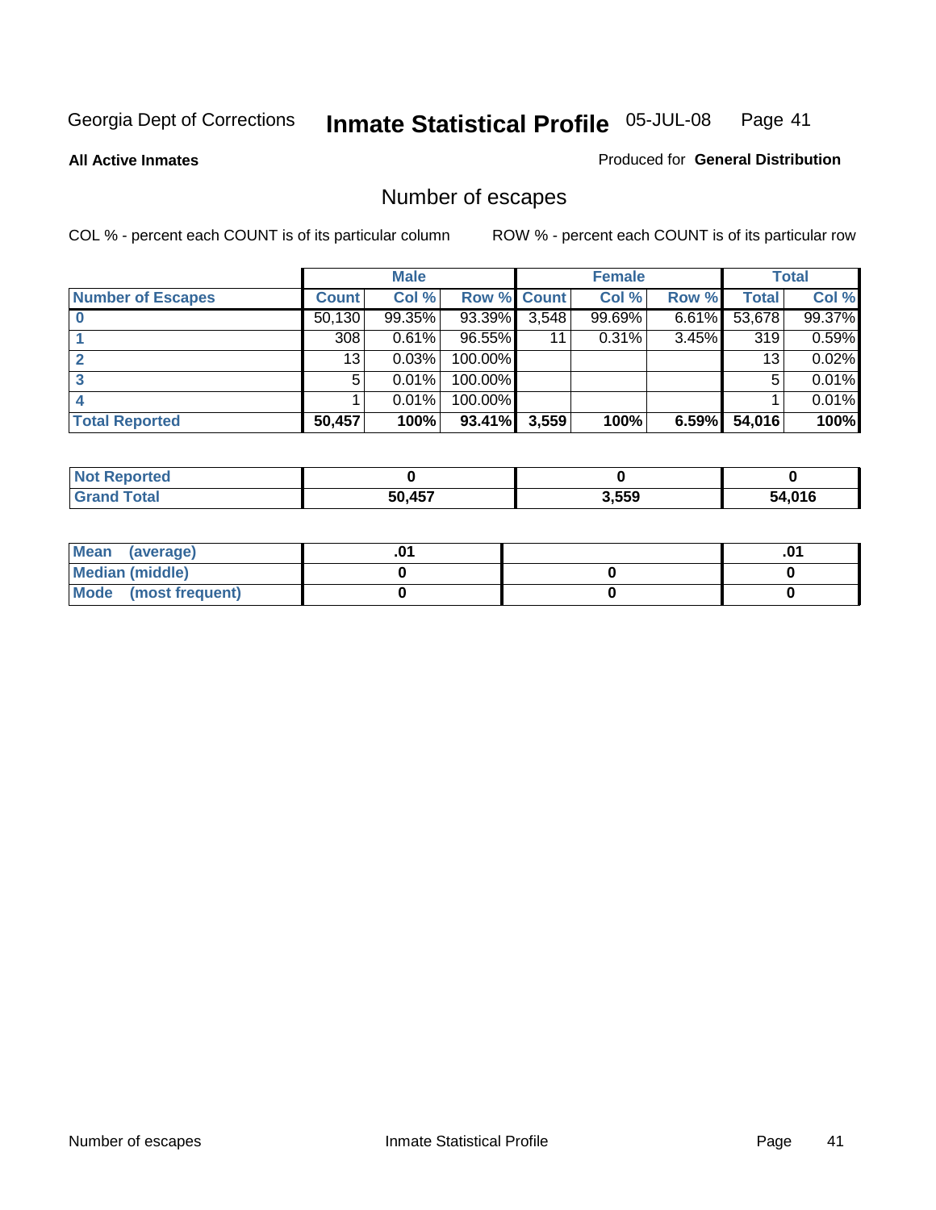Georgia Dept of Corrections **Inmate Statistical Profile** 05-JUL-08

**All Active Inmates**

Produced for **General Distribution**

## Number of escapes

COL % - percent each COUNT is of its particular column ROW % - percent each COUNT is of its particular row

| | Male | | | Female | | | Total | |
|---|---|---|---|---|---|---|---|---|
| **Number of Escapes** | **Count** | **Col %** | **Row %** | **Count** | **Col %** | **Row %** | **Total** | **Col %** |
| **0** | 50,130 | 99.35% | 93.39% | 3,548 | 99.69% | 6.61% | 53,678 | 99.37% |
| **1** | 308 | 0.61% | 96.55% | 11 | 0.31% | 3.45% | 319 | 0.59% |
| **2** | 13 | 0.03% | 100.00% | | | | 13 | 0.02% |
| **3** | 5 | 0.01% | 100.00% | | | | 5 | 0.01% |
| **4** | 1 | 0.01% | 100.00% | | | | 1 | 0.01% |
| **Total Reported** | **50,457** | **100%** | **93.41%** | **3,559** | **100%** | **6.59%** | **54,016** | **100%** |

| | Male | Female | Total |
|---|---|---|---|
| **Not Reported** | **0** | **0** | **0** |
| **Grand Total** | **50,457** | **3,559** | **54,016** |

| | Male | Female | Total |
|---|---|---|---|
| **Mean (average)** | **.01** | | **.01** |
| **Median (middle)** | **0** | **0** | **0** |
| **Mode (most frequent)** | **0** | **0** | **0** |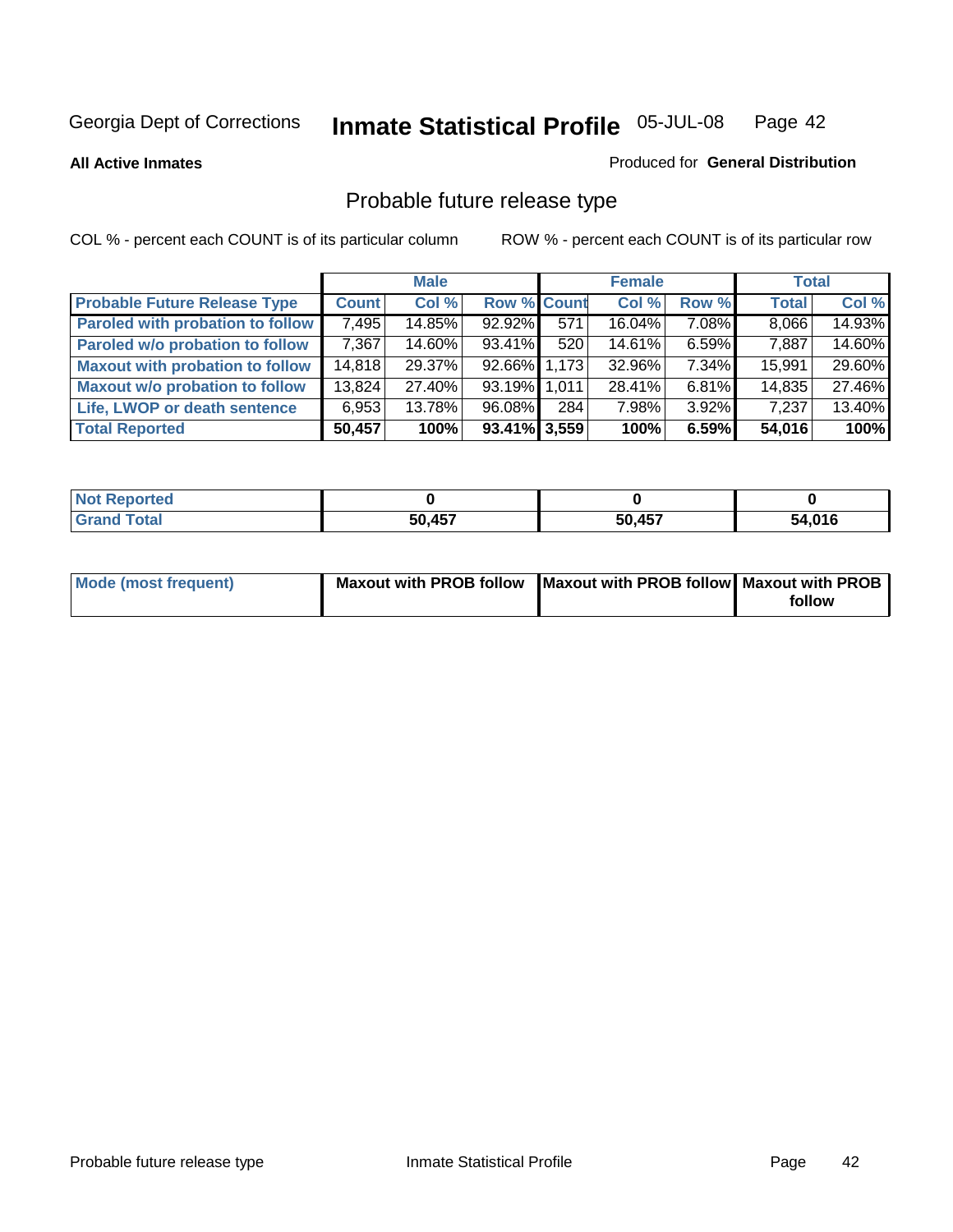Georgia Dept of Corrections **Inmate Statistical Profile** 05-JUL-08

**All Active Inmates**

Produced for **General Distribution**

## Probable future release type

COL % - percent each COUNT is of its particular column

ROW % - percent each COUNT is of its particular row

| | Male | | | Female | | | Total | |
|---|---|---|---|---|---|---|---|---|
| **Probable Future Release Type** | **Count** | **Col %** | **Row %** | **Count** | **Col %** | **Row %** | **Total** | **Col %** |
| **Paroled with probation to follow** | 7,495 | 14.85% | 92.92% | 571 | 16.04% | 7.08% | 8,066 | 14.93% |
| **Paroled w/o probation to follow** | 7,367 | 14.60% | 93.41% | 520 | 14.61% | 6.59% | 7,887 | 14.60% |
| **Maxout with probation to follow** | 14,818 | 29.37% | 92.66% | 1,173 | 32.96% | 7.34% | 15,991 | 29.60% |
| **Maxout w/o probation to follow** | 13,824 | 27.40% | 93.19% | 1,011 | 28.41% | 6.81% | 14,835 | 27.46% |
| **Life, LWOP or death sentence** | 6,953 | 13.78% | 96.08% | 284 | 7.98% | 3.92% | 7,237 | 13.40% |
| **Total Reported** | **50,457** | **100%** | **93.41%** | **3,559** | **100%** | **6.59%** | **54,016** | **100%** |

| | Male | Female | Total |
|---|---|---|---|
| **Not Reported** | **0** | **0** | **0** |
| **Grand Total** | **50,457** | **50,457** | **54,016** |

| | Male | Female | Total |
|---|---|---|---|
| **Mode (most frequent)** | **Maxout with PROB follow** | **Maxout with PROB follow** | **Maxout with PROB follow** |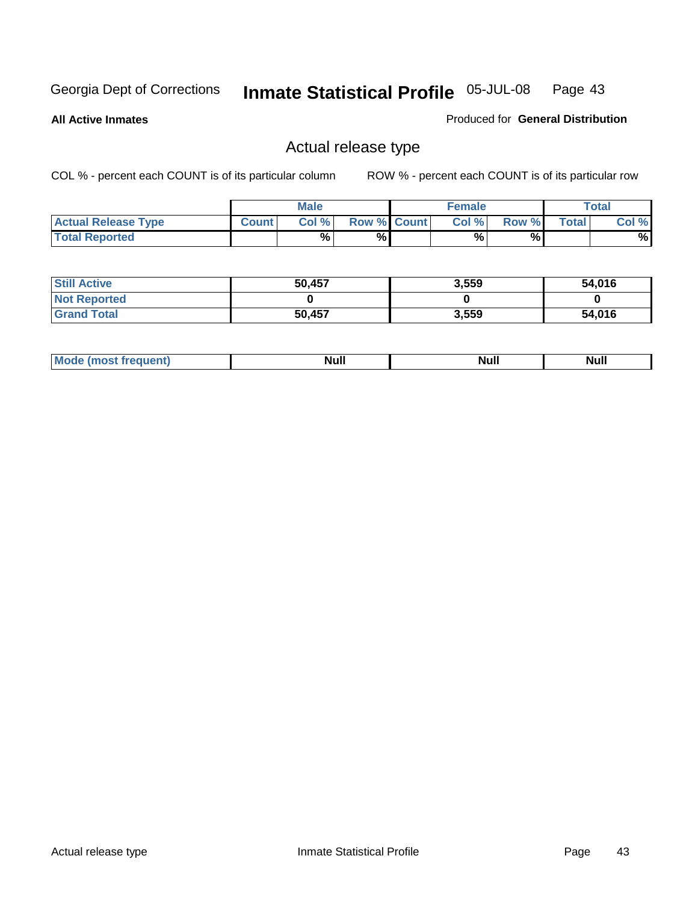Georgia Dept of Corrections **Inmate Statistical Profile** 05-JUL-08

**All Active Inmates**

Produced for **General Distribution**

## Actual release type

COL % - percent each COUNT is of its particular column    ROW % - percent each COUNT is of its particular row

| | Male | | | Female | | | Total | |
|---|---|---|---|---|---|---|---|---|
| **Actual Release Type** | Count | Col % | Row % | Count | Col % | Row % | Total | Col % |
| **Total Reported** | | % | % | | % | % | | % |

| | Male | Female | Total |
|---|---|---|---|
| **Still Active** | 50,457 | 3,559 | 54,016 |
| **Not Reported** | 0 | 0 | 0 |
| **Grand Total** | 50,457 | 3,559 | 54,016 |

| | Male | Female | Total |
|---|---|---|---|
| **Mode (most frequent)** | Null | Null | Null |

Actual release type    Inmate Statistical Profile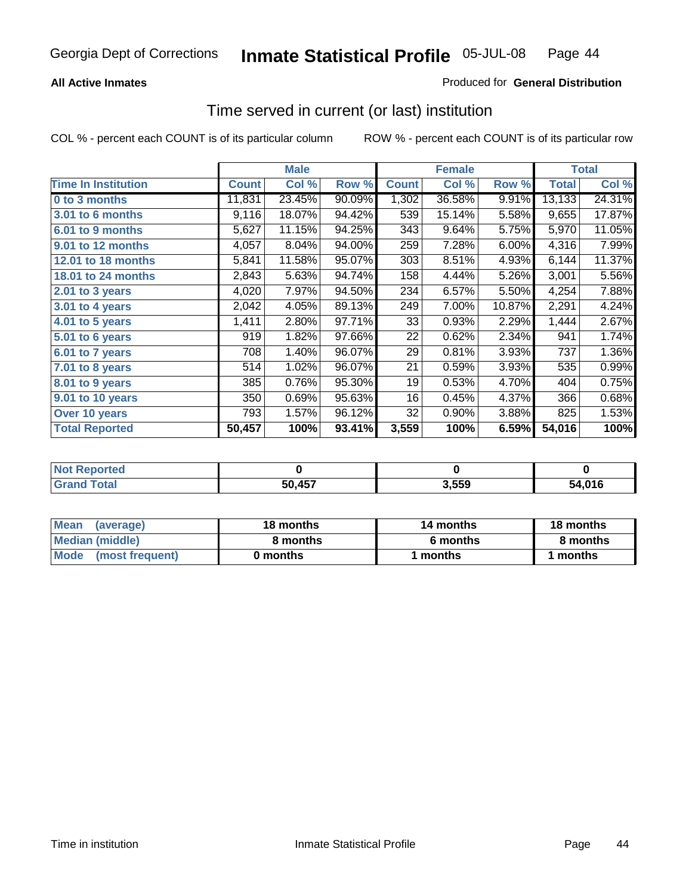Georgia Dept of Corrections **Inmate Statistical Profile** 05-JUL-08

**All Active Inmates**

Produced for **General Distribution**

## Time served in current (or last) institution

COL % - percent each COUNT is of its particular column     ROW % - percent each COUNT is of its particular row

| | Male | | | Female | | | Total | |
|---|---|---|---|---|---|---|---|---|
| **Time In Institution** | **Count** | **Col %** | **Row %** | **Count** | **Col %** | **Row %** | **Total** | **Col %** |
| **0 to 3 months** | 11,831 | 23.45% | 90.09% | 1,302 | 36.58% | 9.91% | 13,133 | 24.31% |
| **3.01 to 6 months** | 9,116 | 18.07% | 94.42% | 539 | 15.14% | 5.58% | 9,655 | 17.87% |
| **6.01 to 9 months** | 5,627 | 11.15% | 94.25% | 343 | 9.64% | 5.75% | 5,970 | 11.05% |
| **9.01 to 12 months** | 4,057 | 8.04% | 94.00% | 259 | 7.28% | 6.00% | 4,316 | 7.99% |
| **12.01 to 18 months** | 5,841 | 11.58% | 95.07% | 303 | 8.51% | 4.93% | 6,144 | 11.37% |
| **18.01 to 24 months** | 2,843 | 5.63% | 94.74% | 158 | 4.44% | 5.26% | 3,001 | 5.56% |
| **2.01 to 3 years** | 4,020 | 7.97% | 94.50% | 234 | 6.57% | 5.50% | 4,254 | 7.88% |
| **3.01 to 4 years** | 2,042 | 4.05% | 89.13% | 249 | 7.00% | 10.87% | 2,291 | 4.24% |
| **4.01 to 5 years** | 1,411 | 2.80% | 97.71% | 33 | 0.93% | 2.29% | 1,444 | 2.67% |
| **5.01 to 6 years** | 919 | 1.82% | 97.66% | 22 | 0.62% | 2.34% | 941 | 1.74% |
| **6.01 to 7 years** | 708 | 1.40% | 96.07% | 29 | 0.81% | 3.93% | 737 | 1.36% |
| **7.01 to 8 years** | 514 | 1.02% | 96.07% | 21 | 0.59% | 3.93% | 535 | 0.99% |
| **8.01 to 9 years** | 385 | 0.76% | 95.30% | 19 | 0.53% | 4.70% | 404 | 0.75% |
| **9.01 to 10 years** | 350 | 0.69% | 95.63% | 16 | 0.45% | 4.37% | 366 | 0.68% |
| **Over 10 years** | 793 | 1.57% | 96.12% | 32 | 0.90% | 3.88% | 825 | 1.53% |
| **Total Reported** | **50,457** | **100%** | **93.41%** | **3,559** | **100%** | **6.59%** | **54,016** | **100%** |

| | Male | Female | Total |
|---|---|---|---|
| **Not Reported** | **0** | **0** | **0** |
| **Grand Total** | **50,457** | **3,559** | **54,016** |

| | Male | Female | Total |
|---|---|---|---|
| **Mean (average)** | **18 months** | **14 months** | **18 months** |
| **Median (middle)** | **8 months** | **6 months** | **8 months** |
| **Mode (most frequent)** | **0 months** | **1 months** | **1 months** |

Time in institution     Inmate Statistical Profile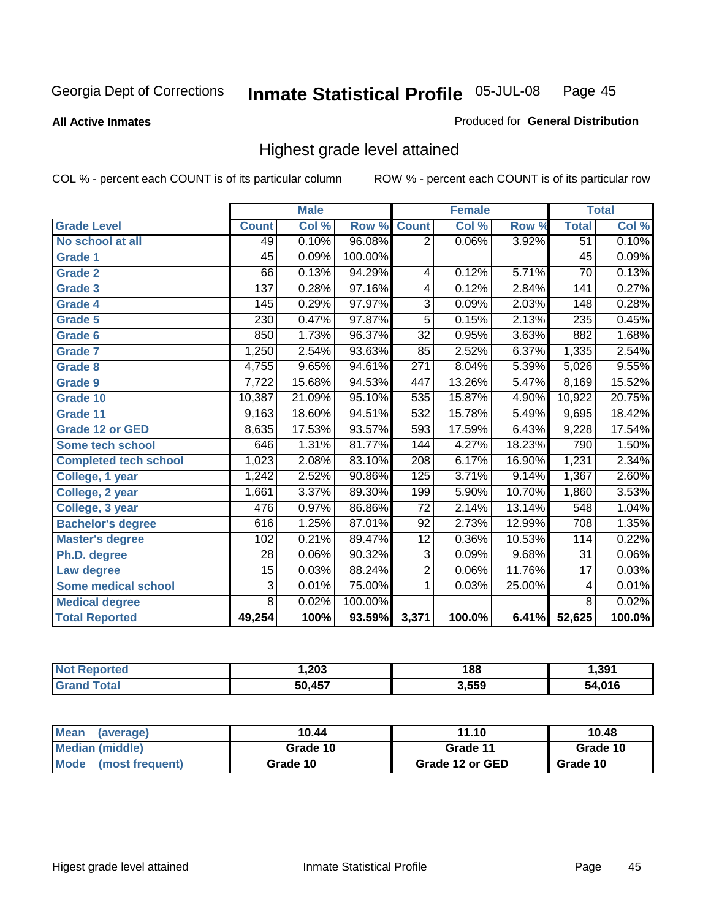Georgia Dept of Corrections **Inmate Statistical Profile** 05-JUL-08 Page 45

**All Active Inmates**

Produced for **General Distribution**

## Highest grade level attained

COL % - percent each COUNT is of its particular column ROW % - percent each COUNT is of its particular row

| | Male | | | Female | | | Total | |
|---|---|---|---|---|---|---|---|---|
| Grade Level | Count | Col % | Row % | Count | Col % | Row % | Total | Col % |
| No school at all | 49 | 0.10% | 96.08% | 2 | 0.06% | 3.92% | 51 | 0.10% |
| Grade 1 | 45 | 0.09% | 100.00% | | | | 45 | 0.09% |
| Grade 2 | 66 | 0.13% | 94.29% | 4 | 0.12% | 5.71% | 70 | 0.13% |
| Grade 3 | 137 | 0.28% | 97.16% | 4 | 0.12% | 2.84% | 141 | 0.27% |
| Grade 4 | 145 | 0.29% | 97.97% | 3 | 0.09% | 2.03% | 148 | 0.28% |
| Grade 5 | 230 | 0.47% | 97.87% | 5 | 0.15% | 2.13% | 235 | 0.45% |
| Grade 6 | 850 | 1.73% | 96.37% | 32 | 0.95% | 3.63% | 882 | 1.68% |
| Grade 7 | 1,250 | 2.54% | 93.63% | 85 | 2.52% | 6.37% | 1,335 | 2.54% |
| Grade 8 | 4,755 | 9.65% | 94.61% | 271 | 8.04% | 5.39% | 5,026 | 9.55% |
| Grade 9 | 7,722 | 15.68% | 94.53% | 447 | 13.26% | 5.47% | 8,169 | 15.52% |
| Grade 10 | 10,387 | 21.09% | 95.10% | 535 | 15.87% | 4.90% | 10,922 | 20.75% |
| Grade 11 | 9,163 | 18.60% | 94.51% | 532 | 15.78% | 5.49% | 9,695 | 18.42% |
| Grade 12 or GED | 8,635 | 17.53% | 93.57% | 593 | 17.59% | 6.43% | 9,228 | 17.54% |
| Some tech school | 646 | 1.31% | 81.77% | 144 | 4.27% | 18.23% | 790 | 1.50% |
| Completed tech school | 1,023 | 2.08% | 83.10% | 208 | 6.17% | 16.90% | 1,231 | 2.34% |
| College, 1 year | 1,242 | 2.52% | 90.86% | 125 | 3.71% | 9.14% | 1,367 | 2.60% |
| College, 2 year | 1,661 | 3.37% | 89.30% | 199 | 5.90% | 10.70% | 1,860 | 3.53% |
| College, 3 year | 476 | 0.97% | 86.86% | 72 | 2.14% | 13.14% | 548 | 1.04% |
| Bachelor's degree | 616 | 1.25% | 87.01% | 92 | 2.73% | 12.99% | 708 | 1.35% |
| Master's degree | 102 | 0.21% | 89.47% | 12 | 0.36% | 10.53% | 114 | 0.22% |
| Ph.D. degree | 28 | 0.06% | 90.32% | 3 | 0.09% | 9.68% | 31 | 0.06% |
| Law degree | 15 | 0.03% | 88.24% | 2 | 0.06% | 11.76% | 17 | 0.03% |
| Some medical school | 3 | 0.01% | 75.00% | 1 | 0.03% | 25.00% | 4 | 0.01% |
| Medical degree | 8 | 0.02% | 100.00% | | | | 8 | 0.02% |
| **Total Reported** | **49,254** | **100%** | **93.59%** | **3,371** | **100.0%** | **6.41%** | **52,625** | **100.0%** |

| | Male | Female | Total |
|---|---|---|---|
| Not Reported | 1,203 | 188 | 1,391 |
| Grand Total | 50,457 | 3,559 | 54,016 |

| | Male | Female | Total |
|---|---|---|---|
| Mean (average) | 10.44 | 11.10 | 10.48 |
| Median (middle) | Grade 10 | Grade 11 | Grade 10 |
| Mode (most frequent) | Grade 10 | Grade 12 or GED | Grade 10 |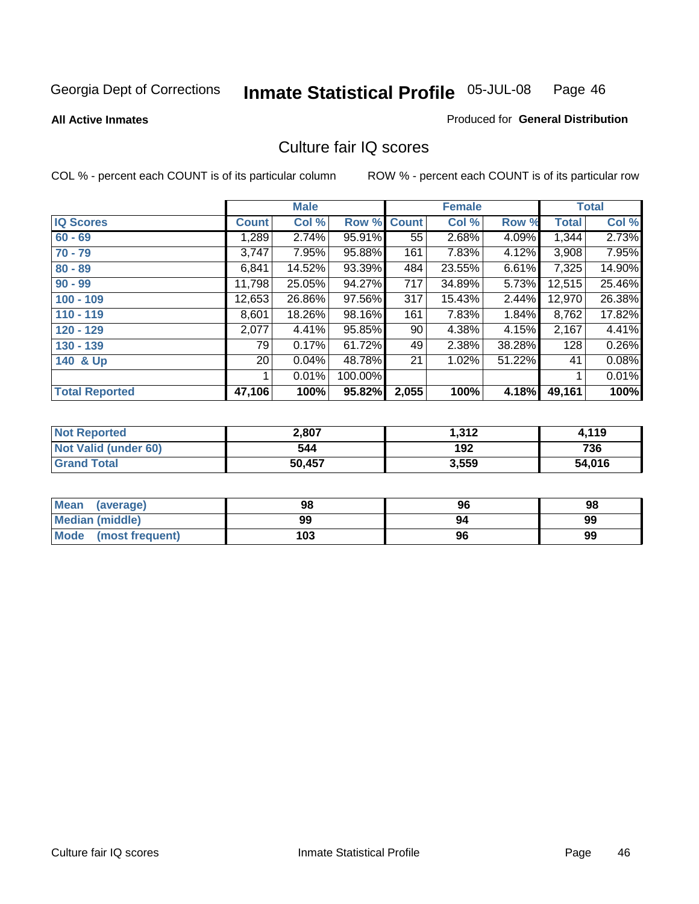Georgia Dept of Corrections **Inmate Statistical Profile** 05-JUL-08

**All Active Inmates**

Produced for **General Distribution**

## Culture fair IQ scores

COL % - percent each COUNT is of its particular column

ROW % - percent each COUNT is of its particular row

| | Male | | | Female | | | Total | |
|---|---|---|---|---|---|---|---|---|
| **IQ Scores** | **Count** | **Col %** | **Row %** | **Count** | **Col %** | **Row %** | **Total** | **Col %** |
| 60 - 69 | 1,289 | 2.74% | 95.91% | 55 | 2.68% | 4.09% | 1,344 | 2.73% |
| 70 - 79 | 3,747 | 7.95% | 95.88% | 161 | 7.83% | 4.12% | 3,908 | 7.95% |
| 80 - 89 | 6,841 | 14.52% | 93.39% | 484 | 23.55% | 6.61% | 7,325 | 14.90% |
| 90 - 99 | 11,798 | 25.05% | 94.27% | 717 | 34.89% | 5.73% | 12,515 | 25.46% |
| 100 - 109 | 12,653 | 26.86% | 97.56% | 317 | 15.43% | 2.44% | 12,970 | 26.38% |
| 110 - 119 | 8,601 | 18.26% | 98.16% | 161 | 7.83% | 1.84% | 8,762 | 17.82% |
| 120 - 129 | 2,077 | 4.41% | 95.85% | 90 | 4.38% | 4.15% | 2,167 | 4.41% |
| 130 - 139 | 79 | 0.17% | 61.72% | 49 | 2.38% | 38.28% | 128 | 0.26% |
| 140 & Up | 20 | 0.04% | 48.78% | 21 | 1.02% | 51.22% | 41 | 0.08% |
| | 1 | 0.01% | 100.00% | | | | 1 | 0.01% |
| **Total Reported** | **47,106** | **100%** | **95.82%** | **2,055** | **100%** | **4.18%** | **49,161** | **100%** |

| | Male | Female | Total |
|---|---|---|---|
| **Not Reported** | **2,807** | **1,312** | **4,119** |
| **Not Valid (under 60)** | **544** | **192** | **736** |
| **Grand Total** | **50,457** | **3,559** | **54,016** |

| | Male | Female | Total |
|---|---|---|---|
| **Mean (average)** | **98** | **96** | **98** |
| **Median (middle)** | **99** | **94** | **99** |
| **Mode (most frequent)** | **103** | **96** | **99** |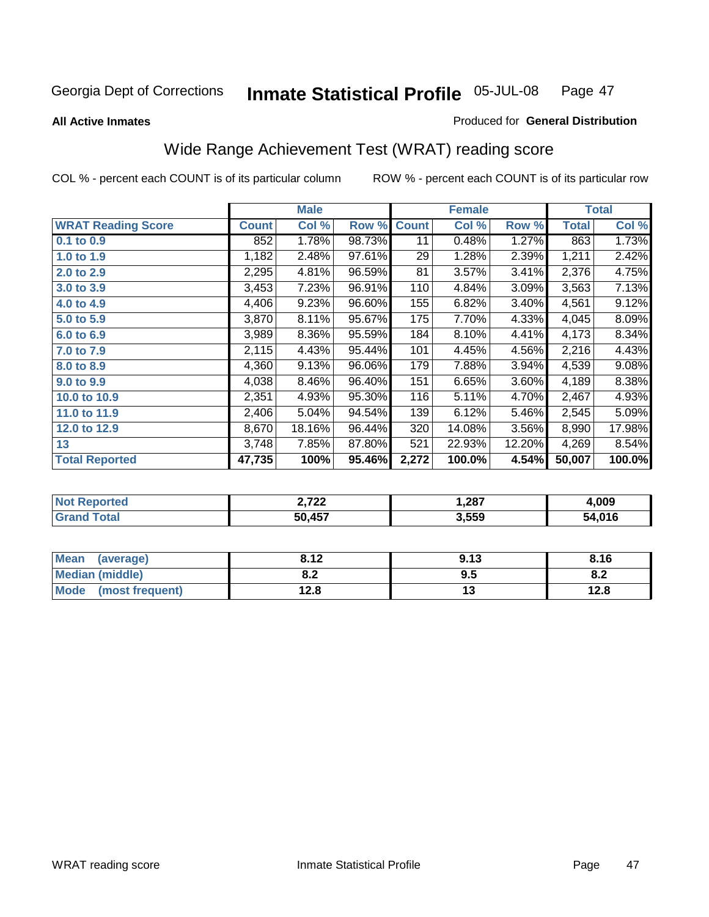**All Active Inmates** Produced for **General Distribution**

## Wide Range Achievement Test (WRAT) reading score

COL % - percent each COUNT is of its particular column ROW % - percent each COUNT is of its particular row

| | Male | | | Female | | | Total | |
|---|---|---|---|---|---|---|---|---|
| **WRAT Reading Score** | **Count** | **Col %** | **Row %** | **Count** | **Col %** | **Row %** | **Total** | **Col %** |
| **0.1 to 0.9** | 852 | 1.78% | 98.73% | 11 | 0.48% | 1.27% | 863 | 1.73% |
| **1.0 to 1.9** | 1,182 | 2.48% | 97.61% | 29 | 1.28% | 2.39% | 1,211 | 2.42% |
| **2.0 to 2.9** | 2,295 | 4.81% | 96.59% | 81 | 3.57% | 3.41% | 2,376 | 4.75% |
| **3.0 to 3.9** | 3,453 | 7.23% | 96.91% | 110 | 4.84% | 3.09% | 3,563 | 7.13% |
| **4.0 to 4.9** | 4,406 | 9.23% | 96.60% | 155 | 6.82% | 3.40% | 4,561 | 9.12% |
| **5.0 to 5.9** | 3,870 | 8.11% | 95.67% | 175 | 7.70% | 4.33% | 4,045 | 8.09% |
| **6.0 to 6.9** | 3,989 | 8.36% | 95.59% | 184 | 8.10% | 4.41% | 4,173 | 8.34% |
| **7.0 to 7.9** | 2,115 | 4.43% | 95.44% | 101 | 4.45% | 4.56% | 2,216 | 4.43% |
| **8.0 to 8.9** | 4,360 | 9.13% | 96.06% | 179 | 7.88% | 3.94% | 4,539 | 9.08% |
| **9.0 to 9.9** | 4,038 | 8.46% | 96.40% | 151 | 6.65% | 3.60% | 4,189 | 8.38% |
| **10.0 to 10.9** | 2,351 | 4.93% | 95.30% | 116 | 5.11% | 4.70% | 2,467 | 4.93% |
| **11.0 to 11.9** | 2,406 | 5.04% | 94.54% | 139 | 6.12% | 5.46% | 2,545 | 5.09% |
| **12.0 to 12.9** | 8,670 | 18.16% | 96.44% | 320 | 14.08% | 3.56% | 8,990 | 17.98% |
| **13** | 3,748 | 7.85% | 87.80% | 521 | 22.93% | 12.20% | 4,269 | 8.54% |
| **Total Reported** | **47,735** | **100%** | **95.46%** | **2,272** | **100.0%** | **4.54%** | **50,007** | **100.0%** |

| | Male | Female | Total |
|---|---|---|---|
| **Not Reported** | **2,722** | **1,287** | **4,009** |
| **Grand Total** | **50,457** | **3,559** | **54,016** |

| | Male | Female | Total |
|---|---|---|---|
| **Mean (average)** | **8.12** | **9.13** | **8.16** |
| **Median (middle)** | **8.2** | **9.5** | **8.2** |
| **Mode (most frequent)** | **12.8** | **13** | **12.8** |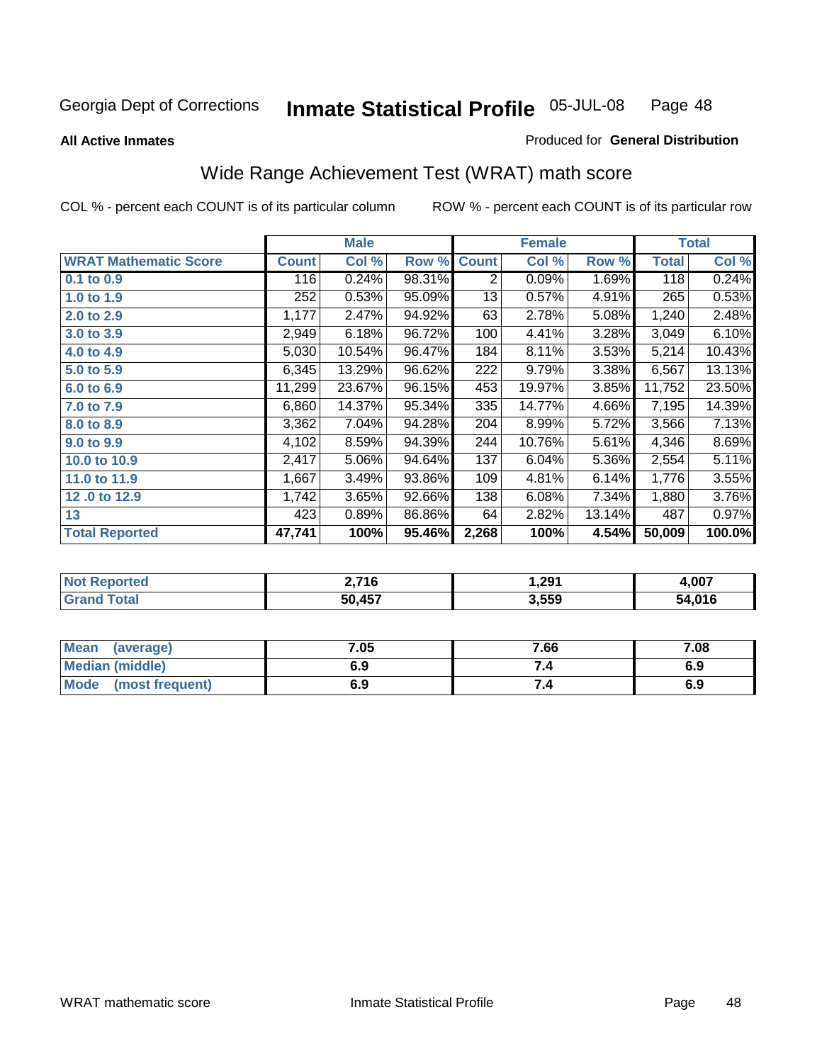Georgia Dept of Corrections **Inmate Statistical Profile** 05-JUL-08

**All Active Inmates**

Produced for **General Distribution**

## Wide Range Achievement Test (WRAT) math score

COL % - percent each COUNT is of its particular column

ROW % - percent each COUNT is of its particular row

| | Male | | | Female | | | Total | |
|---|---|---|---|---|---|---|---|---|
| **WRAT Mathematic Score** | **Count** | **Col %** | **Row %** | **Count** | **Col %** | **Row %** | **Total** | **Col %** |
| **0.1 to 0.9** | 116 | 0.24% | 98.31% | 2 | 0.09% | 1.69% | 118 | 0.24% |
| **1.0 to 1.9** | 252 | 0.53% | 95.09% | 13 | 0.57% | 4.91% | 265 | 0.53% |
| **2.0 to 2.9** | 1,177 | 2.47% | 94.92% | 63 | 2.78% | 5.08% | 1,240 | 2.48% |
| **3.0 to 3.9** | 2,949 | 6.18% | 96.72% | 100 | 4.41% | 3.28% | 3,049 | 6.10% |
| **4.0 to 4.9** | 5,030 | 10.54% | 96.47% | 184 | 8.11% | 3.53% | 5,214 | 10.43% |
| **5.0 to 5.9** | 6,345 | 13.29% | 96.62% | 222 | 9.79% | 3.38% | 6,567 | 13.13% |
| **6.0 to 6.9** | 11,299 | 23.67% | 96.15% | 453 | 19.97% | 3.85% | 11,752 | 23.50% |
| **7.0 to 7.9** | 6,860 | 14.37% | 95.34% | 335 | 14.77% | 4.66% | 7,195 | 14.39% |
| **8.0 to 8.9** | 3,362 | 7.04% | 94.28% | 204 | 8.99% | 5.72% | 3,566 | 7.13% |
| **9.0 to 9.9** | 4,102 | 8.59% | 94.39% | 244 | 10.76% | 5.61% | 4,346 | 8.69% |
| **10.0 to 10.9** | 2,417 | 5.06% | 94.64% | 137 | 6.04% | 5.36% | 2,554 | 5.11% |
| **11.0 to 11.9** | 1,667 | 3.49% | 93.86% | 109 | 4.81% | 6.14% | 1,776 | 3.55% |
| **12 .0 to 12.9** | 1,742 | 3.65% | 92.66% | 138 | 6.08% | 7.34% | 1,880 | 3.76% |
| **13** | 423 | 0.89% | 86.86% | 64 | 2.82% | 13.14% | 487 | 0.97% |
| **Total Reported** | **47,741** | **100%** | **95.46%** | **2,268** | **100%** | **4.54%** | **50,009** | **100.0%** |

| | Male | Female | Total |
|---|---|---|---|
| **Not Reported** | **2,716** | **1,291** | **4,007** |
| **Grand Total** | **50,457** | **3,559** | **54,016** |

| | Male | Female | Total |
|---|---|---|---|
| **Mean (average)** | **7.05** | **7.66** | **7.08** |
| **Median (middle)** | **6.9** | **7.4** | **6.9** |
| **Mode (most frequent)** | **6.9** | **7.4** | **6.9** |

WRAT mathematic score Inmate Statistical Profile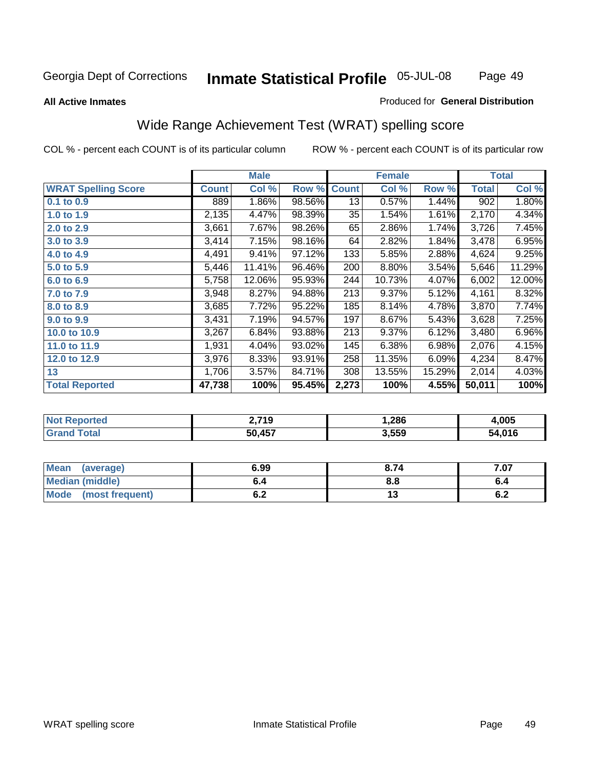Georgia Dept of Corrections **Inmate Statistical Profile** 05-JUL-08

**All Active Inmates**

Produced for **General Distribution**

## Wide Range Achievement Test (WRAT) spelling score

COL % - percent each COUNT is of its particular column

ROW % - percent each COUNT is of its particular row

| | Male | | | Female | | | Total | |
|---|---|---|---|---|---|---|---|---|
| **WRAT Spelling Score** | **Count** | **Col %** | **Row %** | **Count** | **Col %** | **Row %** | **Total** | **Col %** |
| **0.1 to 0.9** | 889 | 1.86% | 98.56% | 13 | 0.57% | 1.44% | 902 | 1.80% |
| **1.0 to 1.9** | 2,135 | 4.47% | 98.39% | 35 | 1.54% | 1.61% | 2,170 | 4.34% |
| **2.0 to 2.9** | 3,661 | 7.67% | 98.26% | 65 | 2.86% | 1.74% | 3,726 | 7.45% |
| **3.0 to 3.9** | 3,414 | 7.15% | 98.16% | 64 | 2.82% | 1.84% | 3,478 | 6.95% |
| **4.0 to 4.9** | 4,491 | 9.41% | 97.12% | 133 | 5.85% | 2.88% | 4,624 | 9.25% |
| **5.0 to 5.9** | 5,446 | 11.41% | 96.46% | 200 | 8.80% | 3.54% | 5,646 | 11.29% |
| **6.0 to 6.9** | 5,758 | 12.06% | 95.93% | 244 | 10.73% | 4.07% | 6,002 | 12.00% |
| **7.0 to 7.9** | 3,948 | 8.27% | 94.88% | 213 | 9.37% | 5.12% | 4,161 | 8.32% |
| **8.0 to 8.9** | 3,685 | 7.72% | 95.22% | 185 | 8.14% | 4.78% | 3,870 | 7.74% |
| **9.0 to 9.9** | 3,431 | 7.19% | 94.57% | 197 | 8.67% | 5.43% | 3,628 | 7.25% |
| **10.0 to 10.9** | 3,267 | 6.84% | 93.88% | 213 | 9.37% | 6.12% | 3,480 | 6.96% |
| **11.0 to 11.9** | 1,931 | 4.04% | 93.02% | 145 | 6.38% | 6.98% | 2,076 | 4.15% |
| **12.0 to 12.9** | 3,976 | 8.33% | 93.91% | 258 | 11.35% | 6.09% | 4,234 | 8.47% |
| **13** | 1,706 | 3.57% | 84.71% | 308 | 13.55% | 15.29% | 2,014 | 4.03% |
| **Total Reported** | **47,738** | **100%** | **95.45%** | **2,273** | **100%** | **4.55%** | **50,011** | **100%** |

| | Male | Female | Total |
|---|---|---|---|
| **Not Reported** | **2,719** | **1,286** | **4,005** |
| **Grand Total** | **50,457** | **3,559** | **54,016** |

| | Male | Female | Total |
|---|---|---|---|
| **Mean (average)** | **6.99** | **8.74** | **7.07** |
| **Median (middle)** | **6.4** | **8.8** | **6.4** |
| **Mode (most frequent)** | **6.2** | **13** | **6.2** |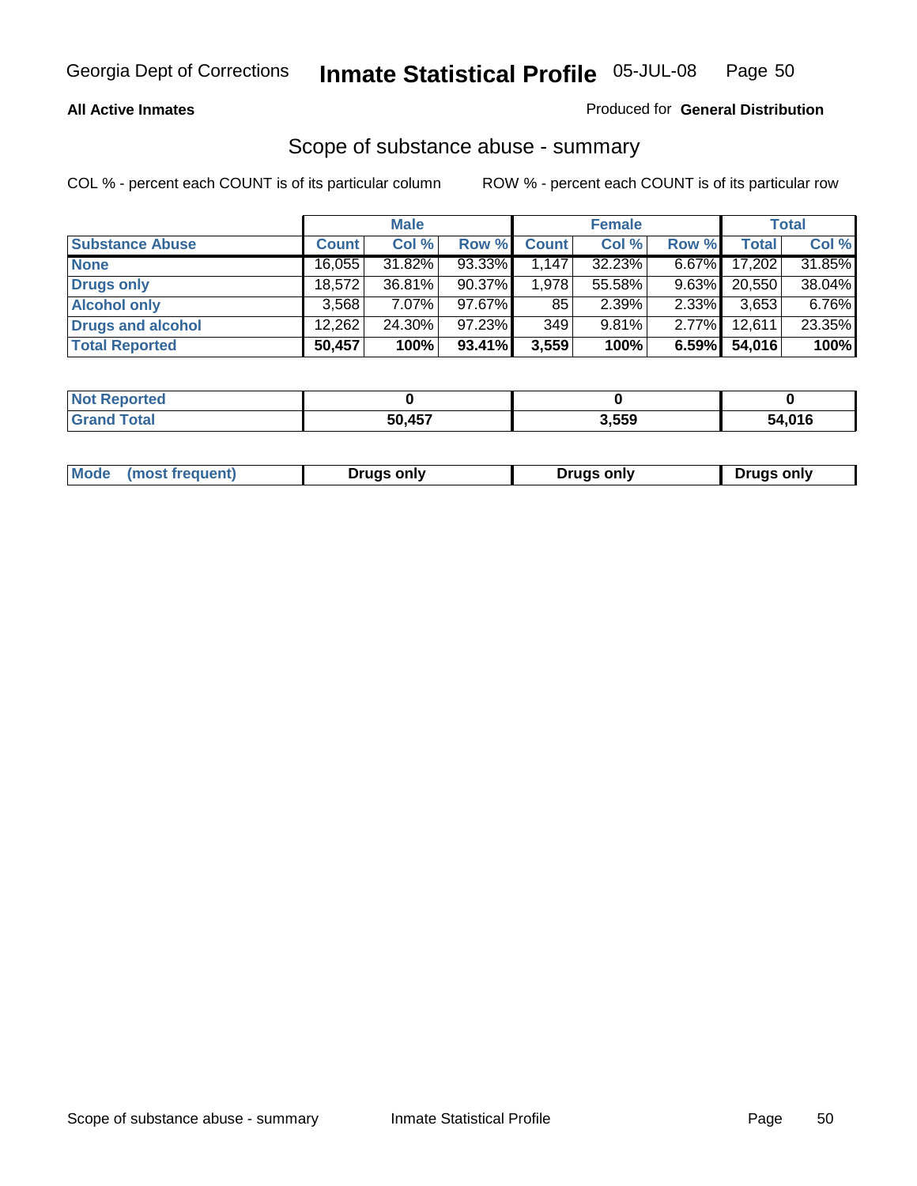Georgia Dept of Corrections **Inmate Statistical Profile** 05-JUL-08

**All Active Inmates** Produced for **General Distribution**

## Scope of substance abuse - summary

COL % - percent each COUNT is of its particular column ROW % - percent each COUNT is of its particular row

| | Male | | | Female | | | Total | |
|---|---|---|---|---|---|---|---|---|
| **Substance Abuse** | **Count** | **Col %** | **Row %** | **Count** | **Col %** | **Row %** | **Total** | **Col %** |
| **None** | 16,055 | 31.82% | 93.33% | 1,147 | 32.23% | 6.67% | 17,202 | 31.85% |
| **Drugs only** | 18,572 | 36.81% | 90.37% | 1,978 | 55.58% | 9.63% | 20,550 | 38.04% |
| **Alcohol only** | 3,568 | 7.07% | 97.67% | 85 | 2.39% | 2.33% | 3,653 | 6.76% |
| **Drugs and alcohol** | 12,262 | 24.30% | 97.23% | 349 | 9.81% | 2.77% | 12,611 | 23.35% |
| **Total Reported** | **50,457** | **100%** | **93.41%** | **3,559** | **100%** | **6.59%** | **54,016** | **100%** |

| | Male | Female | Total |
|---|---|---|---|
| **Not Reported** | **0** | **0** | **0** |
| **Grand Total** | **50,457** | **3,559** | **54,016** |

| | Male | Female | Total |
|---|---|---|---|
| **Mode (most frequent)** | **Drugs only** | **Drugs only** | **Drugs only** |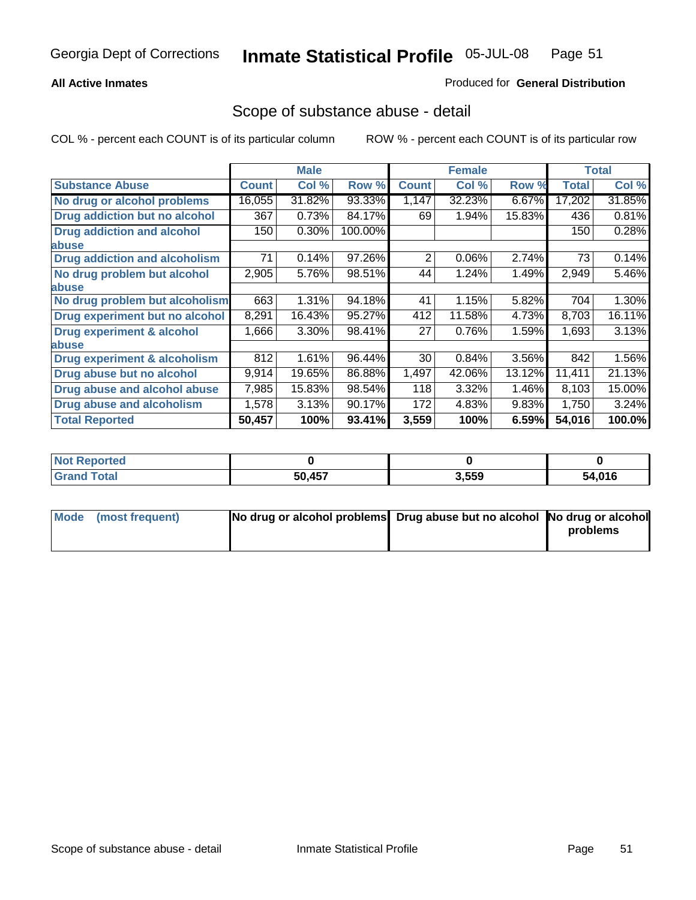# Inmate Statistical Profile

Georgia Dept of Corrections — 05-JUL-08

**All Active Inmates** — Produced for **General Distribution**

## Scope of substance abuse - detail

COL % - percent each COUNT is of its particular column    ROW % - percent each COUNT is of its particular row

| | Male | | | Female | | | Total | |
|---|---|---|---|---|---|---|---|---|
| **Substance Abuse** | **Count** | **Col %** | **Row %** | **Count** | **Col %** | **Row %** | **Total** | **Col %** |
| **No drug or alcohol problems** | 16,055 | 31.82% | 93.33% | 1,147 | 32.23% | 6.67% | 17,202 | 31.85% |
| **Drug addiction but no alcohol** | 367 | 0.73% | 84.17% | 69 | 1.94% | 15.83% | 436 | 0.81% |
| **Drug addiction and alcohol abuse** | 150 | 0.30% | 100.00% | | | | 150 | 0.28% |
| **Drug addiction and alcoholism** | 71 | 0.14% | 97.26% | 2 | 0.06% | 2.74% | 73 | 0.14% |
| **No drug problem but alcohol abuse** | 2,905 | 5.76% | 98.51% | 44 | 1.24% | 1.49% | 2,949 | 5.46% |
| **No drug problem but alcoholism** | 663 | 1.31% | 94.18% | 41 | 1.15% | 5.82% | 704 | 1.30% |
| **Drug experiment but no alcohol** | 8,291 | 16.43% | 95.27% | 412 | 11.58% | 4.73% | 8,703 | 16.11% |
| **Drug experiment & alcohol abuse** | 1,666 | 3.30% | 98.41% | 27 | 0.76% | 1.59% | 1,693 | 3.13% |
| **Drug experiment & alcoholism** | 812 | 1.61% | 96.44% | 30 | 0.84% | 3.56% | 842 | 1.56% |
| **Drug abuse but no alcohol** | 9,914 | 19.65% | 86.88% | 1,497 | 42.06% | 13.12% | 11,411 | 21.13% |
| **Drug abuse and alcohol abuse** | 7,985 | 15.83% | 98.54% | 118 | 3.32% | 1.46% | 8,103 | 15.00% |
| **Drug abuse and alcoholism** | 1,578 | 3.13% | 90.17% | 172 | 4.83% | 9.83% | 1,750 | 3.24% |
| **Total Reported** | **50,457** | **100%** | **93.41%** | **3,559** | **100%** | **6.59%** | **54,016** | **100.0%** |

| | Male | Female | Total |
|---|---|---|---|
| **Not Reported** | **0** | **0** | **0** |
| **Grand Total** | **50,457** | **3,559** | **54,016** |

| | Male | Female | Total |
|---|---|---|---|
| **Mode (most frequent)** | **No drug or alcohol problems** | **Drug abuse but no alcohol** | **No drug or alcohol problems** |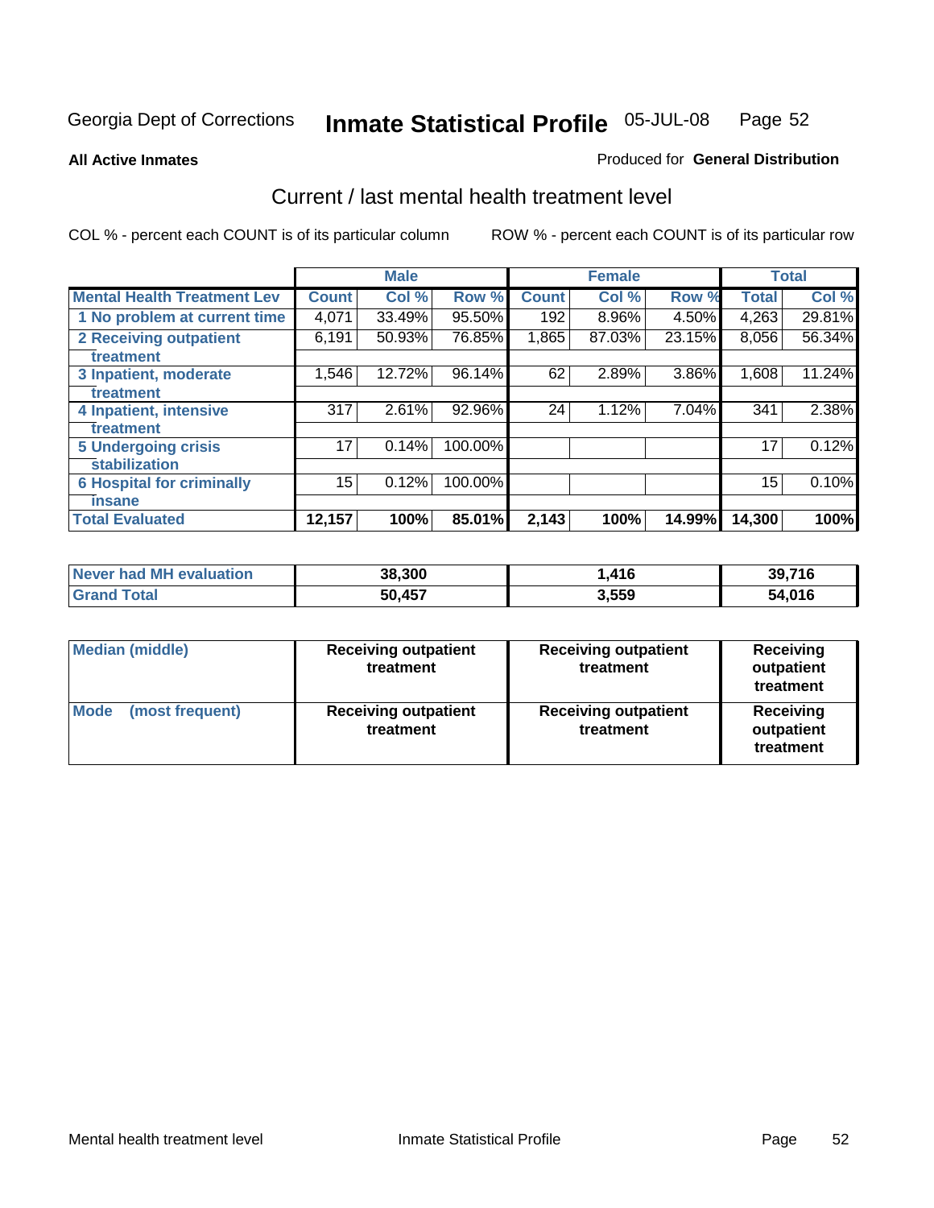Georgia Dept of Corrections **Inmate Statistical Profile** 05-JUL-08

**All Active Inmates**

Produced for **General Distribution**

## Current / last mental health treatment level

COL % - percent each COUNT is of its particular column

ROW % - percent each COUNT is of its particular row

| | Male | | | Female | | | Total | |
|---|---|---|---|---|---|---|---|---|
| **Mental Health Treatment Lev** | **Count** | **Col %** | **Row %** | **Count** | **Col %** | **Row %** | **Total** | **Col %** |
| 1 No problem at current time | 4,071 | 33.49% | 95.50% | 192 | 8.96% | 4.50% | 4,263 | 29.81% |
| 2 Receiving outpatient treatment | 6,191 | 50.93% | 76.85% | 1,865 | 87.03% | 23.15% | 8,056 | 56.34% |
| 3 Inpatient, moderate treatment | 1,546 | 12.72% | 96.14% | 62 | 2.89% | 3.86% | 1,608 | 11.24% |
| 4 Inpatient, intensive treatment | 317 | 2.61% | 92.96% | 24 | 1.12% | 7.04% | 341 | 2.38% |
| 5 Undergoing crisis stabilization | 17 | 0.14% | 100.00% | | | | 17 | 0.12% |
| 6 Hospital for criminally insane | 15 | 0.12% | 100.00% | | | | 15 | 0.10% |
| **Total Evaluated** | **12,157** | **100%** | **85.01%** | **2,143** | **100%** | **14.99%** | **14,300** | **100%** |

| | Male | Female | Total |
|---|---|---|---|
| **Never had MH evaluation** | **38,300** | **1,416** | **39,716** |
| **Grand Total** | **50,457** | **3,559** | **54,016** |

| | Male | Female | Total |
|---|---|---|---|
| **Median (middle)** | **Receiving outpatient treatment** | **Receiving outpatient treatment** | **Receiving outpatient treatment** |
| **Mode (most frequent)** | **Receiving outpatient treatment** | **Receiving outpatient treatment** | **Receiving outpatient treatment** |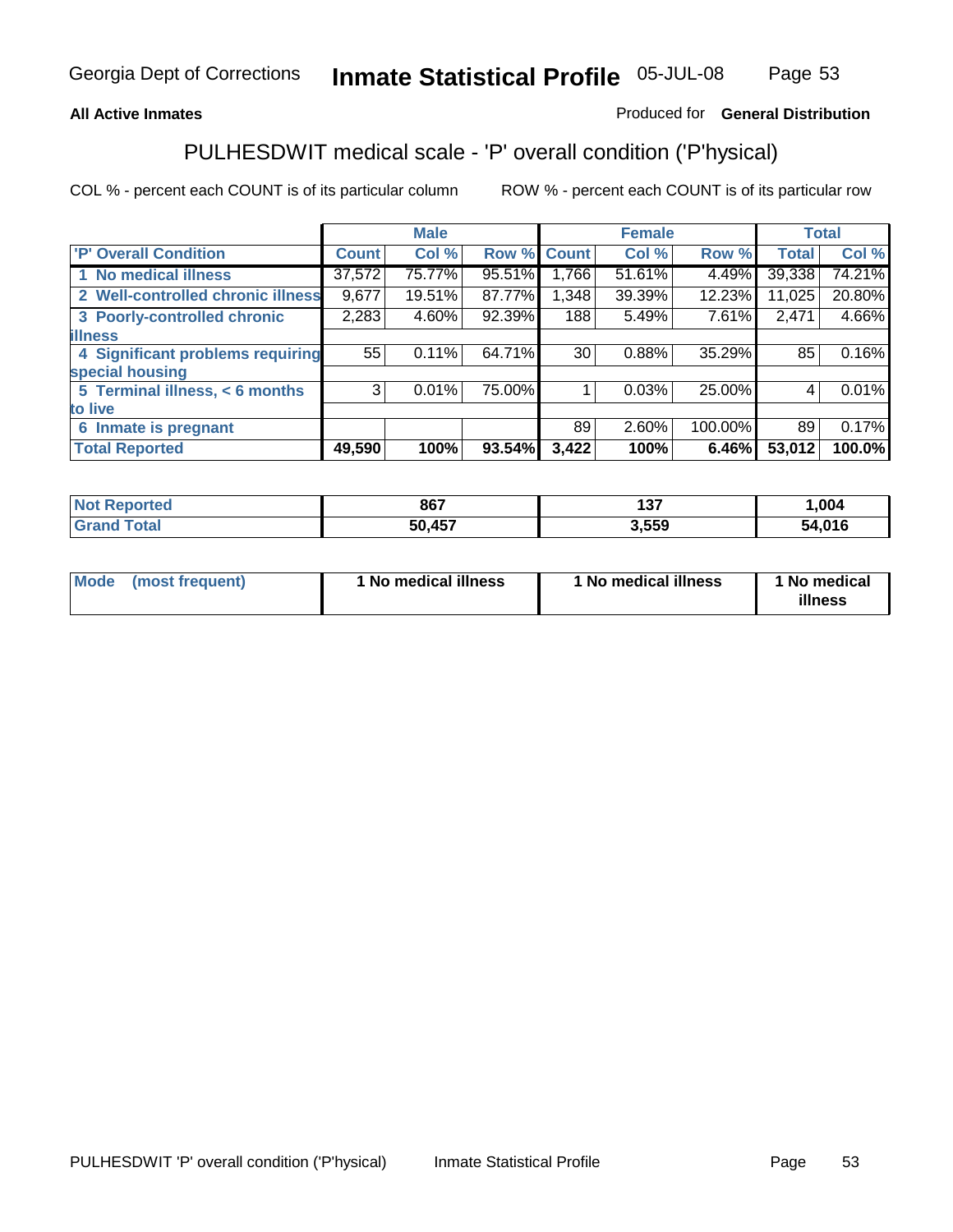**All Active Inmates** | Produced for **General Distribution**

## PULHESDWIT medical scale - 'P' overall condition ('P'hysical)

COL % - percent each COUNT is of its particular column | ROW % - percent each COUNT is of its particular row

| | Male | | | Female | | | Total | |
|---|---|---|---|---|---|---|---|---|
| **'P' Overall Condition** | **Count** | **Col %** | **Row %** | **Count** | **Col %** | **Row %** | **Total** | **Col %** |
| **1 No medical illness** | 37,572 | 75.77% | 95.51% | 1,766 | 51.61% | 4.49% | 39,338 | 74.21% |
| **2 Well-controlled chronic illness** | 9,677 | 19.51% | 87.77% | 1,348 | 39.39% | 12.23% | 11,025 | 20.80% |
| **3 Poorly-controlled chronic illness** | 2,283 | 4.60% | 92.39% | 188 | 5.49% | 7.61% | 2,471 | 4.66% |
| **4 Significant problems requiring special housing** | 55 | 0.11% | 64.71% | 30 | 0.88% | 35.29% | 85 | 0.16% |
| **5 Terminal illness, < 6 months to live** | 3 | 0.01% | 75.00% | 1 | 0.03% | 25.00% | 4 | 0.01% |
| **6 Inmate is pregnant** | | | | 89 | 2.60% | 100.00% | 89 | 0.17% |
| **Total Reported** | **49,590** | **100%** | **93.54%** | **3,422** | **100%** | **6.46%** | **53,012** | **100.0%** |

| | Male | Female | Total |
|---|---|---|---|
| **Not Reported** | **867** | **137** | **1,004** |
| **Grand Total** | **50,457** | **3,559** | **54,016** |

| | Male | Female | Total |
|---|---|---|---|
| **Mode (most frequent)** | **1 No medical illness** | **1 No medical illness** | **1 No medical illness** |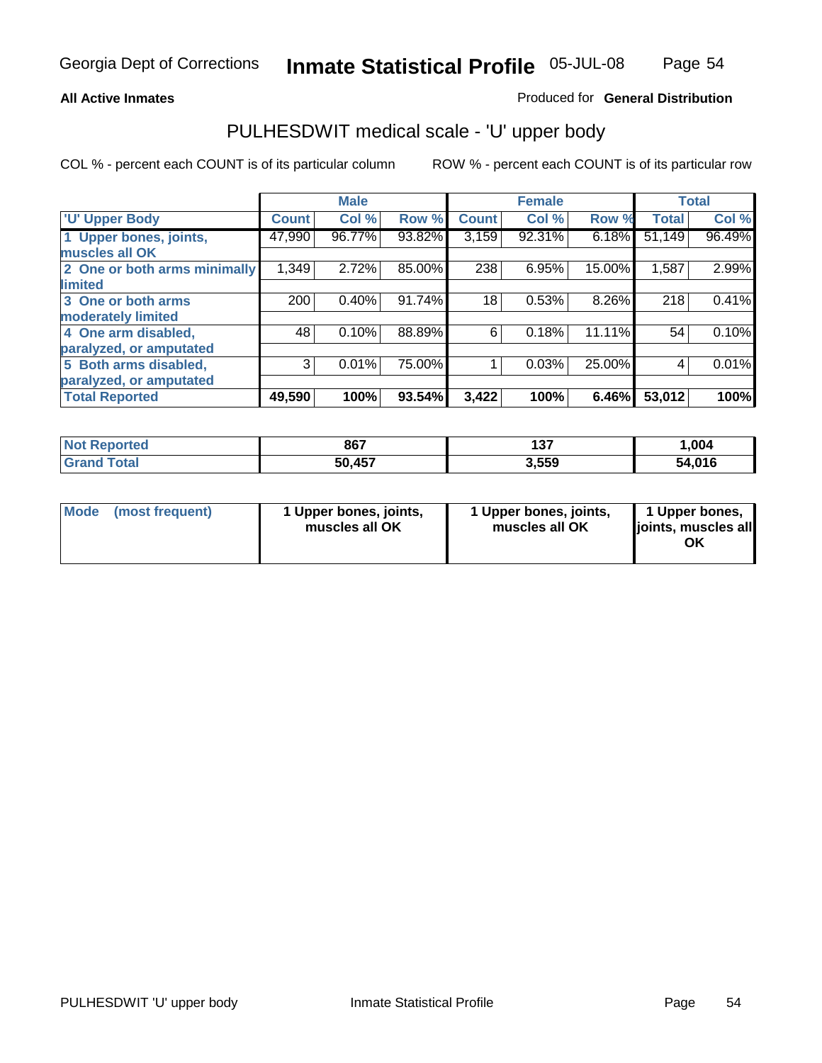Georgia Dept of Corrections **Inmate Statistical Profile** 05-JUL-08

**All Active Inmates**

Produced for **General Distribution**

## PULHESDWIT medical scale - 'U' upper body

COL % - percent each COUNT is of its particular column

ROW % - percent each COUNT is of its particular row

| | Male | | | Female | | | Total | |
|---|---|---|---|---|---|---|---|---|
| 'U' Upper Body | Count | Col % | Row % | Count | Col % | Row % | Total | Col % |
| 1 Upper bones, joints, muscles all OK | 47,990 | 96.77% | 93.82% | 3,159 | 92.31% | 6.18% | 51,149 | 96.49% |
| 2 One or both arms minimally limited | 1,349 | 2.72% | 85.00% | 238 | 6.95% | 15.00% | 1,587 | 2.99% |
| 3 One or both arms moderately limited | 200 | 0.40% | 91.74% | 18 | 0.53% | 8.26% | 218 | 0.41% |
| 4 One arm disabled, paralyzed, or amputated | 48 | 0.10% | 88.89% | 6 | 0.18% | 11.11% | 54 | 0.10% |
| 5 Both arms disabled, paralyzed, or amputated | 3 | 0.01% | 75.00% | 1 | 0.03% | 25.00% | 4 | 0.01% |
| **Total Reported** | **49,590** | **100%** | **93.54%** | **3,422** | **100%** | **6.46%** | **53,012** | **100%** |

| | Male | Female | Total |
|---|---|---|---|
| Not Reported | 867 | 137 | 1,004 |
| Grand Total | 50,457 | 3,559 | 54,016 |

| | Male | Female | Total |
|---|---|---|---|
| Mode (most frequent) | 1 Upper bones, joints, muscles all OK | 1 Upper bones, joints, muscles all OK | 1 Upper bones, joints, muscles all OK |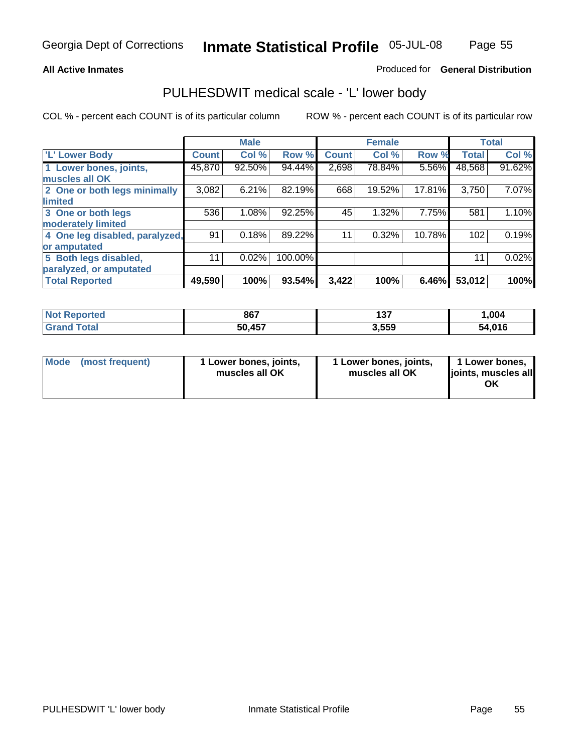**All Active Inmates**

Produced for **General Distribution**

## PULHESDWIT medical scale - 'L' lower body

COL % - percent each COUNT is of its particular column

ROW % - percent each COUNT is of its particular row

| | Male | | | Female | | | Total | |
|---|---|---|---|---|---|---|---|---|
| **'L' Lower Body** | **Count** | **Col %** | **Row %** | **Count** | **Col %** | **Row %** | **Total** | **Col %** |
| 1 Lower bones, joints, muscles all OK | 45,870 | 92.50% | 94.44% | 2,698 | 78.84% | 5.56% | 48,568 | 91.62% |
| 2 One or both legs minimally limited | 3,082 | 6.21% | 82.19% | 668 | 19.52% | 17.81% | 3,750 | 7.07% |
| 3 One or both legs moderately limited | 536 | 1.08% | 92.25% | 45 | 1.32% | 7.75% | 581 | 1.10% |
| 4 One leg disabled, paralyzed, or amputated | 91 | 0.18% | 89.22% | 11 | 0.32% | 10.78% | 102 | 0.19% |
| 5 Both legs disabled, paralyzed, or amputated | 11 | 0.02% | 100.00% | | | | 11 | 0.02% |
| **Total Reported** | **49,590** | **100%** | **93.54%** | **3,422** | **100%** | **6.46%** | **53,012** | **100%** |

| | Male | Female | Total |
|---|---|---|---|
| **Not Reported** | **867** | **137** | **1,004** |
| **Grand Total** | **50,457** | **3,559** | **54,016** |

| | Male | Female | Total |
|---|---|---|---|
| **Mode (most frequent)** | **1 Lower bones, joints, muscles all OK** | **1 Lower bones, joints, muscles all OK** | **1 Lower bones, joints, muscles all OK** |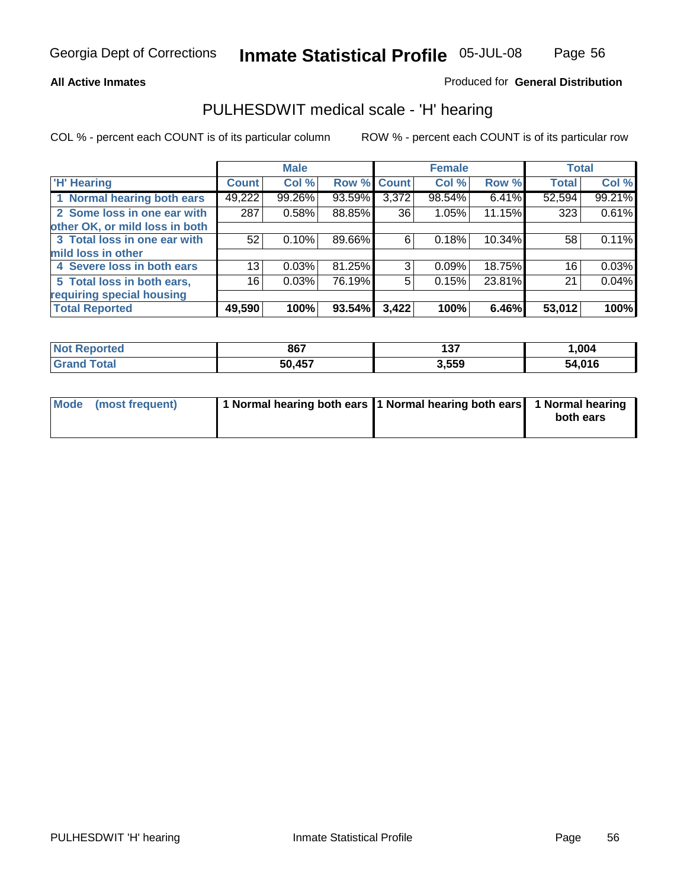Georgia Dept of Corrections **Inmate Statistical Profile** 05-JUL-08

**All Active Inmates**

Produced for **General Distribution**

## PULHESDWIT medical scale - 'H' hearing

COL % - percent each COUNT is of its particular column

ROW % - percent each COUNT is of its particular row

| | Male | | | Female | | | Total | |
|---|---|---|---|---|---|---|---|---|
| 'H' Hearing | Count | Col % | Row % | Count | Col % | Row % | Total | Col % |
| 1 Normal hearing both ears | 49,222 | 99.26% | 93.59% | 3,372 | 98.54% | 6.41% | 52,594 | 99.21% |
| 2 Some loss in one ear with other OK, or mild loss in both | 287 | 0.58% | 88.85% | 36 | 1.05% | 11.15% | 323 | 0.61% |
| 3 Total loss in one ear with mild loss in other | 52 | 0.10% | 89.66% | 6 | 0.18% | 10.34% | 58 | 0.11% |
| 4 Severe loss in both ears | 13 | 0.03% | 81.25% | 3 | 0.09% | 18.75% | 16 | 0.03% |
| 5 Total loss in both ears, requiring special housing | 16 | 0.03% | 76.19% | 5 | 0.15% | 23.81% | 21 | 0.04% |
| **Total Reported** | **49,590** | **100%** | **93.54%** | **3,422** | **100%** | **6.46%** | **53,012** | **100%** |

| | Male | Female | Total |
|---|---|---|---|
| Not Reported | 867 | 137 | 1,004 |
| Grand Total | 50,457 | 3,559 | 54,016 |

| | Male | Female | Total |
|---|---|---|---|
| Mode (most frequent) | 1 Normal hearing both ears | 1 Normal hearing both ears | 1 Normal hearing both ears |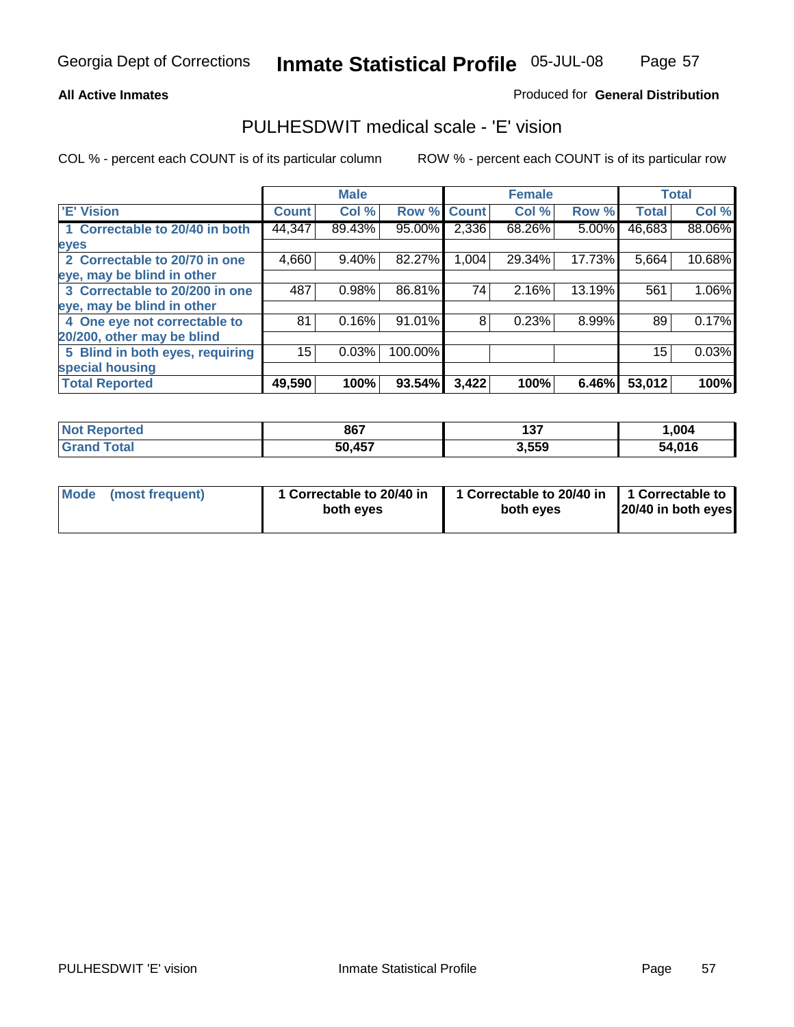Georgia Dept of Corrections **Inmate Statistical Profile** 05-JUL-08

**All Active Inmates**

Produced for **General Distribution**

## PULHESDWIT medical scale - 'E' vision

COL % - percent each COUNT is of its particular column

ROW % - percent each COUNT is of its particular row

| | Male | | | Female | | | Total | |
|---|---|---|---|---|---|---|---|---|
| 'E' Vision | Count | Col % | Row % | Count | Col % | Row % | Total | Col % |
| 1 Correctable to 20/40 in both eyes | 44,347 | 89.43% | 95.00% | 2,336 | 68.26% | 5.00% | 46,683 | 88.06% |
| 2 Correctable to 20/70 in one eye, may be blind in other | 4,660 | 9.40% | 82.27% | 1,004 | 29.34% | 17.73% | 5,664 | 10.68% |
| 3 Correctable to 20/200 in one eye, may be blind in other | 487 | 0.98% | 86.81% | 74 | 2.16% | 13.19% | 561 | 1.06% |
| 4 One eye not correctable to 20/200, other may be blind | 81 | 0.16% | 91.01% | 8 | 0.23% | 8.99% | 89 | 0.17% |
| 5 Blind in both eyes, requiring special housing | 15 | 0.03% | 100.00% | | | | 15 | 0.03% |
| **Total Reported** | **49,590** | **100%** | **93.54%** | **3,422** | **100%** | **6.46%** | **53,012** | **100%** |

| | Male | Female | Total |
|---|---|---|---|
| Not Reported | 867 | 137 | 1,004 |
| Grand Total | 50,457 | 3,559 | 54,016 |

| | Male | Female | Total |
|---|---|---|---|
| Mode (most frequent) | 1 Correctable to 20/40 in both eyes | 1 Correctable to 20/40 in both eyes | 1 Correctable to 20/40 in both eyes |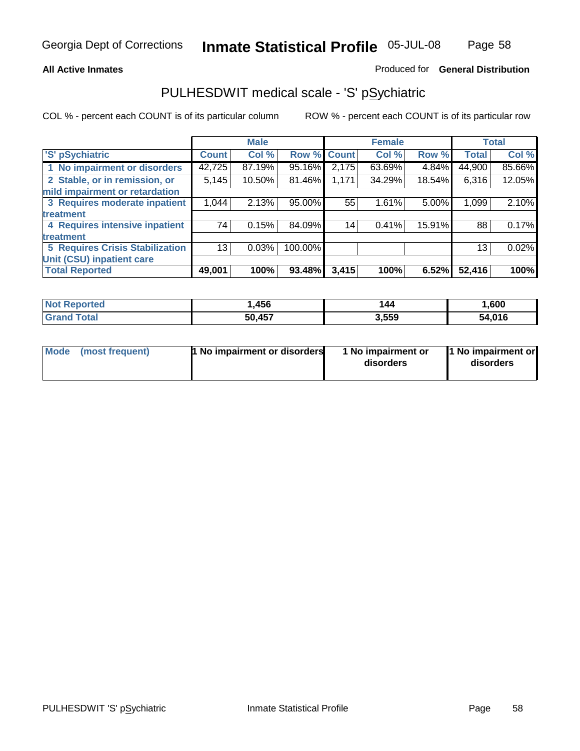Georgia Dept of Corrections **Inmate Statistical Profile** 05-JUL-08

**All Active Inmates**

Produced for **General Distribution**

## PULHESDWIT medical scale - 'S' pSychiatric

COL % - percent each COUNT is of its particular column

ROW % - percent each COUNT is of its particular row

| | Male | | | Female | | | Total | |
|---|---|---|---|---|---|---|---|---|
| 'S' pSychiatric | Count | Col % | Row % | Count | Col % | Row % | Total | Col % |
| 1 No impairment or disorders | 42,725 | 87.19% | 95.16% | 2,175 | 63.69% | 4.84% | 44,900 | 85.66% |
| 2 Stable, or in remission, or mild impairment or retardation | 5,145 | 10.50% | 81.46% | 1,171 | 34.29% | 18.54% | 6,316 | 12.05% |
| 3 Requires moderate inpatient treatment | 1,044 | 2.13% | 95.00% | 55 | 1.61% | 5.00% | 1,099 | 2.10% |
| 4 Requires intensive inpatient treatment | 74 | 0.15% | 84.09% | 14 | 0.41% | 15.91% | 88 | 0.17% |
| 5 Requires Crisis Stabilization Unit (CSU) inpatient care | 13 | 0.03% | 100.00% | | | | 13 | 0.02% |
| **Total Reported** | **49,001** | **100%** | **93.48%** | **3,415** | **100%** | **6.52%** | **52,416** | **100%** |

| | Male | Female | Total |
|---|---|---|---|
| Not Reported | 1,456 | 144 | 1,600 |
| Grand Total | 50,457 | 3,559 | 54,016 |

| | Male | Female | Total |
|---|---|---|---|
| Mode (most frequent) | 1 No impairment or disorders | 1 No impairment or disorders | 1 No impairment or disorders |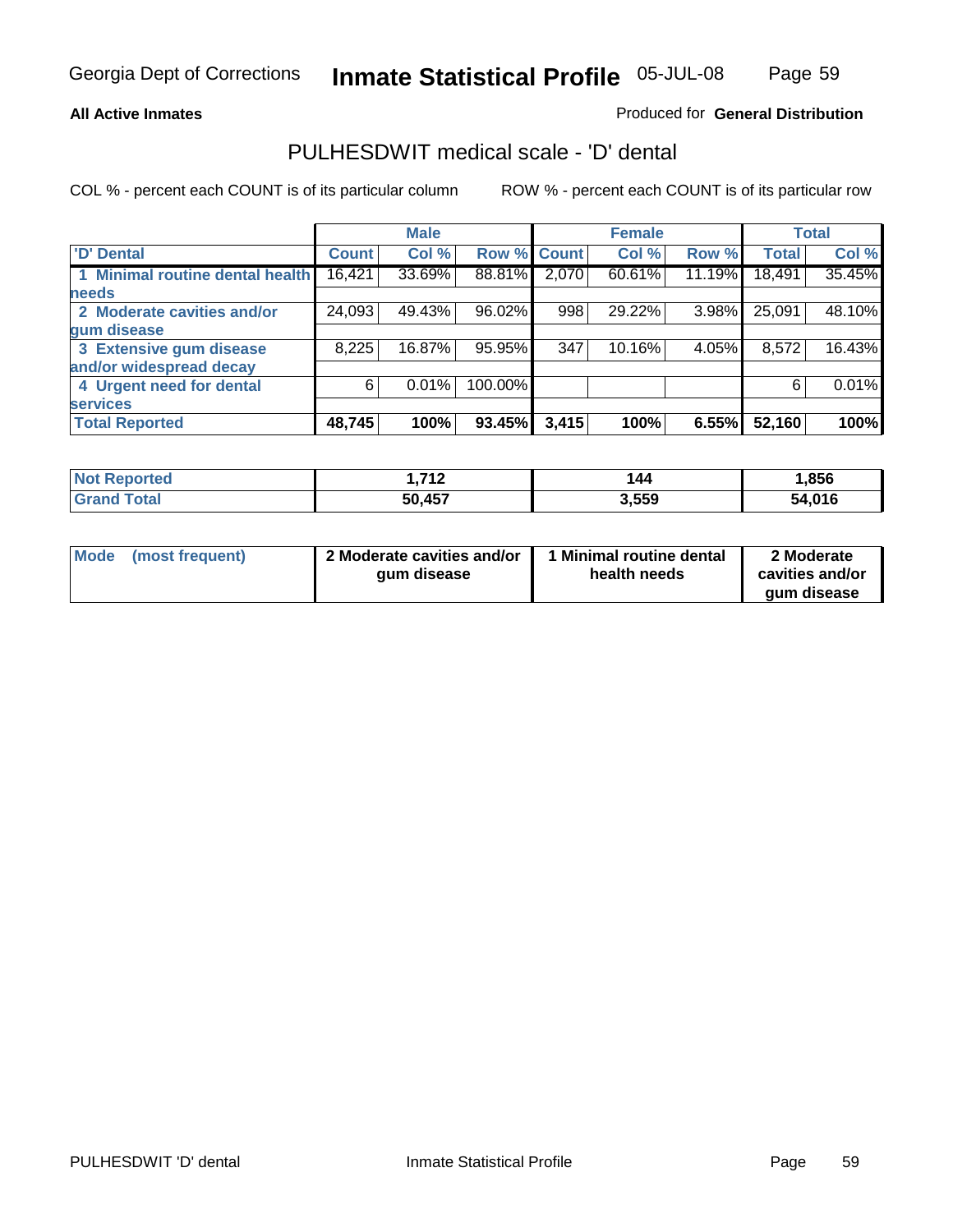Georgia Dept of Corrections **Inmate Statistical Profile** 05-JUL-08

**All Active Inmates**

Produced for **General Distribution**

## PULHESDWIT medical scale - 'D' dental

COL % - percent each COUNT is of its particular column

ROW % - percent each COUNT is of its particular row

| | Male | | | Female | | | Total | |
|---|---|---|---|---|---|---|---|---|
| 'D' Dental | Count | Col % | Row % | Count | Col % | Row % | Total | Col % |
| 1 Minimal routine dental health needs | 16,421 | 33.69% | 88.81% | 2,070 | 60.61% | 11.19% | 18,491 | 35.45% |
| 2 Moderate cavities and/or gum disease | 24,093 | 49.43% | 96.02% | 998 | 29.22% | 3.98% | 25,091 | 48.10% |
| 3 Extensive gum disease and/or widespread decay | 8,225 | 16.87% | 95.95% | 347 | 10.16% | 4.05% | 8,572 | 16.43% |
| 4 Urgent need for dental services | 6 | 0.01% | 100.00% | | | | 6 | 0.01% |
| **Total Reported** | **48,745** | **100%** | **93.45%** | **3,415** | **100%** | **6.55%** | **52,160** | **100%** |

| | Male | Female | Total |
|---|---|---|---|
| Not Reported | 1,712 | 144 | 1,856 |
| Grand Total | 50,457 | 3,559 | 54,016 |

| | Male | Female | Total |
|---|---|---|---|
| Mode (most frequent) | 2 Moderate cavities and/or gum disease | 1 Minimal routine dental health needs | 2 Moderate cavities and/or gum disease |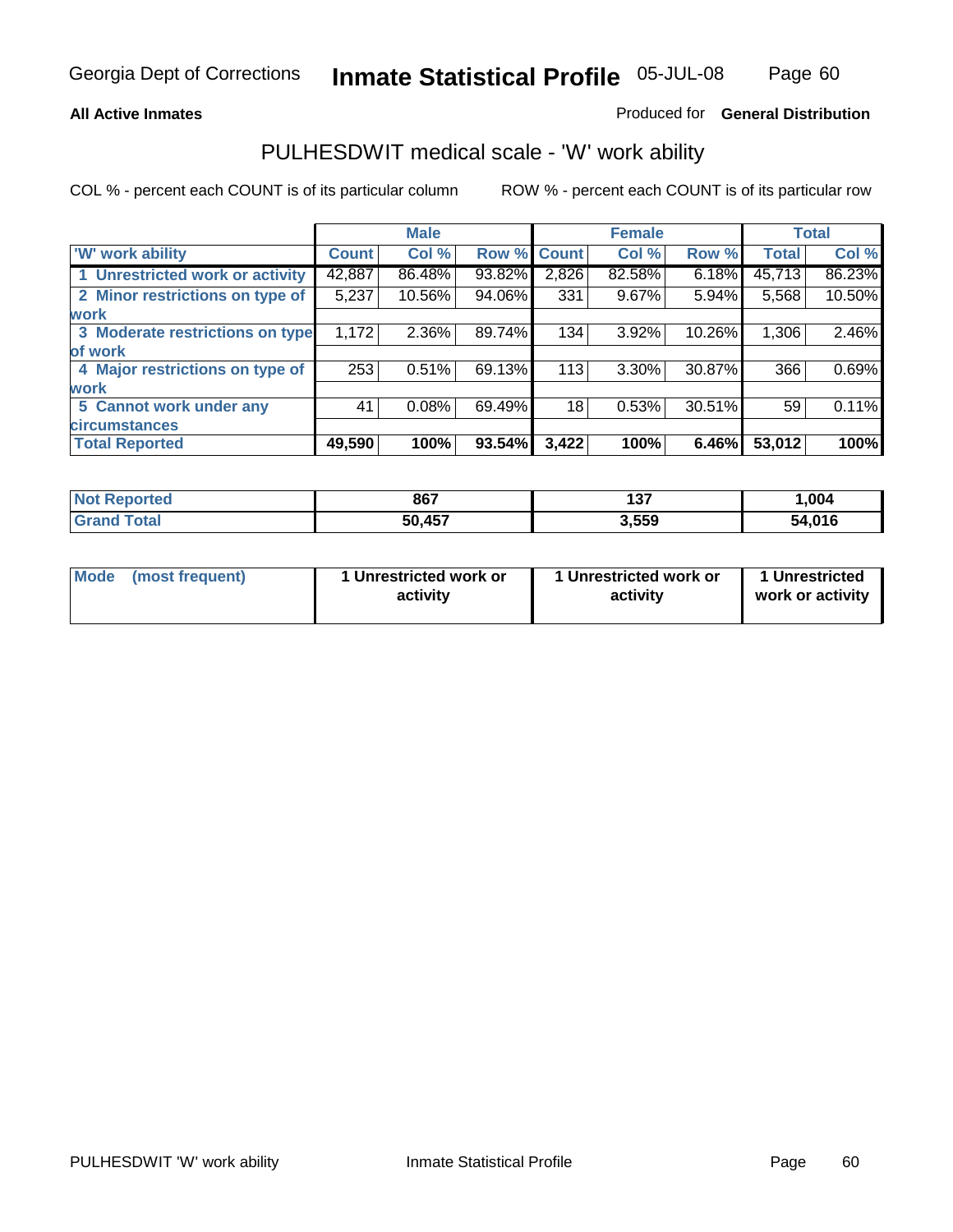**All Active Inmates**

Produced for **General Distribution**

## PULHESDWIT medical scale - 'W' work ability

COL % - percent each COUNT is of its particular column

ROW % - percent each COUNT is of its particular row

| | Male | | | Female | | | Total | |
|---|---|---|---|---|---|---|---|---|
| 'W' work ability | Count | Col % | Row % | Count | Col % | Row % | Total | Col % |
| 1 Unrestricted work or activity | 42,887 | 86.48% | 93.82% | 2,826 | 82.58% | 6.18% | 45,713 | 86.23% |
| 2 Minor restrictions on type of work | 5,237 | 10.56% | 94.06% | 331 | 9.67% | 5.94% | 5,568 | 10.50% |
| 3 Moderate restrictions on type of work | 1,172 | 2.36% | 89.74% | 134 | 3.92% | 10.26% | 1,306 | 2.46% |
| 4 Major restrictions on type of work | 253 | 0.51% | 69.13% | 113 | 3.30% | 30.87% | 366 | 0.69% |
| 5 Cannot work under any circumstances | 41 | 0.08% | 69.49% | 18 | 0.53% | 30.51% | 59 | 0.11% |
| **Total Reported** | **49,590** | **100%** | **93.54%** | **3,422** | **100%** | **6.46%** | **53,012** | **100%** |

| | Male | Female | Total |
|---|---|---|---|
| Not Reported | 867 | 137 | 1,004 |
| Grand Total | 50,457 | 3,559 | 54,016 |

| | Male | Female | Total |
|---|---|---|---|
| Mode (most frequent) | 1 Unrestricted work or activity | 1 Unrestricted work or activity | 1 Unrestricted work or activity |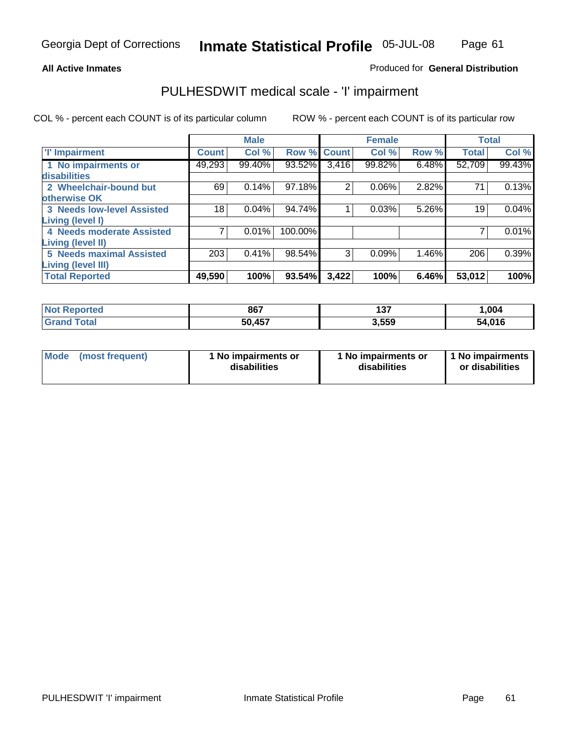Georgia Dept of Corrections **Inmate Statistical Profile** 05-JUL-08

**All Active Inmates**

Produced for **General Distribution**

# PULHESDWIT medical scale - 'I' impairment

COL % - percent each COUNT is of its particular column ROW % - percent each COUNT is of its particular row

| | Male | | | Female | | | Total | |
|---|---|---|---|---|---|---|---|---|
| 'I' Impairment | Count | Col % | Row % | Count | Col % | Row % | Total | Col % |
| 1 No impairments or disabilities | 49,293 | 99.40% | 93.52% | 3,416 | 99.82% | 6.48% | 52,709 | 99.43% |
| 2 Wheelchair-bound but otherwise OK | 69 | 0.14% | 97.18% | 2 | 0.06% | 2.82% | 71 | 0.13% |
| 3 Needs low-level Assisted Living (level I) | 18 | 0.04% | 94.74% | 1 | 0.03% | 5.26% | 19 | 0.04% |
| 4 Needs moderate Assisted Living (level II) | 7 | 0.01% | 100.00% | | | | 7 | 0.01% |
| 5 Needs maximal Assisted Living (level III) | 203 | 0.41% | 98.54% | 3 | 0.09% | 1.46% | 206 | 0.39% |
| **Total Reported** | **49,590** | **100%** | **93.54%** | **3,422** | **100%** | **6.46%** | **53,012** | **100%** |

| | Male | Female | Total |
|---|---|---|---|
| Not Reported | 867 | 137 | 1,004 |
| Grand Total | 50,457 | 3,559 | 54,016 |

| | Male | Female | Total |
|---|---|---|---|
| Mode (most frequent) | 1 No impairments or disabilities | 1 No impairments or disabilities | 1 No impairments or disabilities |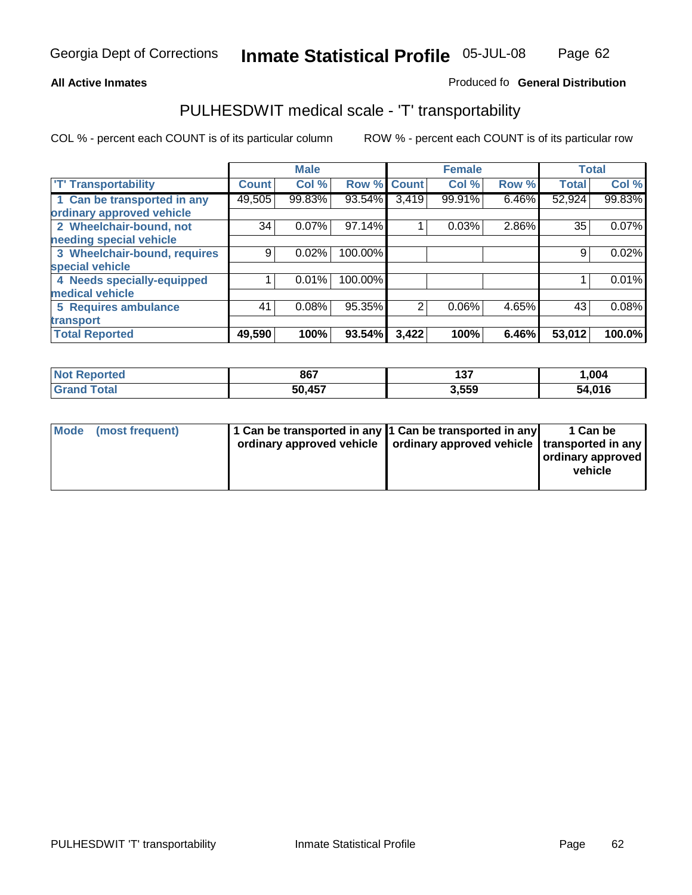Georgia Dept of Corrections **Inmate Statistical Profile** 05-JUL-08

**All Active Inmates**

Produced fo **General Distribution**

## PULHESDWIT medical scale - 'T' transportability

COL % - percent each COUNT is of its particular column

ROW % - percent each COUNT is of its particular row

| | Male | | | Female | | | Total | |
|---|---|---|---|---|---|---|---|---|
| 'T' Transportability | Count | Col % | Row % | Count | Col % | Row % | Total | Col % |
| 1 Can be transported in any ordinary approved vehicle | 49,505 | 99.83% | 93.54% | 3,419 | 99.91% | 6.46% | 52,924 | 99.83% |
| 2 Wheelchair-bound, not needing special vehicle | 34 | 0.07% | 97.14% | 1 | 0.03% | 2.86% | 35 | 0.07% |
| 3 Wheelchair-bound, requires special vehicle | 9 | 0.02% | 100.00% | | | | 9 | 0.02% |
| 4 Needs specially-equipped medical vehicle | 1 | 0.01% | 100.00% | | | | 1 | 0.01% |
| 5 Requires ambulance transport | 41 | 0.08% | 95.35% | 2 | 0.06% | 4.65% | 43 | 0.08% |
| **Total Reported** | **49,590** | **100%** | **93.54%** | **3,422** | **100%** | **6.46%** | **53,012** | **100.0%** |

| | Male | Female | Total |
|---|---|---|---|
| **Not Reported** | **867** | **137** | **1,004** |
| **Grand Total** | **50,457** | **3,559** | **54,016** |

| | Male | Female | Total |
|---|---|---|---|
| **Mode (most frequent)** | **1 Can be transported in any ordinary approved vehicle** | **1 Can be transported in any ordinary approved vehicle** | **1 Can be transported in any ordinary approved vehicle** |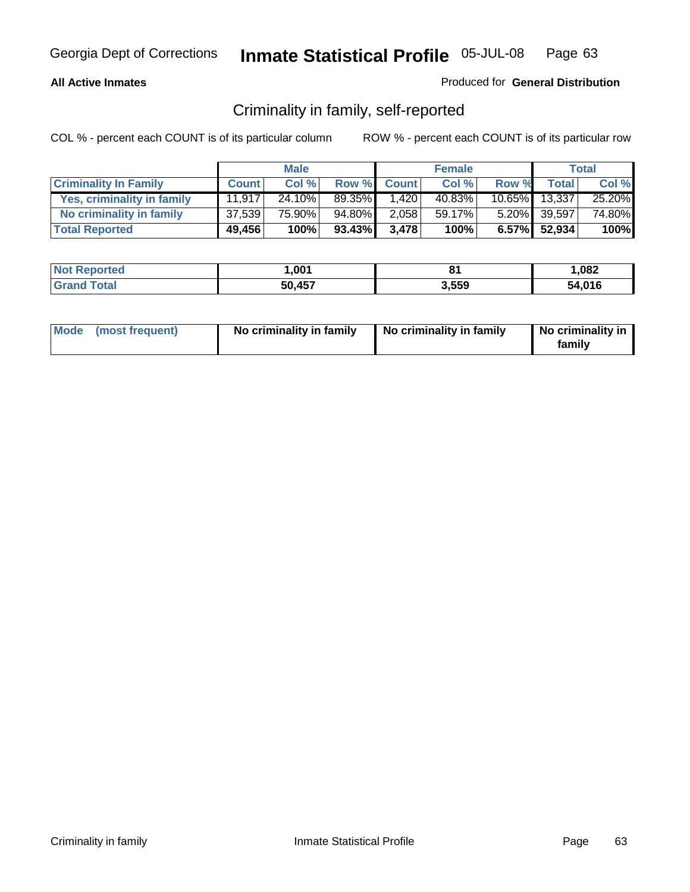**All Active Inmates**

Produced for **General Distribution**

## Criminality in family, self-reported

COL % - percent each COUNT is of its particular column

ROW % - percent each COUNT is of its particular row

| | Male | | | Female | | | Total | |
|---|---|---|---|---|---|---|---|---|
| **Criminality In Family** | **Count** | **Col %** | **Row %** | **Count** | **Col %** | **Row %** | **Total** | **Col %** |
| Yes, criminality in family | 11,917 | 24.10% | 89.35% | 1,420 | 40.83% | 10.65% | 13,337 | 25.20% |
| No criminality in family | 37,539 | 75.90% | 94.80% | 2,058 | 59.17% | 5.20% | 39,597 | 74.80% |
| **Total Reported** | **49,456** | **100%** | **93.43%** | **3,478** | **100%** | **6.57%** | **52,934** | **100%** |

| | Male | Female | Total |
|---|---|---|---|
| Not Reported | 1,001 | 81 | 1,082 |
| Grand Total | 50,457 | 3,559 | 54,016 |

| Mode (most frequent) | No criminality in family | No criminality in family | No criminality in family |
|---|---|---|---|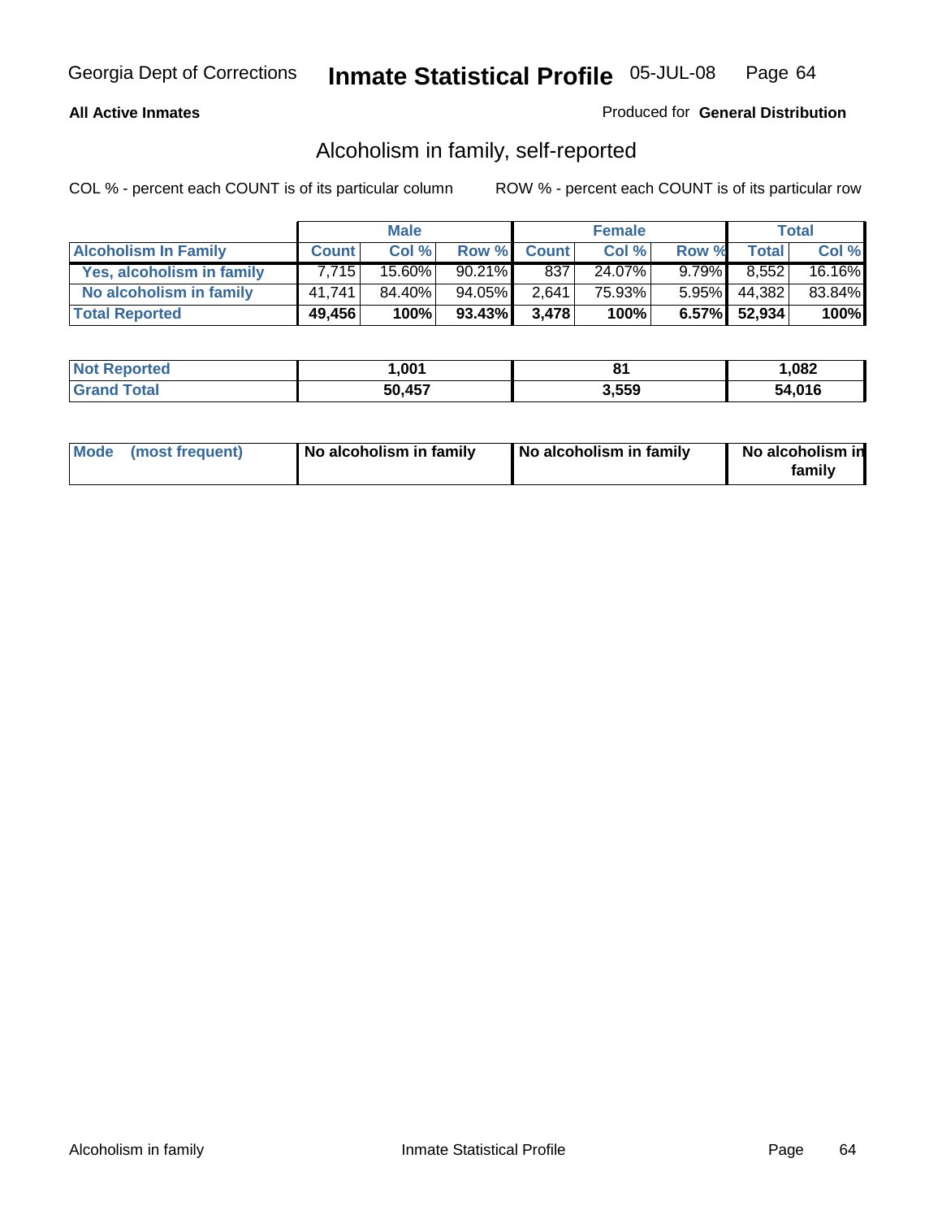Georgia Dept of Corrections **Inmate Statistical Profile** 05-JUL-08

**All Active Inmates**

Produced for **General Distribution**

## Alcoholism in family, self-reported

COL % - percent each COUNT is of its particular column

ROW % - percent each COUNT is of its particular row

| | Male | | | Female | | | Total | |
|---|---|---|---|---|---|---|---|---|
| **Alcoholism In Family** | **Count** | **Col %** | **Row %** | **Count** | **Col %** | **Row %** | **Total** | **Col %** |
| **Yes, alcoholism in family** | 7,715 | 15.60% | 90.21% | 837 | 24.07% | 9.79% | 8,552 | 16.16% |
| **No alcoholism in family** | 41,741 | 84.40% | 94.05% | 2,641 | 75.93% | 5.95% | 44,382 | 83.84% |
| **Total Reported** | **49,456** | **100%** | **93.43%** | **3,478** | **100%** | **6.57%** | **52,934** | **100%** |

| | Male | Female | Total |
|---|---|---|---|
| **Not Reported** | **1,001** | **81** | **1,082** |
| **Grand Total** | **50,457** | **3,559** | **54,016** |

| | Male | Female | Total |
|---|---|---|---|
| **Mode (most frequent)** | **No alcoholism in family** | **No alcoholism in family** | **No alcoholism in family** |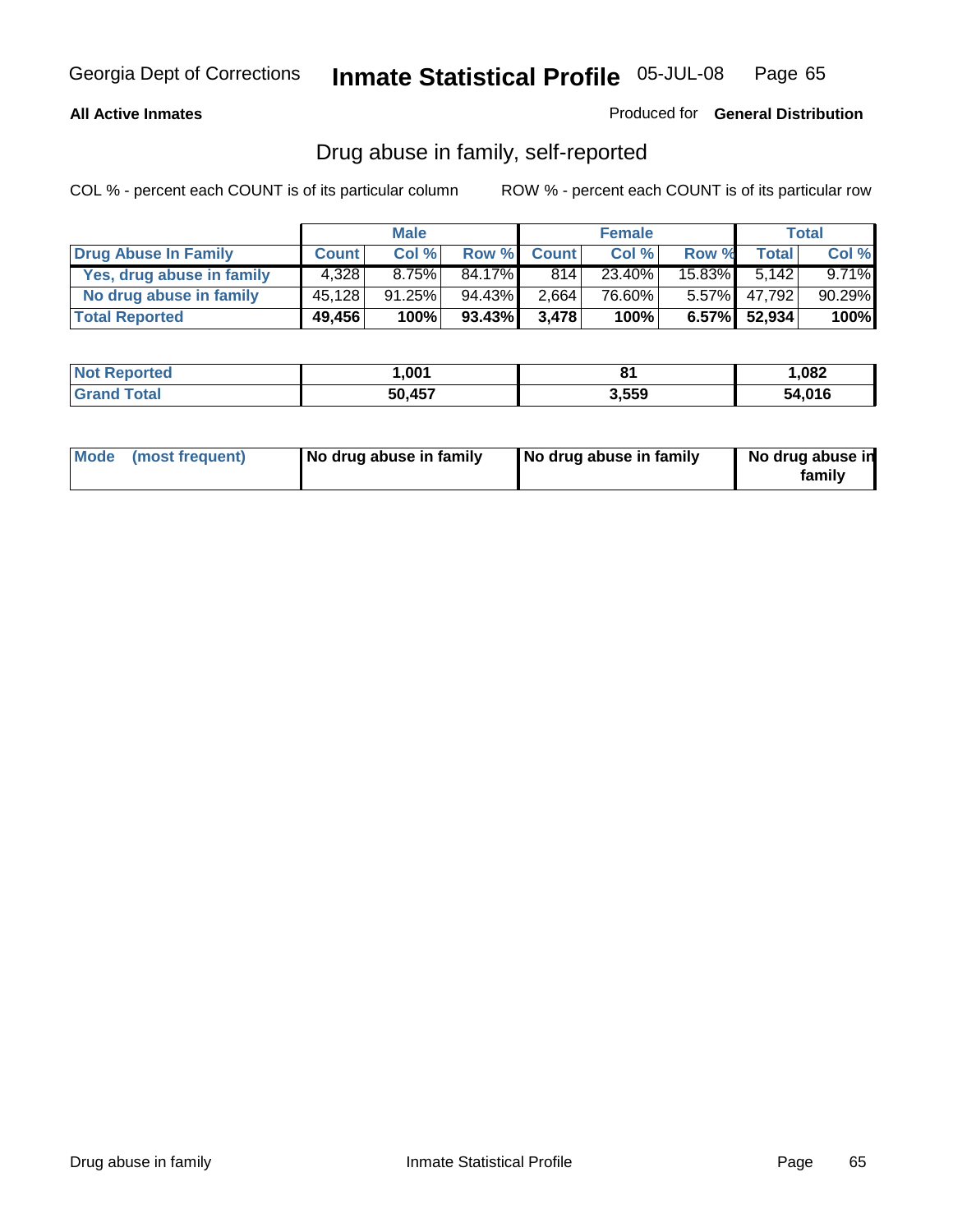**All Active Inmates**

Produced for **General Distribution**

## Drug abuse in family, self-reported

COL % - percent each COUNT is of its particular column ROW % - percent each COUNT is of its particular row

| | Male | | | Female | | | Total | |
|---|---|---|---|---|---|---|---|---|
| **Drug Abuse In Family** | **Count** | **Col %** | **Row %** | **Count** | **Col %** | **Row %** | **Total** | **Col %** |
| **Yes, drug abuse in family** | 4,328 | 8.75% | 84.17% | 814 | 23.40% | 15.83% | 5,142 | 9.71% |
| **No drug abuse in family** | 45,128 | 91.25% | 94.43% | 2,664 | 76.60% | 5.57% | 47,792 | 90.29% |
| **Total Reported** | **49,456** | **100%** | **93.43%** | **3,478** | **100%** | **6.57%** | **52,934** | **100%** |

| | Male | Female | Total |
|---|---|---|---|
| **Not Reported** | **1,001** | **81** | **1,082** |
| **Grand Total** | **50,457** | **3,559** | **54,016** |

| | Male | Female | Total |
|---|---|---|---|
| **Mode (most frequent)** | **No drug abuse in family** | **No drug abuse in family** | **No drug abuse in family** |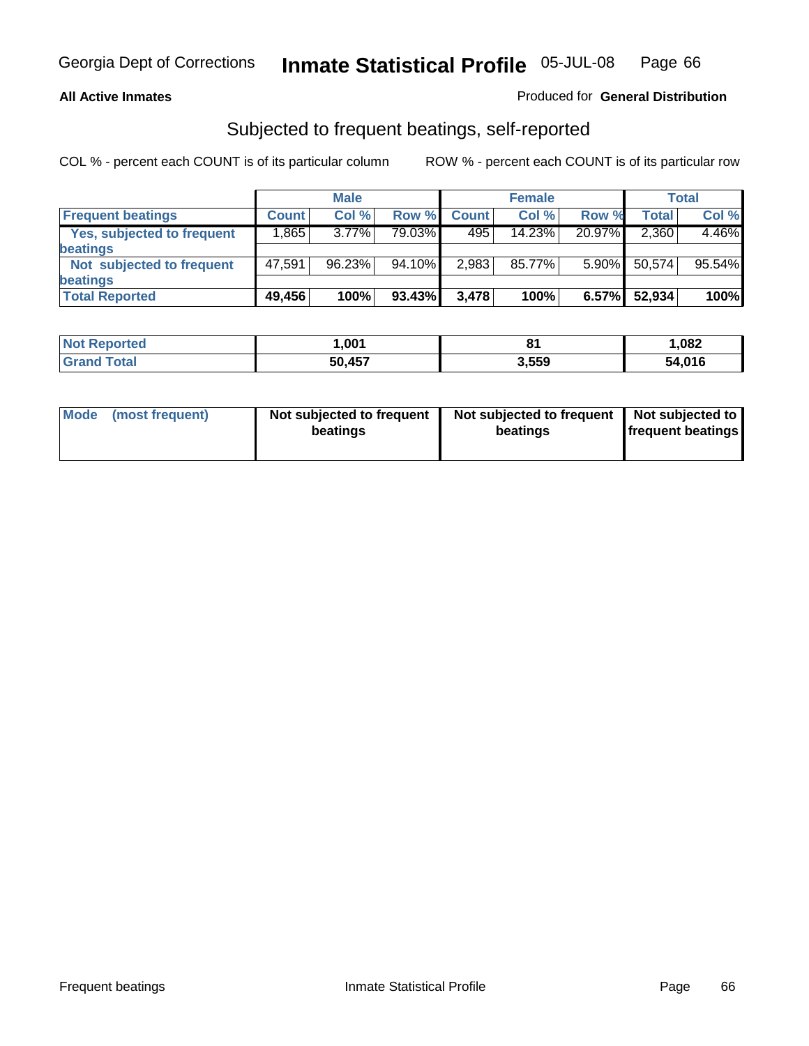Georgia Dept of Corrections **Inmate Statistical Profile** 05-JUL-08

**All Active Inmates**

Produced for **General Distribution**

## Subjected to frequent beatings, self-reported

COL % - percent each COUNT is of its particular column

ROW % - percent each COUNT is of its particular row

| | Male | | | Female | | | Total | |
|---|---|---|---|---|---|---|---|---|
| **Frequent beatings** | **Count** | **Col %** | **Row %** | **Count** | **Col %** | **Row %** | **Total** | **Col %** |
| **Yes, subjected to frequent beatings** | 1,865 | 3.77% | 79.03% | 495 | 14.23% | 20.97% | 2,360 | 4.46% |
| **Not subjected to frequent beatings** | 47,591 | 96.23% | 94.10% | 2,983 | 85.77% | 5.90% | 50,574 | 95.54% |
| **Total Reported** | **49,456** | **100%** | **93.43%** | **3,478** | **100%** | **6.57%** | **52,934** | **100%** |

| | Male | Female | Total |
|---|---|---|---|
| **Not Reported** | **1,001** | **81** | **1,082** |
| **Grand Total** | **50,457** | **3,559** | **54,016** |

| | Male | Female | Total |
|---|---|---|---|
| **Mode (most frequent)** | **Not subjected to frequent beatings** | **Not subjected to frequent beatings** | **Not subjected to frequent beatings** |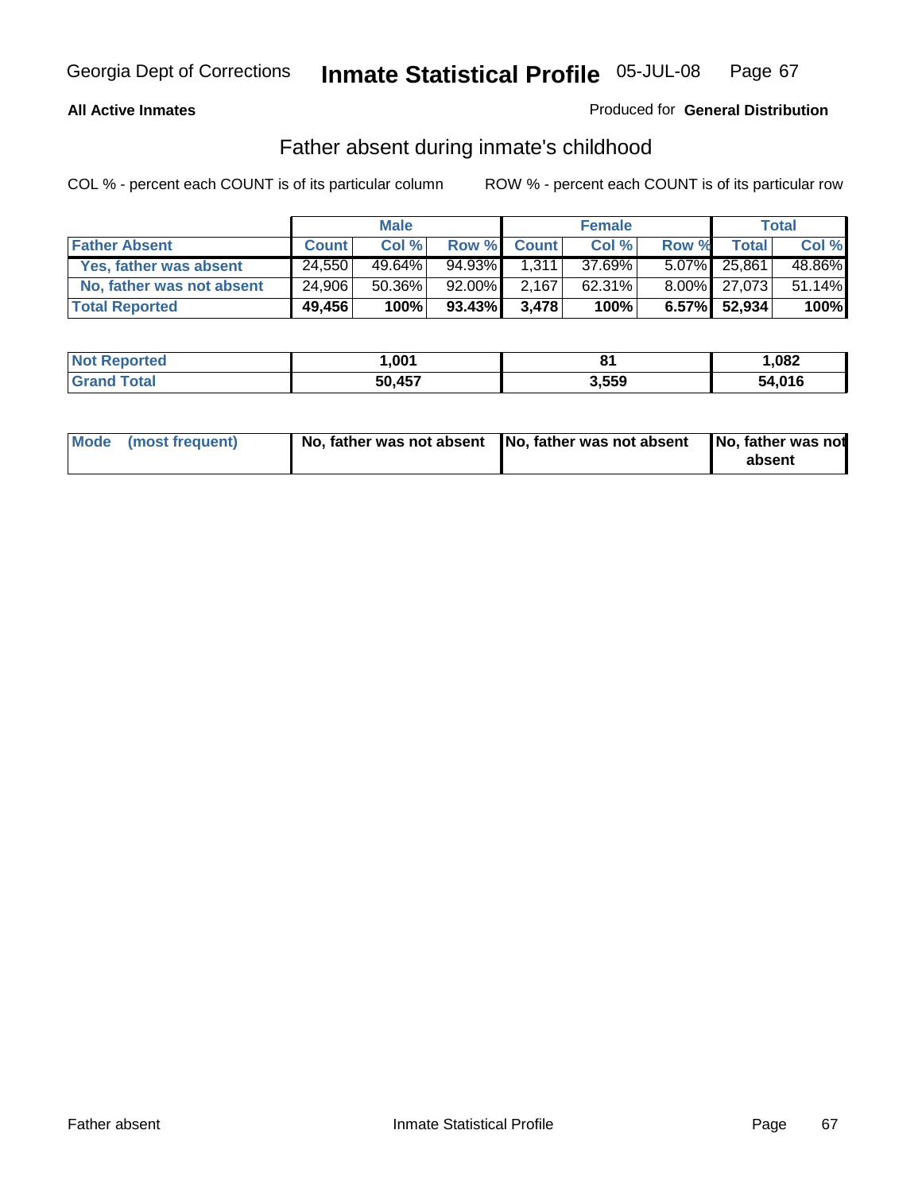Georgia Dept of Corrections **Inmate Statistical Profile** 05-JUL-08

**All Active Inmates**

Produced for **General Distribution**

## Father absent during inmate's childhood

COL % - percent each COUNT is of its particular column

ROW % - percent each COUNT is of its particular row

| | Male | | | Female | | | Total | |
|---|---|---|---|---|---|---|---|---|
| **Father Absent** | **Count** | **Col %** | **Row %** | **Count** | **Col %** | **Row %** | **Total** | **Col %** |
| **Yes, father was absent** | 24,550 | 49.64% | 94.93% | 1,311 | 37.69% | 5.07% | 25,861 | 48.86% |
| **No, father was not absent** | 24,906 | 50.36% | 92.00% | 2,167 | 62.31% | 8.00% | 27,073 | 51.14% |
| **Total Reported** | **49,456** | **100%** | **93.43%** | **3,478** | **100%** | **6.57%** | **52,934** | **100%** |

| | Male | Female | Total |
|---|---|---|---|
| **Not Reported** | **1,001** | **81** | **1,082** |
| **Grand Total** | **50,457** | **3,559** | **54,016** |

| | Male | Female | Total |
|---|---|---|---|
| **Mode (most frequent)** | **No, father was not absent** | **No, father was not absent** | **No, father was not absent** |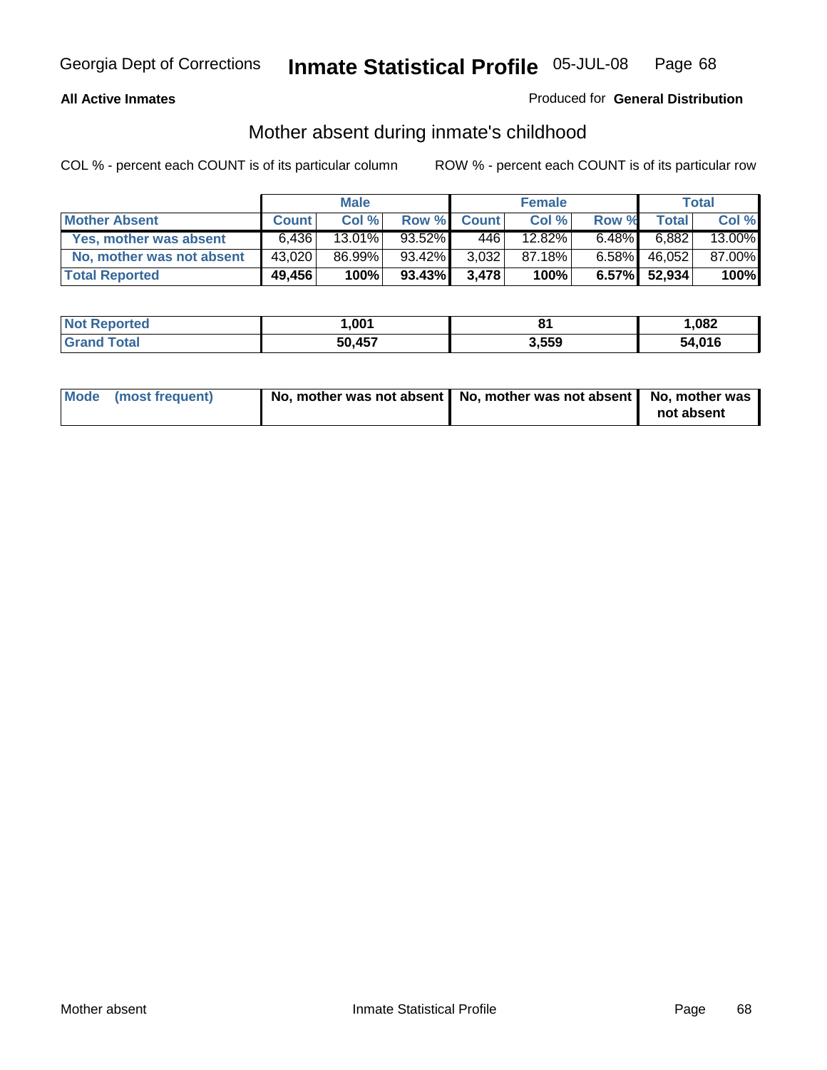**All Active Inmates**

Produced for **General Distribution**

## Mother absent during inmate's childhood

COL % - percent each COUNT is of its particular column

ROW % - percent each COUNT is of its particular row

| | Male | | | Female | | | Total | |
|---|---|---|---|---|---|---|---|---|
| **Mother Absent** | **Count** | **Col %** | **Row %** | **Count** | **Col %** | **Row %** | **Total** | **Col %** |
| **Yes, mother was absent** | 6,436 | 13.01% | 93.52% | 446 | 12.82% | 6.48% | 6,882 | 13.00% |
| **No, mother was not absent** | 43,020 | 86.99% | 93.42% | 3,032 | 87.18% | 6.58% | 46,052 | 87.00% |
| **Total Reported** | **49,456** | **100%** | **93.43%** | **3,478** | **100%** | **6.57%** | **52,934** | **100%** |

| | Male | Female | Total |
|---|---|---|---|
| **Not Reported** | **1,001** | **81** | **1,082** |
| **Grand Total** | **50,457** | **3,559** | **54,016** |

| | Male | Female | Total |
|---|---|---|---|
| **Mode (most frequent)** | **No, mother was not absent** | **No, mother was not absent** | **No, mother was not absent** |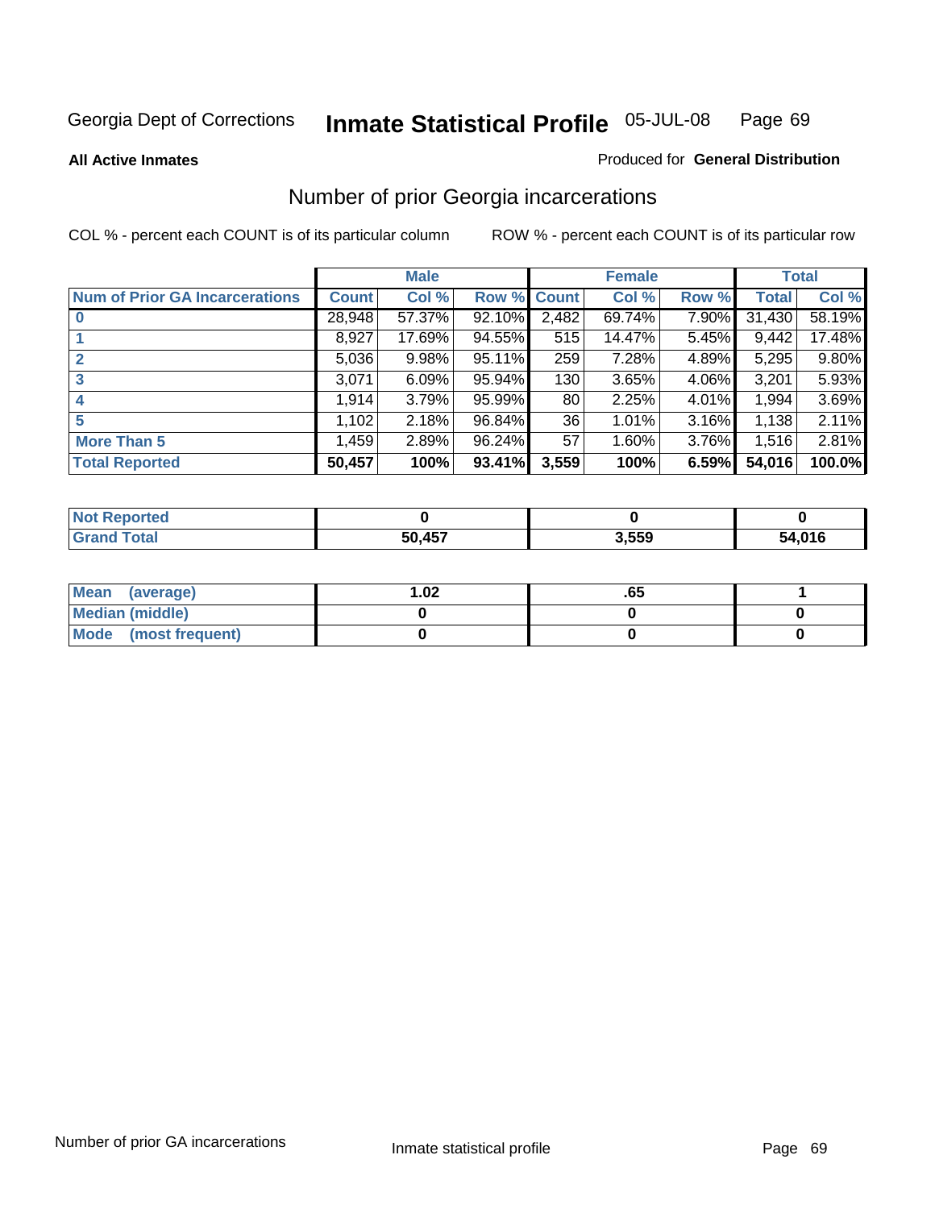Georgia Dept of Corrections **Inmate Statistical Profile** 05-JUL-08

**All Active Inmates**

Produced for **General Distribution**

## Number of prior Georgia incarcerations

COL % - percent each COUNT is of its particular column

ROW % - percent each COUNT is of its particular row

| | Male | | | Female | | | Total | |
|---|---|---|---|---|---|---|---|---|
| **Num of Prior GA Incarcerations** | **Count** | **Col %** | **Row %** | **Count** | **Col %** | **Row %** | **Total** | **Col %** |
| **0** | 28,948 | 57.37% | 92.10% | 2,482 | 69.74% | 7.90% | 31,430 | 58.19% |
| **1** | 8,927 | 17.69% | 94.55% | 515 | 14.47% | 5.45% | 9,442 | 17.48% |
| **2** | 5,036 | 9.98% | 95.11% | 259 | 7.28% | 4.89% | 5,295 | 9.80% |
| **3** | 3,071 | 6.09% | 95.94% | 130 | 3.65% | 4.06% | 3,201 | 5.93% |
| **4** | 1,914 | 3.79% | 95.99% | 80 | 2.25% | 4.01% | 1,994 | 3.69% |
| **5** | 1,102 | 2.18% | 96.84% | 36 | 1.01% | 3.16% | 1,138 | 2.11% |
| **More Than 5** | 1,459 | 2.89% | 96.24% | 57 | 1.60% | 3.76% | 1,516 | 2.81% |
| **Total Reported** | **50,457** | **100%** | **93.41%** | **3,559** | **100%** | **6.59%** | **54,016** | **100.0%** |

| | Male | Female | Total |
|---|---|---|---|
| **Not Reported** | **0** | **0** | **0** |
| **Grand Total** | **50,457** | **3,559** | **54,016** |

| | Male | Female | Total |
|---|---|---|---|
| **Mean (average)** | **1.02** | **.65** | **1** |
| **Median (middle)** | **0** | **0** | **0** |
| **Mode (most frequent)** | **0** | **0** | **0** |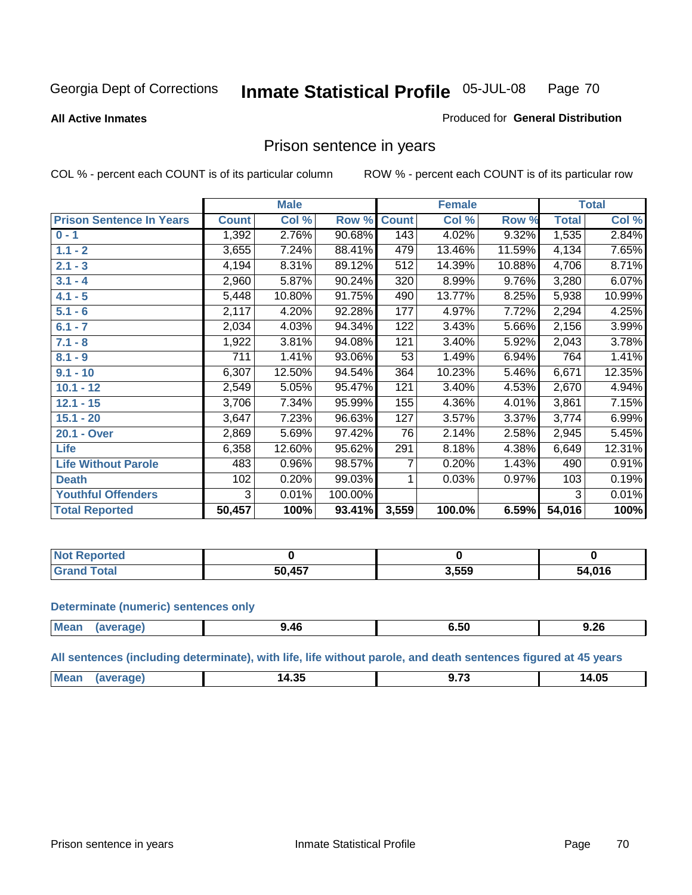Georgia Dept of Corrections **Inmate Statistical Profile** 05-JUL-08

**All Active Inmates**

Produced for **General Distribution**

## Prison sentence in years

COL % - percent each COUNT is of its particular column

ROW % - percent each COUNT is of its particular row

| | Male | | | Female | | | Total | |
|---|---|---|---|---|---|---|---|---|
| **Prison Sentence In Years** | **Count** | **Col %** | **Row %** | **Count** | **Col %** | **Row %** | **Total** | **Col %** |
| **0 - 1** | 1,392 | 2.76% | 90.68% | 143 | 4.02% | 9.32% | 1,535 | 2.84% |
| **1.1 - 2** | 3,655 | 7.24% | 88.41% | 479 | 13.46% | 11.59% | 4,134 | 7.65% |
| **2.1 - 3** | 4,194 | 8.31% | 89.12% | 512 | 14.39% | 10.88% | 4,706 | 8.71% |
| **3.1 - 4** | 2,960 | 5.87% | 90.24% | 320 | 8.99% | 9.76% | 3,280 | 6.07% |
| **4.1 - 5** | 5,448 | 10.80% | 91.75% | 490 | 13.77% | 8.25% | 5,938 | 10.99% |
| **5.1 - 6** | 2,117 | 4.20% | 92.28% | 177 | 4.97% | 7.72% | 2,294 | 4.25% |
| **6.1 - 7** | 2,034 | 4.03% | 94.34% | 122 | 3.43% | 5.66% | 2,156 | 3.99% |
| **7.1 - 8** | 1,922 | 3.81% | 94.08% | 121 | 3.40% | 5.92% | 2,043 | 3.78% |
| **8.1 - 9** | 711 | 1.41% | 93.06% | 53 | 1.49% | 6.94% | 764 | 1.41% |
| **9.1 - 10** | 6,307 | 12.50% | 94.54% | 364 | 10.23% | 5.46% | 6,671 | 12.35% |
| **10.1 - 12** | 2,549 | 5.05% | 95.47% | 121 | 3.40% | 4.53% | 2,670 | 4.94% |
| **12.1 - 15** | 3,706 | 7.34% | 95.99% | 155 | 4.36% | 4.01% | 3,861 | 7.15% |
| **15.1 - 20** | 3,647 | 7.23% | 96.63% | 127 | 3.57% | 3.37% | 3,774 | 6.99% |
| **20.1 - Over** | 2,869 | 5.69% | 97.42% | 76 | 2.14% | 2.58% | 2,945 | 5.45% |
| **Life** | 6,358 | 12.60% | 95.62% | 291 | 8.18% | 4.38% | 6,649 | 12.31% |
| **Life Without Parole** | 483 | 0.96% | 98.57% | 7 | 0.20% | 1.43% | 490 | 0.91% |
| **Death** | 102 | 0.20% | 99.03% | 1 | 0.03% | 0.97% | 103 | 0.19% |
| **Youthful Offenders** | 3 | 0.01% | 100.00% | | | | 3 | 0.01% |
| **Total Reported** | **50,457** | **100%** | **93.41%** | **3,559** | **100.0%** | **6.59%** | **54,016** | **100%** |

| | Male | Female | Total |
|---|---|---|---|
| **Not Reported** | **0** | **0** | **0** |
| **Grand Total** | **50,457** | **3,559** | **54,016** |

**Determinate (numeric) sentences only**

| | Male | Female | Total |
|---|---|---|---|
| **Mean (average)** | **9.46** | **6.50** | **9.26** |

**All sentences (including determinate), with life, life without parole, and death sentences figured at 45 years**

| | Male | Female | Total |
|---|---|---|---|
| **Mean (average)** | **14.35** | **9.73** | **14.05** |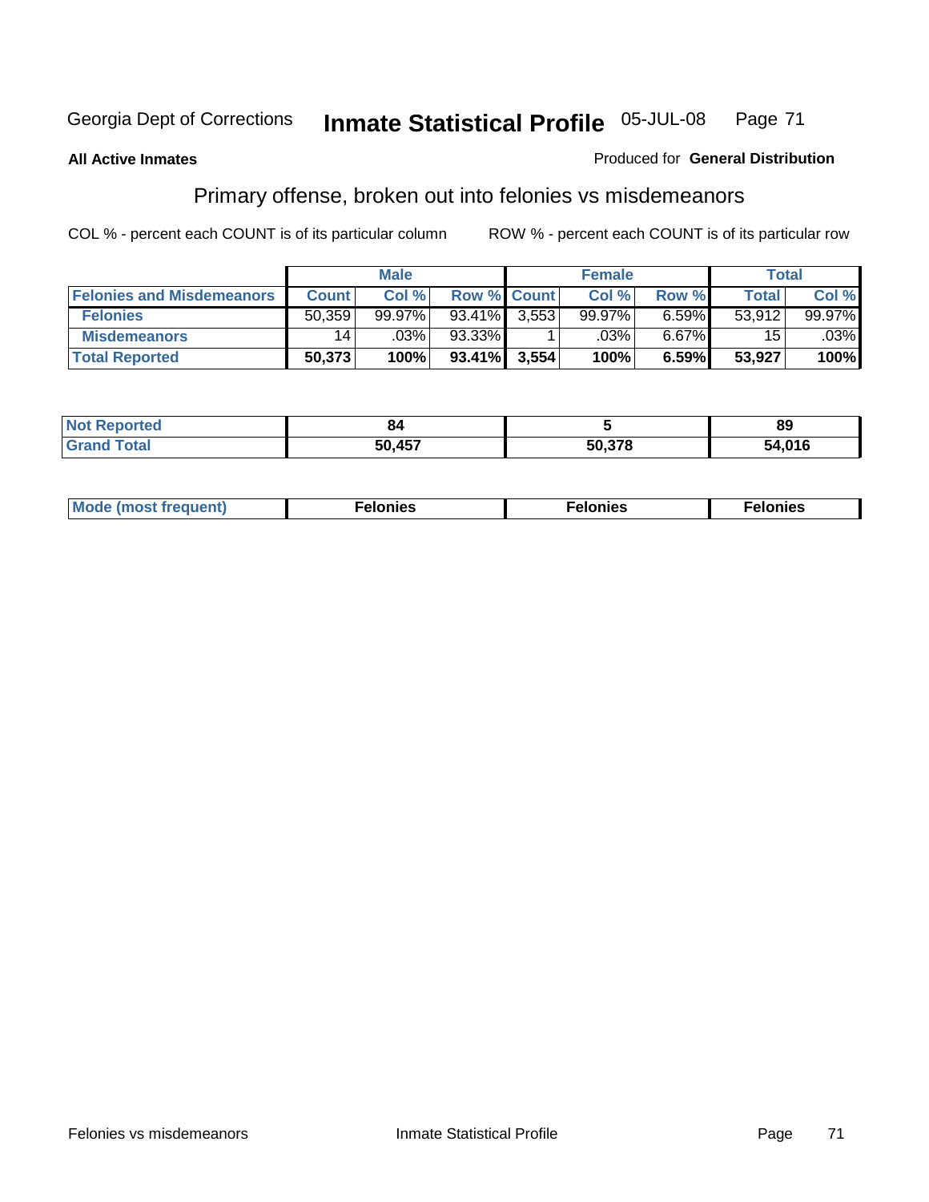Georgia Dept of Corrections **Inmate Statistical Profile** 05-JUL-08

**All Active Inmates**

Produced for **General Distribution**

## Primary offense, broken out into felonies vs misdemeanors

COL % - percent each COUNT is of its particular column

ROW % - percent each COUNT is of its particular row

| | Male | | | Female | | | Total | |
|---|---|---|---|---|---|---|---|---|
| **Felonies and Misdemeanors** | **Count** | **Col %** | **Row %** | **Count** | **Col %** | **Row %** | **Total** | **Col %** |
| **Felonies** | 50,359 | 99.97% | 93.41% | 3,553 | 99.97% | 6.59% | 53,912 | 99.97% |
| **Misdemeanors** | 14 | .03% | 93.33% | 1 | .03% | 6.67% | 15 | .03% |
| **Total Reported** | **50,373** | **100%** | **93.41%** | **3,554** | **100%** | **6.59%** | **53,927** | **100%** |

| | Male | Female | Total |
|---|---|---|---|
| **Not Reported** | **84** | **5** | **89** |
| **Grand Total** | **50,457** | **50,378** | **54,016** |

| | Male | Female | Total |
|---|---|---|---|
| **Mode (most frequent)** | **Felonies** | **Felonies** | **Felonies** |

Felonies vs misdemeanors Inmate Statistical Profile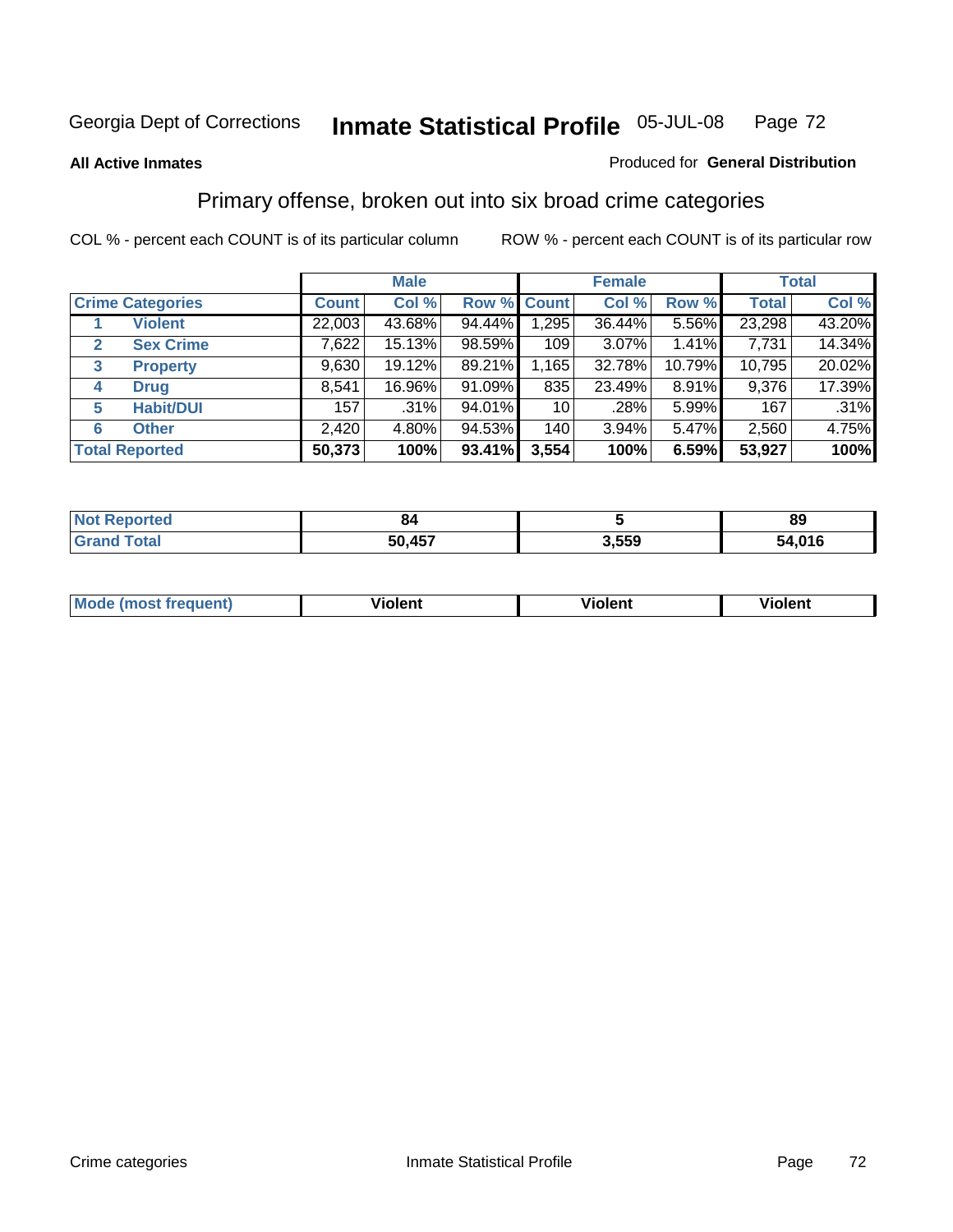Georgia Dept of Corrections **Inmate Statistical Profile** 05-JUL-08 Page 72

**All Active Inmates**

Produced for **General Distribution**

## Primary offense, broken out into six broad crime categories

COL % - percent each COUNT is of its particular column

ROW % - percent each COUNT is of its particular row

| Crime Categories | Male | | | Female | | | Total | |
|---|---|---|---|---|---|---|---|---|
| | Count | Col % | Row % | Count | Col % | Row % | Total | Col % |
| 1 Violent | 22,003 | 43.68% | 94.44% | 1,295 | 36.44% | 5.56% | 23,298 | 43.20% |
| 2 Sex Crime | 7,622 | 15.13% | 98.59% | 109 | 3.07% | 1.41% | 7,731 | 14.34% |
| 3 Property | 9,630 | 19.12% | 89.21% | 1,165 | 32.78% | 10.79% | 10,795 | 20.02% |
| 4 Drug | 8,541 | 16.96% | 91.09% | 835 | 23.49% | 8.91% | 9,376 | 17.39% |
| 5 Habit/DUI | 157 | .31% | 94.01% | 10 | .28% | 5.99% | 167 | .31% |
| 6 Other | 2,420 | 4.80% | 94.53% | 140 | 3.94% | 5.47% | 2,560 | 4.75% |
| **Total Reported** | **50,373** | **100%** | **93.41%** | **3,554** | **100%** | **6.59%** | **53,927** | **100%** |

| | Male | Female | Total |
|---|---|---|---|
| Not Reported | 84 | 5 | 89 |
| Grand Total | 50,457 | 3,559 | 54,016 |

| | Male | Female | Total |
|---|---|---|---|
| Mode (most frequent) | Violent | Violent | Violent |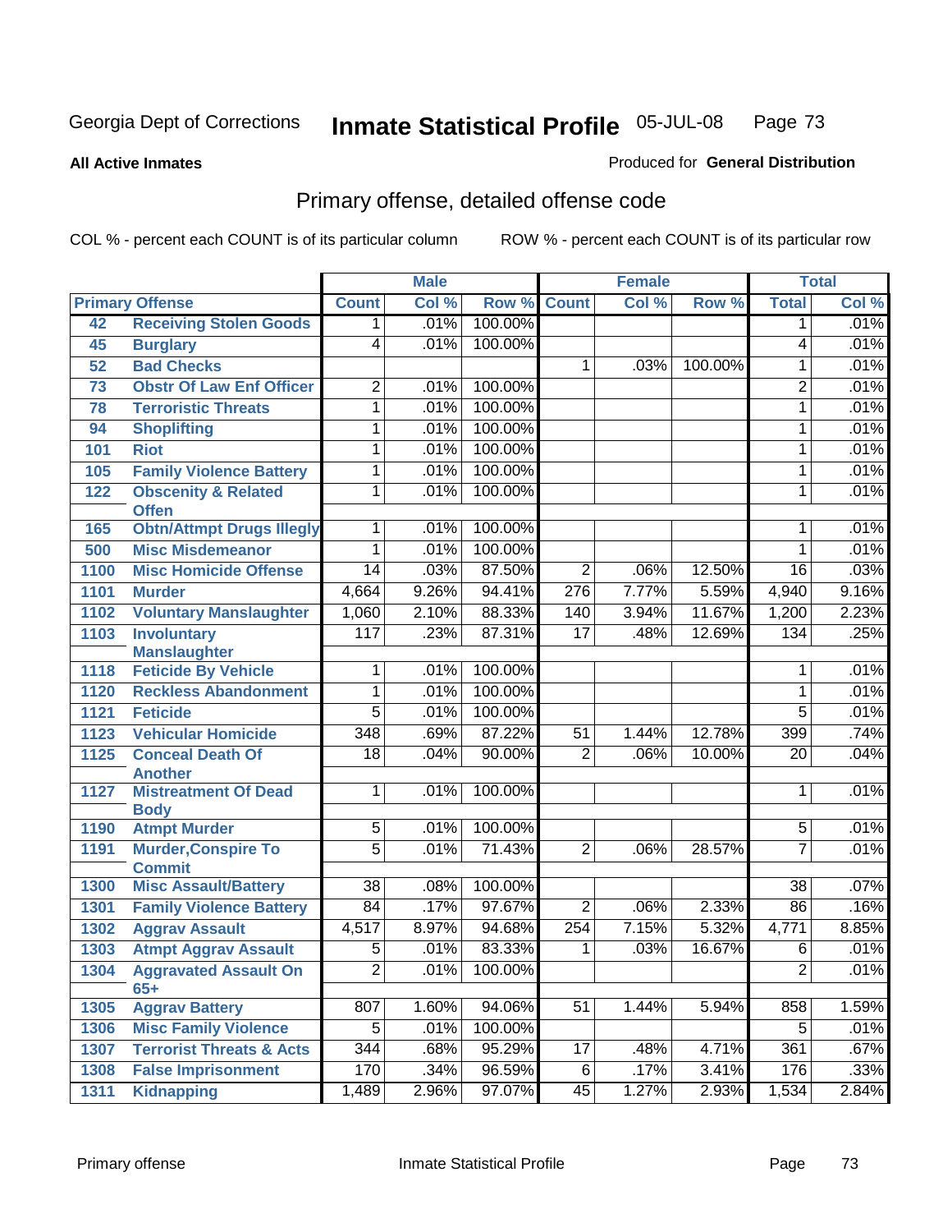Georgia Dept of Corrections **Inmate Statistical Profile** 05-JUL-08

**All Active Inmates** Produced for **General Distribution**

## Primary offense, detailed offense code

COL % - percent each COUNT is of its particular column ROW % - percent each COUNT is of its particular row

| Primary Offense | | Male | | | Female | | | Total | |
|---|---|---|---|---|---|---|---|---|---|
| | | Count | Col % | Row % | Count | Col % | Row % | Total | Col % |
| 42 | Receiving Stolen Goods | 1 | .01% | 100.00% | | | | 1 | .01% |
| 45 | Burglary | 4 | .01% | 100.00% | | | | 4 | .01% |
| 52 | Bad Checks | | | | 1 | .03% | 100.00% | 1 | .01% |
| 73 | Obstr Of Law Enf Officer | 2 | .01% | 100.00% | | | | 2 | .01% |
| 78 | Terroristic Threats | 1 | .01% | 100.00% | | | | 1 | .01% |
| 94 | Shoplifting | 1 | .01% | 100.00% | | | | 1 | .01% |
| 101 | Riot | 1 | .01% | 100.00% | | | | 1 | .01% |
| 105 | Family Violence Battery | 1 | .01% | 100.00% | | | | 1 | .01% |
| 122 | Obscenity & Related Offen | 1 | .01% | 100.00% | | | | 1 | .01% |
| 165 | Obtn/Attmpt Drugs Illegly | 1 | .01% | 100.00% | | | | 1 | .01% |
| 500 | Misc Misdemeanor | 1 | .01% | 100.00% | | | | 1 | .01% |
| 1100 | Misc Homicide Offense | 14 | .03% | 87.50% | 2 | .06% | 12.50% | 16 | .03% |
| 1101 | Murder | 4,664 | 9.26% | 94.41% | 276 | 7.77% | 5.59% | 4,940 | 9.16% |
| 1102 | Voluntary Manslaughter | 1,060 | 2.10% | 88.33% | 140 | 3.94% | 11.67% | 1,200 | 2.23% |
| 1103 | Involuntary Manslaughter | 117 | .23% | 87.31% | 17 | .48% | 12.69% | 134 | .25% |
| 1118 | Feticide By Vehicle | 1 | .01% | 100.00% | | | | 1 | .01% |
| 1120 | Reckless Abandonment | 1 | .01% | 100.00% | | | | 1 | .01% |
| 1121 | Feticide | 5 | .01% | 100.00% | | | | 5 | .01% |
| 1123 | Vehicular Homicide | 348 | .69% | 87.22% | 51 | 1.44% | 12.78% | 399 | .74% |
| 1125 | Conceal Death Of Another | 18 | .04% | 90.00% | 2 | .06% | 10.00% | 20 | .04% |
| 1127 | Mistreatment Of Dead Body | 1 | .01% | 100.00% | | | | 1 | .01% |
| 1190 | Atmpt Murder | 5 | .01% | 100.00% | | | | 5 | .01% |
| 1191 | Murder,Conspire To Commit | 5 | .01% | 71.43% | 2 | .06% | 28.57% | 7 | .01% |
| 1300 | Misc Assault/Battery | 38 | .08% | 100.00% | | | | 38 | .07% |
| 1301 | Family Violence Battery | 84 | .17% | 97.67% | 2 | .06% | 2.33% | 86 | .16% |
| 1302 | Aggrav Assault | 4,517 | 8.97% | 94.68% | 254 | 7.15% | 5.32% | 4,771 | 8.85% |
| 1303 | Atmpt Aggrav Assault | 5 | .01% | 83.33% | 1 | .03% | 16.67% | 6 | .01% |
| 1304 | Aggravated Assault On 65+ | 2 | .01% | 100.00% | | | | 2 | .01% |
| 1305 | Aggrav Battery | 807 | 1.60% | 94.06% | 51 | 1.44% | 5.94% | 858 | 1.59% |
| 1306 | Misc Family Violence | 5 | .01% | 100.00% | | | | 5 | .01% |
| 1307 | Terrorist Threats & Acts | 344 | .68% | 95.29% | 17 | .48% | 4.71% | 361 | .67% |
| 1308 | False Imprisonment | 170 | .34% | 96.59% | 6 | .17% | 3.41% | 176 | .33% |
| 1311 | Kidnapping | 1,489 | 2.96% | 97.07% | 45 | 1.27% | 2.93% | 1,534 | 2.84% |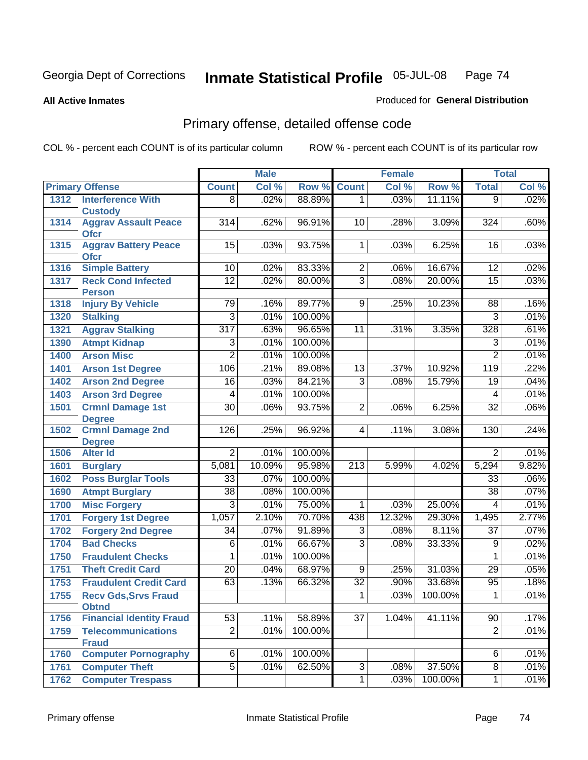Georgia Dept of Corrections **Inmate Statistical Profile** 05-JUL-08

**All Active Inmates**

Produced for **General Distribution**

## Primary offense, detailed offense code

COL % - percent each COUNT is of its particular column

ROW % - percent each COUNT is of its particular row

| Primary Offense | | Male | | | Female | | | Total | |
|---|---|---|---|---|---|---|---|---|---|
| | | Count | Col % | Row % | Count | Col % | Row % | Total | Col % |
| 1312 | Interference With Custody | 8 | .02% | 88.89% | 1 | .03% | 11.11% | 9 | .02% |
| 1314 | Aggrav Assault Peace Ofcr | 314 | .62% | 96.91% | 10 | .28% | 3.09% | 324 | .60% |
| 1315 | Aggrav Battery Peace Ofcr | 15 | .03% | 93.75% | 1 | .03% | 6.25% | 16 | .03% |
| 1316 | Simple Battery | 10 | .02% | 83.33% | 2 | .06% | 16.67% | 12 | .02% |
| 1317 | Reck Cond Infected Person | 12 | .02% | 80.00% | 3 | .08% | 20.00% | 15 | .03% |
| 1318 | Injury By Vehicle | 79 | .16% | 89.77% | 9 | .25% | 10.23% | 88 | .16% |
| 1320 | Stalking | 3 | .01% | 100.00% | | | | 3 | .01% |
| 1321 | Aggrav Stalking | 317 | .63% | 96.65% | 11 | .31% | 3.35% | 328 | .61% |
| 1390 | Atmpt Kidnap | 3 | .01% | 100.00% | | | | 3 | .01% |
| 1400 | Arson Misc | 2 | .01% | 100.00% | | | | 2 | .01% |
| 1401 | Arson 1st Degree | 106 | .21% | 89.08% | 13 | .37% | 10.92% | 119 | .22% |
| 1402 | Arson 2nd Degree | 16 | .03% | 84.21% | 3 | .08% | 15.79% | 19 | .04% |
| 1403 | Arson 3rd Degree | 4 | .01% | 100.00% | | | | 4 | .01% |
| 1501 | Crmnl Damage 1st Degree | 30 | .06% | 93.75% | 2 | .06% | 6.25% | 32 | .06% |
| 1502 | Crmnl Damage 2nd Degree | 126 | .25% | 96.92% | 4 | .11% | 3.08% | 130 | .24% |
| 1506 | Alter Id | 2 | .01% | 100.00% | | | | 2 | .01% |
| 1601 | Burglary | 5,081 | 10.09% | 95.98% | 213 | 5.99% | 4.02% | 5,294 | 9.82% |
| 1602 | Poss Burglar Tools | 33 | .07% | 100.00% | | | | 33 | .06% |
| 1690 | Atmpt Burglary | 38 | .08% | 100.00% | | | | 38 | .07% |
| 1700 | Misc Forgery | 3 | .01% | 75.00% | 1 | .03% | 25.00% | 4 | .01% |
| 1701 | Forgery 1st Degree | 1,057 | 2.10% | 70.70% | 438 | 12.32% | 29.30% | 1,495 | 2.77% |
| 1702 | Forgery 2nd Degree | 34 | .07% | 91.89% | 3 | .08% | 8.11% | 37 | .07% |
| 1704 | Bad Checks | 6 | .01% | 66.67% | 3 | .08% | 33.33% | 9 | .02% |
| 1750 | Fraudulent Checks | 1 | .01% | 100.00% | | | | 1 | .01% |
| 1751 | Theft Credit Card | 20 | .04% | 68.97% | 9 | .25% | 31.03% | 29 | .05% |
| 1753 | Fraudulent Credit Card | 63 | .13% | 66.32% | 32 | .90% | 33.68% | 95 | .18% |
| 1755 | Recv Gds,Srvs Fraud Obtnd | | | | 1 | .03% | 100.00% | 1 | .01% |
| 1756 | Financial Identity Fraud | 53 | .11% | 58.89% | 37 | 1.04% | 41.11% | 90 | .17% |
| 1759 | Telecommunications Fraud | 2 | .01% | 100.00% | | | | 2 | .01% |
| 1760 | Computer Pornography | 6 | .01% | 100.00% | | | | 6 | .01% |
| 1761 | Computer Theft | 5 | .01% | 62.50% | 3 | .08% | 37.50% | 8 | .01% |
| 1762 | Computer Trespass | | | | 1 | .03% | 100.00% | 1 | .01% |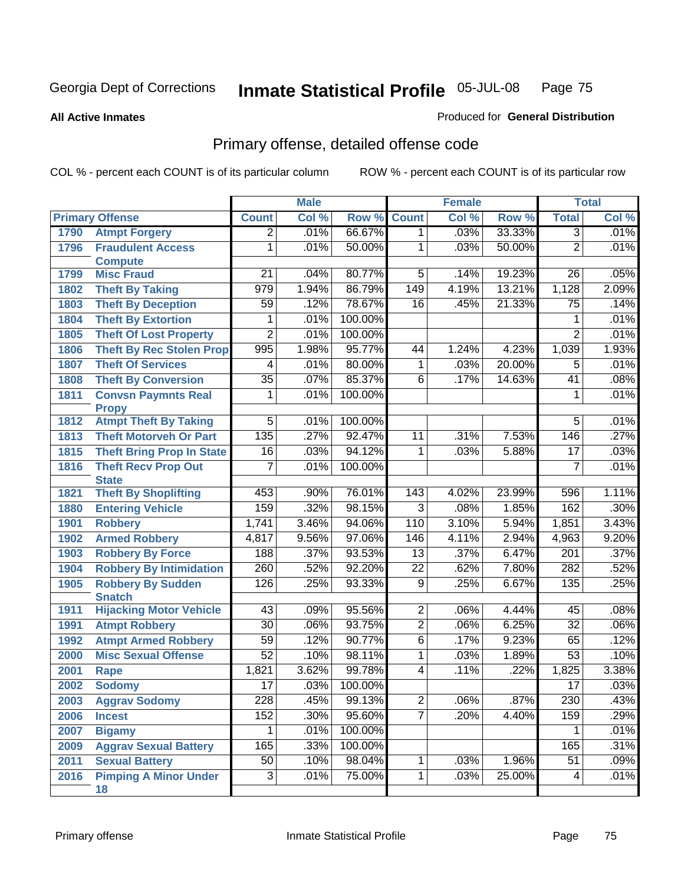Georgia Dept of Corrections **Inmate Statistical Profile** 05-JUL-08

**All Active Inmates**

Produced for **General Distribution**

## Primary offense, detailed offense code

COL % - percent each COUNT is of its particular column

ROW % - percent each COUNT is of its particular row

| Primary Offense | | Male | | | Female | | | Total | |
|---|---|---|---|---|---|---|---|---|---|
| | | Count | Col % | Row % | Count | Col % | Row % | Total | Col % |
| 1790 | Atmpt Forgery | 2 | .01% | 66.67% | 1 | .03% | 33.33% | 3 | .01% |
| 1796 | Fraudulent Access Compute | 1 | .01% | 50.00% | 1 | .03% | 50.00% | 2 | .01% |
| 1799 | Misc Fraud | 21 | .04% | 80.77% | 5 | .14% | 19.23% | 26 | .05% |
| 1802 | Theft By Taking | 979 | 1.94% | 86.79% | 149 | 4.19% | 13.21% | 1,128 | 2.09% |
| 1803 | Theft By Deception | 59 | .12% | 78.67% | 16 | .45% | 21.33% | 75 | .14% |
| 1804 | Theft By Extortion | 1 | .01% | 100.00% | | | | 1 | .01% |
| 1805 | Theft Of Lost Property | 2 | .01% | 100.00% | | | | 2 | .01% |
| 1806 | Theft By Rec Stolen Prop | 995 | 1.98% | 95.77% | 44 | 1.24% | 4.23% | 1,039 | 1.93% |
| 1807 | Theft Of Services | 4 | .01% | 80.00% | 1 | .03% | 20.00% | 5 | .01% |
| 1808 | Theft By Conversion | 35 | .07% | 85.37% | 6 | .17% | 14.63% | 41 | .08% |
| 1811 | Convsn Paymnts Real Propy | 1 | .01% | 100.00% | | | | 1 | .01% |
| 1812 | Atmpt Theft By Taking | 5 | .01% | 100.00% | | | | 5 | .01% |
| 1813 | Theft Motorveh Or Part | 135 | .27% | 92.47% | 11 | .31% | 7.53% | 146 | .27% |
| 1815 | Theft Bring Prop In State | 16 | .03% | 94.12% | 1 | .03% | 5.88% | 17 | .03% |
| 1816 | Theft Recv Prop Out State | 7 | .01% | 100.00% | | | | 7 | .01% |
| 1821 | Theft By Shoplifting | 453 | .90% | 76.01% | 143 | 4.02% | 23.99% | 596 | 1.11% |
| 1880 | Entering Vehicle | 159 | .32% | 98.15% | 3 | .08% | 1.85% | 162 | .30% |
| 1901 | Robbery | 1,741 | 3.46% | 94.06% | 110 | 3.10% | 5.94% | 1,851 | 3.43% |
| 1902 | Armed Robbery | 4,817 | 9.56% | 97.06% | 146 | 4.11% | 2.94% | 4,963 | 9.20% |
| 1903 | Robbery By Force | 188 | .37% | 93.53% | 13 | .37% | 6.47% | 201 | .37% |
| 1904 | Robbery By Intimidation | 260 | .52% | 92.20% | 22 | .62% | 7.80% | 282 | .52% |
| 1905 | Robbery By Sudden Snatch | 126 | .25% | 93.33% | 9 | .25% | 6.67% | 135 | .25% |
| 1911 | Hijacking Motor Vehicle | 43 | .09% | 95.56% | 2 | .06% | 4.44% | 45 | .08% |
| 1991 | Atmpt Robbery | 30 | .06% | 93.75% | 2 | .06% | 6.25% | 32 | .06% |
| 1992 | Atmpt Armed Robbery | 59 | .12% | 90.77% | 6 | .17% | 9.23% | 65 | .12% |
| 2000 | Misc Sexual Offense | 52 | .10% | 98.11% | 1 | .03% | 1.89% | 53 | .10% |
| 2001 | Rape | 1,821 | 3.62% | 99.78% | 4 | .11% | .22% | 1,825 | 3.38% |
| 2002 | Sodomy | 17 | .03% | 100.00% | | | | 17 | .03% |
| 2003 | Aggrav Sodomy | 228 | .45% | 99.13% | 2 | .06% | .87% | 230 | .43% |
| 2006 | Incest | 152 | .30% | 95.60% | 7 | .20% | 4.40% | 159 | .29% |
| 2007 | Bigamy | 1 | .01% | 100.00% | | | | 1 | .01% |
| 2009 | Aggrav Sexual Battery | 165 | .33% | 100.00% | | | | 165 | .31% |
| 2011 | Sexual Battery | 50 | .10% | 98.04% | 1 | .03% | 1.96% | 51 | .09% |
| 2016 | Pimping A Minor Under 18 | 3 | .01% | 75.00% | 1 | .03% | 25.00% | 4 | .01% |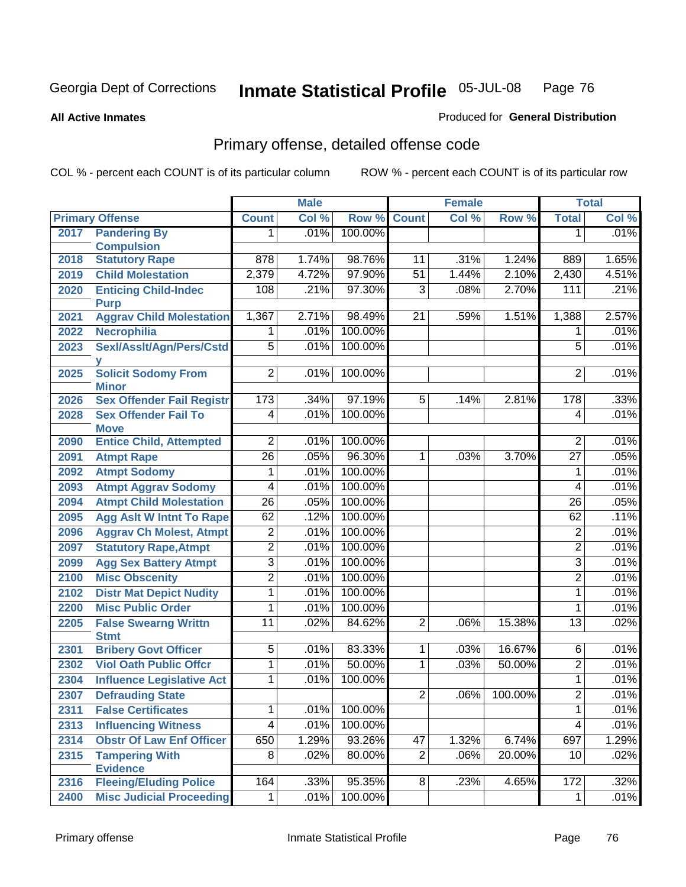Georgia Dept of Corrections **Inmate Statistical Profile** 05-JUL-08

**All Active Inmates**

Produced for **General Distribution**

## Primary offense, detailed offense code

COL % - percent each COUNT is of its particular column ROW % - percent each COUNT is of its particular row

| | | Male | | | Female | | | Total | |
|---|---|---|---|---|---|---|---|---|---|
| Primary Offense | | Count | Col % | Row % | Count | Col % | Row % | Total | Col % |
| 2017 | Pandering By Compulsion | 1 | .01% | 100.00% | | | | 1 | .01% |
| 2018 | Statutory Rape | 878 | 1.74% | 98.76% | 11 | .31% | 1.24% | 889 | 1.65% |
| 2019 | Child Molestation | 2,379 | 4.72% | 97.90% | 51 | 1.44% | 2.10% | 2,430 | 4.51% |
| 2020 | Enticing Child-Indec Purp | 108 | .21% | 97.30% | 3 | .08% | 2.70% | 111 | .21% |
| 2021 | Aggrav Child Molestation | 1,367 | 2.71% | 98.49% | 21 | .59% | 1.51% | 1,388 | 2.57% |
| 2022 | Necrophilia | 1 | .01% | 100.00% | | | | 1 | .01% |
| 2023 | Sexl/Asslt/Agn/Pers/Cstdy | 5 | .01% | 100.00% | | | | 5 | .01% |
| 2025 | Solicit Sodomy From Minor | 2 | .01% | 100.00% | | | | 2 | .01% |
| 2026 | Sex Offender Fail Registr | 173 | .34% | 97.19% | 5 | .14% | 2.81% | 178 | .33% |
| 2028 | Sex Offender Fail To Move | 4 | .01% | 100.00% | | | | 4 | .01% |
| 2090 | Entice Child, Attempted | 2 | .01% | 100.00% | | | | 2 | .01% |
| 2091 | Atmpt Rape | 26 | .05% | 96.30% | 1 | .03% | 3.70% | 27 | .05% |
| 2092 | Atmpt Sodomy | 1 | .01% | 100.00% | | | | 1 | .01% |
| 2093 | Atmpt Aggrav Sodomy | 4 | .01% | 100.00% | | | | 4 | .01% |
| 2094 | Atmpt Child Molestation | 26 | .05% | 100.00% | | | | 26 | .05% |
| 2095 | Agg Aslt W Intnt To Rape | 62 | .12% | 100.00% | | | | 62 | .11% |
| 2096 | Aggrav Ch Molest, Atmpt | 2 | .01% | 100.00% | | | | 2 | .01% |
| 2097 | Statutory Rape,Atmpt | 2 | .01% | 100.00% | | | | 2 | .01% |
| 2099 | Agg Sex Battery Atmpt | 3 | .01% | 100.00% | | | | 3 | .01% |
| 2100 | Misc Obscenity | 2 | .01% | 100.00% | | | | 2 | .01% |
| 2102 | Distr Mat Depict Nudity | 1 | .01% | 100.00% | | | | 1 | .01% |
| 2200 | Misc Public Order | 1 | .01% | 100.00% | | | | 1 | .01% |
| 2205 | False Swearng Writtn Stmt | 11 | .02% | 84.62% | 2 | .06% | 15.38% | 13 | .02% |
| 2301 | Bribery Govt Officer | 5 | .01% | 83.33% | 1 | .03% | 16.67% | 6 | .01% |
| 2302 | Viol Oath Public Offcr | 1 | .01% | 50.00% | 1 | .03% | 50.00% | 2 | .01% |
| 2304 | Influence Legislative Act | 1 | .01% | 100.00% | | | | 1 | .01% |
| 2307 | Defrauding State | | | | 2 | .06% | 100.00% | 2 | .01% |
| 2311 | False Certificates | 1 | .01% | 100.00% | | | | 1 | .01% |
| 2313 | Influencing Witness | 4 | .01% | 100.00% | | | | 4 | .01% |
| 2314 | Obstr Of Law Enf Officer | 650 | 1.29% | 93.26% | 47 | 1.32% | 6.74% | 697 | 1.29% |
| 2315 | Tampering With Evidence | 8 | .02% | 80.00% | 2 | .06% | 20.00% | 10 | .02% |
| 2316 | Fleeing/Eluding Police | 164 | .33% | 95.35% | 8 | .23% | 4.65% | 172 | .32% |
| 2400 | Misc Judicial Proceeding | 1 | .01% | 100.00% | | | | 1 | .01% |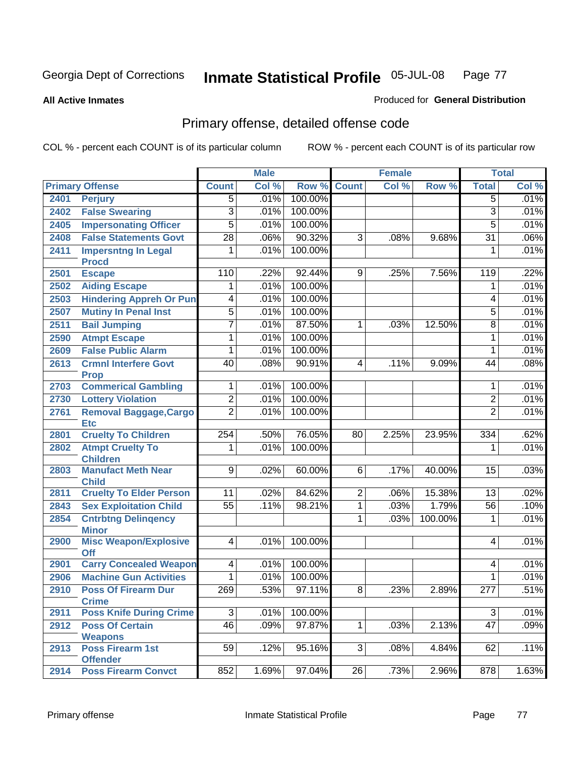Georgia Dept of Corrections

# Inmate Statistical Profile 05-JUL-08

**All Active Inmates**

Produced for **General Distribution**

## Primary offense, detailed offense code

COL % - percent each COUNT is of its particular column

ROW % - percent each COUNT is of its particular row

| Primary Offense | | Male | | | Female | | | Total | |
|---|---|---|---|---|---|---|---|---|---|
| | | Count | Col % | Row % | Count | Col % | Row % | Total | Col % |
| 2401 | Perjury | 5 | .01% | 100.00% | | | | 5 | .01% |
| 2402 | False Swearing | 3 | .01% | 100.00% | | | | 3 | .01% |
| 2405 | Impersonating Officer | 5 | .01% | 100.00% | | | | 5 | .01% |
| 2408 | False Statements Govt | 28 | .06% | 90.32% | 3 | .08% | 9.68% | 31 | .06% |
| 2411 | Impersntng In Legal Procd | 1 | .01% | 100.00% | | | | 1 | .01% |
| 2501 | Escape | 110 | .22% | 92.44% | 9 | .25% | 7.56% | 119 | .22% |
| 2502 | Aiding Escape | 1 | .01% | 100.00% | | | | 1 | .01% |
| 2503 | Hindering Appreh Or Pun | 4 | .01% | 100.00% | | | | 4 | .01% |
| 2507 | Mutiny In Penal Inst | 5 | .01% | 100.00% | | | | 5 | .01% |
| 2511 | Bail Jumping | 7 | .01% | 87.50% | 1 | .03% | 12.50% | 8 | .01% |
| 2590 | Atmpt Escape | 1 | .01% | 100.00% | | | | 1 | .01% |
| 2609 | False Public Alarm | 1 | .01% | 100.00% | | | | 1 | .01% |
| 2613 | Crmnl Interfere Govt Prop | 40 | .08% | 90.91% | 4 | .11% | 9.09% | 44 | .08% |
| 2703 | Commerical Gambling | 1 | .01% | 100.00% | | | | 1 | .01% |
| 2730 | Lottery Violation | 2 | .01% | 100.00% | | | | 2 | .01% |
| 2761 | Removal Baggage,Cargo Etc | 2 | .01% | 100.00% | | | | 2 | .01% |
| 2801 | Cruelty To Children | 254 | .50% | 76.05% | 80 | 2.25% | 23.95% | 334 | .62% |
| 2802 | Atmpt Cruelty To Children | 1 | .01% | 100.00% | | | | 1 | .01% |
| 2803 | Manufact Meth Near Child | 9 | .02% | 60.00% | 6 | .17% | 40.00% | 15 | .03% |
| 2811 | Cruelty To Elder Person | 11 | .02% | 84.62% | 2 | .06% | 15.38% | 13 | .02% |
| 2843 | Sex Exploitation Child | 55 | .11% | 98.21% | 1 | .03% | 1.79% | 56 | .10% |
| 2854 | Cntrbtng Delinqency Minor | | | | 1 | .03% | 100.00% | 1 | .01% |
| 2900 | Misc Weapon/Explosive Off | 4 | .01% | 100.00% | | | | 4 | .01% |
| 2901 | Carry Concealed Weapon | 4 | .01% | 100.00% | | | | 4 | .01% |
| 2906 | Machine Gun Activities | 1 | .01% | 100.00% | | | | 1 | .01% |
| 2910 | Poss Of Firearm Dur Crime | 269 | .53% | 97.11% | 8 | .23% | 2.89% | 277 | .51% |
| 2911 | Poss Knife During Crime | 3 | .01% | 100.00% | | | | 3 | .01% |
| 2912 | Poss Of Certain Weapons | 46 | .09% | 97.87% | 1 | .03% | 2.13% | 47 | .09% |
| 2913 | Poss Firearm 1st Offender | 59 | .12% | 95.16% | 3 | .08% | 4.84% | 62 | .11% |
| 2914 | Poss Firearm Convct | 852 | 1.69% | 97.04% | 26 | .73% | 2.96% | 878 | 1.63% |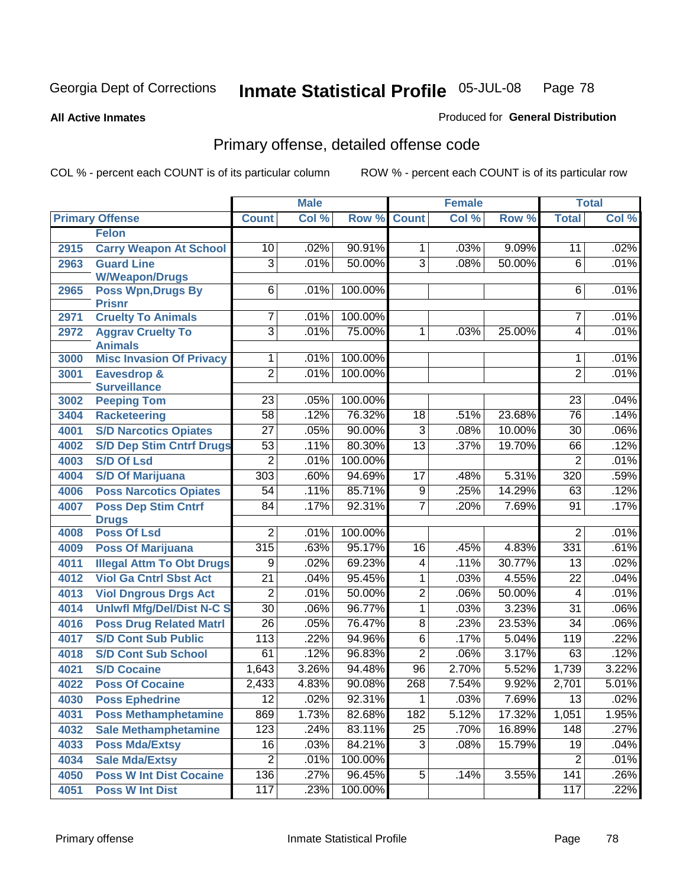Georgia Dept of Corrections **Inmate Statistical Profile** 05-JUL-08

**All Active Inmates** Produced for **General Distribution**

## Primary offense, detailed offense code

COL % - percent each COUNT is of its particular column ROW % - percent each COUNT is of its particular row

| Primary Offense | | Male | | | Female | | | Total | |
|---|---|---|---|---|---|---|---|---|---|
| | | Count | Col % | Row % | Count | Col % | Row % | Total | Col % |
| | Felon | | | | | | | | |
| 2915 | Carry Weapon At School | 10 | .02% | 90.91% | 1 | .03% | 9.09% | 11 | .02% |
| 2963 | Guard Line W/Weapon/Drugs | 3 | .01% | 50.00% | 3 | .08% | 50.00% | 6 | .01% |
| 2965 | Poss Wpn,Drugs By Prisnr | 6 | .01% | 100.00% | | | | 6 | .01% |
| 2971 | Cruelty To Animals | 7 | .01% | 100.00% | | | | 7 | .01% |
| 2972 | Aggrav Cruelty To Animals | 3 | .01% | 75.00% | 1 | .03% | 25.00% | 4 | .01% |
| 3000 | Misc Invasion Of Privacy | 1 | .01% | 100.00% | | | | 1 | .01% |
| 3001 | Eavesdrop & Surveillance | 2 | .01% | 100.00% | | | | 2 | .01% |
| 3002 | Peeping Tom | 23 | .05% | 100.00% | | | | 23 | .04% |
| 3404 | Racketeering | 58 | .12% | 76.32% | 18 | .51% | 23.68% | 76 | .14% |
| 4001 | S/D Narcotics Opiates | 27 | .05% | 90.00% | 3 | .08% | 10.00% | 30 | .06% |
| 4002 | S/D Dep Stim Cntrf Drugs | 53 | .11% | 80.30% | 13 | .37% | 19.70% | 66 | .12% |
| 4003 | S/D Of Lsd | 2 | .01% | 100.00% | | | | 2 | .01% |
| 4004 | S/D Of Marijuana | 303 | .60% | 94.69% | 17 | .48% | 5.31% | 320 | .59% |
| 4006 | Poss Narcotics Opiates | 54 | .11% | 85.71% | 9 | .25% | 14.29% | 63 | .12% |
| 4007 | Poss Dep Stim Cntrf Drugs | 84 | .17% | 92.31% | 7 | .20% | 7.69% | 91 | .17% |
| 4008 | Poss Of Lsd | 2 | .01% | 100.00% | | | | 2 | .01% |
| 4009 | Poss Of Marijuana | 315 | .63% | 95.17% | 16 | .45% | 4.83% | 331 | .61% |
| 4011 | Illegal Attm To Obt Drugs | 9 | .02% | 69.23% | 4 | .11% | 30.77% | 13 | .02% |
| 4012 | Viol Ga Cntrl Sbst Act | 21 | .04% | 95.45% | 1 | .03% | 4.55% | 22 | .04% |
| 4013 | Viol Dngrous Drgs Act | 2 | .01% | 50.00% | 2 | .06% | 50.00% | 4 | .01% |
| 4014 | Unlwfl Mfg/Del/Dist N-C S | 30 | .06% | 96.77% | 1 | .03% | 3.23% | 31 | .06% |
| 4016 | Poss Drug Related Matrl | 26 | .05% | 76.47% | 8 | .23% | 23.53% | 34 | .06% |
| 4017 | S/D Cont Sub Public | 113 | .22% | 94.96% | 6 | .17% | 5.04% | 119 | .22% |
| 4018 | S/D Cont Sub School | 61 | .12% | 96.83% | 2 | .06% | 3.17% | 63 | .12% |
| 4021 | S/D Cocaine | 1,643 | 3.26% | 94.48% | 96 | 2.70% | 5.52% | 1,739 | 3.22% |
| 4022 | Poss Of Cocaine | 2,433 | 4.83% | 90.08% | 268 | 7.54% | 9.92% | 2,701 | 5.01% |
| 4030 | Poss Ephedrine | 12 | .02% | 92.31% | 1 | .03% | 7.69% | 13 | .02% |
| 4031 | Poss Methamphetamine | 869 | 1.73% | 82.68% | 182 | 5.12% | 17.32% | 1,051 | 1.95% |
| 4032 | Sale Methamphetamine | 123 | .24% | 83.11% | 25 | .70% | 16.89% | 148 | .27% |
| 4033 | Poss Mda/Extsy | 16 | .03% | 84.21% | 3 | .08% | 15.79% | 19 | .04% |
| 4034 | Sale Mda/Extsy | 2 | .01% | 100.00% | | | | 2 | .01% |
| 4050 | Poss W Int Dist Cocaine | 136 | .27% | 96.45% | 5 | .14% | 3.55% | 141 | .26% |
| 4051 | Poss W Int Dist | 117 | .23% | 100.00% | | | | 117 | .22% |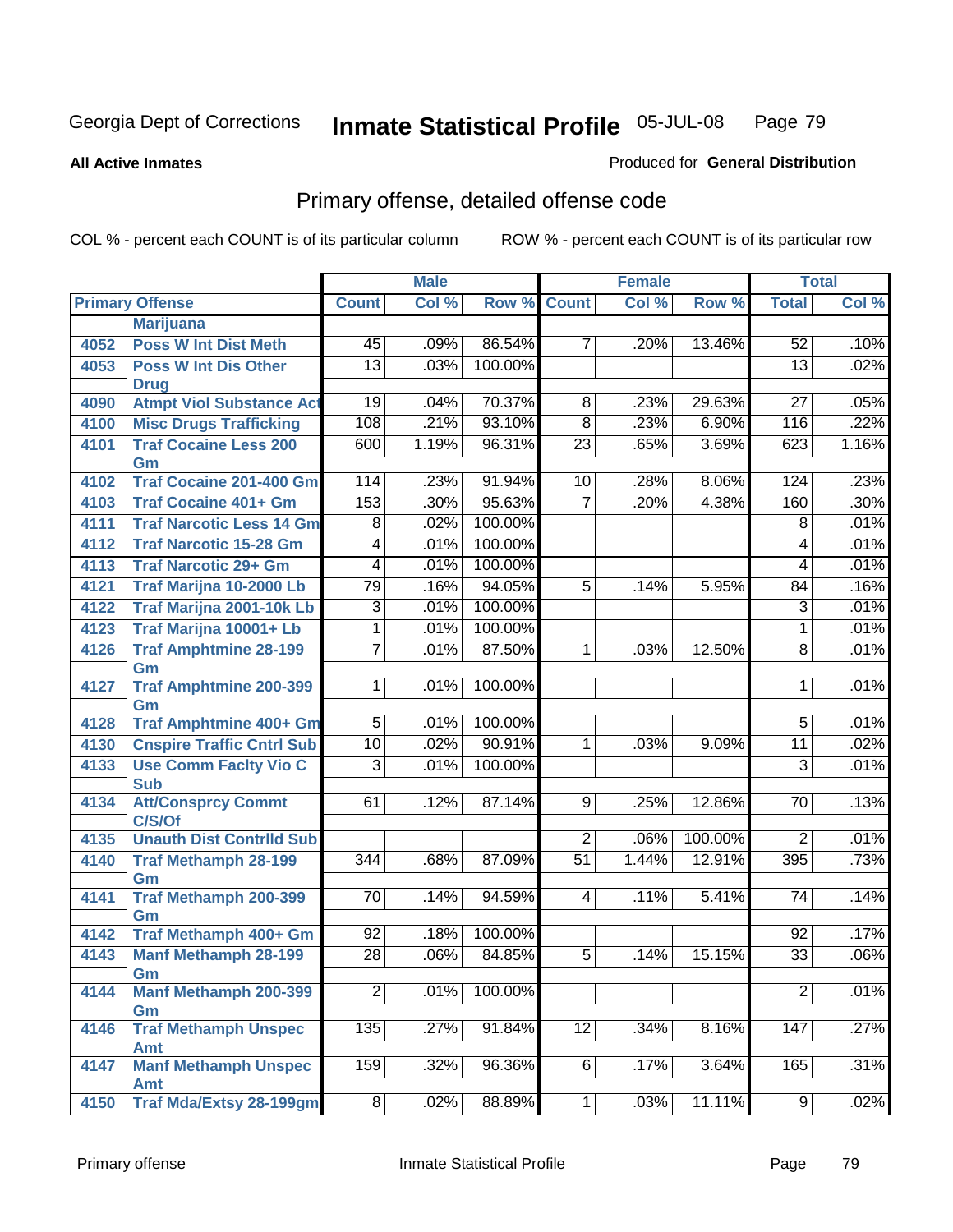Georgia Dept of Corrections **Inmate Statistical Profile** 05-JUL-08

**All Active Inmates** Produced for **General Distribution**

## Primary offense, detailed offense code

COL % - percent each COUNT is of its particular column ROW % - percent each COUNT is of its particular row

| Primary Offense | | Male | | | Female | | | Total | |
|---|---|---|---|---|---|---|---|---|---|
| | | Count | Col % | Row % | Count | Col % | Row % | Total | Col % |
| | Marijuana | | | | | | | | |
| 4052 | Poss W Int Dist Meth | 45 | .09% | 86.54% | 7 | .20% | 13.46% | 52 | .10% |
| 4053 | Poss W Int Dis Other Drug | 13 | .03% | 100.00% | | | | 13 | .02% |
| 4090 | Atmpt Viol Substance Act | 19 | .04% | 70.37% | 8 | .23% | 29.63% | 27 | .05% |
| 4100 | Misc Drugs Trafficking | 108 | .21% | 93.10% | 8 | .23% | 6.90% | 116 | .22% |
| 4101 | Traf Cocaine Less 200 Gm | 600 | 1.19% | 96.31% | 23 | .65% | 3.69% | 623 | 1.16% |
| 4102 | Traf Cocaine 201-400 Gm | 114 | .23% | 91.94% | 10 | .28% | 8.06% | 124 | .23% |
| 4103 | Traf Cocaine 401+ Gm | 153 | .30% | 95.63% | 7 | .20% | 4.38% | 160 | .30% |
| 4111 | Traf Narcotic Less 14 Gm | 8 | .02% | 100.00% | | | | 8 | .01% |
| 4112 | Traf Narcotic 15-28 Gm | 4 | .01% | 100.00% | | | | 4 | .01% |
| 4113 | Traf Narcotic 29+ Gm | 4 | .01% | 100.00% | | | | 4 | .01% |
| 4121 | Traf Marijna 10-2000 Lb | 79 | .16% | 94.05% | 5 | .14% | 5.95% | 84 | .16% |
| 4122 | Traf Marijna 2001-10k Lb | 3 | .01% | 100.00% | | | | 3 | .01% |
| 4123 | Traf Marijna 10001+ Lb | 1 | .01% | 100.00% | | | | 1 | .01% |
| 4126 | Traf Amphtmine 28-199 Gm | 7 | .01% | 87.50% | 1 | .03% | 12.50% | 8 | .01% |
| 4127 | Traf Amphtmine 200-399 Gm | 1 | .01% | 100.00% | | | | 1 | .01% |
| 4128 | Traf Amphtmine 400+ Gm | 5 | .01% | 100.00% | | | | 5 | .01% |
| 4130 | Cnspire Traffic Cntrl Sub | 10 | .02% | 90.91% | 1 | .03% | 9.09% | 11 | .02% |
| 4133 | Use Comm Faclty Vio C Sub | 3 | .01% | 100.00% | | | | 3 | .01% |
| 4134 | Att/Consprcy Commt C/S/Of | 61 | .12% | 87.14% | 9 | .25% | 12.86% | 70 | .13% |
| 4135 | Unauth Dist Contrlld Sub | | | | 2 | .06% | 100.00% | 2 | .01% |
| 4140 | Traf Methamph 28-199 Gm | 344 | .68% | 87.09% | 51 | 1.44% | 12.91% | 395 | .73% |
| 4141 | Traf Methamph 200-399 Gm | 70 | .14% | 94.59% | 4 | .11% | 5.41% | 74 | .14% |
| 4142 | Traf Methamph 400+ Gm | 92 | .18% | 100.00% | | | | 92 | .17% |
| 4143 | Manf Methamph 28-199 Gm | 28 | .06% | 84.85% | 5 | .14% | 15.15% | 33 | .06% |
| 4144 | Manf Methamph 200-399 Gm | 2 | .01% | 100.00% | | | | 2 | .01% |
| 4146 | Traf Methamph Unspec Amt | 135 | .27% | 91.84% | 12 | .34% | 8.16% | 147 | .27% |
| 4147 | Manf Methamph Unspec Amt | 159 | .32% | 96.36% | 6 | .17% | 3.64% | 165 | .31% |
| 4150 | Traf Mda/Extsy 28-199gm | 8 | .02% | 88.89% | 1 | .03% | 11.11% | 9 | .02% |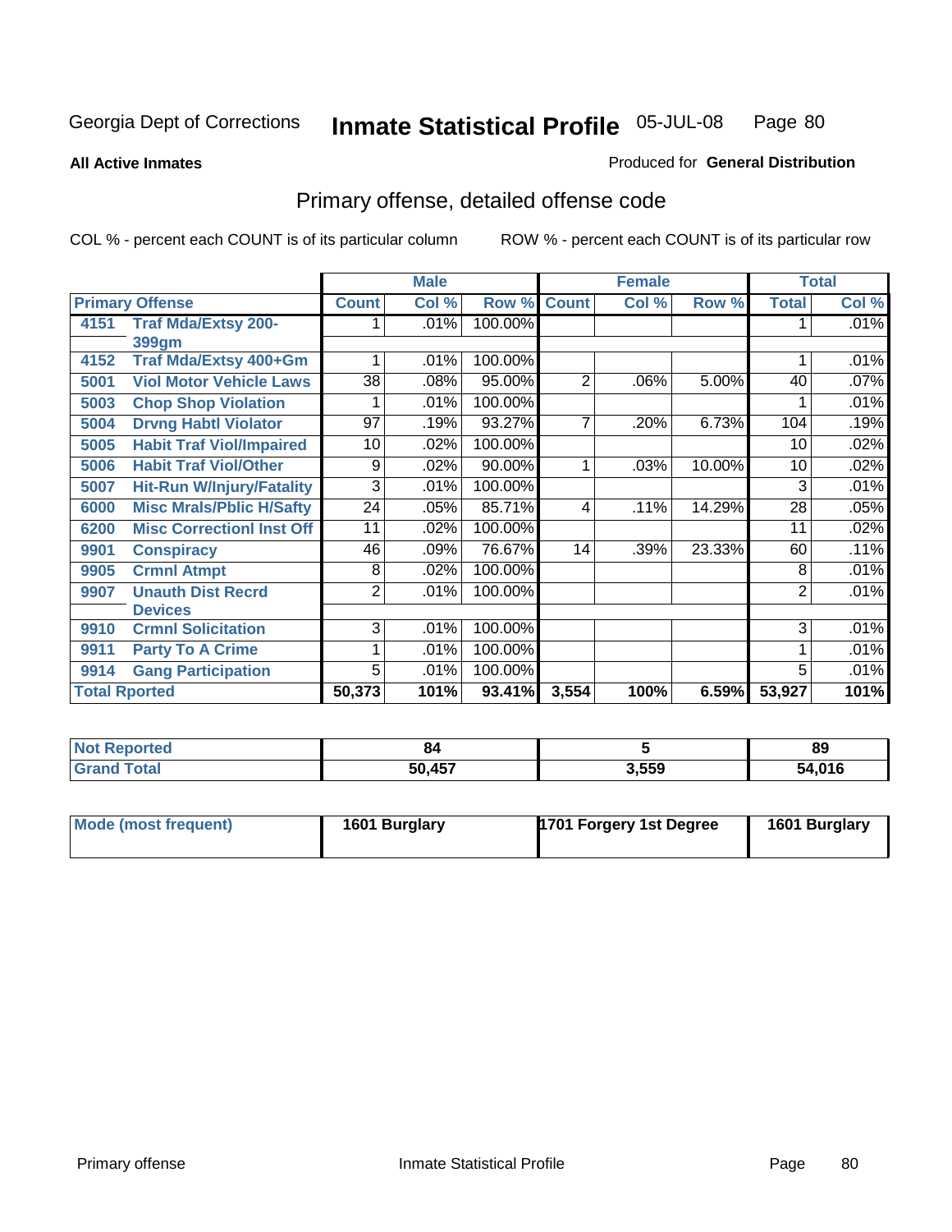Georgia Dept of Corrections

# Inmate Statistical Profile 05-JUL-08

**All Active Inmates**

Produced for **General Distribution**

## Primary offense, detailed offense code

COL % - percent each COUNT is of its particular column

ROW % - percent each COUNT is of its particular row

| Primary Offense | | Male | | | Female | | | Total | |
|---|---|---|---|---|---|---|---|---|---|
| | | Count | Col % | Row % | Count | Col % | Row % | Total | Col % |
| 4151 | Traf Mda/Extsy 200-399gm | 1 | .01% | 100.00% | | | | 1 | .01% |
| 4152 | Traf Mda/Extsy 400+Gm | 1 | .01% | 100.00% | | | | 1 | .01% |
| 5001 | Viol Motor Vehicle Laws | 38 | .08% | 95.00% | 2 | .06% | 5.00% | 40 | .07% |
| 5003 | Chop Shop Violation | 1 | .01% | 100.00% | | | | 1 | .01% |
| 5004 | Drvng Habtl Violator | 97 | .19% | 93.27% | 7 | .20% | 6.73% | 104 | .19% |
| 5005 | Habit Traf Viol/Impaired | 10 | .02% | 100.00% | | | | 10 | .02% |
| 5006 | Habit Traf Viol/Other | 9 | .02% | 90.00% | 1 | .03% | 10.00% | 10 | .02% |
| 5007 | Hit-Run W/Injury/Fatality | 3 | .01% | 100.00% | | | | 3 | .01% |
| 6000 | Misc Mrals/Pblic H/Safty | 24 | .05% | 85.71% | 4 | .11% | 14.29% | 28 | .05% |
| 6200 | Misc Correctionl Inst Off | 11 | .02% | 100.00% | | | | 11 | .02% |
| 9901 | Conspiracy | 46 | .09% | 76.67% | 14 | .39% | 23.33% | 60 | .11% |
| 9905 | Crmnl Atmpt | 8 | .02% | 100.00% | | | | 8 | .01% |
| 9907 | Unauth Dist Recrd Devices | 2 | .01% | 100.00% | | | | 2 | .01% |
| 9910 | Crmnl Solicitation | 3 | .01% | 100.00% | | | | 3 | .01% |
| 9911 | Party To A Crime | 1 | .01% | 100.00% | | | | 1 | .01% |
| 9914 | Gang Participation | 5 | .01% | 100.00% | | | | 5 | .01% |
| Total Rported | | 50,373 | 101% | 93.41% | 3,554 | 100% | 6.59% | 53,927 | 101% |

| | Male | Female | Total |
|---|---|---|---|
| Not Reported | 84 | 5 | 89 |
| Grand Total | 50,457 | 3,559 | 54,016 |

| | Male | Female | Total |
|---|---|---|---|
| Mode (most frequent) | 1601 Burglary | 1701 Forgery 1st Degree | 1601 Burglary |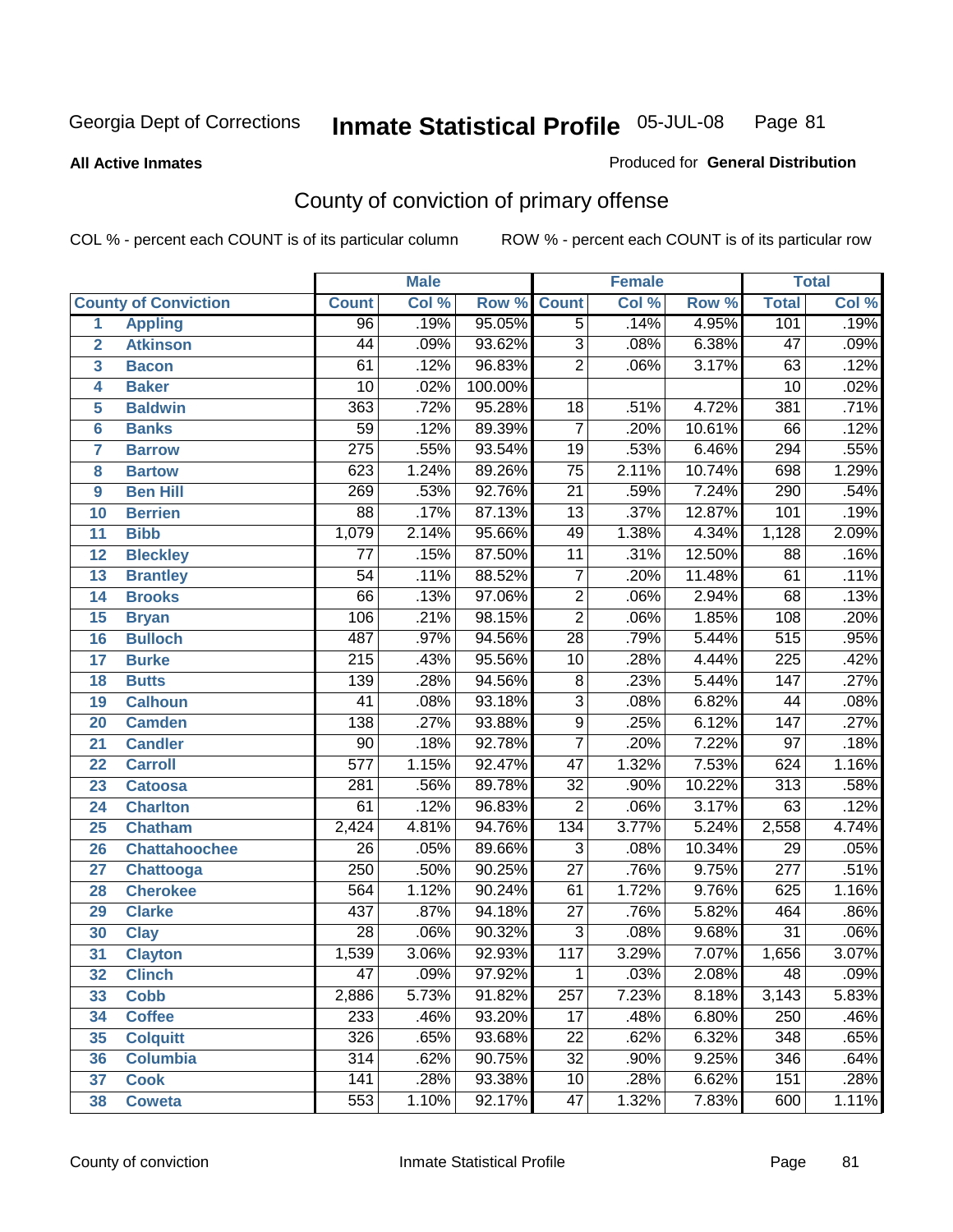# Georgia Dept of Corrections — Inmate Statistical Profile — 05-JUL-08

**All Active Inmates** — Produced for **General Distribution**

## County of conviction of primary offense

COL % - percent each COUNT is of its particular column    ROW % - percent each COUNT is of its particular row

| | | Male | | | Female | | | Total | |
|---|---|---|---|---|---|---|---|---|---|
| **County of Conviction** | | **Count** | **Col %** | **Row %** | **Count** | **Col %** | **Row %** | **Total** | **Col %** |
| 1 | Appling | 96 | .19% | 95.05% | 5 | .14% | 4.95% | 101 | .19% |
| 2 | Atkinson | 44 | .09% | 93.62% | 3 | .08% | 6.38% | 47 | .09% |
| 3 | Bacon | 61 | .12% | 96.83% | 2 | .06% | 3.17% | 63 | .12% |
| 4 | Baker | 10 | .02% | 100.00% | | | | 10 | .02% |
| 5 | Baldwin | 363 | .72% | 95.28% | 18 | .51% | 4.72% | 381 | .71% |
| 6 | Banks | 59 | .12% | 89.39% | 7 | .20% | 10.61% | 66 | .12% |
| 7 | Barrow | 275 | .55% | 93.54% | 19 | .53% | 6.46% | 294 | .55% |
| 8 | Bartow | 623 | 1.24% | 89.26% | 75 | 2.11% | 10.74% | 698 | 1.29% |
| 9 | Ben Hill | 269 | .53% | 92.76% | 21 | .59% | 7.24% | 290 | .54% |
| 10 | Berrien | 88 | .17% | 87.13% | 13 | .37% | 12.87% | 101 | .19% |
| 11 | Bibb | 1,079 | 2.14% | 95.66% | 49 | 1.38% | 4.34% | 1,128 | 2.09% |
| 12 | Bleckley | 77 | .15% | 87.50% | 11 | .31% | 12.50% | 88 | .16% |
| 13 | Brantley | 54 | .11% | 88.52% | 7 | .20% | 11.48% | 61 | .11% |
| 14 | Brooks | 66 | .13% | 97.06% | 2 | .06% | 2.94% | 68 | .13% |
| 15 | Bryan | 106 | .21% | 98.15% | 2 | .06% | 1.85% | 108 | .20% |
| 16 | Bulloch | 487 | .97% | 94.56% | 28 | .79% | 5.44% | 515 | .95% |
| 17 | Burke | 215 | .43% | 95.56% | 10 | .28% | 4.44% | 225 | .42% |
| 18 | Butts | 139 | .28% | 94.56% | 8 | .23% | 5.44% | 147 | .27% |
| 19 | Calhoun | 41 | .08% | 93.18% | 3 | .08% | 6.82% | 44 | .08% |
| 20 | Camden | 138 | .27% | 93.88% | 9 | .25% | 6.12% | 147 | .27% |
| 21 | Candler | 90 | .18% | 92.78% | 7 | .20% | 7.22% | 97 | .18% |
| 22 | Carroll | 577 | 1.15% | 92.47% | 47 | 1.32% | 7.53% | 624 | 1.16% |
| 23 | Catoosa | 281 | .56% | 89.78% | 32 | .90% | 10.22% | 313 | .58% |
| 24 | Charlton | 61 | .12% | 96.83% | 2 | .06% | 3.17% | 63 | .12% |
| 25 | Chatham | 2,424 | 4.81% | 94.76% | 134 | 3.77% | 5.24% | 2,558 | 4.74% |
| 26 | Chattahoochee | 26 | .05% | 89.66% | 3 | .08% | 10.34% | 29 | .05% |
| 27 | Chattooga | 250 | .50% | 90.25% | 27 | .76% | 9.75% | 277 | .51% |
| 28 | Cherokee | 564 | 1.12% | 90.24% | 61 | 1.72% | 9.76% | 625 | 1.16% |
| 29 | Clarke | 437 | .87% | 94.18% | 27 | .76% | 5.82% | 464 | .86% |
| 30 | Clay | 28 | .06% | 90.32% | 3 | .08% | 9.68% | 31 | .06% |
| 31 | Clayton | 1,539 | 3.06% | 92.93% | 117 | 3.29% | 7.07% | 1,656 | 3.07% |
| 32 | Clinch | 47 | .09% | 97.92% | 1 | .03% | 2.08% | 48 | .09% |
| 33 | Cobb | 2,886 | 5.73% | 91.82% | 257 | 7.23% | 8.18% | 3,143 | 5.83% |
| 34 | Coffee | 233 | .46% | 93.20% | 17 | .48% | 6.80% | 250 | .46% |
| 35 | Colquitt | 326 | .65% | 93.68% | 22 | .62% | 6.32% | 348 | .65% |
| 36 | Columbia | 314 | .62% | 90.75% | 32 | .90% | 9.25% | 346 | .64% |
| 37 | Cook | 141 | .28% | 93.38% | 10 | .28% | 6.62% | 151 | .28% |
| 38 | Coweta | 553 | 1.10% | 92.17% | 47 | 1.32% | 7.83% | 600 | 1.11% |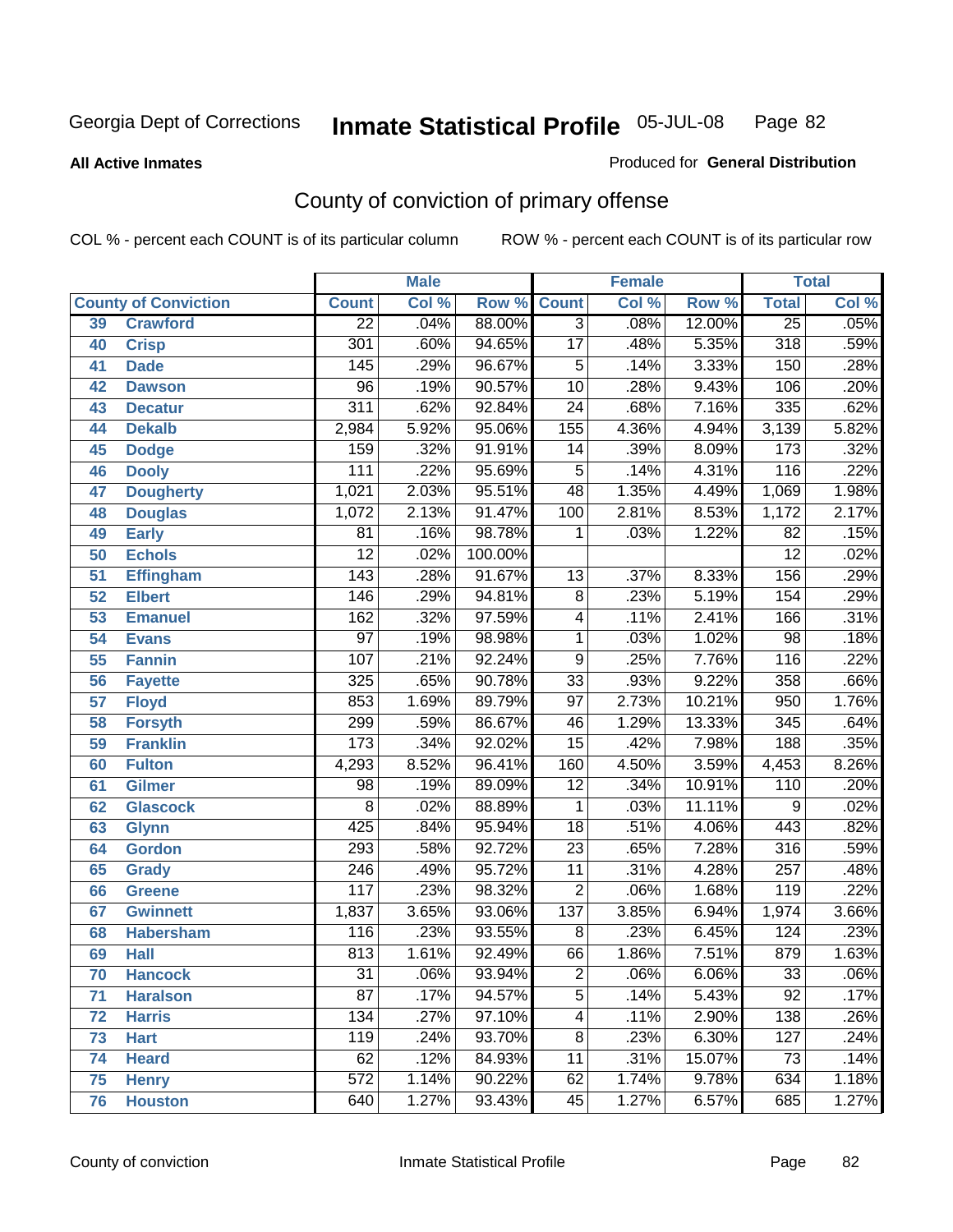Georgia Dept of Corrections **Inmate Statistical Profile** 05-JUL-08

**All Active Inmates**

Produced for **General Distribution**

## County of conviction of primary offense

COL % - percent each COUNT is of its particular column ROW % - percent each COUNT is of its particular row

| County of Conviction | | Male | | | Female | | | Total | |
|---|---|---|---|---|---|---|---|---|---|
| | | Count | Col % | Row % | Count | Col % | Row % | Total | Col % |
| 39 | Crawford | 22 | .04% | 88.00% | 3 | .08% | 12.00% | 25 | .05% |
| 40 | Crisp | 301 | .60% | 94.65% | 17 | .48% | 5.35% | 318 | .59% |
| 41 | Dade | 145 | .29% | 96.67% | 5 | .14% | 3.33% | 150 | .28% |
| 42 | Dawson | 96 | .19% | 90.57% | 10 | .28% | 9.43% | 106 | .20% |
| 43 | Decatur | 311 | .62% | 92.84% | 24 | .68% | 7.16% | 335 | .62% |
| 44 | Dekalb | 2,984 | 5.92% | 95.06% | 155 | 4.36% | 4.94% | 3,139 | 5.82% |
| 45 | Dodge | 159 | .32% | 91.91% | 14 | .39% | 8.09% | 173 | .32% |
| 46 | Dooly | 111 | .22% | 95.69% | 5 | .14% | 4.31% | 116 | .22% |
| 47 | Dougherty | 1,021 | 2.03% | 95.51% | 48 | 1.35% | 4.49% | 1,069 | 1.98% |
| 48 | Douglas | 1,072 | 2.13% | 91.47% | 100 | 2.81% | 8.53% | 1,172 | 2.17% |
| 49 | Early | 81 | .16% | 98.78% | 1 | .03% | 1.22% | 82 | .15% |
| 50 | Echols | 12 | .02% | 100.00% | | | | 12 | .02% |
| 51 | Effingham | 143 | .28% | 91.67% | 13 | .37% | 8.33% | 156 | .29% |
| 52 | Elbert | 146 | .29% | 94.81% | 8 | .23% | 5.19% | 154 | .29% |
| 53 | Emanuel | 162 | .32% | 97.59% | 4 | .11% | 2.41% | 166 | .31% |
| 54 | Evans | 97 | .19% | 98.98% | 1 | .03% | 1.02% | 98 | .18% |
| 55 | Fannin | 107 | .21% | 92.24% | 9 | .25% | 7.76% | 116 | .22% |
| 56 | Fayette | 325 | .65% | 90.78% | 33 | .93% | 9.22% | 358 | .66% |
| 57 | Floyd | 853 | 1.69% | 89.79% | 97 | 2.73% | 10.21% | 950 | 1.76% |
| 58 | Forsyth | 299 | .59% | 86.67% | 46 | 1.29% | 13.33% | 345 | .64% |
| 59 | Franklin | 173 | .34% | 92.02% | 15 | .42% | 7.98% | 188 | .35% |
| 60 | Fulton | 4,293 | 8.52% | 96.41% | 160 | 4.50% | 3.59% | 4,453 | 8.26% |
| 61 | Gilmer | 98 | .19% | 89.09% | 12 | .34% | 10.91% | 110 | .20% |
| 62 | Glascock | 8 | .02% | 88.89% | 1 | .03% | 11.11% | 9 | .02% |
| 63 | Glynn | 425 | .84% | 95.94% | 18 | .51% | 4.06% | 443 | .82% |
| 64 | Gordon | 293 | .58% | 92.72% | 23 | .65% | 7.28% | 316 | .59% |
| 65 | Grady | 246 | .49% | 95.72% | 11 | .31% | 4.28% | 257 | .48% |
| 66 | Greene | 117 | .23% | 98.32% | 2 | .06% | 1.68% | 119 | .22% |
| 67 | Gwinnett | 1,837 | 3.65% | 93.06% | 137 | 3.85% | 6.94% | 1,974 | 3.66% |
| 68 | Habersham | 116 | .23% | 93.55% | 8 | .23% | 6.45% | 124 | .23% |
| 69 | Hall | 813 | 1.61% | 92.49% | 66 | 1.86% | 7.51% | 879 | 1.63% |
| 70 | Hancock | 31 | .06% | 93.94% | 2 | .06% | 6.06% | 33 | .06% |
| 71 | Haralson | 87 | .17% | 94.57% | 5 | .14% | 5.43% | 92 | .17% |
| 72 | Harris | 134 | .27% | 97.10% | 4 | .11% | 2.90% | 138 | .26% |
| 73 | Hart | 119 | .24% | 93.70% | 8 | .23% | 6.30% | 127 | .24% |
| 74 | Heard | 62 | .12% | 84.93% | 11 | .31% | 15.07% | 73 | .14% |
| 75 | Henry | 572 | 1.14% | 90.22% | 62 | 1.74% | 9.78% | 634 | 1.18% |
| 76 | Houston | 640 | 1.27% | 93.43% | 45 | 1.27% | 6.57% | 685 | 1.27% |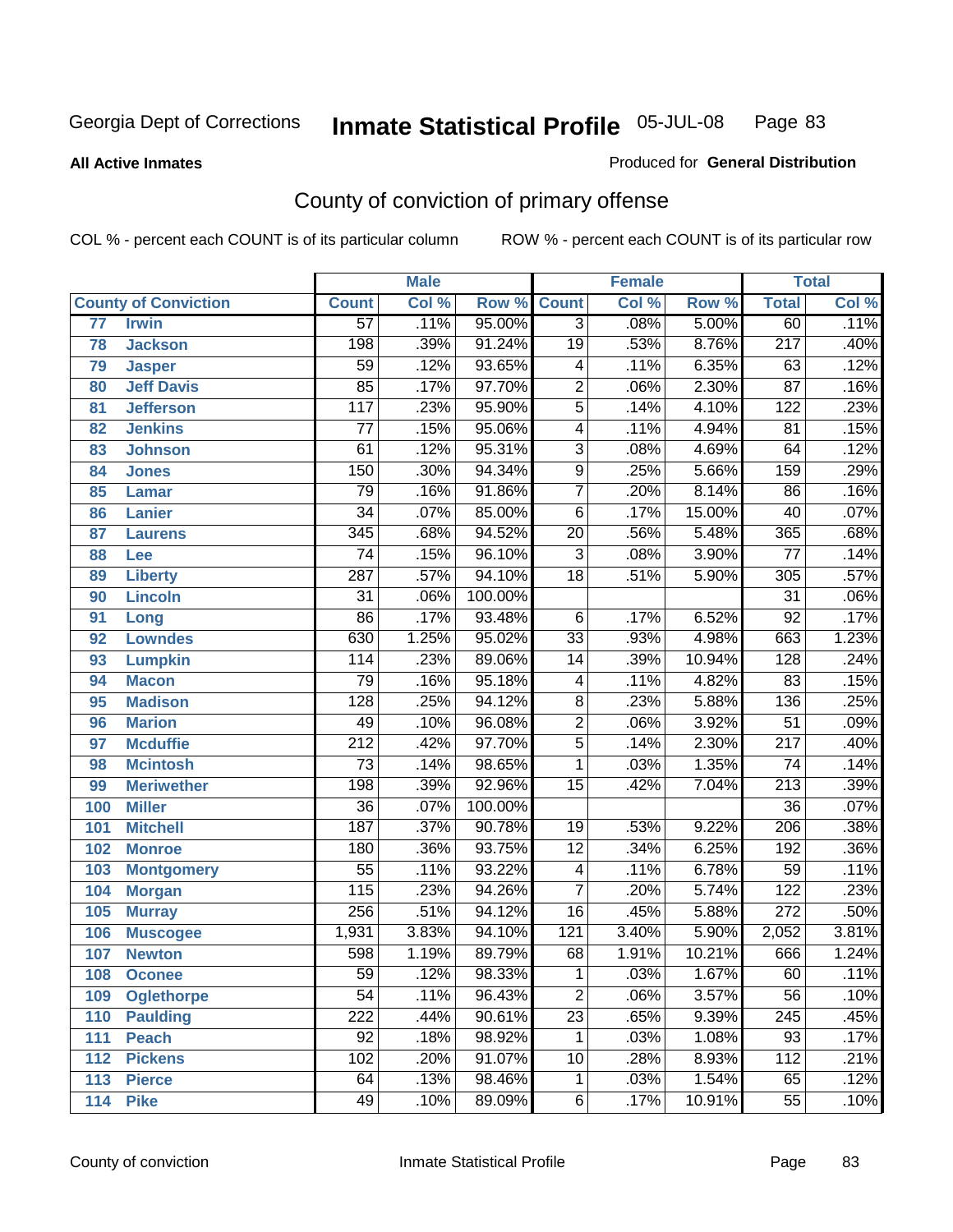Georgia Dept of Corrections **Inmate Statistical Profile** 05-JUL-08

**All Active Inmates** Produced for **General Distribution**

## County of conviction of primary offense

COL % - percent each COUNT is of its particular column ROW % - percent each COUNT is of its particular row

| County of Conviction | | Male | | | Female | | | Total | |
|---|---|---|---|---|---|---|---|---|---|
| | | Count | Col % | Row % | Count | Col % | Row % | Total | Col % |
| 77 | Irwin | 57 | .11% | 95.00% | 3 | .08% | 5.00% | 60 | .11% |
| 78 | Jackson | 198 | .39% | 91.24% | 19 | .53% | 8.76% | 217 | .40% |
| 79 | Jasper | 59 | .12% | 93.65% | 4 | .11% | 6.35% | 63 | .12% |
| 80 | Jeff Davis | 85 | .17% | 97.70% | 2 | .06% | 2.30% | 87 | .16% |
| 81 | Jefferson | 117 | .23% | 95.90% | 5 | .14% | 4.10% | 122 | .23% |
| 82 | Jenkins | 77 | .15% | 95.06% | 4 | .11% | 4.94% | 81 | .15% |
| 83 | Johnson | 61 | .12% | 95.31% | 3 | .08% | 4.69% | 64 | .12% |
| 84 | Jones | 150 | .30% | 94.34% | 9 | .25% | 5.66% | 159 | .29% |
| 85 | Lamar | 79 | .16% | 91.86% | 7 | .20% | 8.14% | 86 | .16% |
| 86 | Lanier | 34 | .07% | 85.00% | 6 | .17% | 15.00% | 40 | .07% |
| 87 | Laurens | 345 | .68% | 94.52% | 20 | .56% | 5.48% | 365 | .68% |
| 88 | Lee | 74 | .15% | 96.10% | 3 | .08% | 3.90% | 77 | .14% |
| 89 | Liberty | 287 | .57% | 94.10% | 18 | .51% | 5.90% | 305 | .57% |
| 90 | Lincoln | 31 | .06% | 100.00% | | | | 31 | .06% |
| 91 | Long | 86 | .17% | 93.48% | 6 | .17% | 6.52% | 92 | .17% |
| 92 | Lowndes | 630 | 1.25% | 95.02% | 33 | .93% | 4.98% | 663 | 1.23% |
| 93 | Lumpkin | 114 | .23% | 89.06% | 14 | .39% | 10.94% | 128 | .24% |
| 94 | Macon | 79 | .16% | 95.18% | 4 | .11% | 4.82% | 83 | .15% |
| 95 | Madison | 128 | .25% | 94.12% | 8 | .23% | 5.88% | 136 | .25% |
| 96 | Marion | 49 | .10% | 96.08% | 2 | .06% | 3.92% | 51 | .09% |
| 97 | Mcduffie | 212 | .42% | 97.70% | 5 | .14% | 2.30% | 217 | .40% |
| 98 | Mcintosh | 73 | .14% | 98.65% | 1 | .03% | 1.35% | 74 | .14% |
| 99 | Meriwether | 198 | .39% | 92.96% | 15 | .42% | 7.04% | 213 | .39% |
| 100 | Miller | 36 | .07% | 100.00% | | | | 36 | .07% |
| 101 | Mitchell | 187 | .37% | 90.78% | 19 | .53% | 9.22% | 206 | .38% |
| 102 | Monroe | 180 | .36% | 93.75% | 12 | .34% | 6.25% | 192 | .36% |
| 103 | Montgomery | 55 | .11% | 93.22% | 4 | .11% | 6.78% | 59 | .11% |
| 104 | Morgan | 115 | .23% | 94.26% | 7 | .20% | 5.74% | 122 | .23% |
| 105 | Murray | 256 | .51% | 94.12% | 16 | .45% | 5.88% | 272 | .50% |
| 106 | Muscogee | 1,931 | 3.83% | 94.10% | 121 | 3.40% | 5.90% | 2,052 | 3.81% |
| 107 | Newton | 598 | 1.19% | 89.79% | 68 | 1.91% | 10.21% | 666 | 1.24% |
| 108 | Oconee | 59 | .12% | 98.33% | 1 | .03% | 1.67% | 60 | .11% |
| 109 | Oglethorpe | 54 | .11% | 96.43% | 2 | .06% | 3.57% | 56 | .10% |
| 110 | Paulding | 222 | .44% | 90.61% | 23 | .65% | 9.39% | 245 | .45% |
| 111 | Peach | 92 | .18% | 98.92% | 1 | .03% | 1.08% | 93 | .17% |
| 112 | Pickens | 102 | .20% | 91.07% | 10 | .28% | 8.93% | 112 | .21% |
| 113 | Pierce | 64 | .13% | 98.46% | 1 | .03% | 1.54% | 65 | .12% |
| 114 | Pike | 49 | .10% | 89.09% | 6 | .17% | 10.91% | 55 | .10% |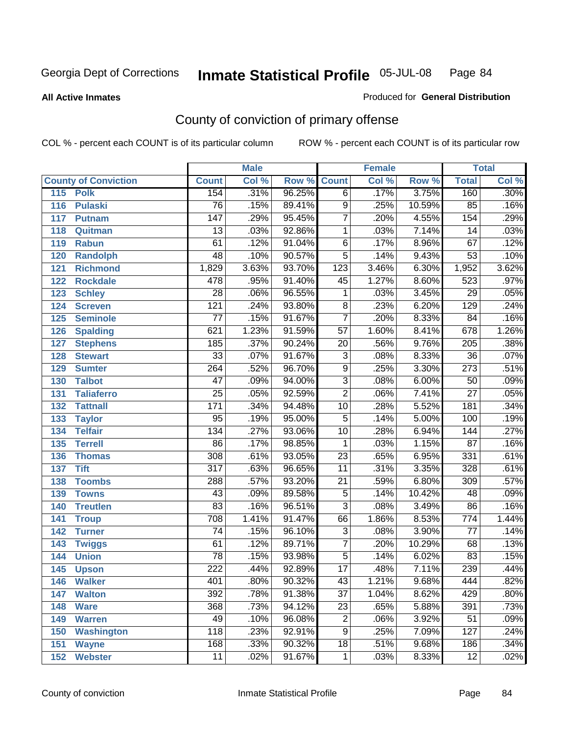Georgia Dept of Corrections **Inmate Statistical Profile** 05-JUL-08

**All Active Inmates**

Produced for **General Distribution**

## County of conviction of primary offense

COL % - percent each COUNT is of its particular column ROW % - percent each COUNT is of its particular row

| County of Conviction | Male | | | Female | | | Total | |
|---|---|---|---|---|---|---|---|---|
| | Count | Col % | Row % | Count | Col % | Row % | Total | Col % |
| 115 Polk | 154 | .31% | 96.25% | 6 | .17% | 3.75% | 160 | .30% |
| 116 Pulaski | 76 | .15% | 89.41% | 9 | .25% | 10.59% | 85 | .16% |
| 117 Putnam | 147 | .29% | 95.45% | 7 | .20% | 4.55% | 154 | .29% |
| 118 Quitman | 13 | .03% | 92.86% | 1 | .03% | 7.14% | 14 | .03% |
| 119 Rabun | 61 | .12% | 91.04% | 6 | .17% | 8.96% | 67 | .12% |
| 120 Randolph | 48 | .10% | 90.57% | 5 | .14% | 9.43% | 53 | .10% |
| 121 Richmond | 1,829 | 3.63% | 93.70% | 123 | 3.46% | 6.30% | 1,952 | 3.62% |
| 122 Rockdale | 478 | .95% | 91.40% | 45 | 1.27% | 8.60% | 523 | .97% |
| 123 Schley | 28 | .06% | 96.55% | 1 | .03% | 3.45% | 29 | .05% |
| 124 Screven | 121 | .24% | 93.80% | 8 | .23% | 6.20% | 129 | .24% |
| 125 Seminole | 77 | .15% | 91.67% | 7 | .20% | 8.33% | 84 | .16% |
| 126 Spalding | 621 | 1.23% | 91.59% | 57 | 1.60% | 8.41% | 678 | 1.26% |
| 127 Stephens | 185 | .37% | 90.24% | 20 | .56% | 9.76% | 205 | .38% |
| 128 Stewart | 33 | .07% | 91.67% | 3 | .08% | 8.33% | 36 | .07% |
| 129 Sumter | 264 | .52% | 96.70% | 9 | .25% | 3.30% | 273 | .51% |
| 130 Talbot | 47 | .09% | 94.00% | 3 | .08% | 6.00% | 50 | .09% |
| 131 Taliaferro | 25 | .05% | 92.59% | 2 | .06% | 7.41% | 27 | .05% |
| 132 Tattnall | 171 | .34% | 94.48% | 10 | .28% | 5.52% | 181 | .34% |
| 133 Taylor | 95 | .19% | 95.00% | 5 | .14% | 5.00% | 100 | .19% |
| 134 Telfair | 134 | .27% | 93.06% | 10 | .28% | 6.94% | 144 | .27% |
| 135 Terrell | 86 | .17% | 98.85% | 1 | .03% | 1.15% | 87 | .16% |
| 136 Thomas | 308 | .61% | 93.05% | 23 | .65% | 6.95% | 331 | .61% |
| 137 Tift | 317 | .63% | 96.65% | 11 | .31% | 3.35% | 328 | .61% |
| 138 Toombs | 288 | .57% | 93.20% | 21 | .59% | 6.80% | 309 | .57% |
| 139 Towns | 43 | .09% | 89.58% | 5 | .14% | 10.42% | 48 | .09% |
| 140 Treutlen | 83 | .16% | 96.51% | 3 | .08% | 3.49% | 86 | .16% |
| 141 Troup | 708 | 1.41% | 91.47% | 66 | 1.86% | 8.53% | 774 | 1.44% |
| 142 Turner | 74 | .15% | 96.10% | 3 | .08% | 3.90% | 77 | .14% |
| 143 Twiggs | 61 | .12% | 89.71% | 7 | .20% | 10.29% | 68 | .13% |
| 144 Union | 78 | .15% | 93.98% | 5 | .14% | 6.02% | 83 | .15% |
| 145 Upson | 222 | .44% | 92.89% | 17 | .48% | 7.11% | 239 | .44% |
| 146 Walker | 401 | .80% | 90.32% | 43 | 1.21% | 9.68% | 444 | .82% |
| 147 Walton | 392 | .78% | 91.38% | 37 | 1.04% | 8.62% | 429 | .80% |
| 148 Ware | 368 | .73% | 94.12% | 23 | .65% | 5.88% | 391 | .73% |
| 149 Warren | 49 | .10% | 96.08% | 2 | .06% | 3.92% | 51 | .09% |
| 150 Washington | 118 | .23% | 92.91% | 9 | .25% | 7.09% | 127 | .24% |
| 151 Wayne | 168 | .33% | 90.32% | 18 | .51% | 9.68% | 186 | .34% |
| 152 Webster | 11 | .02% | 91.67% | 1 | .03% | 8.33% | 12 | .02% |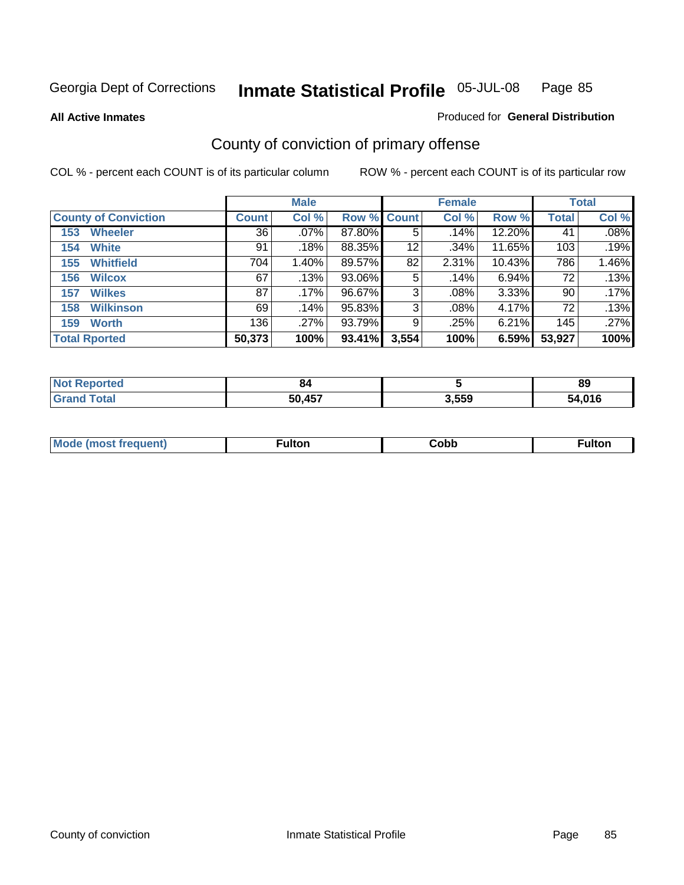Georgia Dept of Corrections **Inmate Statistical Profile** 05-JUL-08

**All Active Inmates**

Produced for **General Distribution**

## County of conviction of primary offense

COL % - percent each COUNT is of its particular column

ROW % - percent each COUNT is of its particular row

| | Male | | | Female | | | Total | |
|---|---|---|---|---|---|---|---|---|
| **County of Conviction** | **Count** | **Col %** | **Row %** | **Count** | **Col %** | **Row %** | **Total** | **Col %** |
| 153 Wheeler | 36 | .07% | 87.80% | 5 | .14% | 12.20% | 41 | .08% |
| 154 White | 91 | .18% | 88.35% | 12 | .34% | 11.65% | 103 | .19% |
| 155 Whitfield | 704 | 1.40% | 89.57% | 82 | 2.31% | 10.43% | 786 | 1.46% |
| 156 Wilcox | 67 | .13% | 93.06% | 5 | .14% | 6.94% | 72 | .13% |
| 157 Wilkes | 87 | .17% | 96.67% | 3 | .08% | 3.33% | 90 | .17% |
| 158 Wilkinson | 69 | .14% | 95.83% | 3 | .08% | 4.17% | 72 | .13% |
| 159 Worth | 136 | .27% | 93.79% | 9 | .25% | 6.21% | 145 | .27% |
| **Total Rported** | **50,373** | **100%** | **93.41%** | **3,554** | **100%** | **6.59%** | **53,927** | **100%** |

| | Male | Female | Total |
|---|---|---|---|
| Not Reported | 84 | 5 | 89 |
| Grand Total | 50,457 | 3,559 | 54,016 |

| | Male | Female | Total |
|---|---|---|---|
| Mode (most frequent) | Fulton | Cobb | Fulton |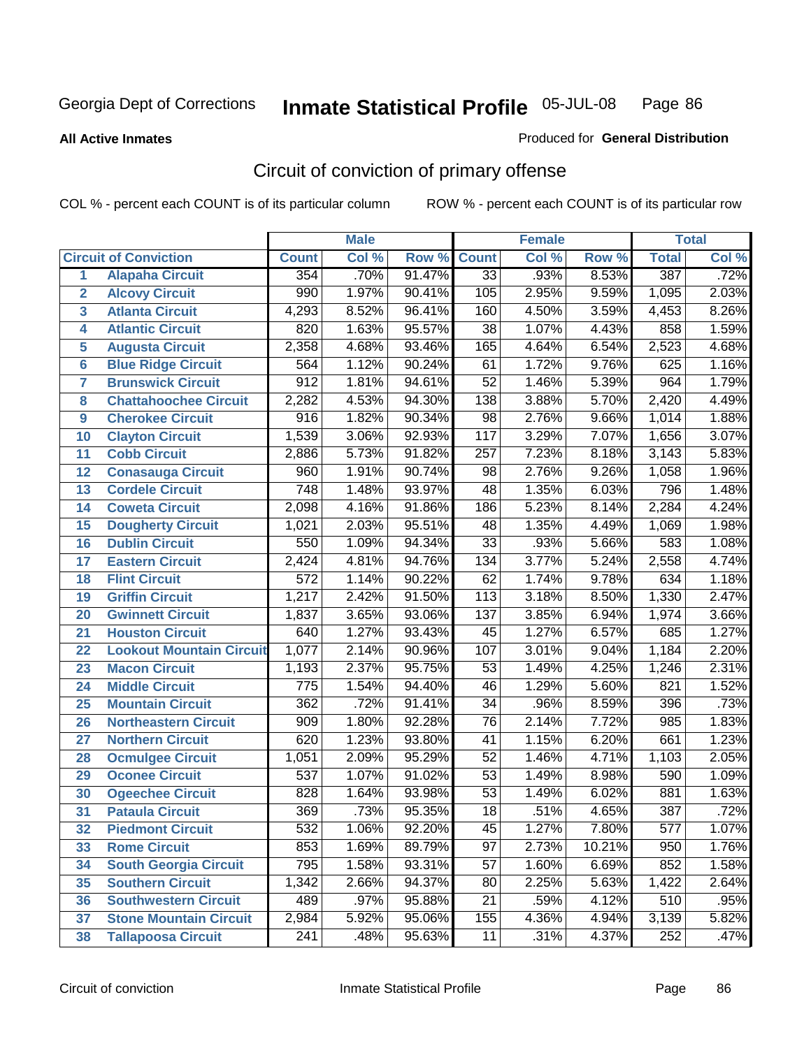Georgia Dept of Corrections **Inmate Statistical Profile** 05-JUL-08

**All Active Inmates**

Produced for **General Distribution**

## Circuit of conviction of primary offense

COL % - percent each COUNT is of its particular column ROW % - percent each COUNT is of its particular row

| | | Male | | | Female | | | Total | |
|---|---|---|---|---|---|---|---|---|---|
| **Circuit of Conviction** | | **Count** | **Col %** | **Row %** | **Count** | **Col %** | **Row %** | **Total** | **Col %** |
| 1 | Alapaha Circuit | 354 | .70% | 91.47% | 33 | .93% | 8.53% | 387 | .72% |
| 2 | Alcovy Circuit | 990 | 1.97% | 90.41% | 105 | 2.95% | 9.59% | 1,095 | 2.03% |
| 3 | Atlanta Circuit | 4,293 | 8.52% | 96.41% | 160 | 4.50% | 3.59% | 4,453 | 8.26% |
| 4 | Atlantic Circuit | 820 | 1.63% | 95.57% | 38 | 1.07% | 4.43% | 858 | 1.59% |
| 5 | Augusta Circuit | 2,358 | 4.68% | 93.46% | 165 | 4.64% | 6.54% | 2,523 | 4.68% |
| 6 | Blue Ridge Circuit | 564 | 1.12% | 90.24% | 61 | 1.72% | 9.76% | 625 | 1.16% |
| 7 | Brunswick Circuit | 912 | 1.81% | 94.61% | 52 | 1.46% | 5.39% | 964 | 1.79% |
| 8 | Chattahoochee Circuit | 2,282 | 4.53% | 94.30% | 138 | 3.88% | 5.70% | 2,420 | 4.49% |
| 9 | Cherokee Circuit | 916 | 1.82% | 90.34% | 98 | 2.76% | 9.66% | 1,014 | 1.88% |
| 10 | Clayton Circuit | 1,539 | 3.06% | 92.93% | 117 | 3.29% | 7.07% | 1,656 | 3.07% |
| 11 | Cobb Circuit | 2,886 | 5.73% | 91.82% | 257 | 7.23% | 8.18% | 3,143 | 5.83% |
| 12 | Conasauga Circuit | 960 | 1.91% | 90.74% | 98 | 2.76% | 9.26% | 1,058 | 1.96% |
| 13 | Cordele Circuit | 748 | 1.48% | 93.97% | 48 | 1.35% | 6.03% | 796 | 1.48% |
| 14 | Coweta Circuit | 2,098 | 4.16% | 91.86% | 186 | 5.23% | 8.14% | 2,284 | 4.24% |
| 15 | Dougherty Circuit | 1,021 | 2.03% | 95.51% | 48 | 1.35% | 4.49% | 1,069 | 1.98% |
| 16 | Dublin Circuit | 550 | 1.09% | 94.34% | 33 | .93% | 5.66% | 583 | 1.08% |
| 17 | Eastern Circuit | 2,424 | 4.81% | 94.76% | 134 | 3.77% | 5.24% | 2,558 | 4.74% |
| 18 | Flint Circuit | 572 | 1.14% | 90.22% | 62 | 1.74% | 9.78% | 634 | 1.18% |
| 19 | Griffin Circuit | 1,217 | 2.42% | 91.50% | 113 | 3.18% | 8.50% | 1,330 | 2.47% |
| 20 | Gwinnett Circuit | 1,837 | 3.65% | 93.06% | 137 | 3.85% | 6.94% | 1,974 | 3.66% |
| 21 | Houston Circuit | 640 | 1.27% | 93.43% | 45 | 1.27% | 6.57% | 685 | 1.27% |
| 22 | Lookout Mountain Circuit | 1,077 | 2.14% | 90.96% | 107 | 3.01% | 9.04% | 1,184 | 2.20% |
| 23 | Macon Circuit | 1,193 | 2.37% | 95.75% | 53 | 1.49% | 4.25% | 1,246 | 2.31% |
| 24 | Middle Circuit | 775 | 1.54% | 94.40% | 46 | 1.29% | 5.60% | 821 | 1.52% |
| 25 | Mountain Circuit | 362 | .72% | 91.41% | 34 | .96% | 8.59% | 396 | .73% |
| 26 | Northeastern Circuit | 909 | 1.80% | 92.28% | 76 | 2.14% | 7.72% | 985 | 1.83% |
| 27 | Northern Circuit | 620 | 1.23% | 93.80% | 41 | 1.15% | 6.20% | 661 | 1.23% |
| 28 | Ocmulgee Circuit | 1,051 | 2.09% | 95.29% | 52 | 1.46% | 4.71% | 1,103 | 2.05% |
| 29 | Oconee Circuit | 537 | 1.07% | 91.02% | 53 | 1.49% | 8.98% | 590 | 1.09% |
| 30 | Ogeechee Circuit | 828 | 1.64% | 93.98% | 53 | 1.49% | 6.02% | 881 | 1.63% |
| 31 | Pataula Circuit | 369 | .73% | 95.35% | 18 | .51% | 4.65% | 387 | .72% |
| 32 | Piedmont Circuit | 532 | 1.06% | 92.20% | 45 | 1.27% | 7.80% | 577 | 1.07% |
| 33 | Rome Circuit | 853 | 1.69% | 89.79% | 97 | 2.73% | 10.21% | 950 | 1.76% |
| 34 | South Georgia Circuit | 795 | 1.58% | 93.31% | 57 | 1.60% | 6.69% | 852 | 1.58% |
| 35 | Southern Circuit | 1,342 | 2.66% | 94.37% | 80 | 2.25% | 5.63% | 1,422 | 2.64% |
| 36 | Southwestern Circuit | 489 | .97% | 95.88% | 21 | .59% | 4.12% | 510 | .95% |
| 37 | Stone Mountain Circuit | 2,984 | 5.92% | 95.06% | 155 | 4.36% | 4.94% | 3,139 | 5.82% |
| 38 | Tallapoosa Circuit | 241 | .48% | 95.63% | 11 | .31% | 4.37% | 252 | .47% |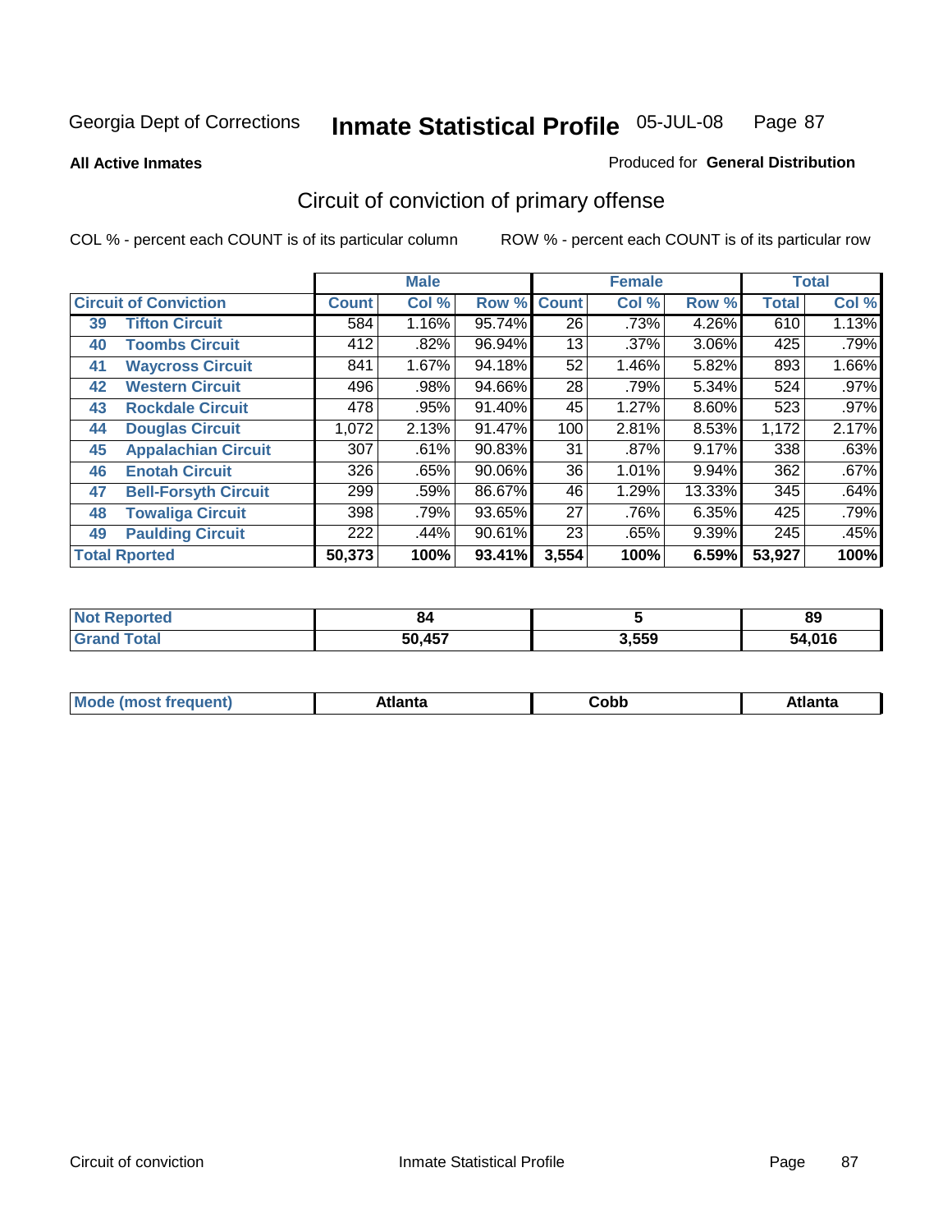Georgia Dept of Corrections **Inmate Statistical Profile** 05-JUL-08

**All Active Inmates**

Produced for **General Distribution**

## Circuit of conviction of primary offense

COL % - percent each COUNT is of its particular column

ROW % - percent each COUNT is of its particular row

| Circuit of Conviction | | Male | | | Female | | | Total | |
|---|---|---|---|---|---|---|---|---|---|
| | | Count | Col % | Row % | Count | Col % | Row % | Total | Col % |
| 39 | Tifton Circuit | 584 | 1.16% | 95.74% | 26 | .73% | 4.26% | 610 | 1.13% |
| 40 | Toombs Circuit | 412 | .82% | 96.94% | 13 | .37% | 3.06% | 425 | .79% |
| 41 | Waycross Circuit | 841 | 1.67% | 94.18% | 52 | 1.46% | 5.82% | 893 | 1.66% |
| 42 | Western Circuit | 496 | .98% | 94.66% | 28 | .79% | 5.34% | 524 | .97% |
| 43 | Rockdale Circuit | 478 | .95% | 91.40% | 45 | 1.27% | 8.60% | 523 | .97% |
| 44 | Douglas Circuit | 1,072 | 2.13% | 91.47% | 100 | 2.81% | 8.53% | 1,172 | 2.17% |
| 45 | Appalachian Circuit | 307 | .61% | 90.83% | 31 | .87% | 9.17% | 338 | .63% |
| 46 | Enotah Circuit | 326 | .65% | 90.06% | 36 | 1.01% | 9.94% | 362 | .67% |
| 47 | Bell-Forsyth Circuit | 299 | .59% | 86.67% | 46 | 1.29% | 13.33% | 345 | .64% |
| 48 | Towaliga Circuit | 398 | .79% | 93.65% | 27 | .76% | 6.35% | 425 | .79% |
| 49 | Paulding Circuit | 222 | .44% | 90.61% | 23 | .65% | 9.39% | 245 | .45% |
| **Total Rported** | | **50,373** | **100%** | **93.41%** | **3,554** | **100%** | **6.59%** | **53,927** | **100%** |

| | Male | Female | Total |
|---|---|---|---|
| Not Reported | 84 | 5 | 89 |
| Grand Total | 50,457 | 3,559 | 54,016 |

| | Male | Female | Total |
|---|---|---|---|
| Mode (most frequent) | Atlanta | Cobb | Atlanta |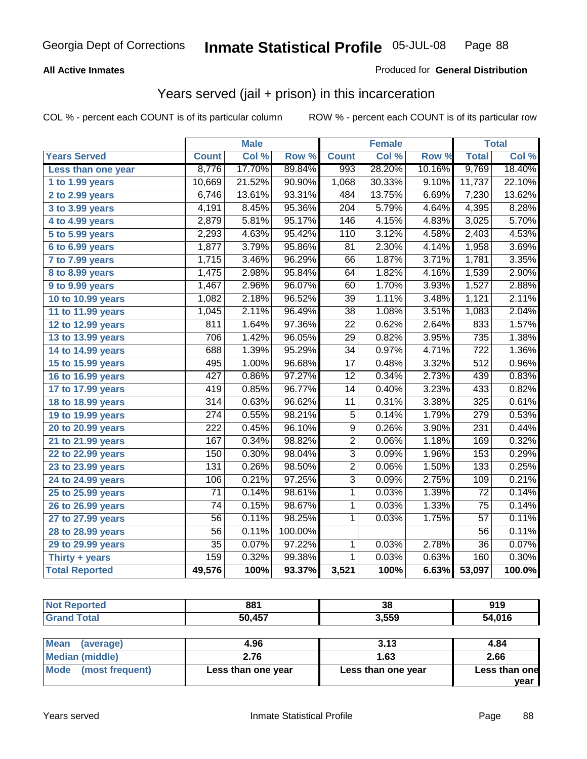**All Active Inmates**

Produced for **General Distribution**

## Years served (jail + prison) in this incarceration

COL % - percent each COUNT is of its particular column

ROW % - percent each COUNT is of its particular row

| | Male | | | Female | | | Total | |
|---|---|---|---|---|---|---|---|---|
| Years Served | Count | Col % | Row % | Count | Col % | Row % | Total | Col % |
| Less than one year | 8,776 | 17.70% | 89.84% | 993 | 28.20% | 10.16% | 9,769 | 18.40% |
| 1 to 1.99 years | 10,669 | 21.52% | 90.90% | 1,068 | 30.33% | 9.10% | 11,737 | 22.10% |
| 2 to 2.99 years | 6,746 | 13.61% | 93.31% | 484 | 13.75% | 6.69% | 7,230 | 13.62% |
| 3 to 3.99 years | 4,191 | 8.45% | 95.36% | 204 | 5.79% | 4.64% | 4,395 | 8.28% |
| 4 to 4.99 years | 2,879 | 5.81% | 95.17% | 146 | 4.15% | 4.83% | 3,025 | 5.70% |
| 5 to 5.99 years | 2,293 | 4.63% | 95.42% | 110 | 3.12% | 4.58% | 2,403 | 4.53% |
| 6 to 6.99 years | 1,877 | 3.79% | 95.86% | 81 | 2.30% | 4.14% | 1,958 | 3.69% |
| 7 to 7.99 years | 1,715 | 3.46% | 96.29% | 66 | 1.87% | 3.71% | 1,781 | 3.35% |
| 8 to 8.99 years | 1,475 | 2.98% | 95.84% | 64 | 1.82% | 4.16% | 1,539 | 2.90% |
| 9 to 9.99 years | 1,467 | 2.96% | 96.07% | 60 | 1.70% | 3.93% | 1,527 | 2.88% |
| 10 to 10.99 years | 1,082 | 2.18% | 96.52% | 39 | 1.11% | 3.48% | 1,121 | 2.11% |
| 11 to 11.99 years | 1,045 | 2.11% | 96.49% | 38 | 1.08% | 3.51% | 1,083 | 2.04% |
| 12 to 12.99 years | 811 | 1.64% | 97.36% | 22 | 0.62% | 2.64% | 833 | 1.57% |
| 13 to 13.99 years | 706 | 1.42% | 96.05% | 29 | 0.82% | 3.95% | 735 | 1.38% |
| 14 to 14.99 years | 688 | 1.39% | 95.29% | 34 | 0.97% | 4.71% | 722 | 1.36% |
| 15 to 15.99 years | 495 | 1.00% | 96.68% | 17 | 0.48% | 3.32% | 512 | 0.96% |
| 16 to 16.99 years | 427 | 0.86% | 97.27% | 12 | 0.34% | 2.73% | 439 | 0.83% |
| 17 to 17.99 years | 419 | 0.85% | 96.77% | 14 | 0.40% | 3.23% | 433 | 0.82% |
| 18 to 18.99 years | 314 | 0.63% | 96.62% | 11 | 0.31% | 3.38% | 325 | 0.61% |
| 19 to 19.99 years | 274 | 0.55% | 98.21% | 5 | 0.14% | 1.79% | 279 | 0.53% |
| 20 to 20.99 years | 222 | 0.45% | 96.10% | 9 | 0.26% | 3.90% | 231 | 0.44% |
| 21 to 21.99 years | 167 | 0.34% | 98.82% | 2 | 0.06% | 1.18% | 169 | 0.32% |
| 22 to 22.99 years | 150 | 0.30% | 98.04% | 3 | 0.09% | 1.96% | 153 | 0.29% |
| 23 to 23.99 years | 131 | 0.26% | 98.50% | 2 | 0.06% | 1.50% | 133 | 0.25% |
| 24 to 24.99 years | 106 | 0.21% | 97.25% | 3 | 0.09% | 2.75% | 109 | 0.21% |
| 25 to 25.99 years | 71 | 0.14% | 98.61% | 1 | 0.03% | 1.39% | 72 | 0.14% |
| 26 to 26.99 years | 74 | 0.15% | 98.67% | 1 | 0.03% | 1.33% | 75 | 0.14% |
| 27 to 27.99 years | 56 | 0.11% | 98.25% | 1 | 0.03% | 1.75% | 57 | 0.11% |
| 28 to 28.99 years | 56 | 0.11% | 100.00% | | | | 56 | 0.11% |
| 29 to 29.99 years | 35 | 0.07% | 97.22% | 1 | 0.03% | 2.78% | 36 | 0.07% |
| Thirty + years | 159 | 0.32% | 99.38% | 1 | 0.03% | 0.63% | 160 | 0.30% |
| **Total Reported** | **49,576** | **100%** | **93.37%** | **3,521** | **100%** | **6.63%** | **53,097** | **100.0%** |

| | Male | Female | Total |
|---|---|---|---|
| Not Reported | 881 | 38 | 919 |
| Grand Total | 50,457 | 3,559 | 54,016 |

| | Male | Female | Total |
|---|---|---|---|
| Mean (average) | 4.96 | 3.13 | 4.84 |
| Median (middle) | 2.76 | 1.63 | 2.66 |
| Mode (most frequent) | Less than one year | Less than one year | Less than one year |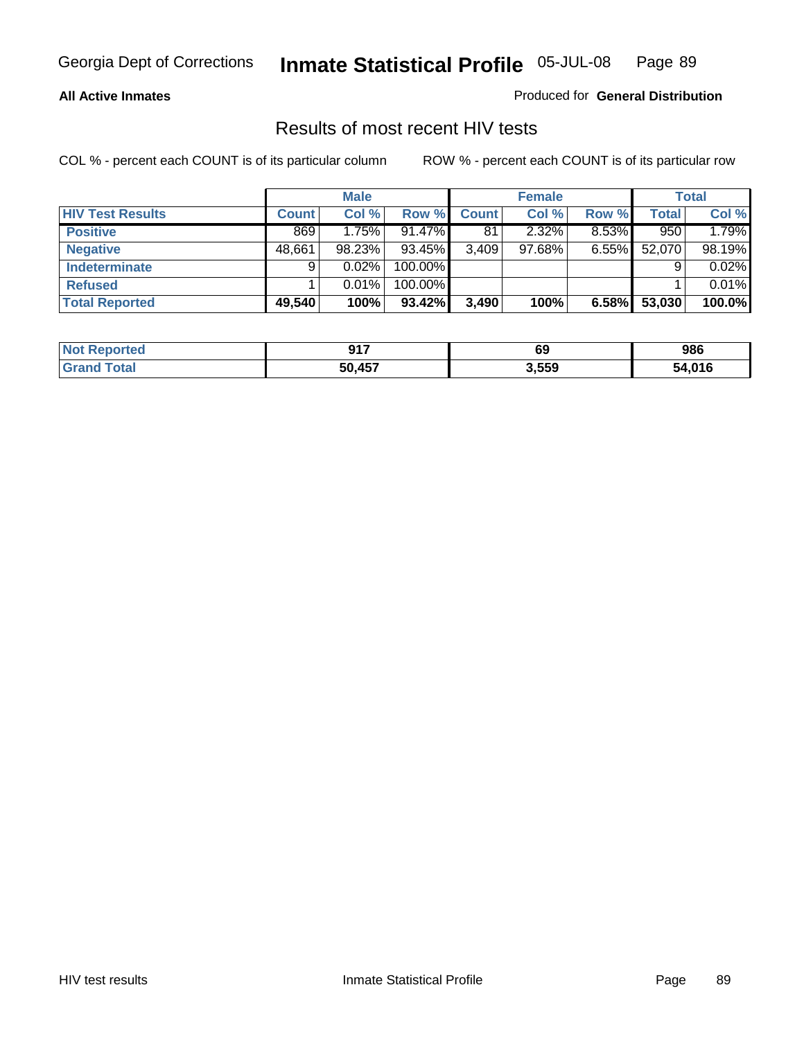**All Active Inmates**

Produced for **General Distribution**

## Results of most recent HIV tests

COL % - percent each COUNT is of its particular column

ROW % - percent each COUNT is of its particular row

| | Male | | | Female | | | Total | |
|---|---|---|---|---|---|---|---|---|
| **HIV Test Results** | **Count** | **Col %** | **Row %** | **Count** | **Col %** | **Row %** | **Total** | **Col %** |
| **Positive** | 869 | 1.75% | 91.47% | 81 | 2.32% | 8.53% | 950 | 1.79% |
| **Negative** | 48,661 | 98.23% | 93.45% | 3,409 | 97.68% | 6.55% | 52,070 | 98.19% |
| **Indeterminate** | 9 | 0.02% | 100.00% | | | | 9 | 0.02% |
| **Refused** | 1 | 0.01% | 100.00% | | | | 1 | 0.01% |
| **Total Reported** | **49,540** | **100%** | **93.42%** | **3,490** | **100%** | **6.58%** | **53,030** | **100.0%** |

| | Male | Female | Total |
|---|---|---|---|
| **Not Reported** | **917** | **69** | **986** |
| **Grand Total** | **50,457** | **3,559** | **54,016** |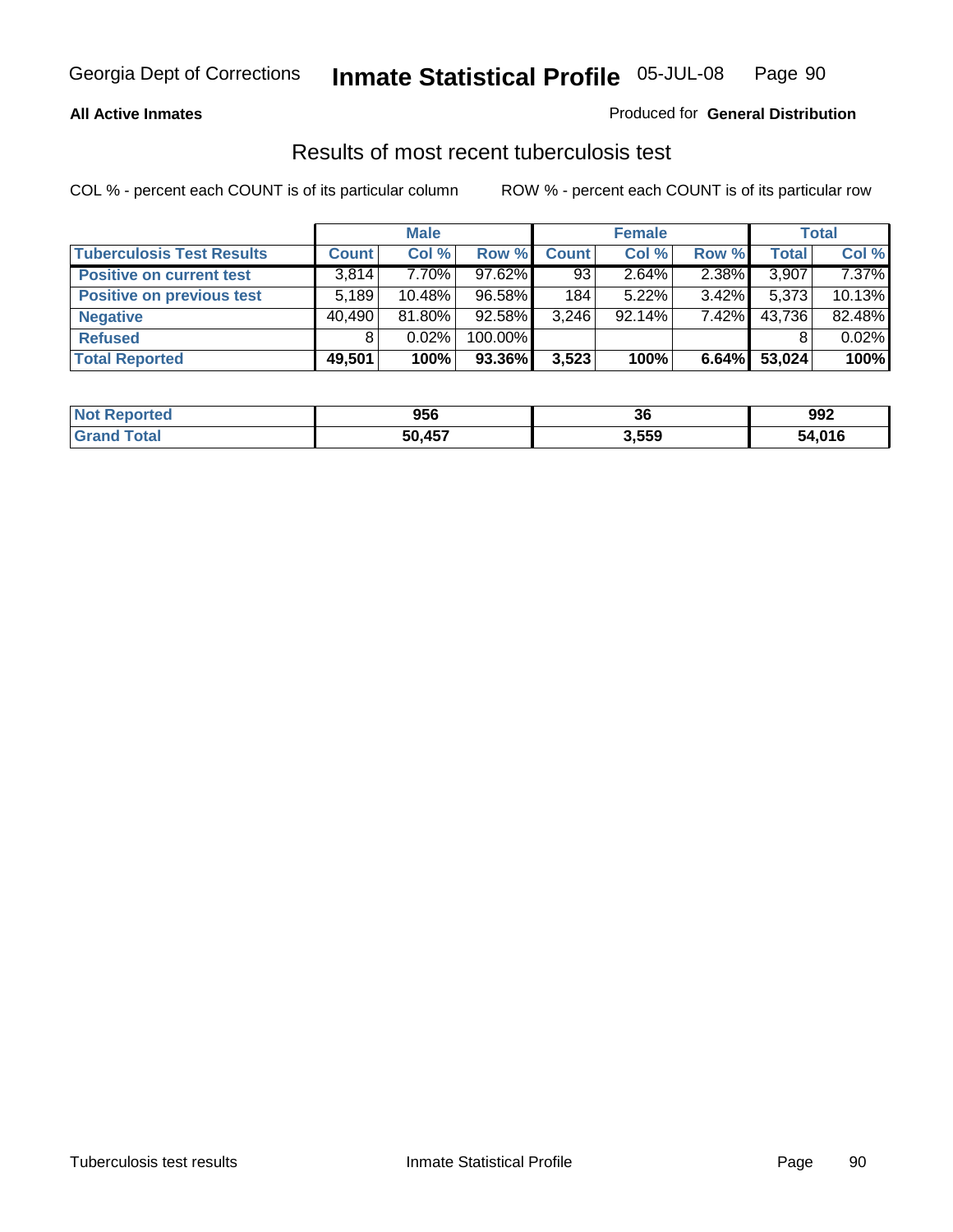**All Active Inmates**

Produced for **General Distribution**

## Results of most recent tuberculosis test

COL % - percent each COUNT is of its particular column

ROW % - percent each COUNT is of its particular row

| | Male | | | Female | | | Total | |
|---|---|---|---|---|---|---|---|---|
| **Tuberculosis Test Results** | **Count** | **Col %** | **Row %** | **Count** | **Col %** | **Row %** | **Total** | **Col %** |
| **Positive on current test** | 3,814 | 7.70% | 97.62% | 93 | 2.64% | 2.38% | 3,907 | 7.37% |
| **Positive on previous test** | 5,189 | 10.48% | 96.58% | 184 | 5.22% | 3.42% | 5,373 | 10.13% |
| **Negative** | 40,490 | 81.80% | 92.58% | 3,246 | 92.14% | 7.42% | 43,736 | 82.48% |
| **Refused** | 8 | 0.02% | 100.00% | | | | 8 | 0.02% |
| **Total Reported** | **49,501** | **100%** | **93.36%** | **3,523** | **100%** | **6.64%** | **53,024** | **100%** |

| | Male | Female | Total |
|---|---|---|---|
| **Not Reported** | **956** | **36** | **992** |
| **Grand Total** | **50,457** | **3,559** | **54,016** |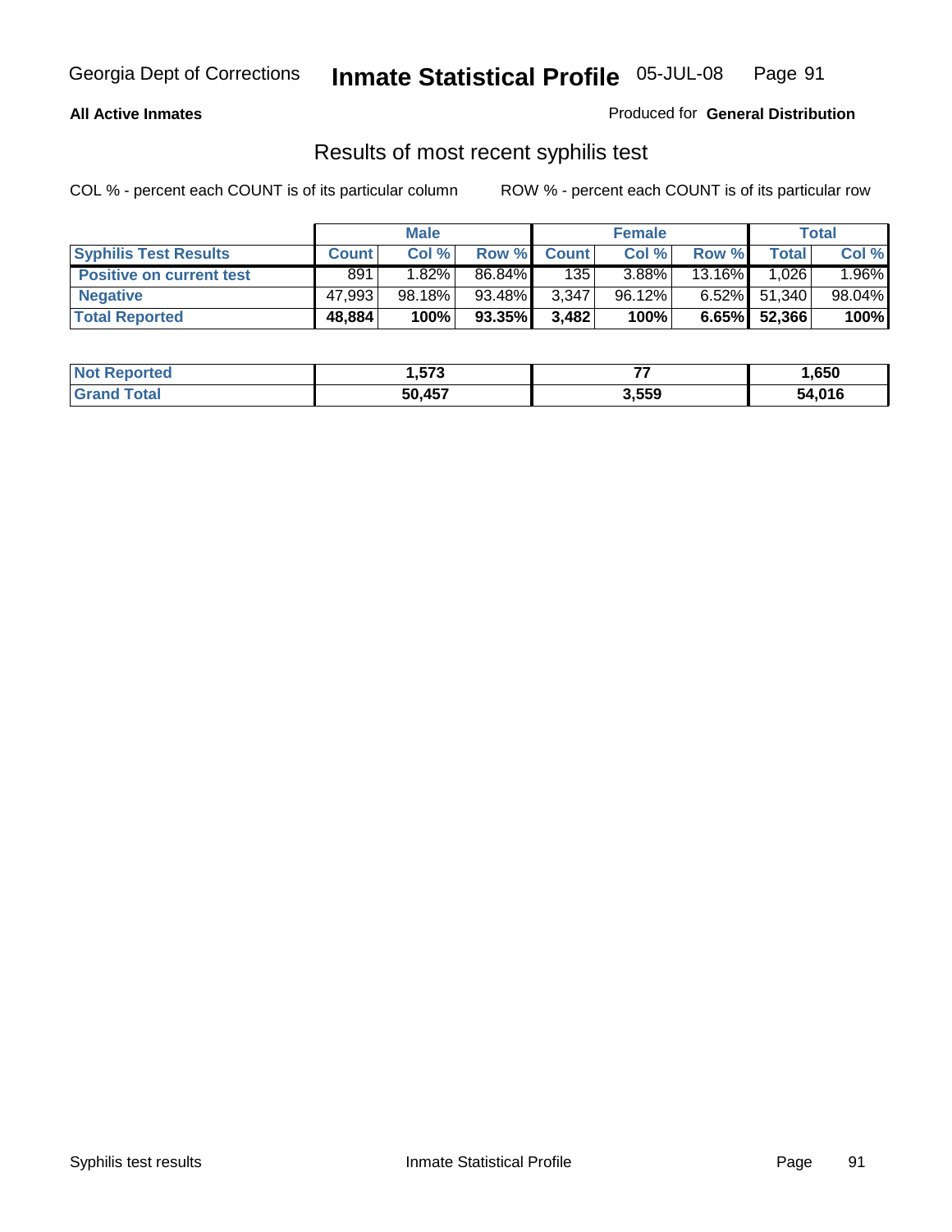**All Active Inmates**

Produced for **General Distribution**

## Results of most recent syphilis test

COL % - percent each COUNT is of its particular column

ROW % - percent each COUNT is of its particular row

| | Male | | | Female | | | Total | |
|---|---|---|---|---|---|---|---|---|
| **Syphilis Test Results** | **Count** | **Col %** | **Row %** | **Count** | **Col %** | **Row %** | **Total** | **Col %** |
| **Positive on current test** | 891 | 1.82% | 86.84% | 135 | 3.88% | 13.16% | 1,026 | 1.96% |
| **Negative** | 47,993 | 98.18% | 93.48% | 3,347 | 96.12% | 6.52% | 51,340 | 98.04% |
| **Total Reported** | **48,884** | **100%** | **93.35%** | **3,482** | **100%** | **6.65%** | **52,366** | **100%** |

| | Male | Female | Total |
|---|---|---|---|
| **Not Reported** | **1,573** | **77** | **1,650** |
| **Grand Total** | **50,457** | **3,559** | **54,016** |

Syphilis test results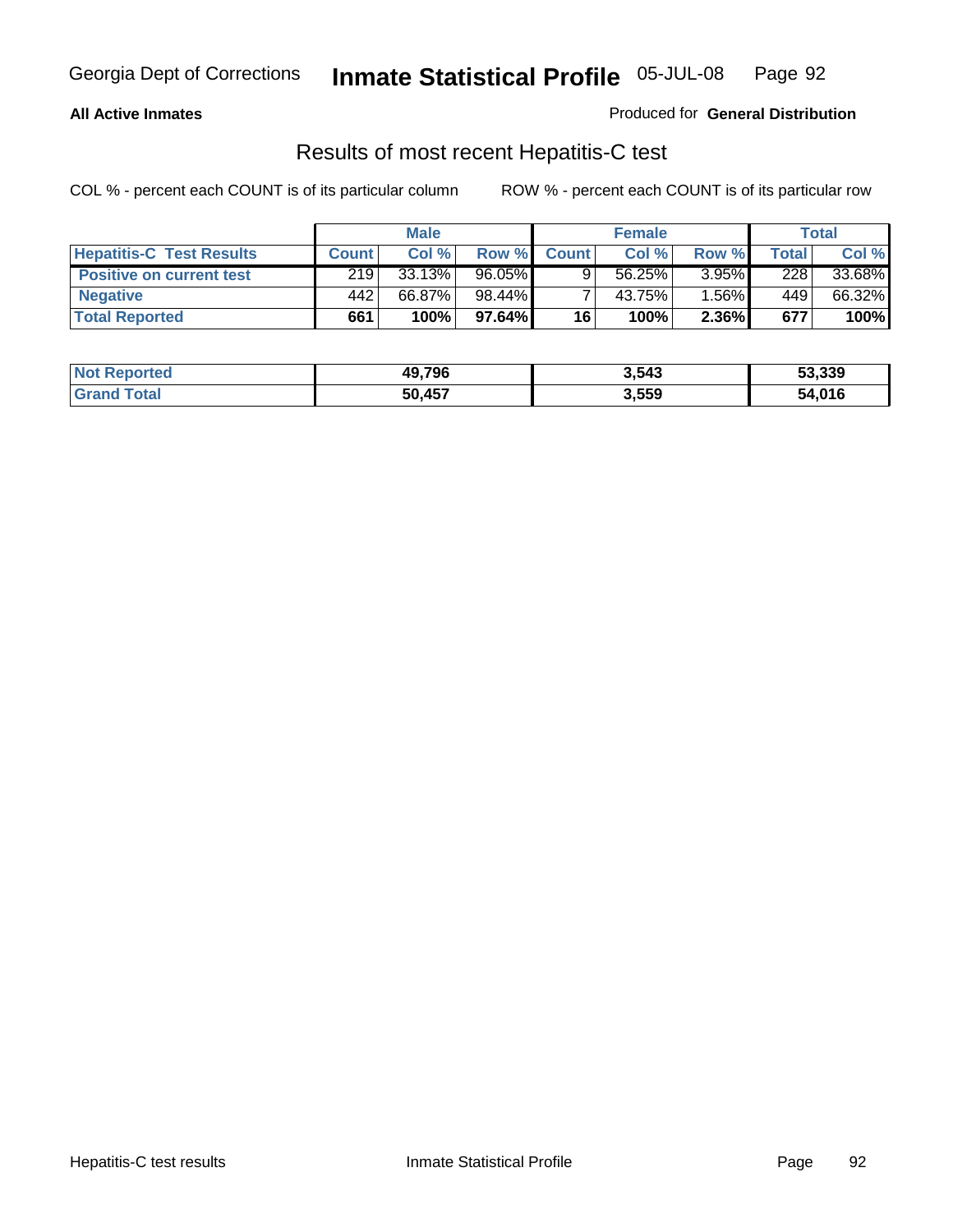**All Active Inmates**

Produced for **General Distribution**

## Results of most recent Hepatitis-C test

COL % - percent each COUNT is of its particular column

ROW % - percent each COUNT is of its particular row

| | Male | | | Female | | | Total | |
|---|---|---|---|---|---|---|---|---|
| **Hepatitis-C Test Results** | **Count** | **Col %** | **Row %** | **Count** | **Col %** | **Row %** | **Total** | **Col %** |
| **Positive on current test** | 219 | 33.13% | 96.05% | 9 | 56.25% | 3.95% | 228 | 33.68% |
| **Negative** | 442 | 66.87% | 98.44% | 7 | 43.75% | 1.56% | 449 | 66.32% |
| **Total Reported** | **661** | **100%** | **97.64%** | **16** | **100%** | **2.36%** | **677** | **100%** |

| | Male | Female | Total |
|---|---|---|---|
| **Not Reported** | **49,796** | **3,543** | **53,339** |
| **Grand Total** | **50,457** | **3,559** | **54,016** |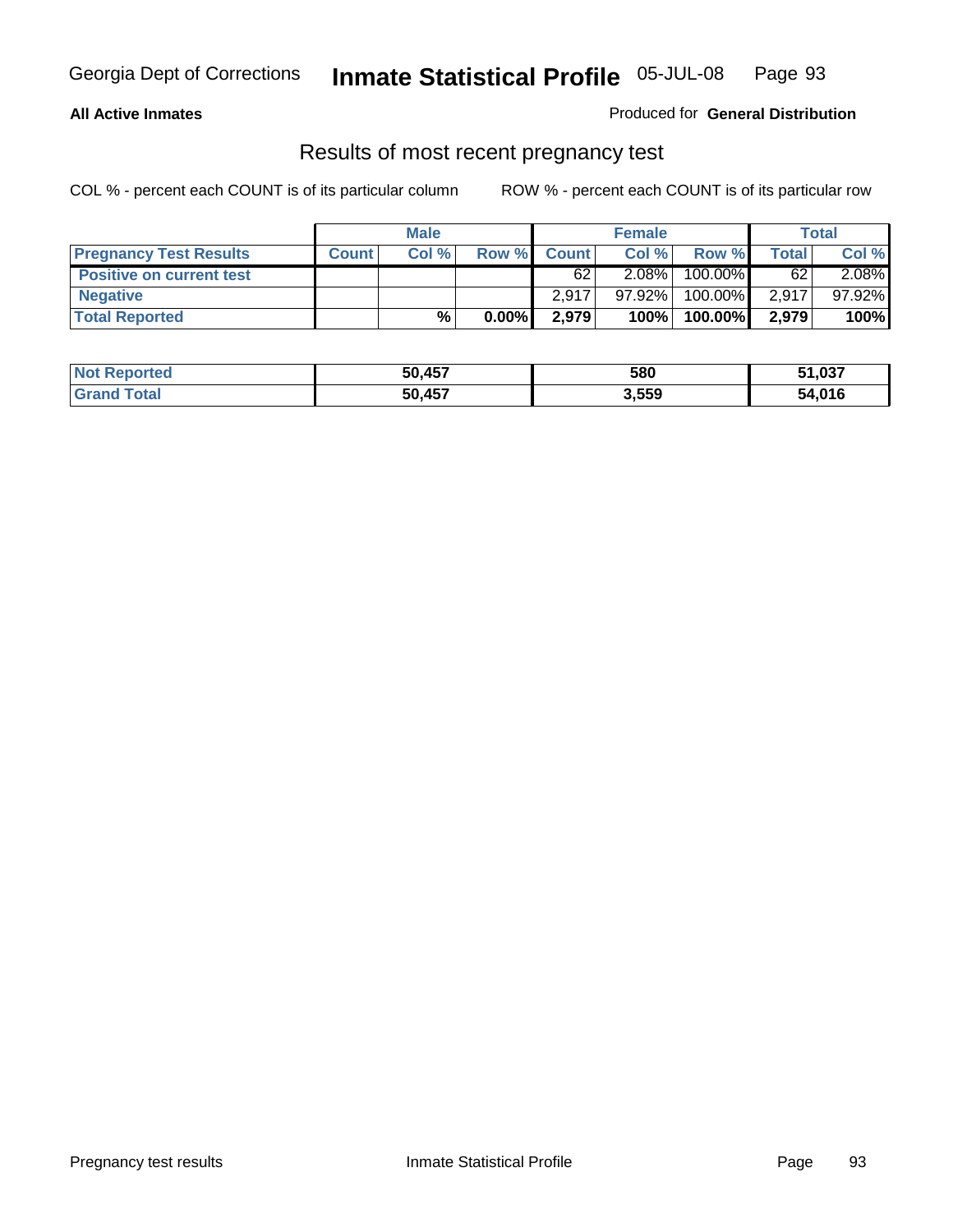Georgia Dept of Corrections **Inmate Statistical Profile** 05-JUL-08

**All Active Inmates**

Produced for **General Distribution**

## Results of most recent pregnancy test

COL % - percent each COUNT is of its particular column ROW % - percent each COUNT is of its particular row

| | Male | | | Female | | | Total | |
|---|---|---|---|---|---|---|---|---|
| **Pregnancy Test Results** | **Count** | **Col %** | **Row %** | **Count** | **Col %** | **Row %** | **Total** | **Col %** |
| **Positive on current test** | | | | 62 | 2.08% | 100.00% | 62 | 2.08% |
| **Negative** | | | | 2,917 | 97.92% | 100.00% | 2,917 | 97.92% |
| **Total Reported** | | **%** | **0.00%** | **2,979** | **100%** | **100.00%** | **2,979** | **100%** |

| | Male | Female | Total |
|---|---|---|---|
| **Not Reported** | **50,457** | **580** | **51,037** |
| **Grand Total** | **50,457** | **3,559** | **54,016** |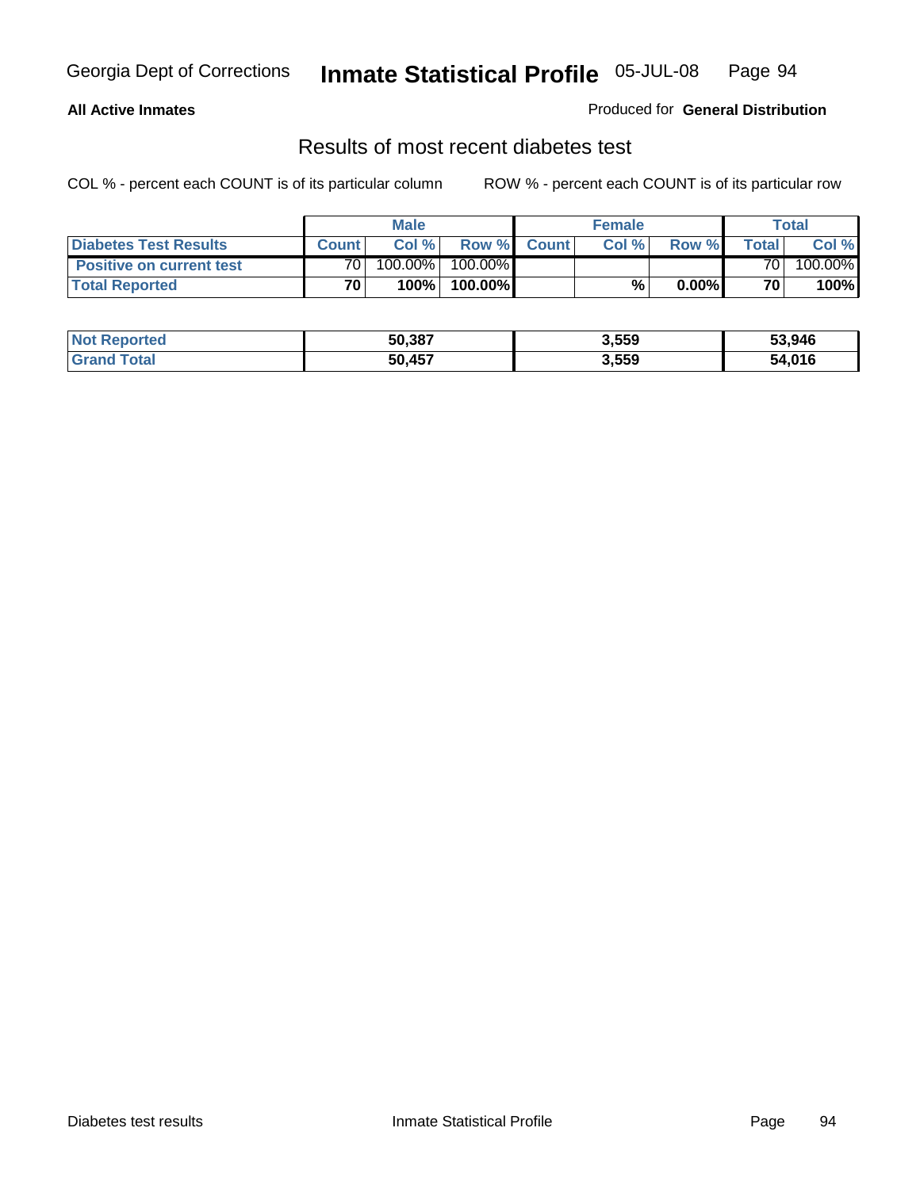Georgia Dept of Corrections **Inmate Statistical Profile** 05-JUL-08

**All Active Inmates**

Produced for **General Distribution**

## Results of most recent diabetes test

COL % - percent each COUNT is of its particular column

ROW % - percent each COUNT is of its particular row

| | Male | | | Female | | | Total | |
|---|---|---|---|---|---|---|---|---|
| **Diabetes Test Results** | **Count** | **Col %** | **Row %** | **Count** | **Col %** | **Row %** | **Total** | **Col %** |
| **Positive on current test** | 70 | 100.00% | 100.00% | | | | 70 | 100.00% |
| **Total Reported** | **70** | **100%** | **100.00%** | | **%** | **0.00%** | **70** | **100%** |

| | Male | Female | Total |
|---|---|---|---|
| **Not Reported** | **50,387** | **3,559** | **53,946** |
| **Grand Total** | **50,457** | **3,559** | **54,016** |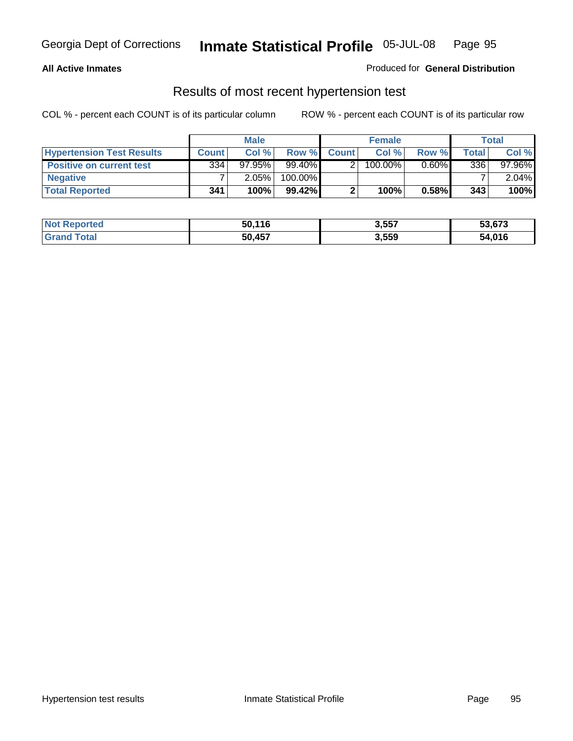Georgia Dept of Corrections **Inmate Statistical Profile** 05-JUL-08

**All Active Inmates**

Produced for **General Distribution**

## Results of most recent hypertension test

COL % - percent each COUNT is of its particular column    ROW % - percent each COUNT is of its particular row

| | Male | | | Female | | | Total | |
|---|---|---|---|---|---|---|---|---|
| **Hypertension Test Results** | **Count** | **Col %** | **Row %** | **Count** | **Col %** | **Row %** | **Total** | **Col %** |
| **Positive on current test** | 334 | 97.95% | 99.40% | 2 | 100.00% | 0.60% | 336 | 97.96% |
| **Negative** | 7 | 2.05% | 100.00% | | | | 7 | 2.04% |
| **Total Reported** | **341** | **100%** | **99.42%** | **2** | **100%** | **0.58%** | **343** | **100%** |

| | Male | Female | Total |
|---|---|---|---|
| **Not Reported** | **50,116** | **3,557** | **53,673** |
| **Grand Total** | **50,457** | **3,559** | **54,016** |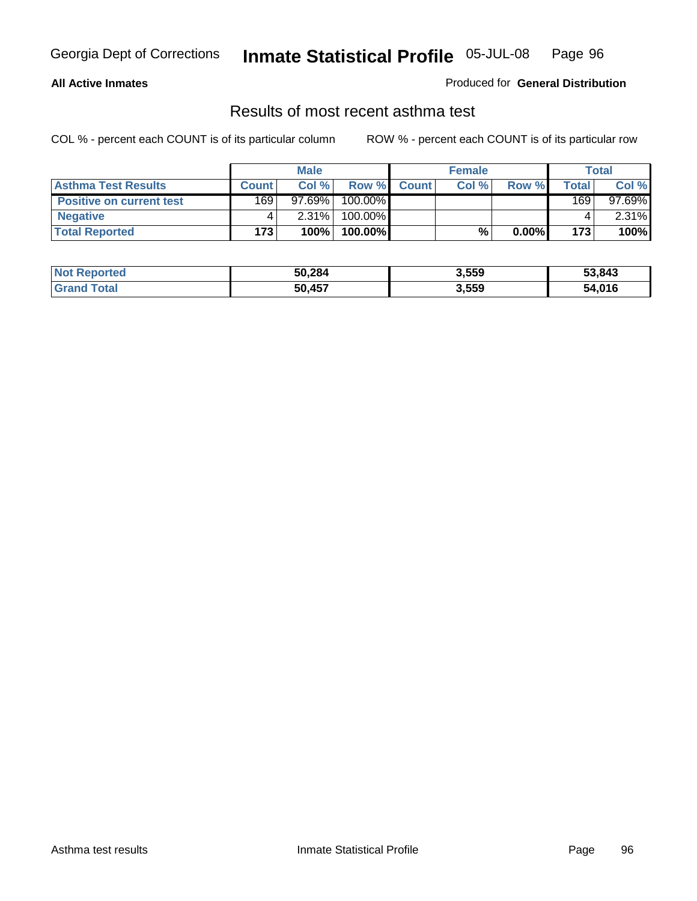**All Active Inmates**

Produced for **General Distribution**

## Results of most recent asthma test

COL % - percent each COUNT is of its particular column

ROW % - percent each COUNT is of its particular row

| | Male | | | Female | | | Total | |
|---|---|---|---|---|---|---|---|---|
| **Asthma Test Results** | **Count** | **Col %** | **Row %** | **Count** | **Col %** | **Row %** | **Total** | **Col %** |
| **Positive on current test** | 169 | 97.69% | 100.00% | | | | 169 | 97.69% |
| **Negative** | 4 | 2.31% | 100.00% | | | | 4 | 2.31% |
| **Total Reported** | **173** | **100%** | **100.00%** | | **%** | **0.00%** | **173** | **100%** |

| | Male | Female | Total |
|---|---|---|---|
| **Not Reported** | **50,284** | **3,559** | **53,843** |
| **Grand Total** | **50,457** | **3,559** | **54,016** |

Asthma test results